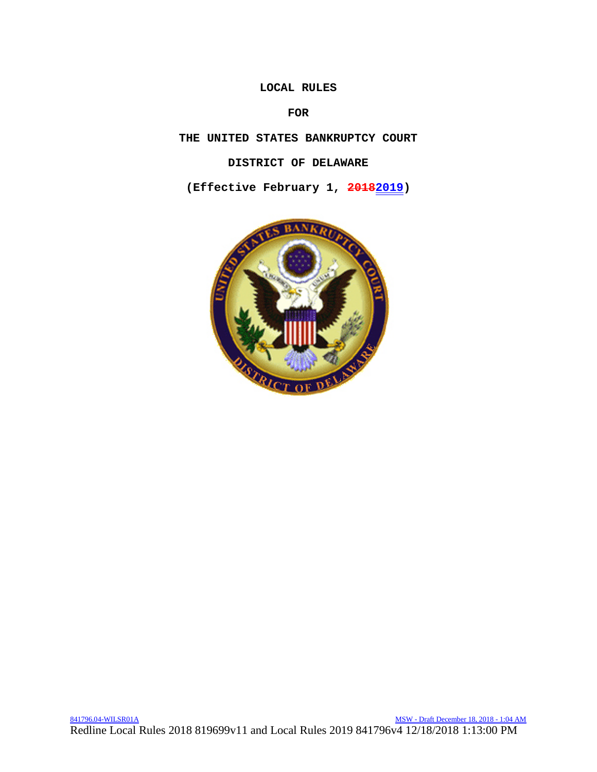# LOCAL RULES

# FOR

# THE UNITED STATES BANKRUPTCY COURT

# DISTRICT OF DELAWARE

**(Effective February 1, ~~2018~~2019)**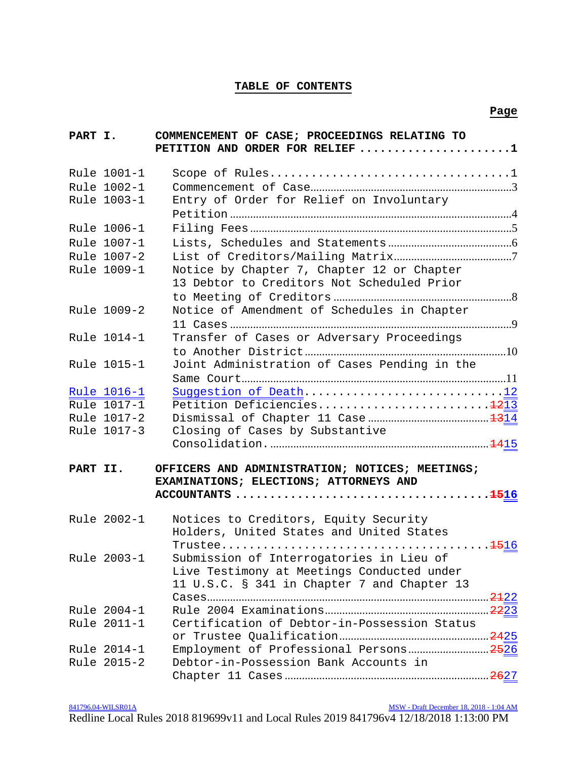# TABLE OF CONTENTS

| | | Page |
|---|---|---|
| **PART I.** | **COMMENCEMENT OF CASE; PROCEEDINGS RELATING TO PETITION AND ORDER FOR RELIEF** | **1** |
| Rule 1001-1 | Scope of Rules | 1 |
| Rule 1002-1 | Commencement of Case | 3 |
| Rule 1003-1 | Entry of Order for Relief on Involuntary Petition | 4 |
| Rule 1006-1 | Filing Fees | 5 |
| Rule 1007-1 | Lists, Schedules and Statements | 6 |
| Rule 1007-2 | List of Creditors/Mailing Matrix | 7 |
| Rule 1009-1 | Notice by Chapter 7, Chapter 12 or Chapter 13 Debtor to Creditors Not Scheduled Prior to Meeting of Creditors | 8 |
| Rule 1009-2 | Notice of Amendment of Schedules in Chapter 11 Cases | 9 |
| Rule 1014-1 | Transfer of Cases or Adversary Proceedings to Another District | 10 |
| Rule 1015-1 | Joint Administration of Cases Pending in the Same Court | 11 |
| Rule 1016-1 | Suggestion of Death | 12 |
| Rule 1017-1 | Petition Deficiencies | ~~12~~13 |
| Rule 1017-2 | Dismissal of Chapter 11 Case | ~~13~~14 |
| Rule 1017-3 | Closing of Cases by Substantive Consolidation. | ~~14~~15 |
| **PART II.** | **OFFICERS AND ADMINISTRATION; NOTICES; MEETINGS; EXAMINATIONS; ELECTIONS; ATTORNEYS AND ACCOUNTANTS** | **~~15~~16** |
| Rule 2002-1 | Notices to Creditors, Equity Security Holders, United States and United States Trustee | ~~15~~16 |
| Rule 2003-1 | Submission of Interrogatories in Lieu of Live Testimony at Meetings Conducted under 11 U.S.C. § 341 in Chapter 7 and Chapter 13 Cases | ~~21~~22 |
| Rule 2004-1 | Rule 2004 Examinations | ~~22~~23 |
| Rule 2011-1 | Certification of Debtor-in-Possession Status or Trustee Qualification | ~~24~~25 |
| Rule 2014-1 | Employment of Professional Persons | ~~25~~26 |
| Rule 2015-2 | Debtor-in-Possession Bank Accounts in Chapter 11 Cases | ~~26~~27 |

841796.04-WILSR01A MSW - Draft December 18, 2018 - 1:04 AM
Redline Local Rules 2018 819699v11 and Local Rules 2019 841796v4 12/18/2018 1:13:00 PM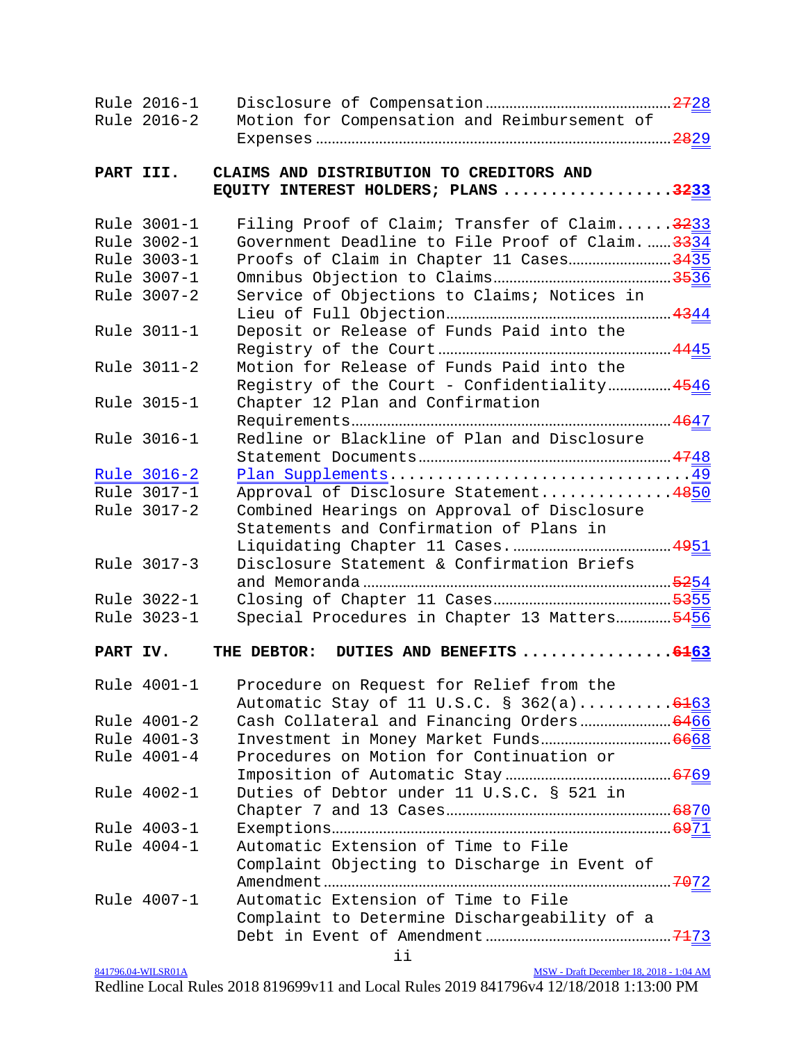| | | |
|---|---|---|
| Rule 2016-1 | Disclosure of Compensation | ~~27~~28 |
| Rule 2016-2 | Motion for Compensation and Reimbursement of Expenses | ~~28~~29 |

**PART III. CLAIMS AND DISTRIBUTION TO CREDITORS AND EQUITY INTEREST HOLDERS; PLANS .................. ~~32~~33**

| | | |
|---|---|---|
| Rule 3001-1 | Filing Proof of Claim; Transfer of Claim | ~~32~~33 |
| Rule 3002-1 | Government Deadline to File Proof of Claim. | ~~33~~34 |
| Rule 3003-1 | Proofs of Claim in Chapter 11 Cases | ~~34~~35 |
| Rule 3007-1 | Omnibus Objection to Claims | ~~35~~36 |
| Rule 3007-2 | Service of Objections to Claims; Notices in Lieu of Full Objection | ~~43~~44 |
| Rule 3011-1 | Deposit or Release of Funds Paid into the Registry of the Court | ~~44~~45 |
| Rule 3011-2 | Motion for Release of Funds Paid into the Registry of the Court - Confidentiality | ~~45~~46 |
| Rule 3015-1 | Chapter 12 Plan and Confirmation Requirements | ~~46~~47 |
| Rule 3016-1 | Redline or Blackline of Plan and Disclosure Statement Documents | ~~47~~48 |
| Rule 3016-2 | Plan Supplements | 49 |
| Rule 3017-1 | Approval of Disclosure Statement | ~~48~~50 |
| Rule 3017-2 | Combined Hearings on Approval of Disclosure Statements and Confirmation of Plans in Liquidating Chapter 11 Cases. | ~~49~~51 |
| Rule 3017-3 | Disclosure Statement & Confirmation Briefs and Memoranda | ~~52~~54 |
| Rule 3022-1 | Closing of Chapter 11 Cases | ~~53~~55 |
| Rule 3023-1 | Special Procedures in Chapter 13 Matters | ~~54~~56 |

**PART IV. THE DEBTOR: DUTIES AND BENEFITS ................ ~~61~~63**

| | | |
|---|---|---|
| Rule 4001-1 | Procedure on Request for Relief from the Automatic Stay of 11 U.S.C. § 362(a) | ~~61~~63 |
| Rule 4001-2 | Cash Collateral and Financing Orders | ~~64~~66 |
| Rule 4001-3 | Investment in Money Market Funds | ~~66~~68 |
| Rule 4001-4 | Procedures on Motion for Continuation or Imposition of Automatic Stay | ~~67~~69 |
| Rule 4002-1 | Duties of Debtor under 11 U.S.C. § 521 in Chapter 7 and 13 Cases | ~~68~~70 |
| Rule 4003-1 | Exemptions | ~~69~~71 |
| Rule 4004-1 | Automatic Extension of Time to File Complaint Objecting to Discharge in Event of Amendment | ~~70~~72 |
| Rule 4007-1 | Automatic Extension of Time to File Complaint to Determine Dischargeability of a Debt in Event of Amendment | ~~71~~73 |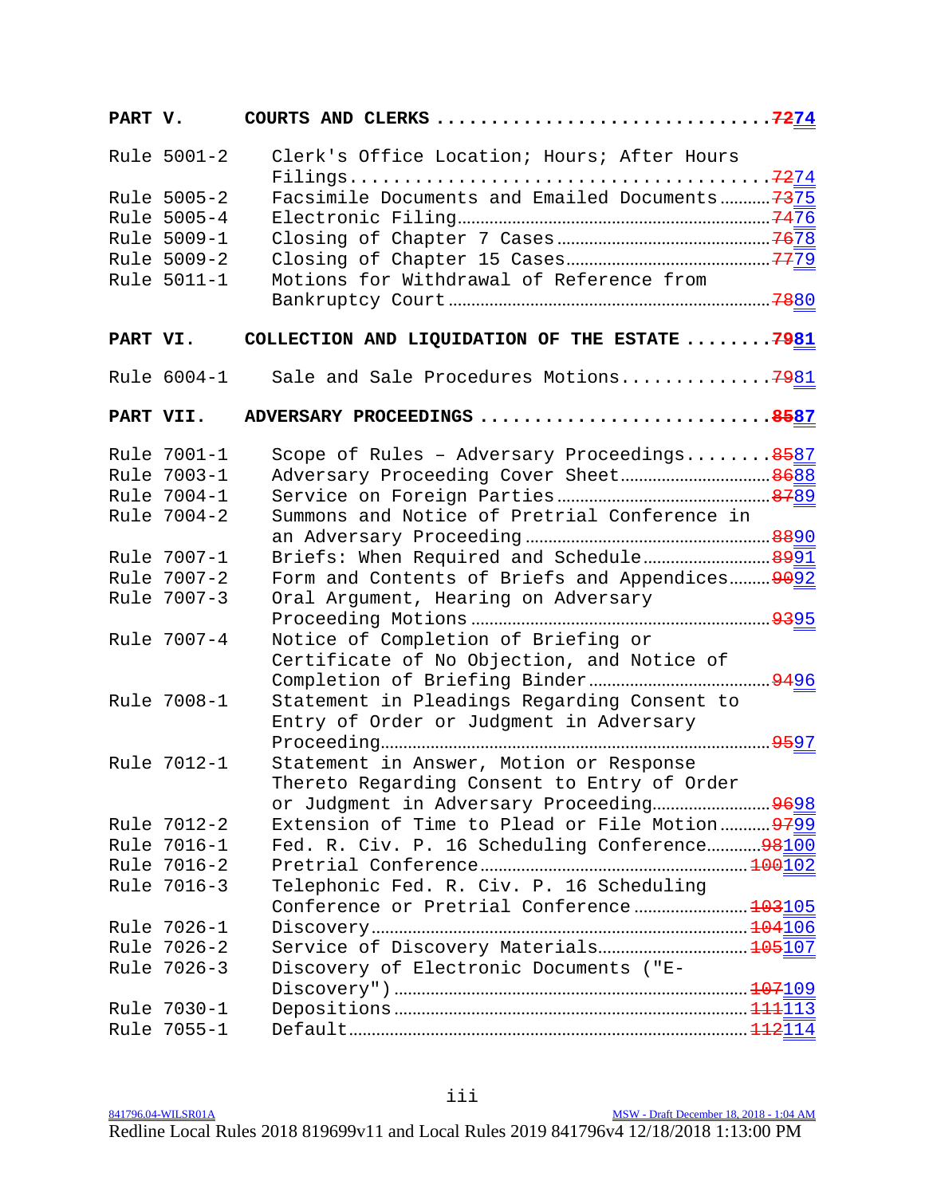| | | |
|---|---|---|
| **PART V.** | **COURTS AND CLERKS** | **~~72~~74** |
| Rule 5001-2 | Clerk's Office Location; Hours; After Hours Filings | ~~72~~74 |
| Rule 5005-2 | Facsimile Documents and Emailed Documents | ~~73~~75 |
| Rule 5005-4 | Electronic Filing | ~~74~~76 |
| Rule 5009-1 | Closing of Chapter 7 Cases | ~~76~~78 |
| Rule 5009-2 | Closing of Chapter 15 Cases | ~~77~~79 |
| Rule 5011-1 | Motions for Withdrawal of Reference from Bankruptcy Court | ~~78~~80 |
| **PART VI.** | **COLLECTION AND LIQUIDATION OF THE ESTATE** | **~~79~~81** |
| Rule 6004-1 | Sale and Sale Procedures Motions | ~~79~~81 |
| **PART VII.** | **ADVERSARY PROCEEDINGS** | **~~85~~87** |
| Rule 7001-1 | Scope of Rules – Adversary Proceedings | ~~85~~87 |
| Rule 7003-1 | Adversary Proceeding Cover Sheet | ~~86~~88 |
| Rule 7004-1 | Service on Foreign Parties | ~~87~~89 |
| Rule 7004-2 | Summons and Notice of Pretrial Conference in an Adversary Proceeding | ~~88~~90 |
| Rule 7007-1 | Briefs: When Required and Schedule | ~~89~~91 |
| Rule 7007-2 | Form and Contents of Briefs and Appendices | ~~90~~92 |
| Rule 7007-3 | Oral Argument, Hearing on Adversary Proceeding Motions | ~~93~~95 |
| Rule 7007-4 | Notice of Completion of Briefing or Certificate of No Objection, and Notice of Completion of Briefing Binder | ~~94~~96 |
| Rule 7008-1 | Statement in Pleadings Regarding Consent to Entry of Order or Judgment in Adversary Proceeding | ~~95~~97 |
| Rule 7012-1 | Statement in Answer, Motion or Response Thereto Regarding Consent to Entry of Order or Judgment in Adversary Proceeding | ~~96~~98 |
| Rule 7012-2 | Extension of Time to Plead or File Motion | ~~97~~99 |
| Rule 7016-1 | Fed. R. Civ. P. 16 Scheduling Conference | ~~98~~100 |
| Rule 7016-2 | Pretrial Conference | ~~100~~102 |
| Rule 7016-3 | Telephonic Fed. R. Civ. P. 16 Scheduling Conference or Pretrial Conference | ~~103~~105 |
| Rule 7026-1 | Discovery | ~~104~~106 |
| Rule 7026-2 | Service of Discovery Materials | ~~105~~107 |
| Rule 7026-3 | Discovery of Electronic Documents ("E-Discovery") | ~~107~~109 |
| Rule 7030-1 | Depositions | ~~111~~113 |
| Rule 7055-1 | Default | ~~112~~114 |

841796.04-WILSR01A MSW - Draft December 18, 2018 - 1:04 AM
Redline Local Rules 2018 819699v11 and Local Rules 2019 841796v4 12/18/2018 1:13:00 PM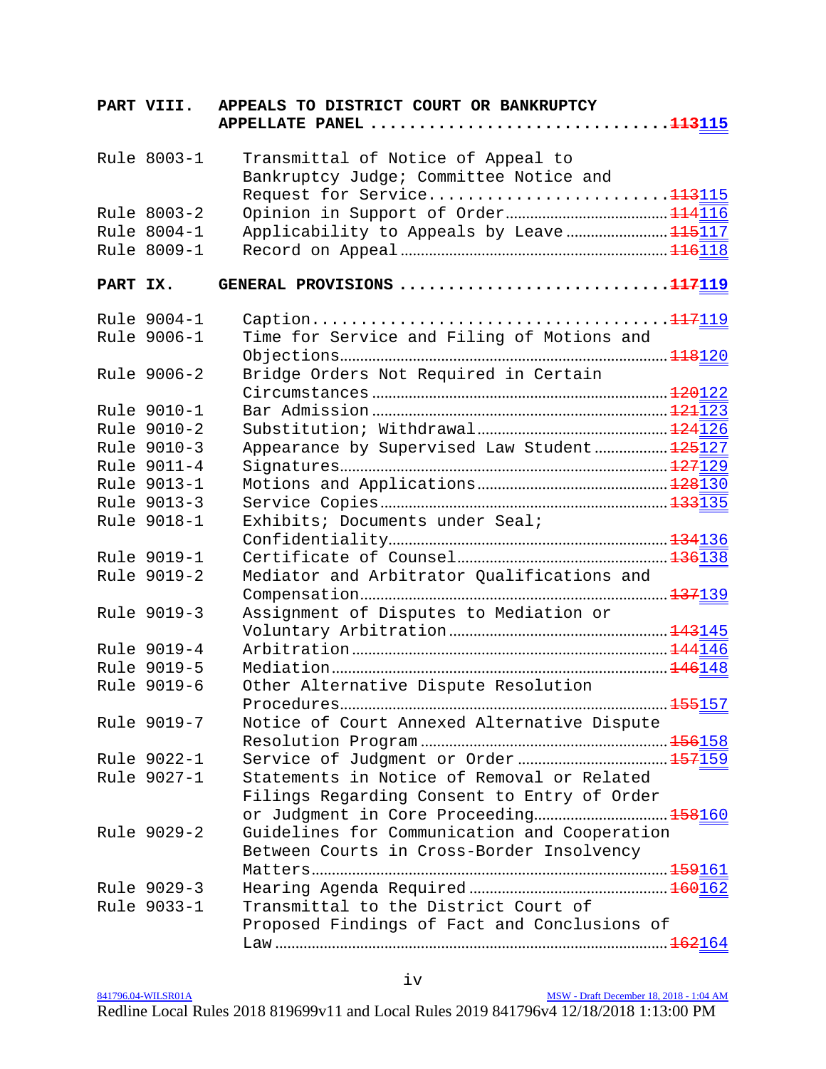## PART VIII. APPEALS TO DISTRICT COURT OR BANKRUPTCY APPELLATE PANEL ........ ~~113~~115

| | | |
|---|---|---|
| Rule 8003-1 | Transmittal of Notice of Appeal to Bankruptcy Judge; Committee Notice and Request for Service | ~~113~~115 |
| Rule 8003-2 | Opinion in Support of Order | ~~114~~116 |
| Rule 8004-1 | Applicability to Appeals by Leave | ~~115~~117 |
| Rule 8009-1 | Record on Appeal | ~~116~~118 |

## PART IX. GENERAL PROVISIONS ........ ~~117~~119

| | | |
|---|---|---|
| Rule 9004-1 | Caption | ~~117~~119 |
| Rule 9006-1 | Time for Service and Filing of Motions and Objections | ~~118~~120 |
| Rule 9006-2 | Bridge Orders Not Required in Certain Circumstances | ~~120~~122 |
| Rule 9010-1 | Bar Admission | ~~121~~123 |
| Rule 9010-2 | Substitution; Withdrawal | ~~124~~126 |
| Rule 9010-3 | Appearance by Supervised Law Student | ~~125~~127 |
| Rule 9011-4 | Signatures | ~~127~~129 |
| Rule 9013-1 | Motions and Applications | ~~128~~130 |
| Rule 9013-3 | Service Copies | ~~133~~135 |
| Rule 9018-1 | Exhibits; Documents under Seal; Confidentiality | ~~134~~136 |
| Rule 9019-1 | Certificate of Counsel | ~~136~~138 |
| Rule 9019-2 | Mediator and Arbitrator Qualifications and Compensation | ~~137~~139 |
| Rule 9019-3 | Assignment of Disputes to Mediation or Voluntary Arbitration | ~~143~~145 |
| Rule 9019-4 | Arbitration | ~~144~~146 |
| Rule 9019-5 | Mediation | ~~146~~148 |
| Rule 9019-6 | Other Alternative Dispute Resolution Procedures | ~~155~~157 |
| Rule 9019-7 | Notice of Court Annexed Alternative Dispute Resolution Program | ~~156~~158 |
| Rule 9022-1 | Service of Judgment or Order | ~~157~~159 |
| Rule 9027-1 | Statements in Notice of Removal or Related Filings Regarding Consent to Entry of Order or Judgment in Core Proceeding | ~~158~~160 |
| Rule 9029-2 | Guidelines for Communication and Cooperation Between Courts in Cross-Border Insolvency Matters | ~~159~~161 |
| Rule 9029-3 | Hearing Agenda Required | ~~160~~162 |
| Rule 9033-1 | Transmittal to the District Court of Proposed Findings of Fact and Conclusions of Law | ~~162~~164 |

841796.04-WILSR01A MSW - Draft December 18, 2018 - 1:04 AM

Redline Local Rules 2018 819699v11 and Local Rules 2019 841796v4 12/18/2018 1:13:00 PM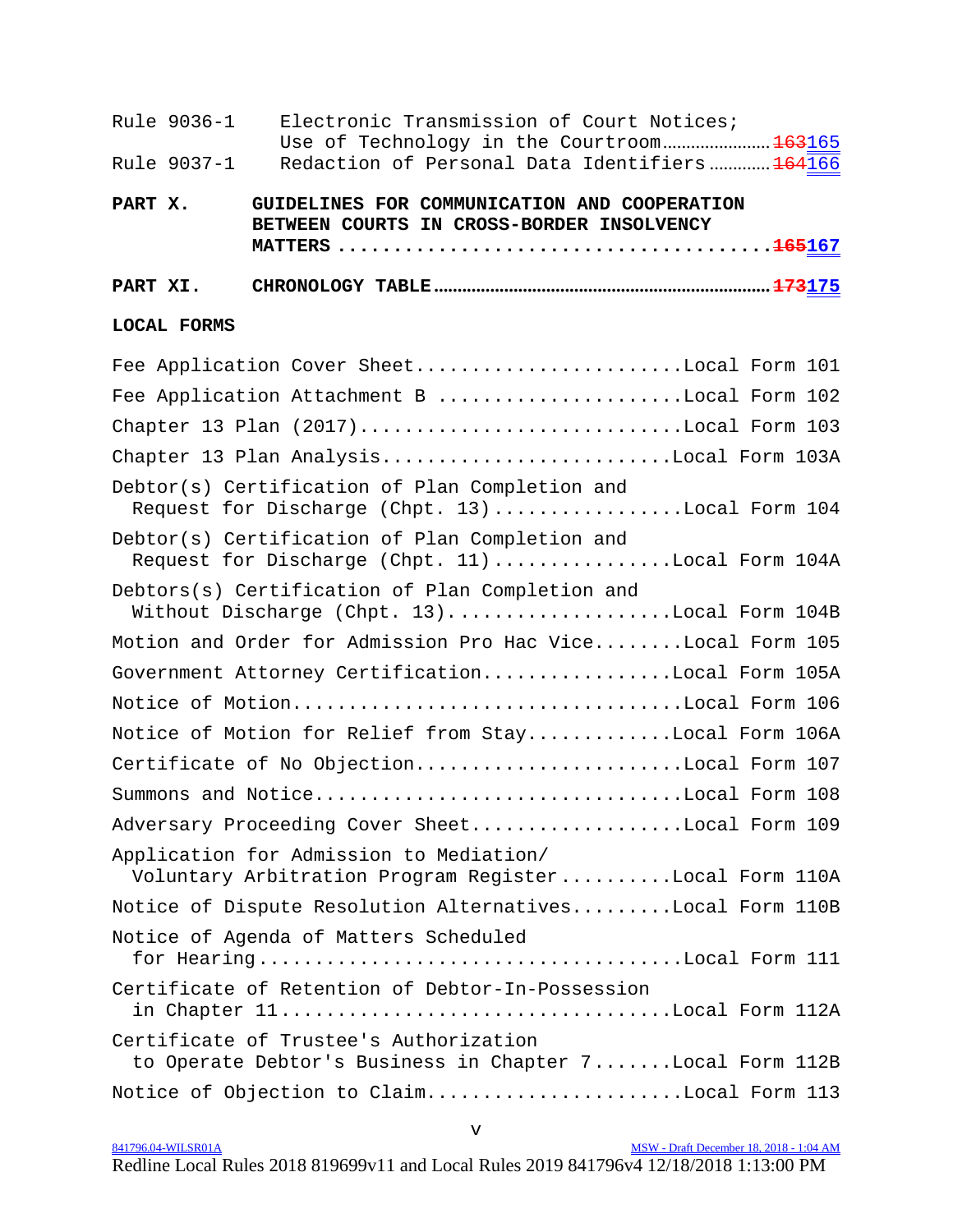Rule 9036-1 Electronic Transmission of Court Notices; Use of Technology in the Courtroom ........ ~~163~~165

Rule 9037-1 Redaction of Personal Data Identifiers ........ ~~164~~166

**PART X. GUIDELINES FOR COMMUNICATION AND COOPERATION BETWEEN COURTS IN CROSS-BORDER INSOLVENCY MATTERS ........ ~~165~~167**

**PART XI. CHRONOLOGY TABLE ........ ~~173~~175**

**LOCAL FORMS**

Fee Application Cover Sheet ........ Local Form 101

Fee Application Attachment B ........ Local Form 102

Chapter 13 Plan (2017) ........ Local Form 103

Chapter 13 Plan Analysis ........ Local Form 103A

Debtor(s) Certification of Plan Completion and Request for Discharge (Chpt. 13) ........ Local Form 104

Debtor(s) Certification of Plan Completion and Request for Discharge (Chpt. 11) ........ Local Form 104A

Debtors(s) Certification of Plan Completion and Without Discharge (Chpt. 13) ........ Local Form 104B

Motion and Order for Admission Pro Hac Vice ........ Local Form 105

Government Attorney Certification ........ Local Form 105A

Notice of Motion ........ Local Form 106

Notice of Motion for Relief from Stay ........ Local Form 106A

Certificate of No Objection ........ Local Form 107

Summons and Notice ........ Local Form 108

Adversary Proceeding Cover Sheet ........ Local Form 109

Application for Admission to Mediation/ Voluntary Arbitration Program Register ........ Local Form 110A

Notice of Dispute Resolution Alternatives ........ Local Form 110B

Notice of Agenda of Matters Scheduled for Hearing ........ Local Form 111

Certificate of Retention of Debtor-In-Possession in Chapter 11 ........ Local Form 112A

Certificate of Trustee's Authorization to Operate Debtor's Business in Chapter 7 ........ Local Form 112B

Notice of Objection to Claim ........ Local Form 113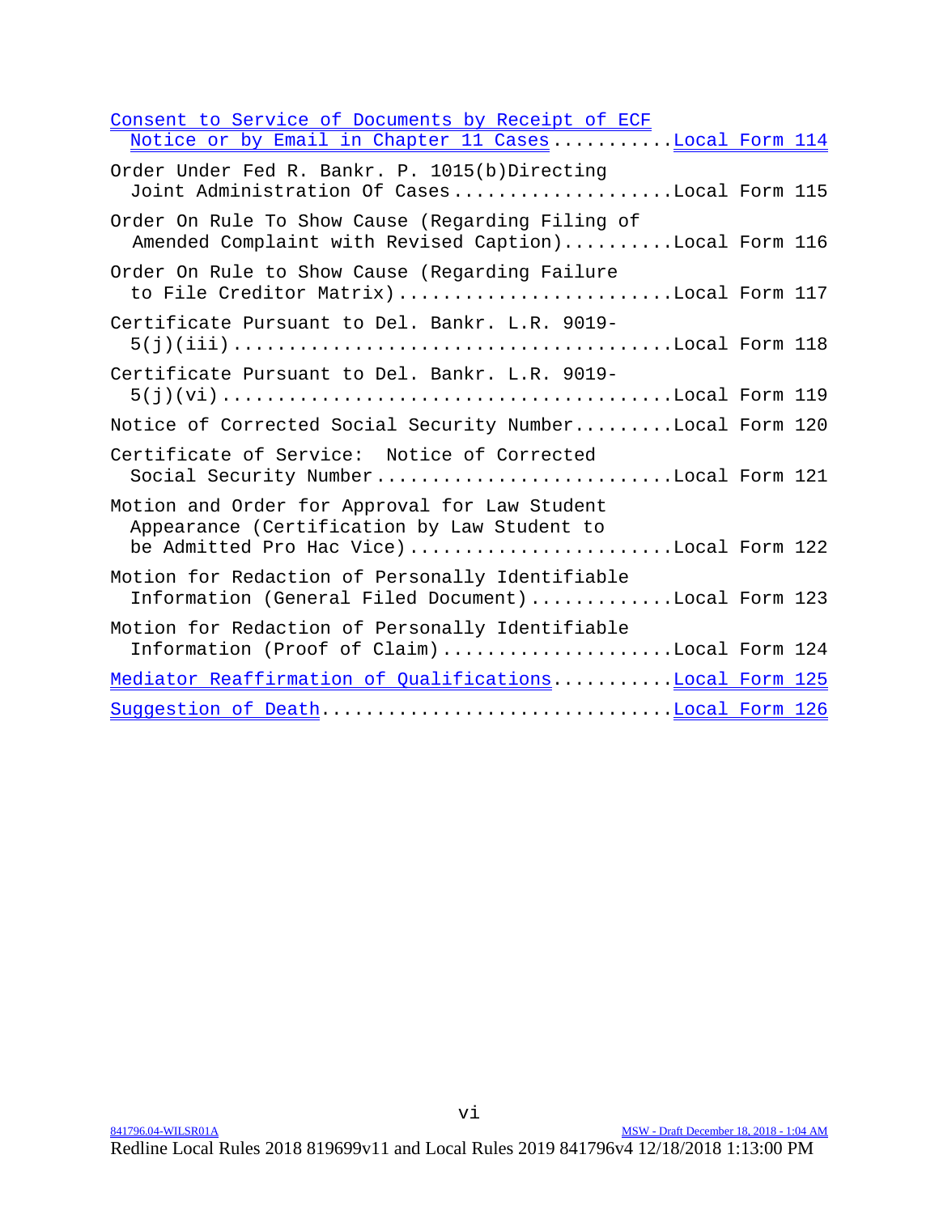Consent to Service of Documents by Receipt of ECF Notice or by Email in Chapter 11 Cases ........... Local Form 114

Order Under Fed R. Bankr. P. 1015(b)Directing Joint Administration Of Cases .................... Local Form 115

Order On Rule To Show Cause (Regarding Filing of Amended Complaint with Revised Caption) .......... Local Form 116

Order On Rule to Show Cause (Regarding Failure to File Creditor Matrix) ........................ Local Form 117

Certificate Pursuant to Del. Bankr. L.R. 9019-5(j)(iii) ...................................... Local Form 118

Certificate Pursuant to Del. Bankr. L.R. 9019-5(j)(vi) ....................................... Local Form 119

Notice of Corrected Social Security Number ......... Local Form 120

Certificate of Service: Notice of Corrected Social Security Number .......................... Local Form 121

Motion and Order for Approval for Law Student Appearance (Certification by Law Student to be Admitted Pro Hac Vice) ....................... Local Form 122

Motion for Redaction of Personally Identifiable Information (General Filed Document) ............ Local Form 123

Motion for Redaction of Personally Identifiable Information (Proof of Claim) ..................... Local Form 124

Mediator Reaffirmation of Qualifications .......... Local Form 125

Suggestion of Death .............................. Local Form 126

841796.04-WILSR01A MSW - Draft December 18, 2018 - 1:04 AM

Redline Local Rules 2018 819699v11 and Local Rules 2019 841796v4 12/18/2018 1:13:00 PM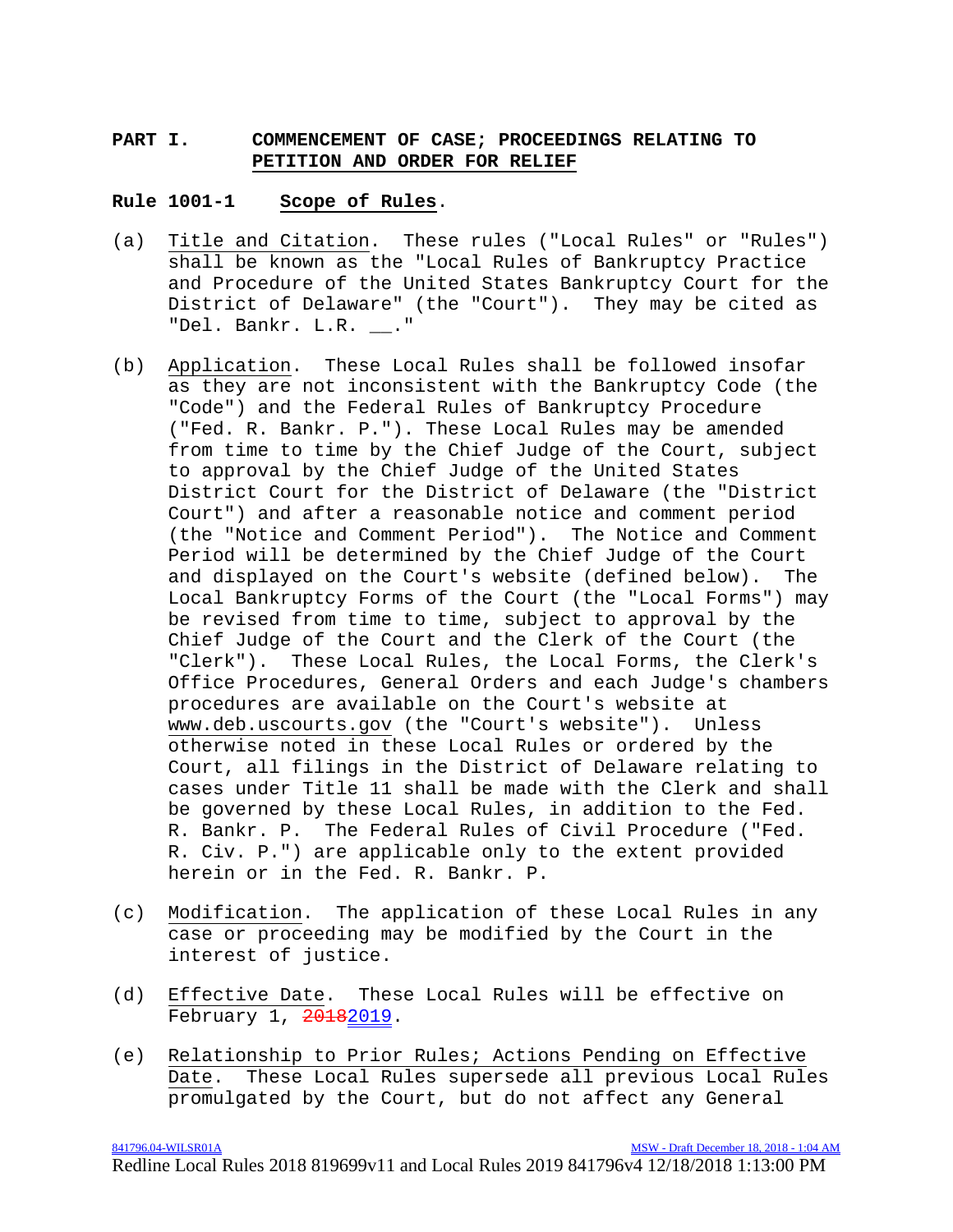## PART I. COMMENCEMENT OF CASE; PROCEEDINGS RELATING TO PETITION AND ORDER FOR RELIEF

### Rule 1001-1 Scope of Rules.

(a) Title and Citation. These rules ("Local Rules" or "Rules") shall be known as the "Local Rules of Bankruptcy Practice and Procedure of the United States Bankruptcy Court for the District of Delaware" (the "Court"). They may be cited as "Del. Bankr. L.R. __."

(b) Application. These Local Rules shall be followed insofar as they are not inconsistent with the Bankruptcy Code (the "Code") and the Federal Rules of Bankruptcy Procedure ("Fed. R. Bankr. P."). These Local Rules may be amended from time to time by the Chief Judge of the Court, subject to approval by the Chief Judge of the United States District Court for the District of Delaware (the "District Court") and after a reasonable notice and comment period (the "Notice and Comment Period"). The Notice and Comment Period will be determined by the Chief Judge of the Court and displayed on the Court's website (defined below). The Local Bankruptcy Forms of the Court (the "Local Forms") may be revised from time to time, subject to approval by the Chief Judge of the Court and the Clerk of the Court (the "Clerk"). These Local Rules, the Local Forms, the Clerk's Office Procedures, General Orders and each Judge's chambers procedures are available on the Court's website at www.deb.uscourts.gov (the "Court's website"). Unless otherwise noted in these Local Rules or ordered by the Court, all filings in the District of Delaware relating to cases under Title 11 shall be made with the Clerk and shall be governed by these Local Rules, in addition to the Fed. R. Bankr. P. The Federal Rules of Civil Procedure ("Fed. R. Civ. P.") are applicable only to the extent provided herein or in the Fed. R. Bankr. P.

(c) Modification. The application of these Local Rules in any case or proceeding may be modified by the Court in the interest of justice.

(d) Effective Date. These Local Rules will be effective on February 1, ~~2018~~2019.

(e) Relationship to Prior Rules; Actions Pending on Effective Date. These Local Rules supersede all previous Local Rules promulgated by the Court, but do not affect any General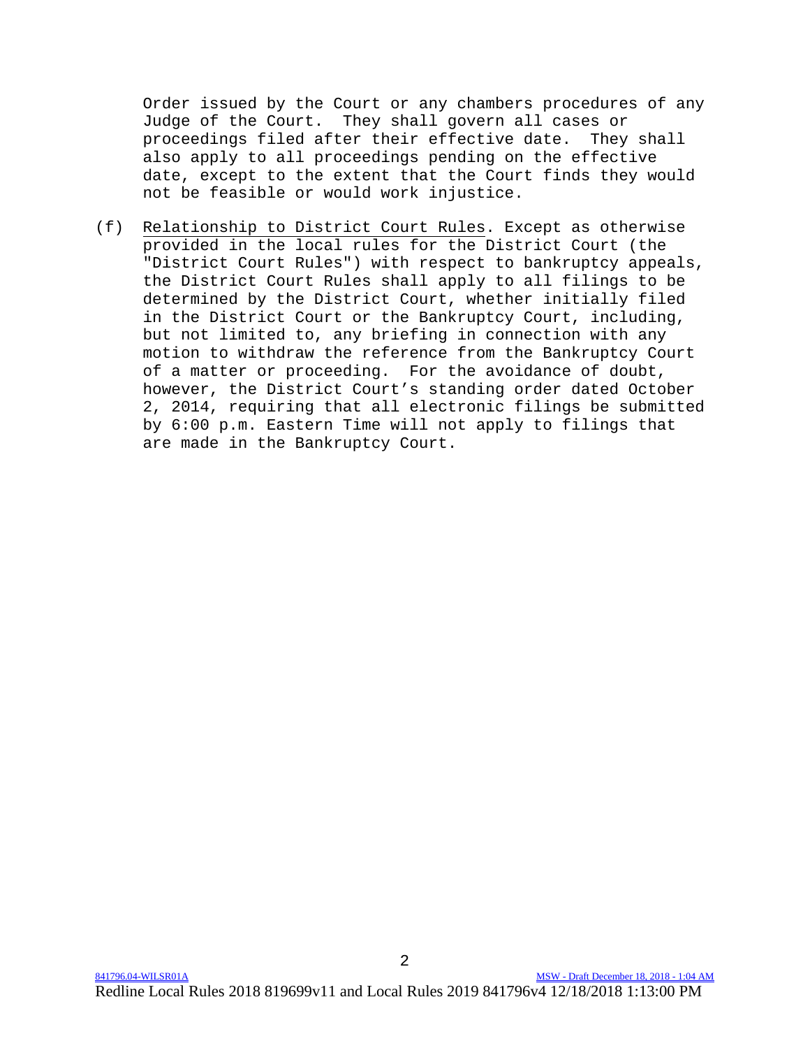Order issued by the Court or any chambers procedures of any Judge of the Court. They shall govern all cases or proceedings filed after their effective date. They shall also apply to all proceedings pending on the effective date, except to the extent that the Court finds they would not be feasible or would work injustice.

(f) Relationship to District Court Rules. Except as otherwise provided in the local rules for the District Court (the "District Court Rules") with respect to bankruptcy appeals, the District Court Rules shall apply to all filings to be determined by the District Court, whether initially filed in the District Court or the Bankruptcy Court, including, but not limited to, any briefing in connection with any motion to withdraw the reference from the Bankruptcy Court of a matter or proceeding. For the avoidance of doubt, however, the District Court's standing order dated October 2, 2014, requiring that all electronic filings be submitted by 6:00 p.m. Eastern Time will not apply to filings that are made in the Bankruptcy Court.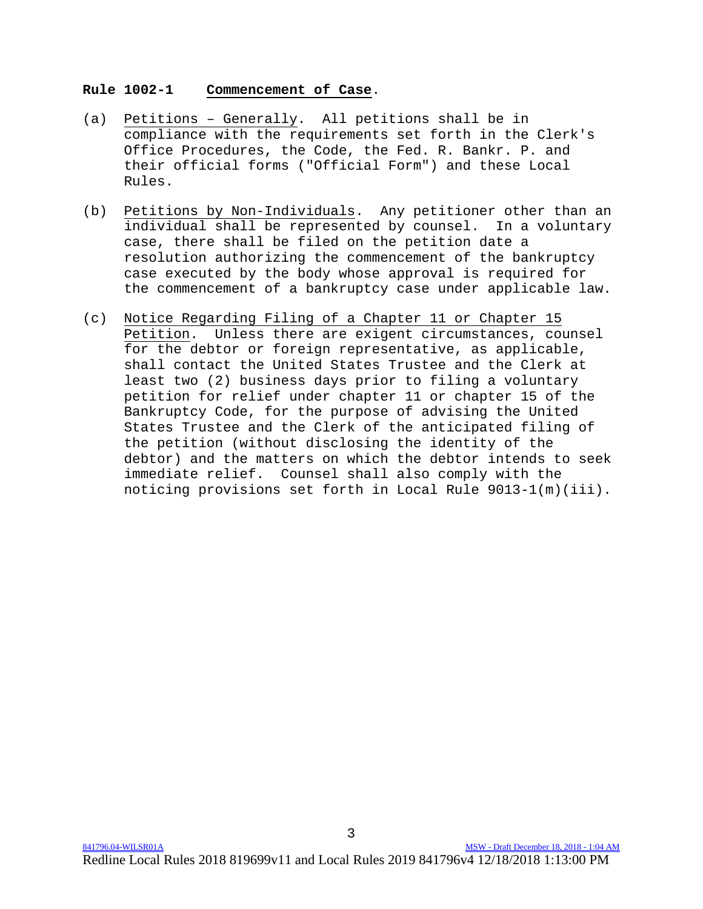## Rule 1002-1 Commencement of Case.

(a) Petitions – Generally. All petitions shall be in compliance with the requirements set forth in the Clerk's Office Procedures, the Code, the Fed. R. Bankr. P. and their official forms ("Official Form") and these Local Rules.

(b) Petitions by Non-Individuals. Any petitioner other than an individual shall be represented by counsel. In a voluntary case, there shall be filed on the petition date a resolution authorizing the commencement of the bankruptcy case executed by the body whose approval is required for the commencement of a bankruptcy case under applicable law.

(c) Notice Regarding Filing of a Chapter 11 or Chapter 15 Petition. Unless there are exigent circumstances, counsel for the debtor or foreign representative, as applicable, shall contact the United States Trustee and the Clerk at least two (2) business days prior to filing a voluntary petition for relief under chapter 11 or chapter 15 of the Bankruptcy Code, for the purpose of advising the United States Trustee and the Clerk of the anticipated filing of the petition (without disclosing the identity of the debtor) and the matters on which the debtor intends to seek immediate relief. Counsel shall also comply with the noticing provisions set forth in Local Rule 9013-1(m)(iii).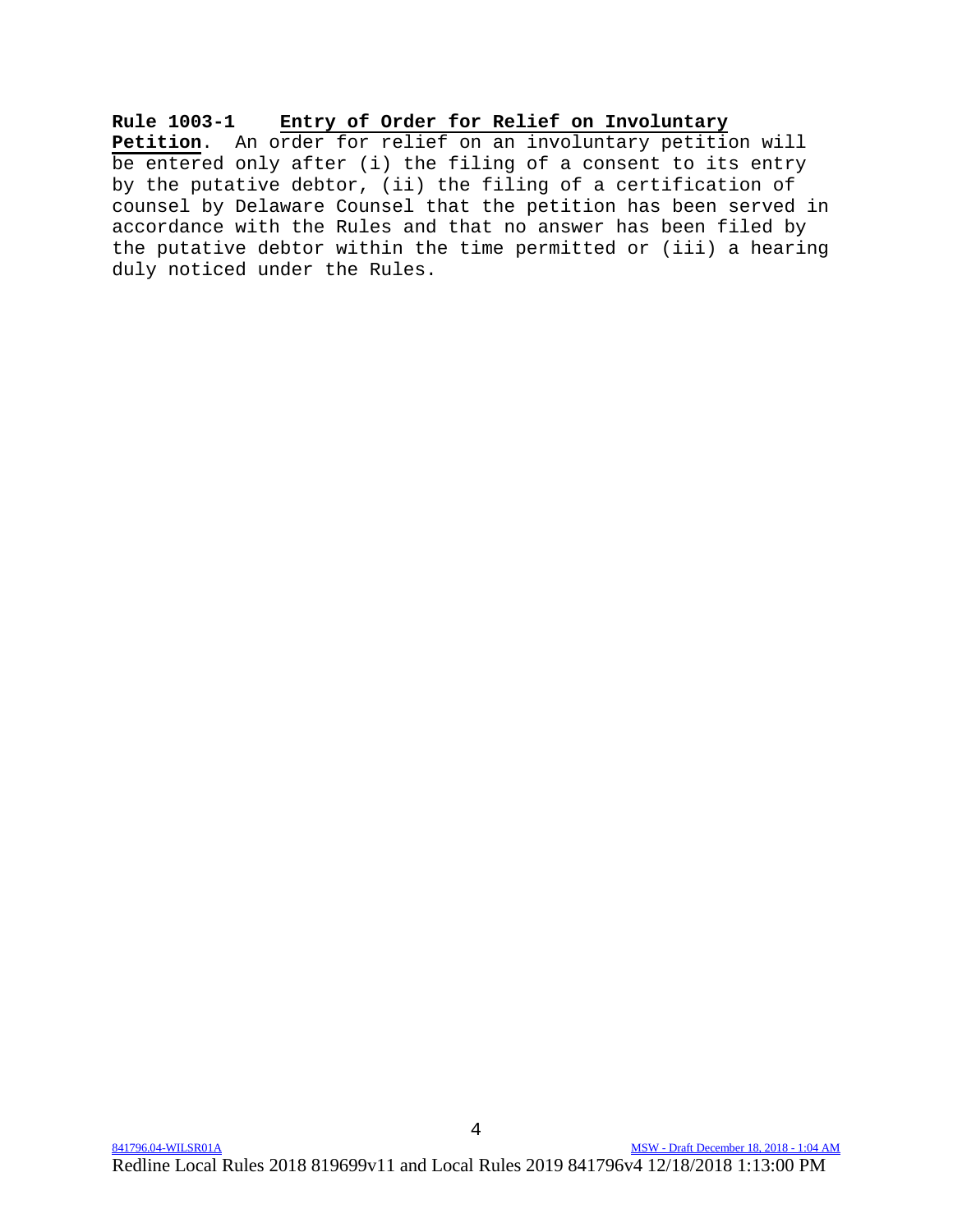**Rule 1003-1 Entry of Order for Relief on Involuntary Petition**. An order for relief on an involuntary petition will be entered only after (i) the filing of a consent to its entry by the putative debtor, (ii) the filing of a certification of counsel by Delaware Counsel that the petition has been served in accordance with the Rules and that no answer has been filed by the putative debtor within the time permitted or (iii) a hearing duly noticed under the Rules.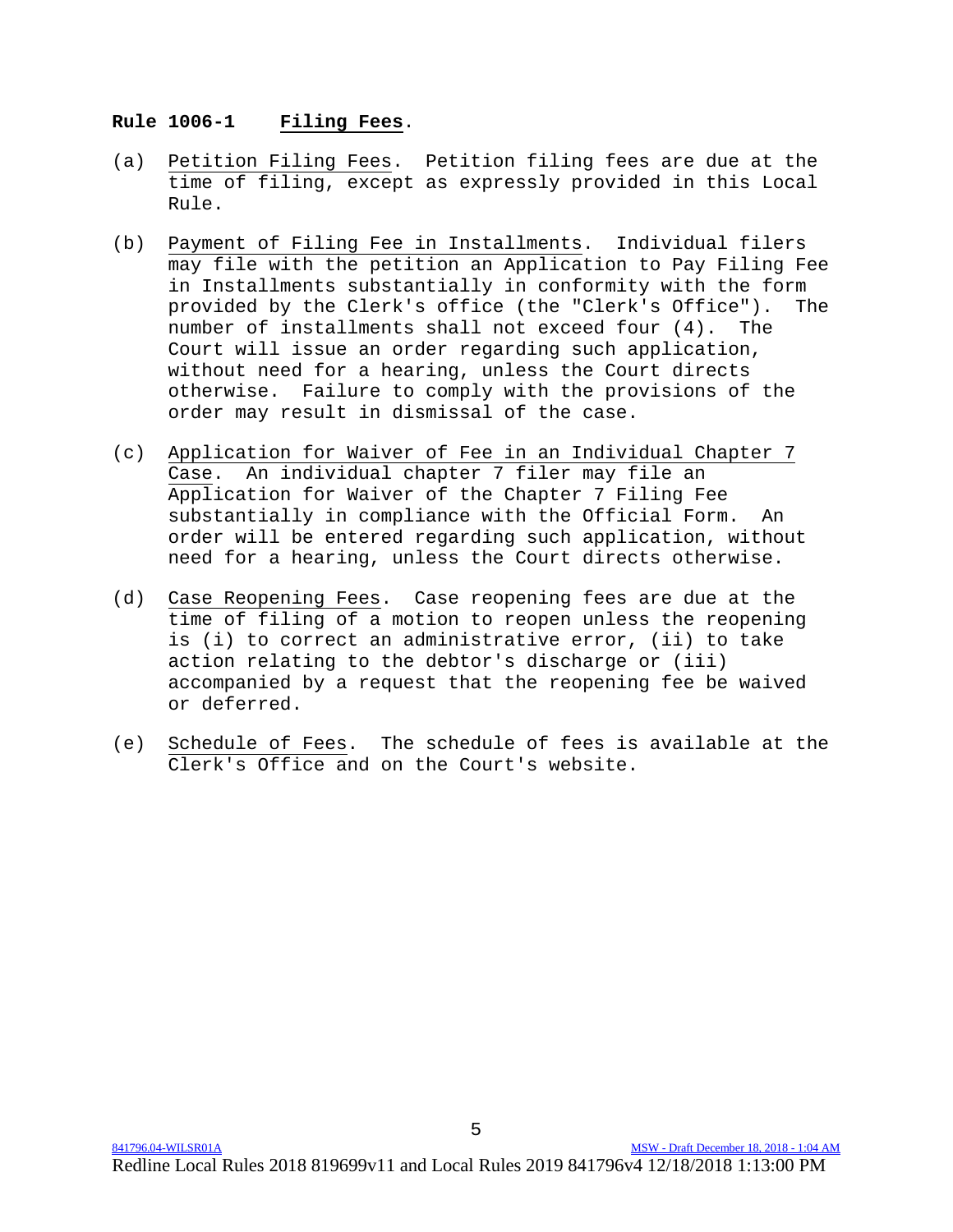**Rule 1006-1 Filing Fees.**

(a) Petition Filing Fees. Petition filing fees are due at the time of filing, except as expressly provided in this Local Rule.

(b) Payment of Filing Fee in Installments. Individual filers may file with the petition an Application to Pay Filing Fee in Installments substantially in conformity with the form provided by the Clerk's office (the "Clerk's Office"). The number of installments shall not exceed four (4). The Court will issue an order regarding such application, without need for a hearing, unless the Court directs otherwise. Failure to comply with the provisions of the order may result in dismissal of the case.

(c) Application for Waiver of Fee in an Individual Chapter 7 Case. An individual chapter 7 filer may file an Application for Waiver of the Chapter 7 Filing Fee substantially in compliance with the Official Form. An order will be entered regarding such application, without need for a hearing, unless the Court directs otherwise.

(d) Case Reopening Fees. Case reopening fees are due at the time of filing of a motion to reopen unless the reopening is (i) to correct an administrative error, (ii) to take action relating to the debtor's discharge or (iii) accompanied by a request that the reopening fee be waived or deferred.

(e) Schedule of Fees. The schedule of fees is available at the Clerk's Office and on the Court's website.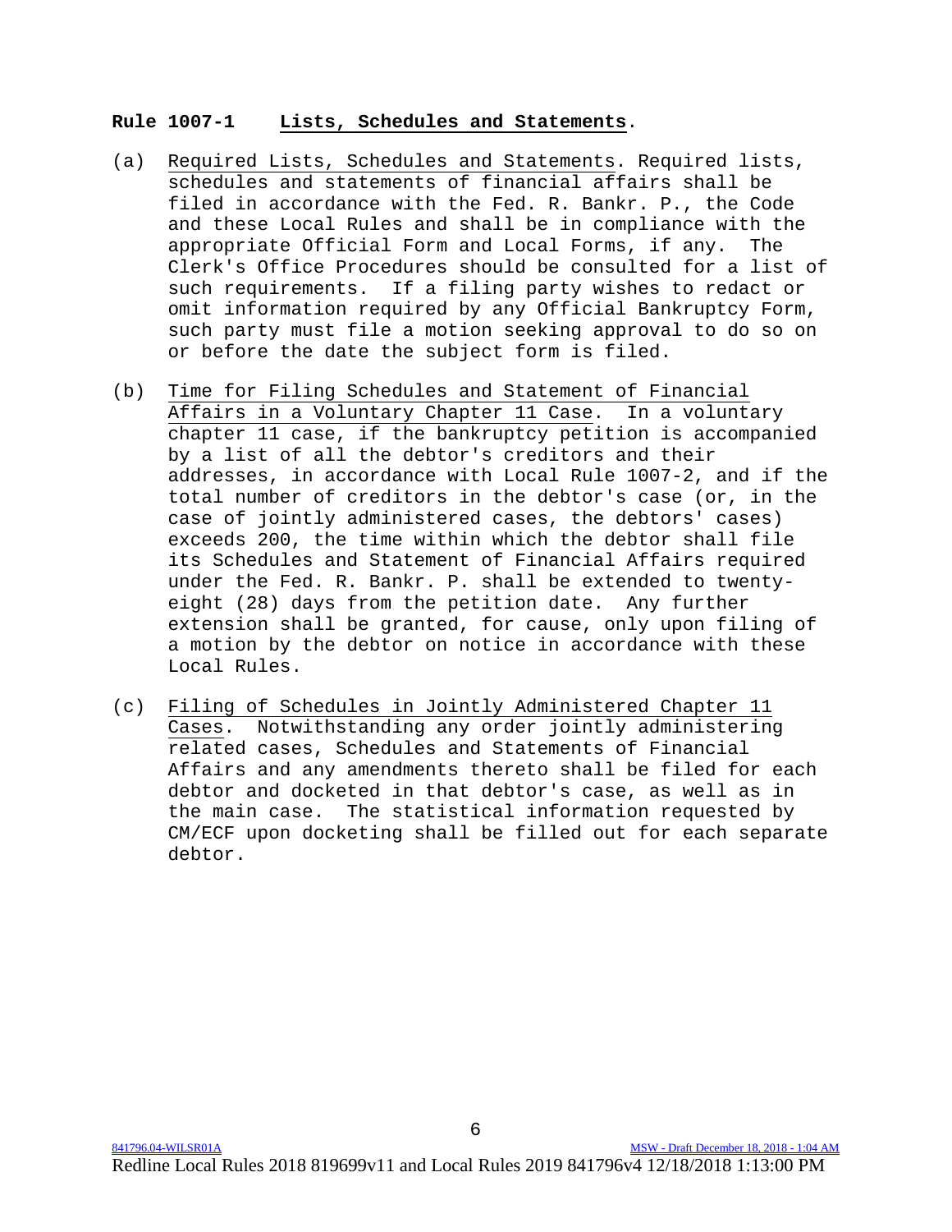## **Rule 1007-1 Lists, Schedules and Statements.**

(a) Required Lists, Schedules and Statements. Required lists, schedules and statements of financial affairs shall be filed in accordance with the Fed. R. Bankr. P., the Code and these Local Rules and shall be in compliance with the appropriate Official Form and Local Forms, if any. The Clerk's Office Procedures should be consulted for a list of such requirements. If a filing party wishes to redact or omit information required by any Official Bankruptcy Form, such party must file a motion seeking approval to do so on or before the date the subject form is filed.

(b) Time for Filing Schedules and Statement of Financial Affairs in a Voluntary Chapter 11 Case. In a voluntary chapter 11 case, if the bankruptcy petition is accompanied by a list of all the debtor's creditors and their addresses, in accordance with Local Rule 1007-2, and if the total number of creditors in the debtor's case (or, in the case of jointly administered cases, the debtors' cases) exceeds 200, the time within which the debtor shall file its Schedules and Statement of Financial Affairs required under the Fed. R. Bankr. P. shall be extended to twenty-eight (28) days from the petition date. Any further extension shall be granted, for cause, only upon filing of a motion by the debtor on notice in accordance with these Local Rules.

(c) Filing of Schedules in Jointly Administered Chapter 11 Cases. Notwithstanding any order jointly administering related cases, Schedules and Statements of Financial Affairs and any amendments thereto shall be filed for each debtor and docketed in that debtor's case, as well as in the main case. The statistical information requested by CM/ECF upon docketing shall be filled out for each separate debtor.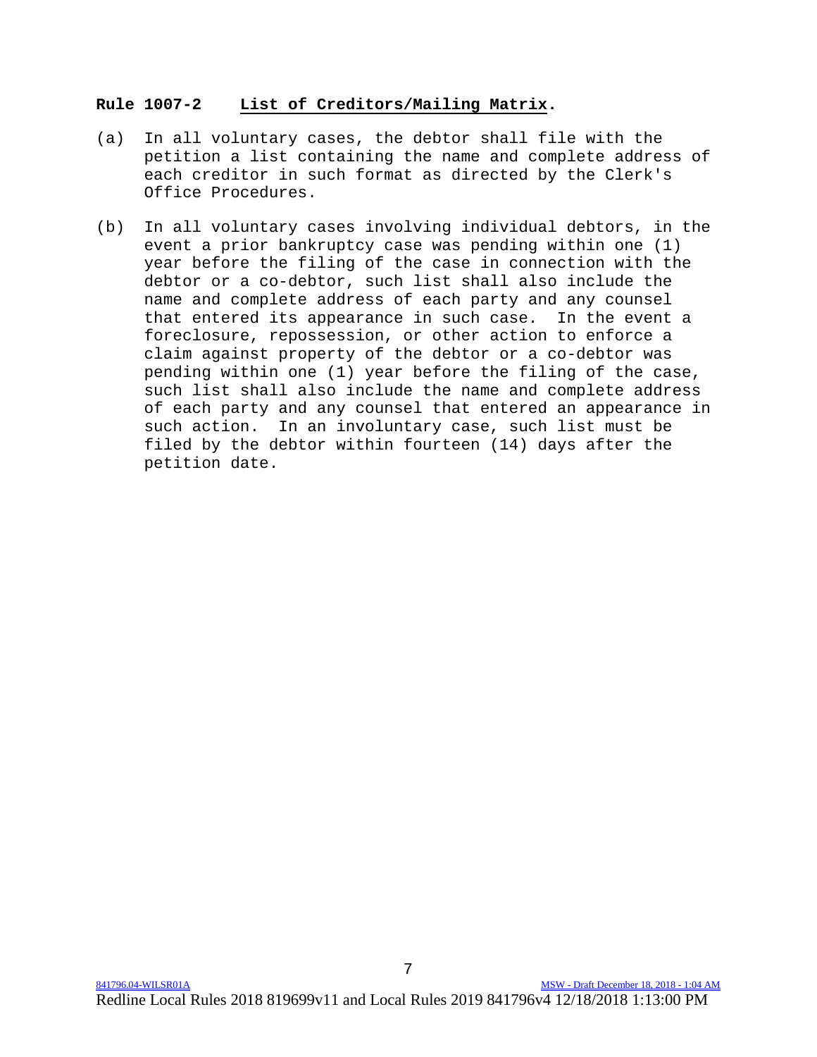**Rule 1007-2 List of Creditors/Mailing Matrix.**

(a) In all voluntary cases, the debtor shall file with the petition a list containing the name and complete address of each creditor in such format as directed by the Clerk's Office Procedures.

(b) In all voluntary cases involving individual debtors, in the event a prior bankruptcy case was pending within one (1) year before the filing of the case in connection with the debtor or a co-debtor, such list shall also include the name and complete address of each party and any counsel that entered its appearance in such case. In the event a foreclosure, repossession, or other action to enforce a claim against property of the debtor or a co-debtor was pending within one (1) year before the filing of the case, such list shall also include the name and complete address of each party and any counsel that entered an appearance in such action. In an involuntary case, such list must be filed by the debtor within fourteen (14) days after the petition date.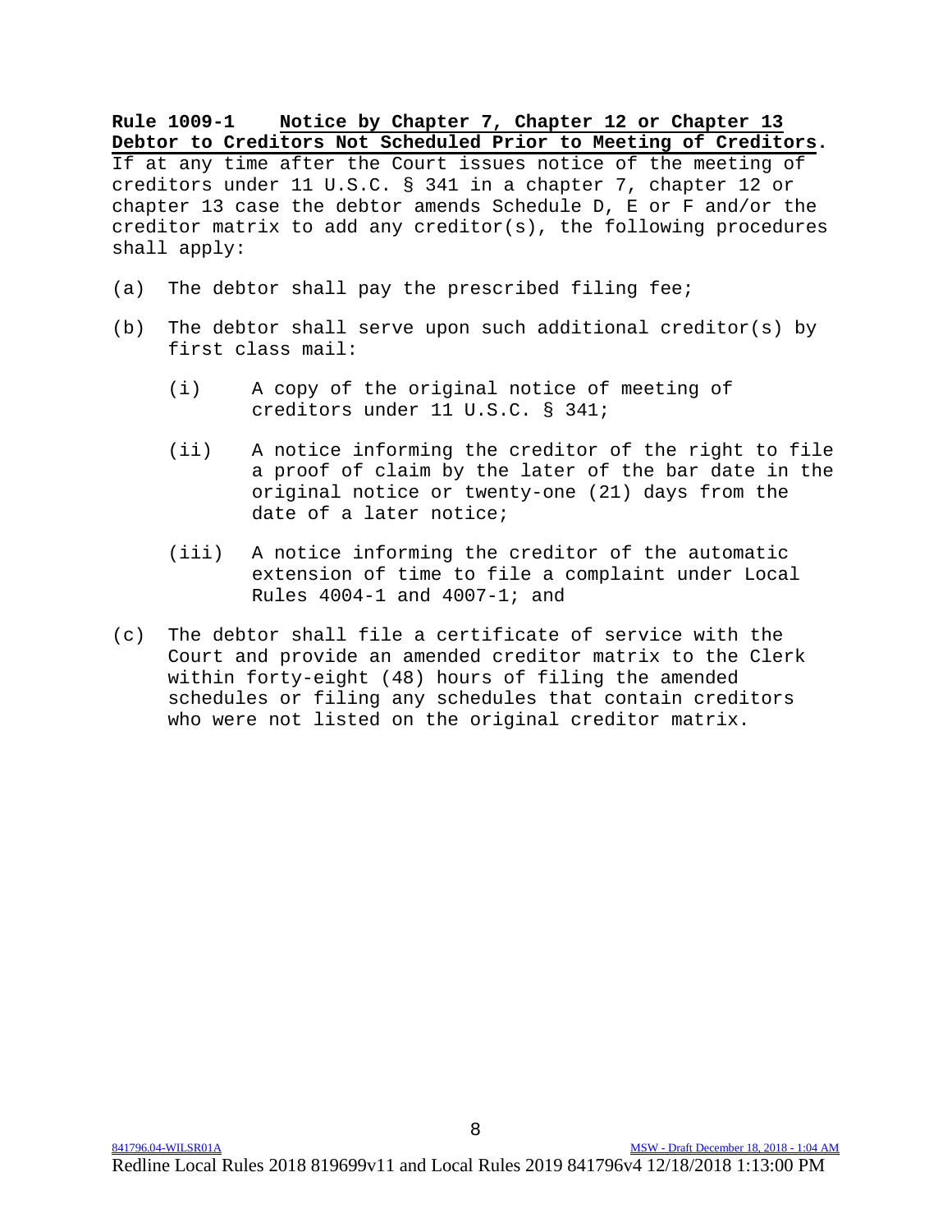**Rule 1009-1 Notice by Chapter 7, Chapter 12 or Chapter 13 Debtor to Creditors Not Scheduled Prior to Meeting of Creditors.** If at any time after the Court issues notice of the meeting of creditors under 11 U.S.C. § 341 in a chapter 7, chapter 12 or chapter 13 case the debtor amends Schedule D, E or F and/or the creditor matrix to add any creditor(s), the following procedures shall apply:

(a) The debtor shall pay the prescribed filing fee;

(b) The debtor shall serve upon such additional creditor(s) by first class mail:

- (i) A copy of the original notice of meeting of creditors under 11 U.S.C. § 341;
- (ii) A notice informing the creditor of the right to file a proof of claim by the later of the bar date in the original notice or twenty-one (21) days from the date of a later notice;
- (iii) A notice informing the creditor of the automatic extension of time to file a complaint under Local Rules 4004-1 and 4007-1; and

(c) The debtor shall file a certificate of service with the Court and provide an amended creditor matrix to the Clerk within forty-eight (48) hours of filing the amended schedules or filing any schedules that contain creditors who were not listed on the original creditor matrix.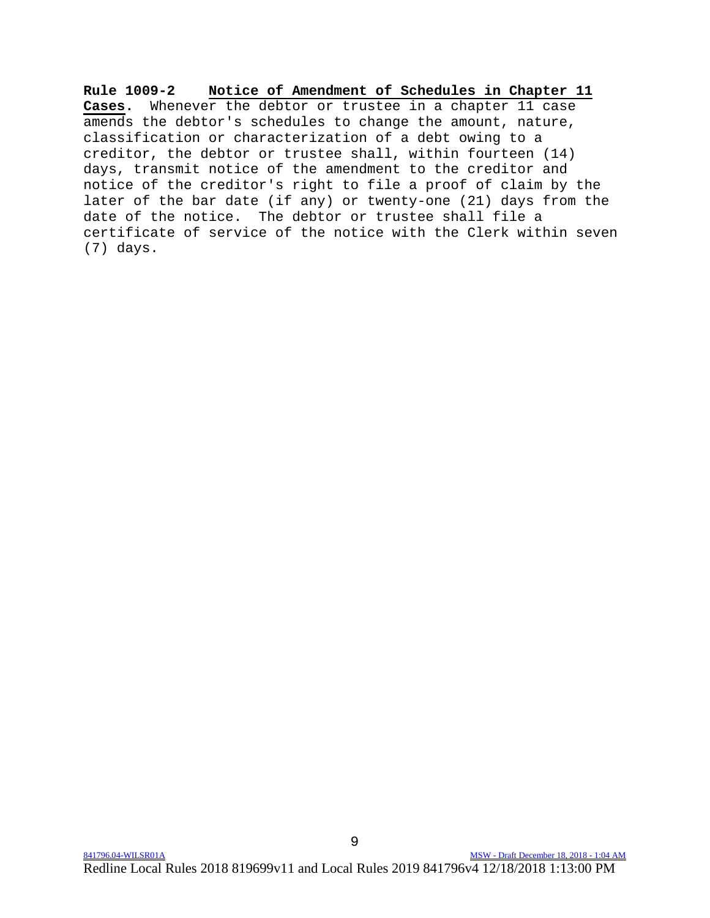**Rule 1009-2 Notice of Amendment of Schedules in Chapter 11 Cases.** Whenever the debtor or trustee in a chapter 11 case amends the debtor's schedules to change the amount, nature, classification or characterization of a debt owing to a creditor, the debtor or trustee shall, within fourteen (14) days, transmit notice of the amendment to the creditor and notice of the creditor's right to file a proof of claim by the later of the bar date (if any) or twenty-one (21) days from the date of the notice. The debtor or trustee shall file a certificate of service of the notice with the Clerk within seven (7) days.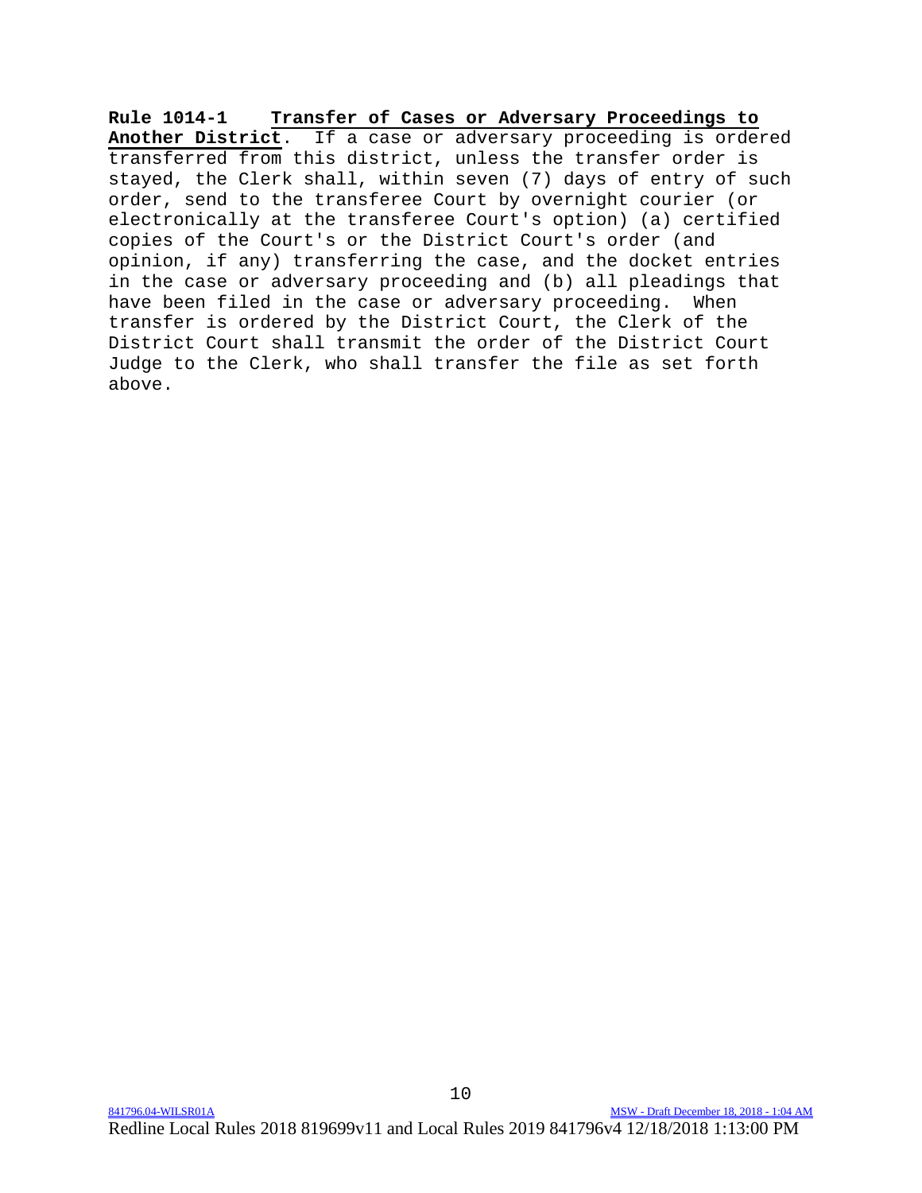**Rule 1014-1 Transfer of Cases or Adversary Proceedings to Another District**. If a case or adversary proceeding is ordered transferred from this district, unless the transfer order is stayed, the Clerk shall, within seven (7) days of entry of such order, send to the transferee Court by overnight courier (or electronically at the transferee Court's option) (a) certified copies of the Court's or the District Court's order (and opinion, if any) transferring the case, and the docket entries in the case or adversary proceeding and (b) all pleadings that have been filed in the case or adversary proceeding. When transfer is ordered by the District Court, the Clerk of the District Court shall transmit the order of the District Court Judge to the Clerk, who shall transfer the file as set forth above.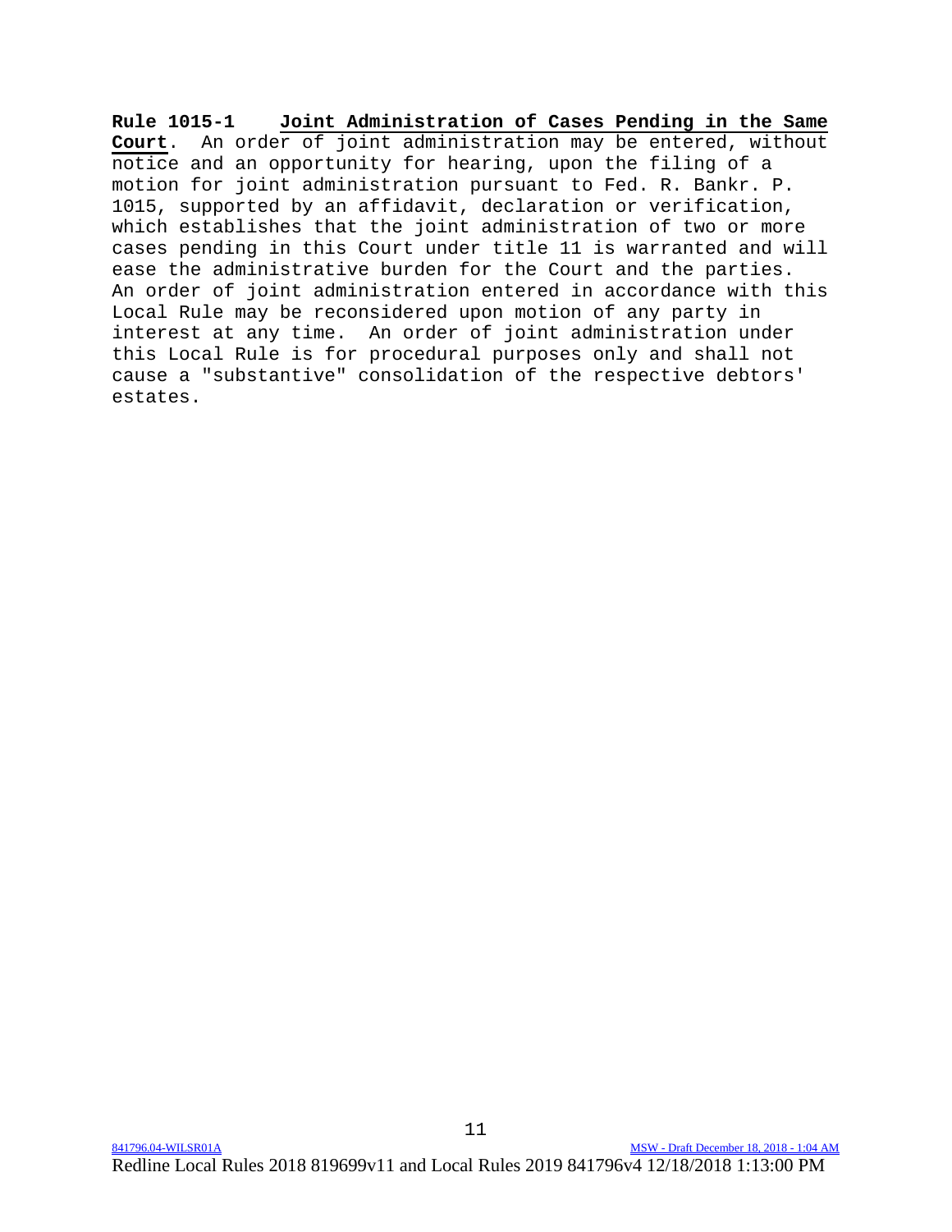**Rule 1015-1 Joint Administration of Cases Pending in the Same Court**. An order of joint administration may be entered, without notice and an opportunity for hearing, upon the filing of a motion for joint administration pursuant to Fed. R. Bankr. P. 1015, supported by an affidavit, declaration or verification, which establishes that the joint administration of two or more cases pending in this Court under title 11 is warranted and will ease the administrative burden for the Court and the parties. An order of joint administration entered in accordance with this Local Rule may be reconsidered upon motion of any party in interest at any time. An order of joint administration under this Local Rule is for procedural purposes only and shall not cause a "substantive" consolidation of the respective debtors' estates.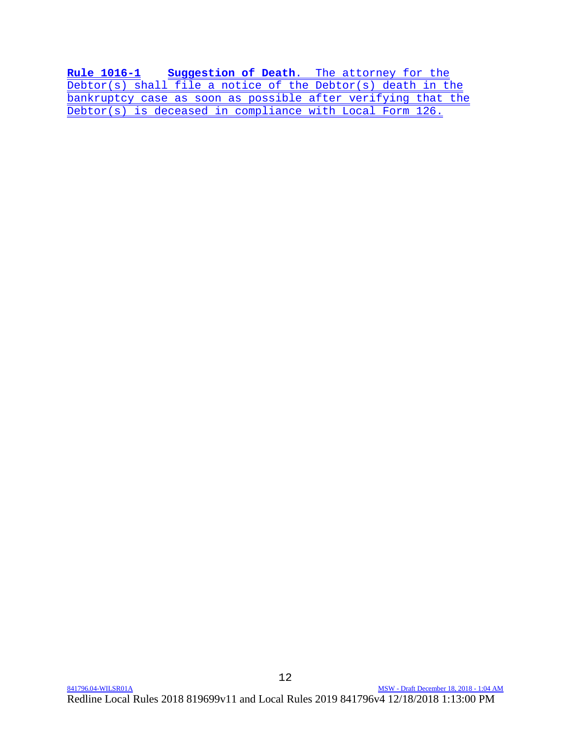**Rule 1016-1** **Suggestion of Death**. The attorney for the Debtor(s) shall file a notice of the Debtor(s) death in the bankruptcy case as soon as possible after verifying that the Debtor(s) is deceased in compliance with Local Form 126.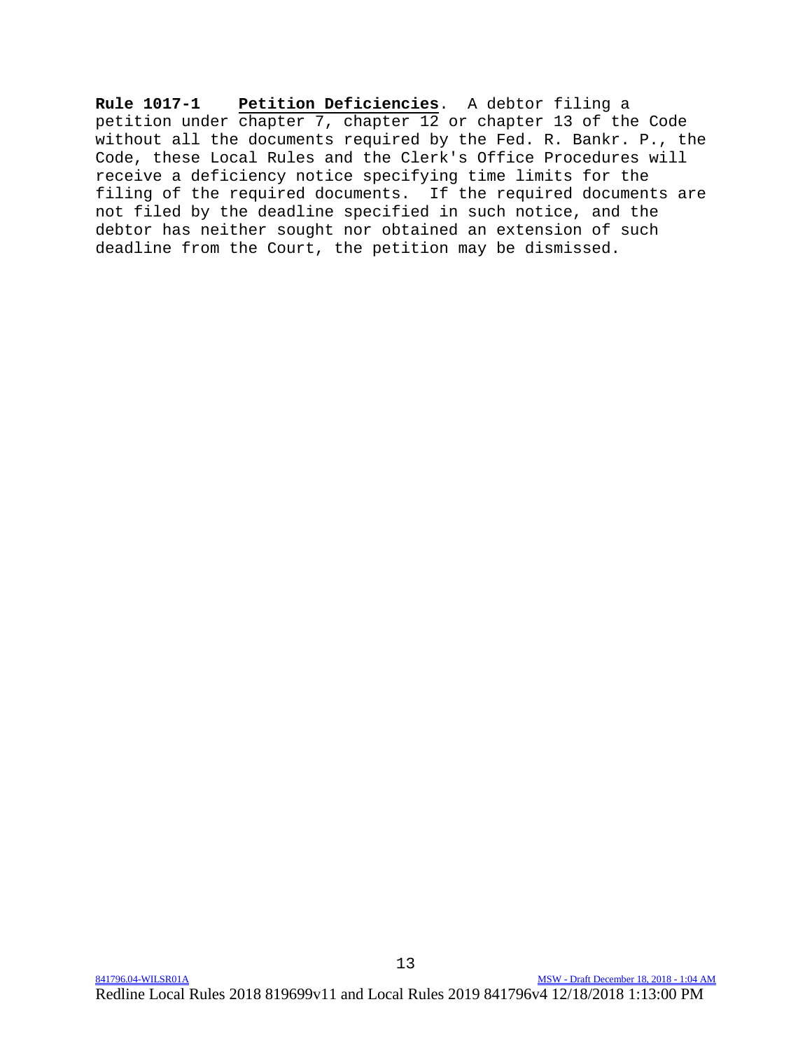**Rule 1017-1** **Petition Deficiencies**. A debtor filing a petition under chapter 7, chapter 12 or chapter 13 of the Code without all the documents required by the Fed. R. Bankr. P., the Code, these Local Rules and the Clerk's Office Procedures will receive a deficiency notice specifying time limits for the filing of the required documents. If the required documents are not filed by the deadline specified in such notice, and the debtor has neither sought nor obtained an extension of such deadline from the Court, the petition may be dismissed.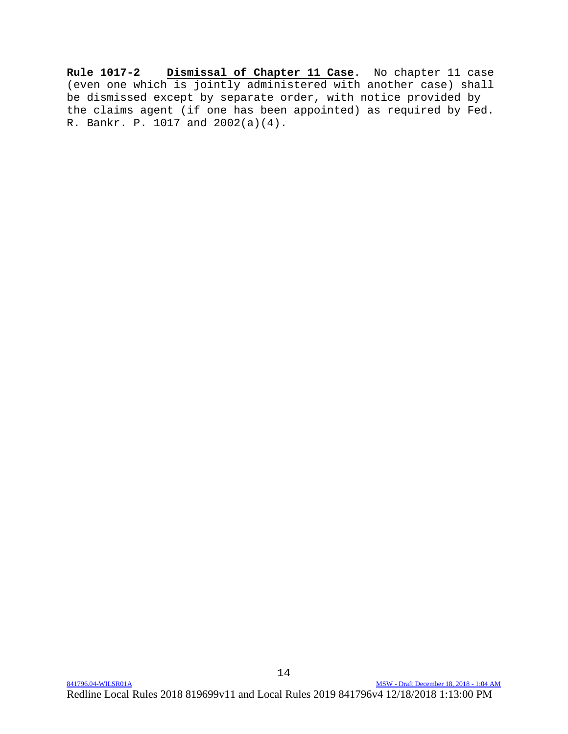**Rule 1017-2** **Dismissal of Chapter 11 Case**. No chapter 11 case (even one which is jointly administered with another case) shall be dismissed except by separate order, with notice provided by the claims agent (if one has been appointed) as required by Fed. R. Bankr. P. 1017 and 2002(a)(4).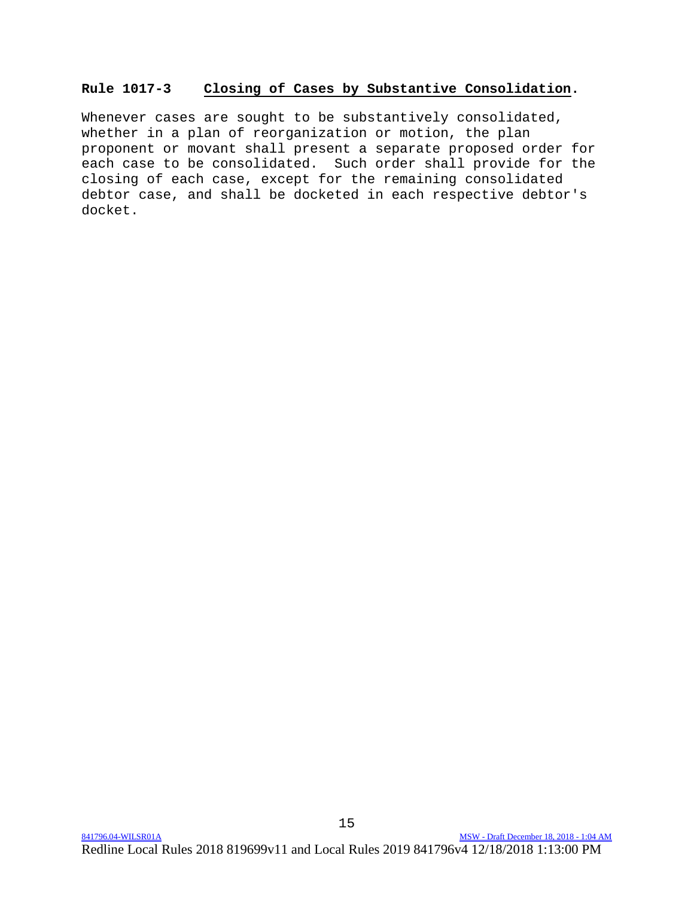**Rule 1017-3 Closing of Cases by Substantive Consolidation.**

Whenever cases are sought to be substantively consolidated, whether in a plan of reorganization or motion, the plan proponent or movant shall present a separate proposed order for each case to be consolidated. Such order shall provide for the closing of each case, except for the remaining consolidated debtor case, and shall be docketed in each respective debtor's docket.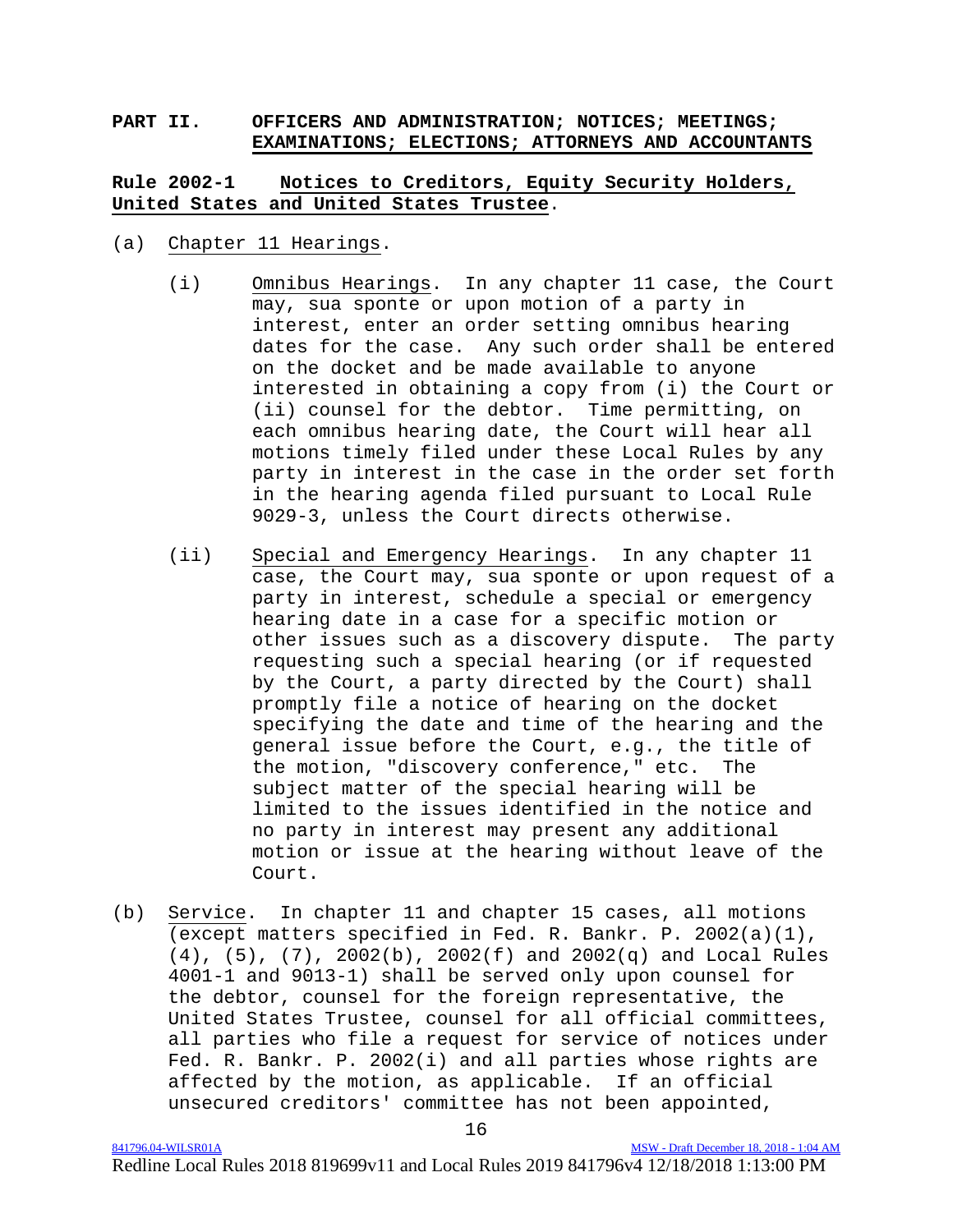## PART II. OFFICERS AND ADMINISTRATION; NOTICES; MEETINGS; EXAMINATIONS; ELECTIONS; ATTORNEYS AND ACCOUNTANTS

### Rule 2002-1 Notices to Creditors, Equity Security Holders, United States and United States Trustee.

(a) Chapter 11 Hearings.

(i) Omnibus Hearings. In any chapter 11 case, the Court may, sua sponte or upon motion of a party in interest, enter an order setting omnibus hearing dates for the case. Any such order shall be entered on the docket and be made available to anyone interested in obtaining a copy from (i) the Court or (ii) counsel for the debtor. Time permitting, on each omnibus hearing date, the Court will hear all motions timely filed under these Local Rules by any party in interest in the case in the order set forth in the hearing agenda filed pursuant to Local Rule 9029-3, unless the Court directs otherwise.

(ii) Special and Emergency Hearings. In any chapter 11 case, the Court may, sua sponte or upon request of a party in interest, schedule a special or emergency hearing date in a case for a specific motion or other issues such as a discovery dispute. The party requesting such a special hearing (or if requested by the Court, a party directed by the Court) shall promptly file a notice of hearing on the docket specifying the date and time of the hearing and the general issue before the Court, e.g., the title of the motion, "discovery conference," etc. The subject matter of the special hearing will be limited to the issues identified in the notice and no party in interest may present any additional motion or issue at the hearing without leave of the Court.

(b) Service. In chapter 11 and chapter 15 cases, all motions (except matters specified in Fed. R. Bankr. P. 2002(a)(1), (4), (5), (7), 2002(b), 2002(f) and 2002(q) and Local Rules 4001-1 and 9013-1) shall be served only upon counsel for the debtor, counsel for the foreign representative, the United States Trustee, counsel for all official committees, all parties who file a request for service of notices under Fed. R. Bankr. P. 2002(i) and all parties whose rights are affected by the motion, as applicable. If an official unsecured creditors' committee has not been appointed,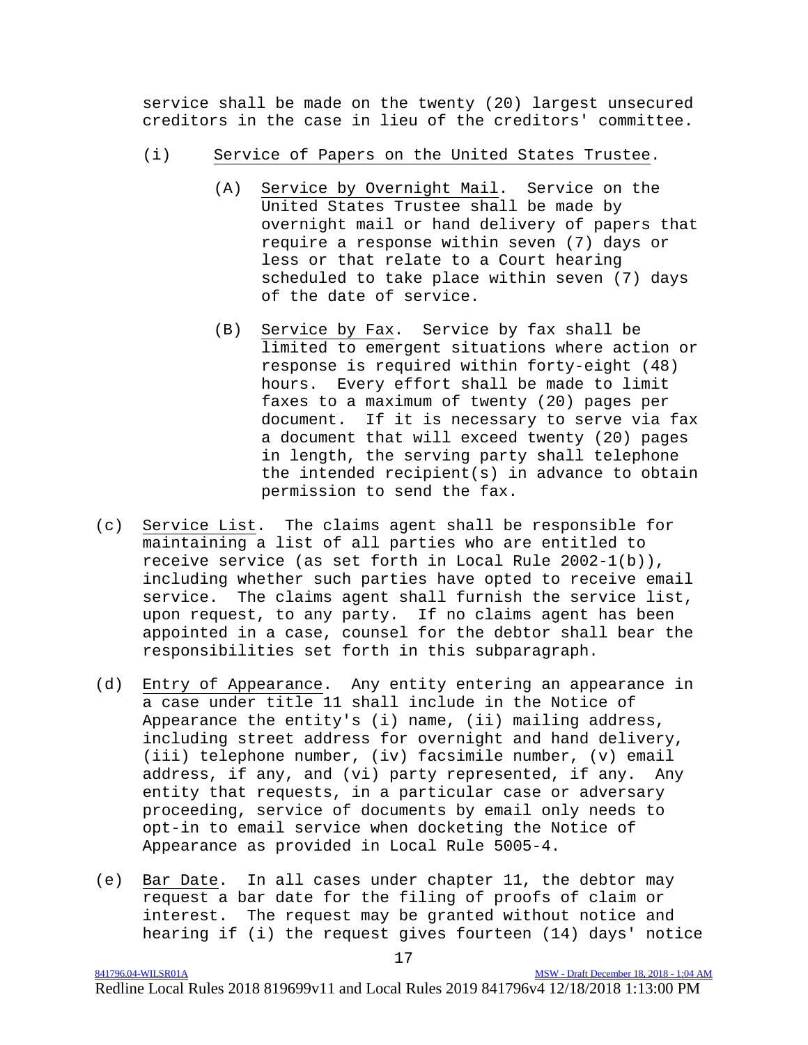service shall be made on the twenty (20) largest unsecured creditors in the case in lieu of the creditors' committee.

(i) Service of Papers on the United States Trustee.

(A) Service by Overnight Mail. Service on the United States Trustee shall be made by overnight mail or hand delivery of papers that require a response within seven (7) days or less or that relate to a Court hearing scheduled to take place within seven (7) days of the date of service.

(B) Service by Fax. Service by fax shall be limited to emergent situations where action or response is required within forty-eight (48) hours. Every effort shall be made to limit faxes to a maximum of twenty (20) pages per document. If it is necessary to serve via fax a document that will exceed twenty (20) pages in length, the serving party shall telephone the intended recipient(s) in advance to obtain permission to send the fax.

(c) Service List. The claims agent shall be responsible for maintaining a list of all parties who are entitled to receive service (as set forth in Local Rule 2002-1(b)), including whether such parties have opted to receive email service. The claims agent shall furnish the service list, upon request, to any party. If no claims agent has been appointed in a case, counsel for the debtor shall bear the responsibilities set forth in this subparagraph.

(d) Entry of Appearance. Any entity entering an appearance in a case under title 11 shall include in the Notice of Appearance the entity's (i) name, (ii) mailing address, including street address for overnight and hand delivery, (iii) telephone number, (iv) facsimile number, (v) email address, if any, and (vi) party represented, if any. Any entity that requests, in a particular case or adversary proceeding, service of documents by email only needs to opt-in to email service when docketing the Notice of Appearance as provided in Local Rule 5005-4.

(e) Bar Date. In all cases under chapter 11, the debtor may request a bar date for the filing of proofs of claim or interest. The request may be granted without notice and hearing if (i) the request gives fourteen (14) days' notice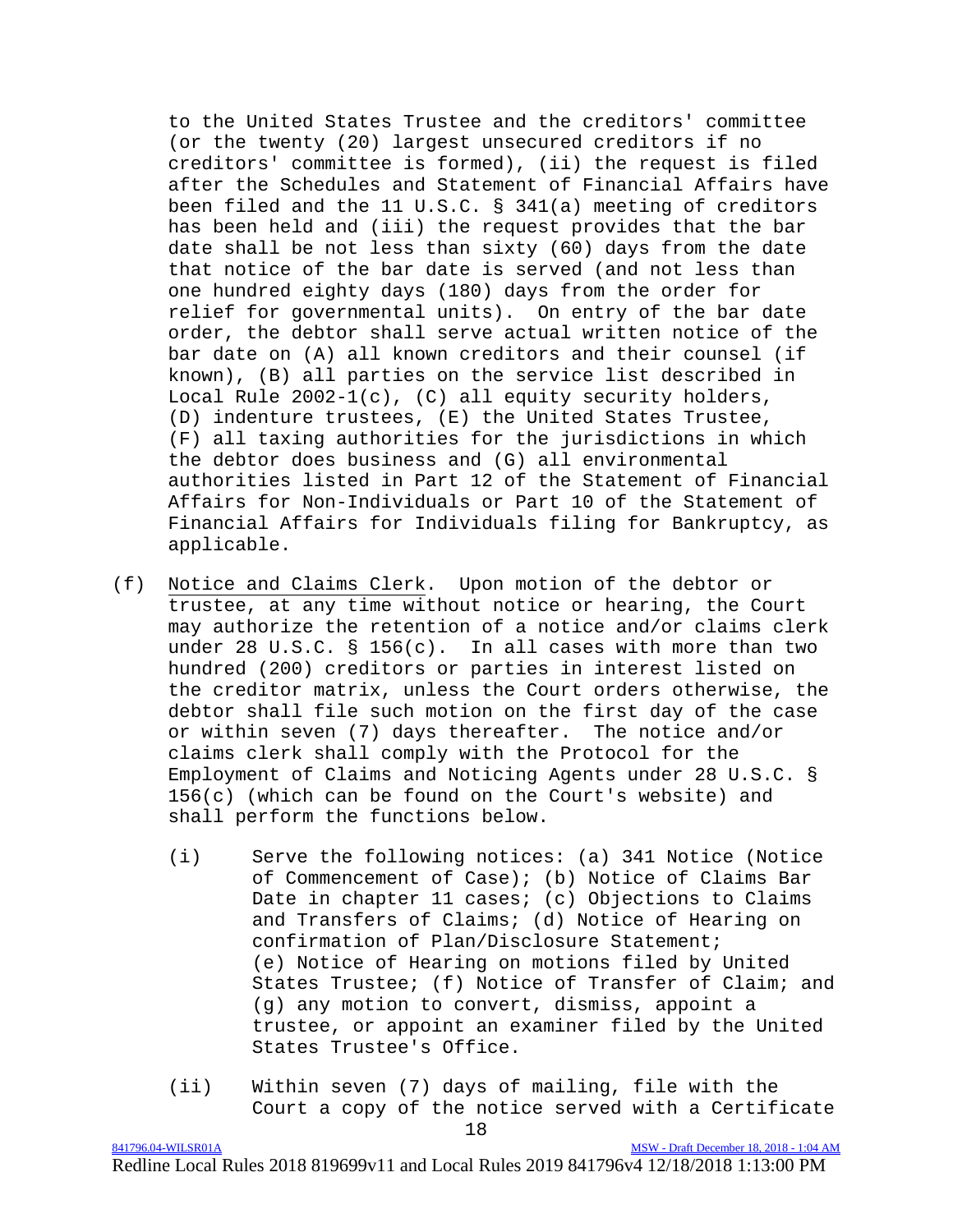to the United States Trustee and the creditors' committee (or the twenty (20) largest unsecured creditors if no creditors' committee is formed), (ii) the request is filed after the Schedules and Statement of Financial Affairs have been filed and the 11 U.S.C. § 341(a) meeting of creditors has been held and (iii) the request provides that the bar date shall be not less than sixty (60) days from the date that notice of the bar date is served (and not less than one hundred eighty days (180) days from the order for relief for governmental units). On entry of the bar date order, the debtor shall serve actual written notice of the bar date on (A) all known creditors and their counsel (if known), (B) all parties on the service list described in Local Rule 2002-1(c), (C) all equity security holders, (D) indenture trustees, (E) the United States Trustee, (F) all taxing authorities for the jurisdictions in which the debtor does business and (G) all environmental authorities listed in Part 12 of the Statement of Financial Affairs for Non-Individuals or Part 10 of the Statement of Financial Affairs for Individuals filing for Bankruptcy, as applicable.

(f) Notice and Claims Clerk. Upon motion of the debtor or trustee, at any time without notice or hearing, the Court may authorize the retention of a notice and/or claims clerk under 28 U.S.C. § 156(c). In all cases with more than two hundred (200) creditors or parties in interest listed on the creditor matrix, unless the Court orders otherwise, the debtor shall file such motion on the first day of the case or within seven (7) days thereafter. The notice and/or claims clerk shall comply with the Protocol for the Employment of Claims and Noticing Agents under 28 U.S.C. § 156(c) (which can be found on the Court's website) and shall perform the functions below.

   (i) Serve the following notices: (a) 341 Notice (Notice of Commencement of Case); (b) Notice of Claims Bar Date in chapter 11 cases; (c) Objections to Claims and Transfers of Claims; (d) Notice of Hearing on confirmation of Plan/Disclosure Statement; (e) Notice of Hearing on motions filed by United States Trustee; (f) Notice of Transfer of Claim; and (g) any motion to convert, dismiss, appoint a trustee, or appoint an examiner filed by the United States Trustee's Office.

   (ii) Within seven (7) days of mailing, file with the Court a copy of the notice served with a Certificate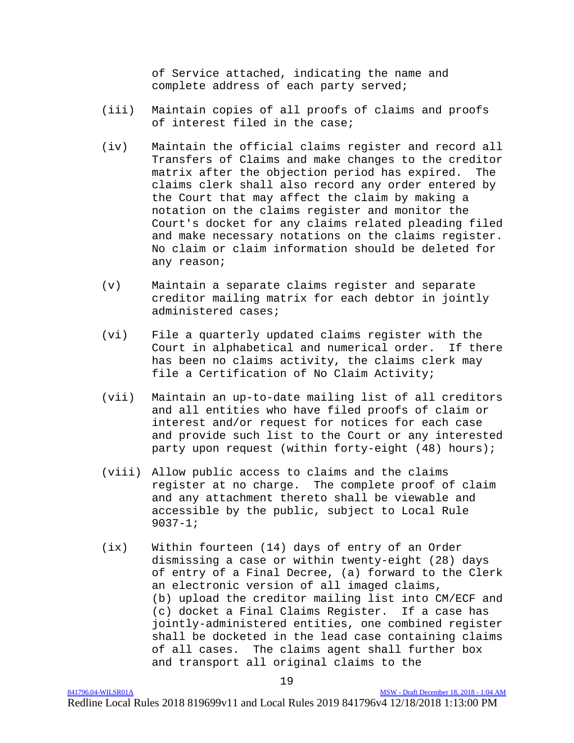of Service attached, indicating the name and complete address of each party served;

(iii) Maintain copies of all proofs of claims and proofs of interest filed in the case;

(iv) Maintain the official claims register and record all Transfers of Claims and make changes to the creditor matrix after the objection period has expired. The claims clerk shall also record any order entered by the Court that may affect the claim by making a notation on the claims register and monitor the Court's docket for any claims related pleading filed and make necessary notations on the claims register. No claim or claim information should be deleted for any reason;

(v) Maintain a separate claims register and separate creditor mailing matrix for each debtor in jointly administered cases;

(vi) File a quarterly updated claims register with the Court in alphabetical and numerical order. If there has been no claims activity, the claims clerk may file a Certification of No Claim Activity;

(vii) Maintain an up-to-date mailing list of all creditors and all entities who have filed proofs of claim or interest and/or request for notices for each case and provide such list to the Court or any interested party upon request (within forty-eight (48) hours);

(viii) Allow public access to claims and the claims register at no charge. The complete proof of claim and any attachment thereto shall be viewable and accessible by the public, subject to Local Rule 9037-1;

(ix) Within fourteen (14) days of entry of an Order dismissing a case or within twenty-eight (28) days of entry of a Final Decree, (a) forward to the Clerk an electronic version of all imaged claims, (b) upload the creditor mailing list into CM/ECF and (c) docket a Final Claims Register. If a case has jointly-administered entities, one combined register shall be docketed in the lead case containing claims of all cases. The claims agent shall further box and transport all original claims to the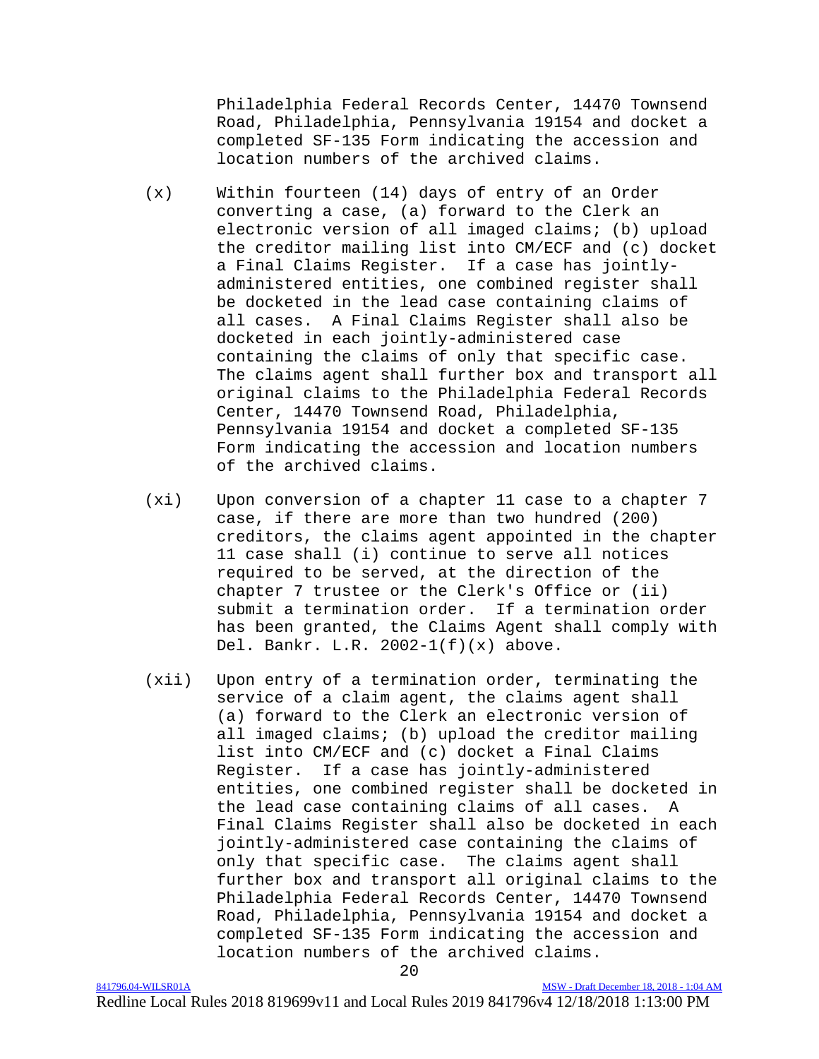Philadelphia Federal Records Center, 14470 Townsend Road, Philadelphia, Pennsylvania 19154 and docket a completed SF-135 Form indicating the accession and location numbers of the archived claims.

(x) Within fourteen (14) days of entry of an Order converting a case, (a) forward to the Clerk an electronic version of all imaged claims; (b) upload the creditor mailing list into CM/ECF and (c) docket a Final Claims Register. If a case has jointly-administered entities, one combined register shall be docketed in the lead case containing claims of all cases. A Final Claims Register shall also be docketed in each jointly-administered case containing the claims of only that specific case. The claims agent shall further box and transport all original claims to the Philadelphia Federal Records Center, 14470 Townsend Road, Philadelphia, Pennsylvania 19154 and docket a completed SF-135 Form indicating the accession and location numbers of the archived claims.

(xi) Upon conversion of a chapter 11 case to a chapter 7 case, if there are more than two hundred (200) creditors, the claims agent appointed in the chapter 11 case shall (i) continue to serve all notices required to be served, at the direction of the chapter 7 trustee or the Clerk's Office or (ii) submit a termination order. If a termination order has been granted, the Claims Agent shall comply with Del. Bankr. L.R. 2002-1(f)(x) above.

(xii) Upon entry of a termination order, terminating the service of a claim agent, the claims agent shall (a) forward to the Clerk an electronic version of all imaged claims; (b) upload the creditor mailing list into CM/ECF and (c) docket a Final Claims Register. If a case has jointly-administered entities, one combined register shall be docketed in the lead case containing claims of all cases. A Final Claims Register shall also be docketed in each jointly-administered case containing the claims of only that specific case. The claims agent shall further box and transport all original claims to the Philadelphia Federal Records Center, 14470 Townsend Road, Philadelphia, Pennsylvania 19154 and docket a completed SF-135 Form indicating the accession and location numbers of the archived claims.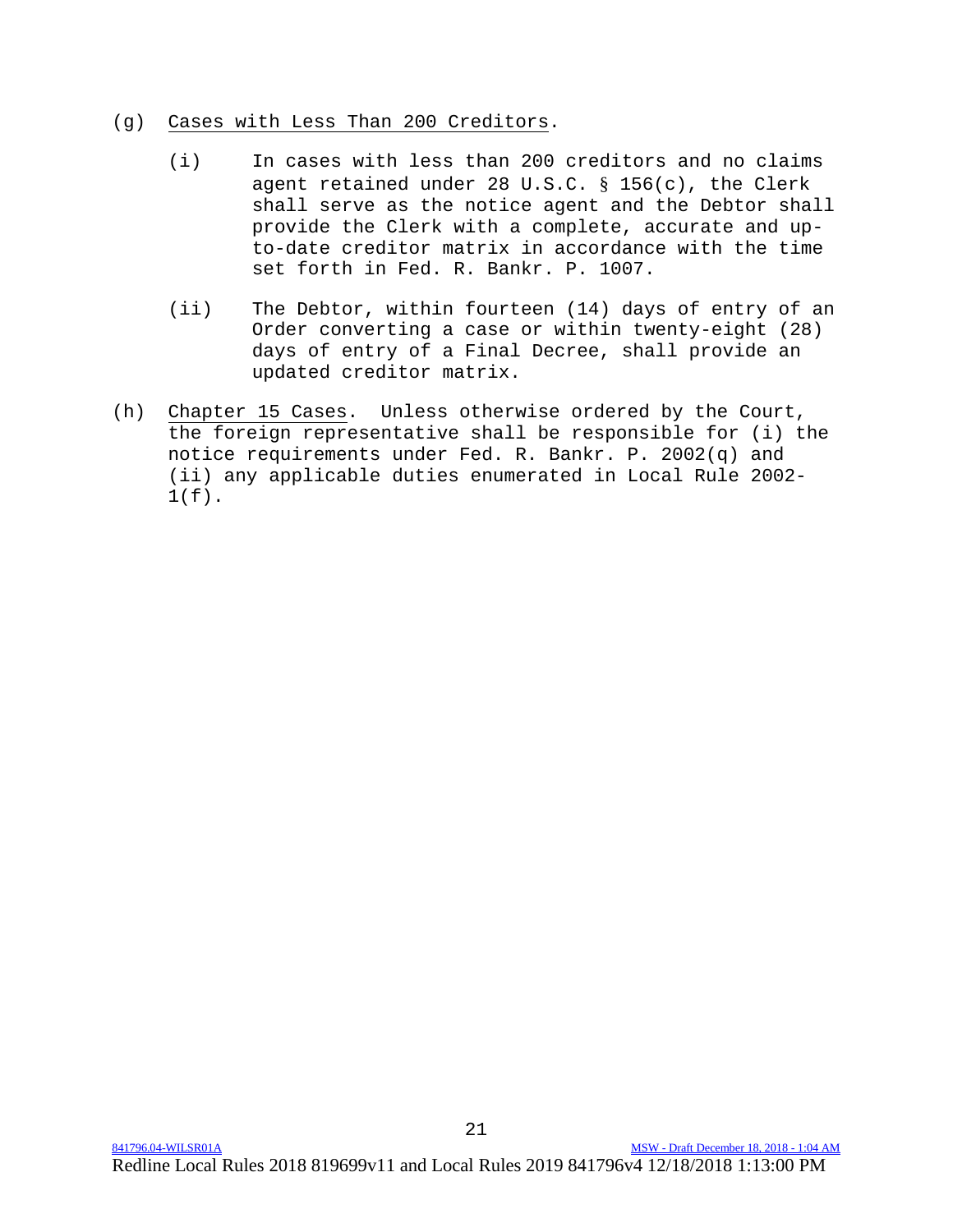(g) Cases with Less Than 200 Creditors.

   (i) In cases with less than 200 creditors and no claims agent retained under 28 U.S.C. § 156(c), the Clerk shall serve as the notice agent and the Debtor shall provide the Clerk with a complete, accurate and up-to-date creditor matrix in accordance with the time set forth in Fed. R. Bankr. P. 1007.

   (ii) The Debtor, within fourteen (14) days of entry of an Order converting a case or within twenty-eight (28) days of entry of a Final Decree, shall provide an updated creditor matrix.

(h) Chapter 15 Cases. Unless otherwise ordered by the Court, the foreign representative shall be responsible for (i) the notice requirements under Fed. R. Bankr. P. 2002(q) and (ii) any applicable duties enumerated in Local Rule 2002-1(f).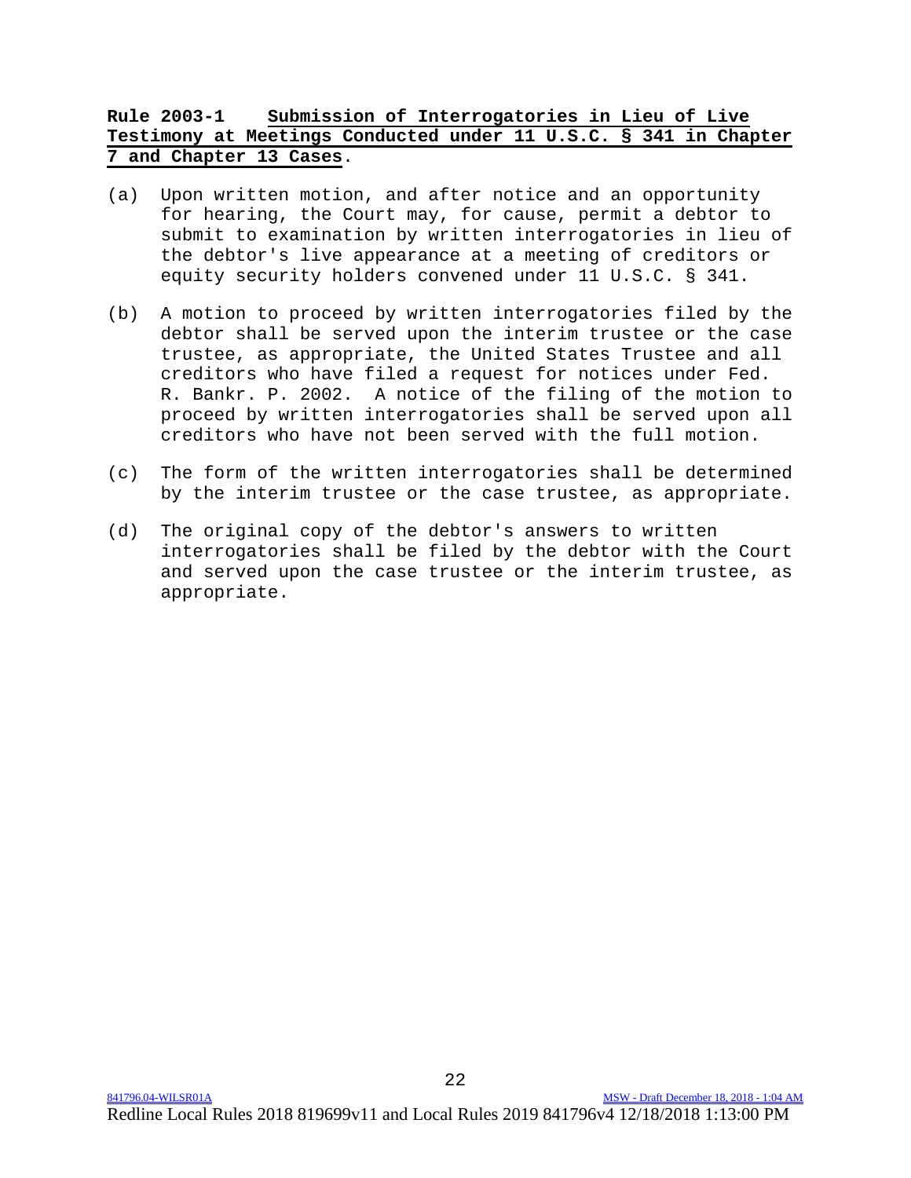**Rule 2003-1 Submission of Interrogatories in Lieu of Live Testimony at Meetings Conducted under 11 U.S.C. § 341 in Chapter 7 and Chapter 13 Cases**.

(a) Upon written motion, and after notice and an opportunity for hearing, the Court may, for cause, permit a debtor to submit to examination by written interrogatories in lieu of the debtor's live appearance at a meeting of creditors or equity security holders convened under 11 U.S.C. § 341.

(b) A motion to proceed by written interrogatories filed by the debtor shall be served upon the interim trustee or the case trustee, as appropriate, the United States Trustee and all creditors who have filed a request for notices under Fed. R. Bankr. P. 2002. A notice of the filing of the motion to proceed by written interrogatories shall be served upon all creditors who have not been served with the full motion.

(c) The form of the written interrogatories shall be determined by the interim trustee or the case trustee, as appropriate.

(d) The original copy of the debtor's answers to written interrogatories shall be filed by the debtor with the Court and served upon the case trustee or the interim trustee, as appropriate.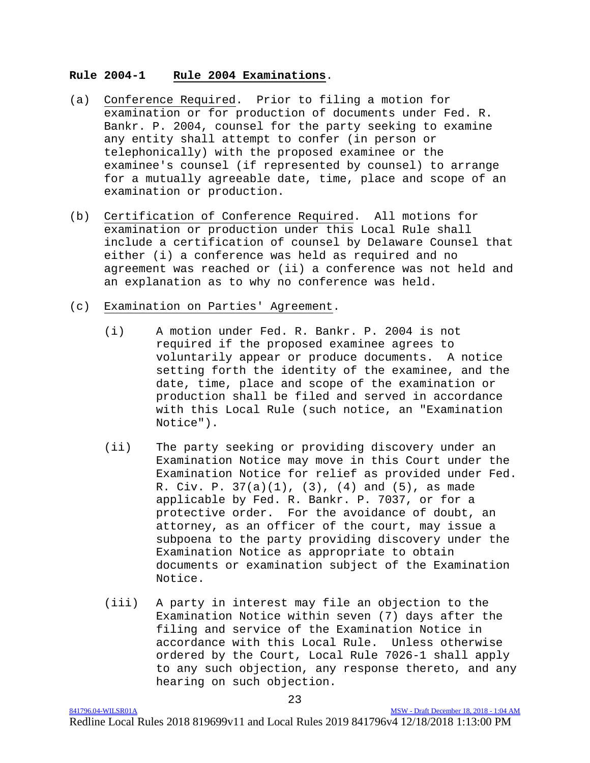**Rule 2004-1 Rule 2004 Examinations.**

(a) Conference Required. Prior to filing a motion for examination or for production of documents under Fed. R. Bankr. P. 2004, counsel for the party seeking to examine any entity shall attempt to confer (in person or telephonically) with the proposed examinee or the examinee's counsel (if represented by counsel) to arrange for a mutually agreeable date, time, place and scope of an examination or production.

(b) Certification of Conference Required. All motions for examination or production under this Local Rule shall include a certification of counsel by Delaware Counsel that either (i) a conference was held as required and no agreement was reached or (ii) a conference was not held and an explanation as to why no conference was held.

(c) Examination on Parties' Agreement.

(i) A motion under Fed. R. Bankr. P. 2004 is not required if the proposed examinee agrees to voluntarily appear or produce documents. A notice setting forth the identity of the examinee, and the date, time, place and scope of the examination or production shall be filed and served in accordance with this Local Rule (such notice, an "Examination Notice").

(ii) The party seeking or providing discovery under an Examination Notice may move in this Court under the Examination Notice for relief as provided under Fed. R. Civ. P. 37(a)(1), (3), (4) and (5), as made applicable by Fed. R. Bankr. P. 7037, or for a protective order. For the avoidance of doubt, an attorney, as an officer of the court, may issue a subpoena to the party providing discovery under the Examination Notice as appropriate to obtain documents or examination subject of the Examination Notice.

(iii) A party in interest may file an objection to the Examination Notice within seven (7) days after the filing and service of the Examination Notice in accordance with this Local Rule. Unless otherwise ordered by the Court, Local Rule 7026-1 shall apply to any such objection, any response thereto, and any hearing on such objection.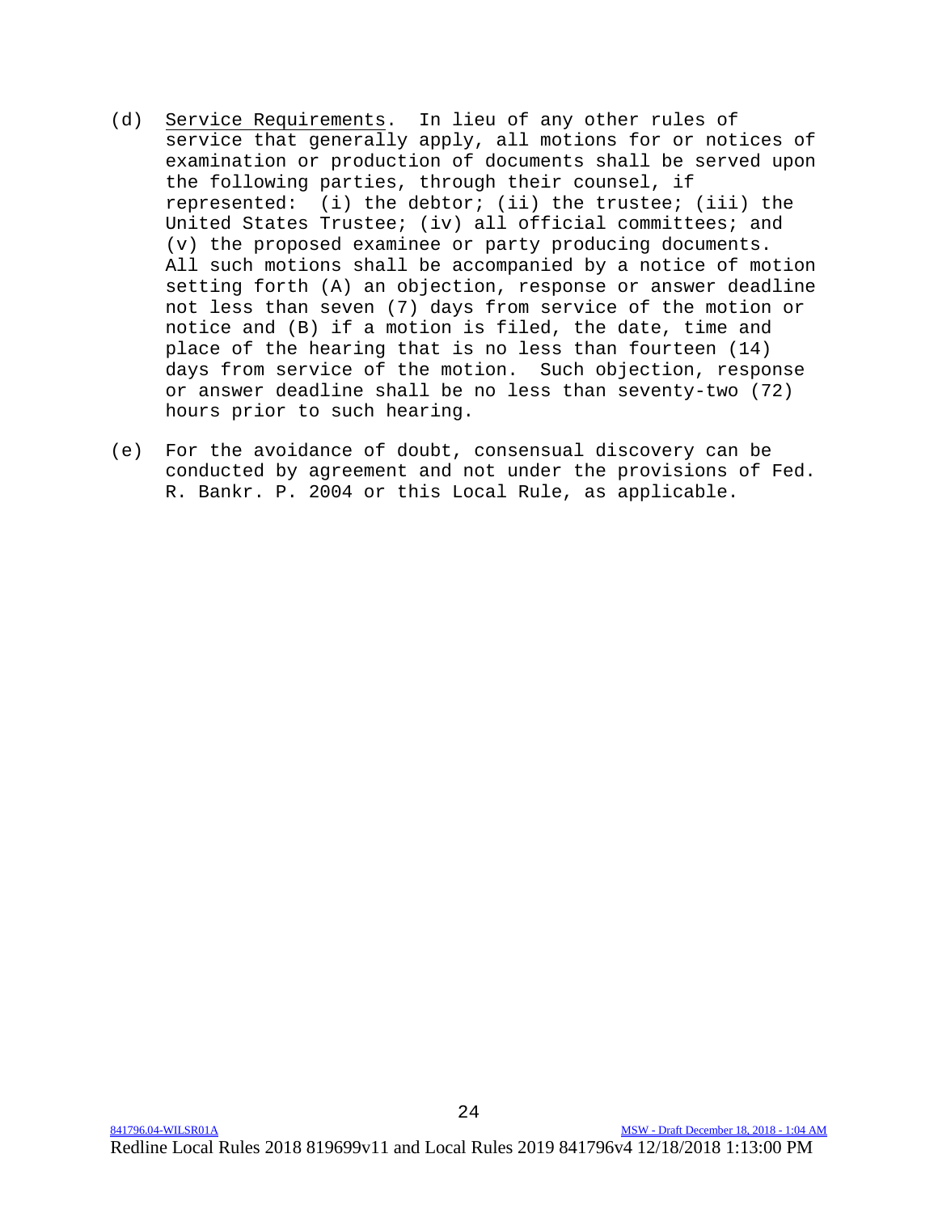(d) <u>Service Requirements</u>. In lieu of any other rules of service that generally apply, all motions for or notices of examination or production of documents shall be served upon the following parties, through their counsel, if represented: (i) the debtor; (ii) the trustee; (iii) the United States Trustee; (iv) all official committees; and (v) the proposed examinee or party producing documents. All such motions shall be accompanied by a notice of motion setting forth (A) an objection, response or answer deadline not less than seven (7) days from service of the motion or notice and (B) if a motion is filed, the date, time and place of the hearing that is no less than fourteen (14) days from service of the motion. Such objection, response or answer deadline shall be no less than seventy-two (72) hours prior to such hearing.

(e) For the avoidance of doubt, consensual discovery can be conducted by agreement and not under the provisions of Fed. R. Bankr. P. 2004 or this Local Rule, as applicable.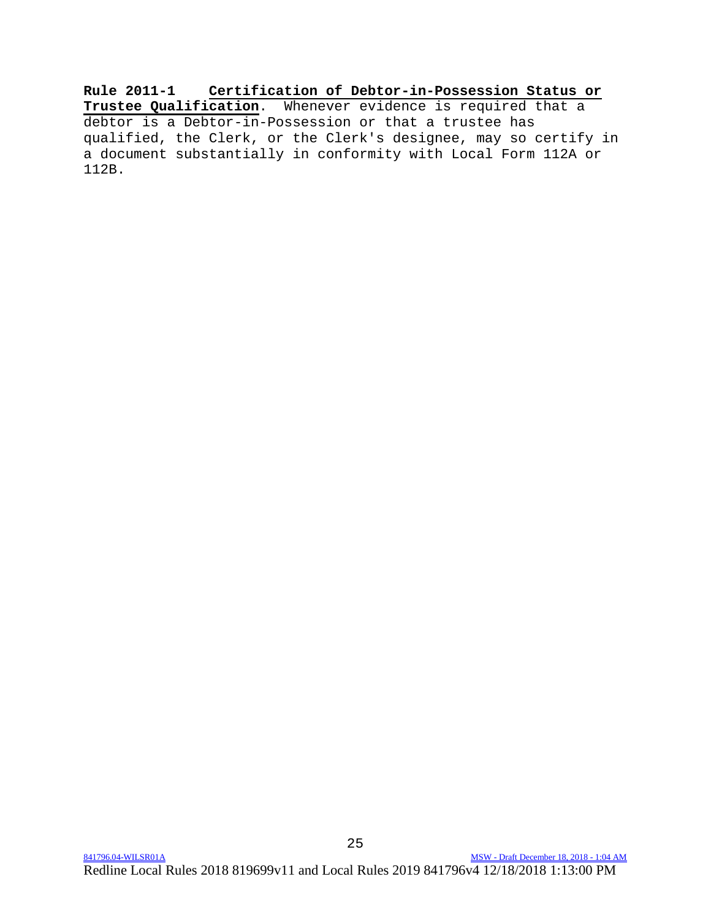**Rule 2011-1 Certification of Debtor-in-Possession Status or Trustee Qualification**. Whenever evidence is required that a debtor is a Debtor-in-Possession or that a trustee has qualified, the Clerk, or the Clerk's designee, may so certify in a document substantially in conformity with Local Form 112A or 112B.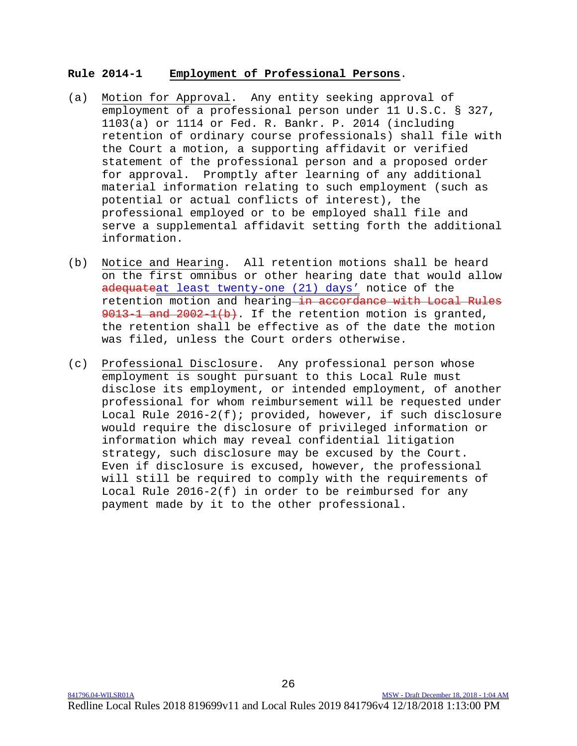**Rule 2014-1 Employment of Professional Persons.**

(a) Motion for Approval. Any entity seeking approval of employment of a professional person under 11 U.S.C. § 327, 1103(a) or 1114 or Fed. R. Bankr. P. 2014 (including retention of ordinary course professionals) shall file with the Court a motion, a supporting affidavit or verified statement of the professional person and a proposed order for approval. Promptly after learning of any additional material information relating to such employment (such as potential or actual conflicts of interest), the professional employed or to be employed shall file and serve a supplemental affidavit setting forth the additional information.

(b) Notice and Hearing. All retention motions shall be heard on the first omnibus or other hearing date that would allow ~~adequate~~at least twenty-one (21) days' notice of the retention motion and hearing~~ in accordance with Local Rules 9013-1 and 2002-1(b)~~. If the retention motion is granted, the retention shall be effective as of the date the motion was filed, unless the Court orders otherwise.

(c) Professional Disclosure. Any professional person whose employment is sought pursuant to this Local Rule must disclose its employment, or intended employment, of another professional for whom reimbursement will be requested under Local Rule 2016-2(f); provided, however, if such disclosure would require the disclosure of privileged information or information which may reveal confidential litigation strategy, such disclosure may be excused by the Court. Even if disclosure is excused, however, the professional will still be required to comply with the requirements of Local Rule 2016-2(f) in order to be reimbursed for any payment made by it to the other professional.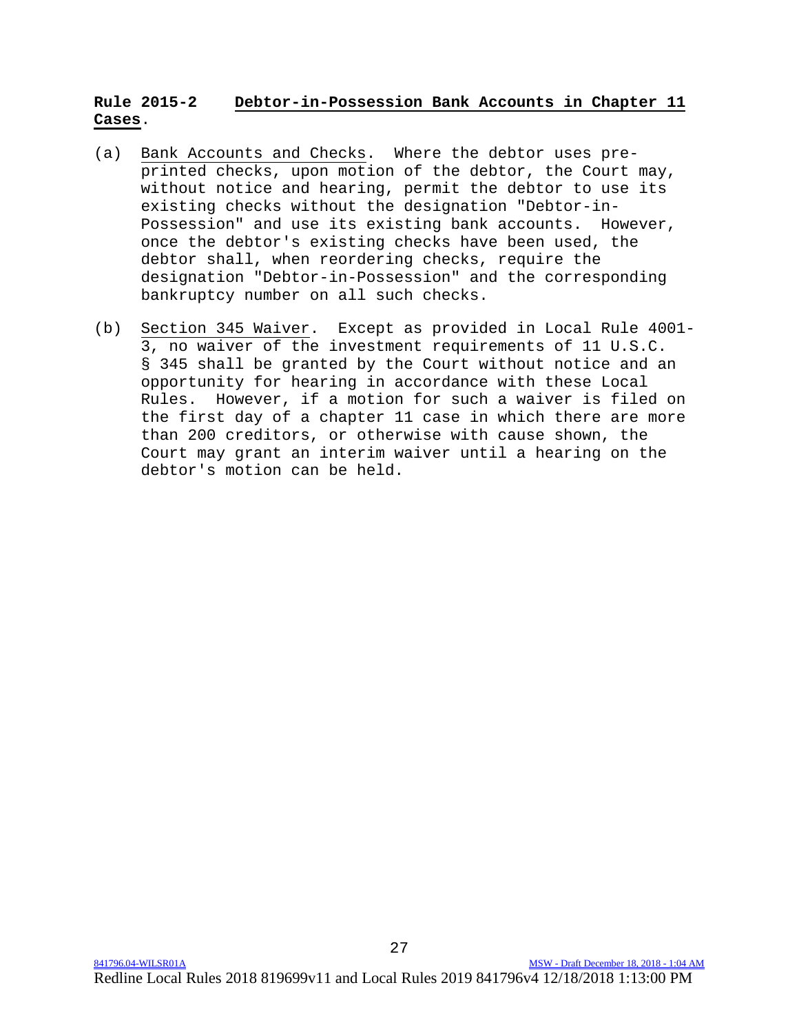## **Rule 2015-2 Debtor-in-Possession Bank Accounts in Chapter 11 Cases.**

(a) Bank Accounts and Checks. Where the debtor uses pre-printed checks, upon motion of the debtor, the Court may, without notice and hearing, permit the debtor to use its existing checks without the designation "Debtor-in-Possession" and use its existing bank accounts. However, once the debtor's existing checks have been used, the debtor shall, when reordering checks, require the designation "Debtor-in-Possession" and the corresponding bankruptcy number on all such checks.

(b) Section 345 Waiver. Except as provided in Local Rule 4001-3, no waiver of the investment requirements of 11 U.S.C. § 345 shall be granted by the Court without notice and an opportunity for hearing in accordance with these Local Rules. However, if a motion for such a waiver is filed on the first day of a chapter 11 case in which there are more than 200 creditors, or otherwise with cause shown, the Court may grant an interim waiver until a hearing on the debtor's motion can be held.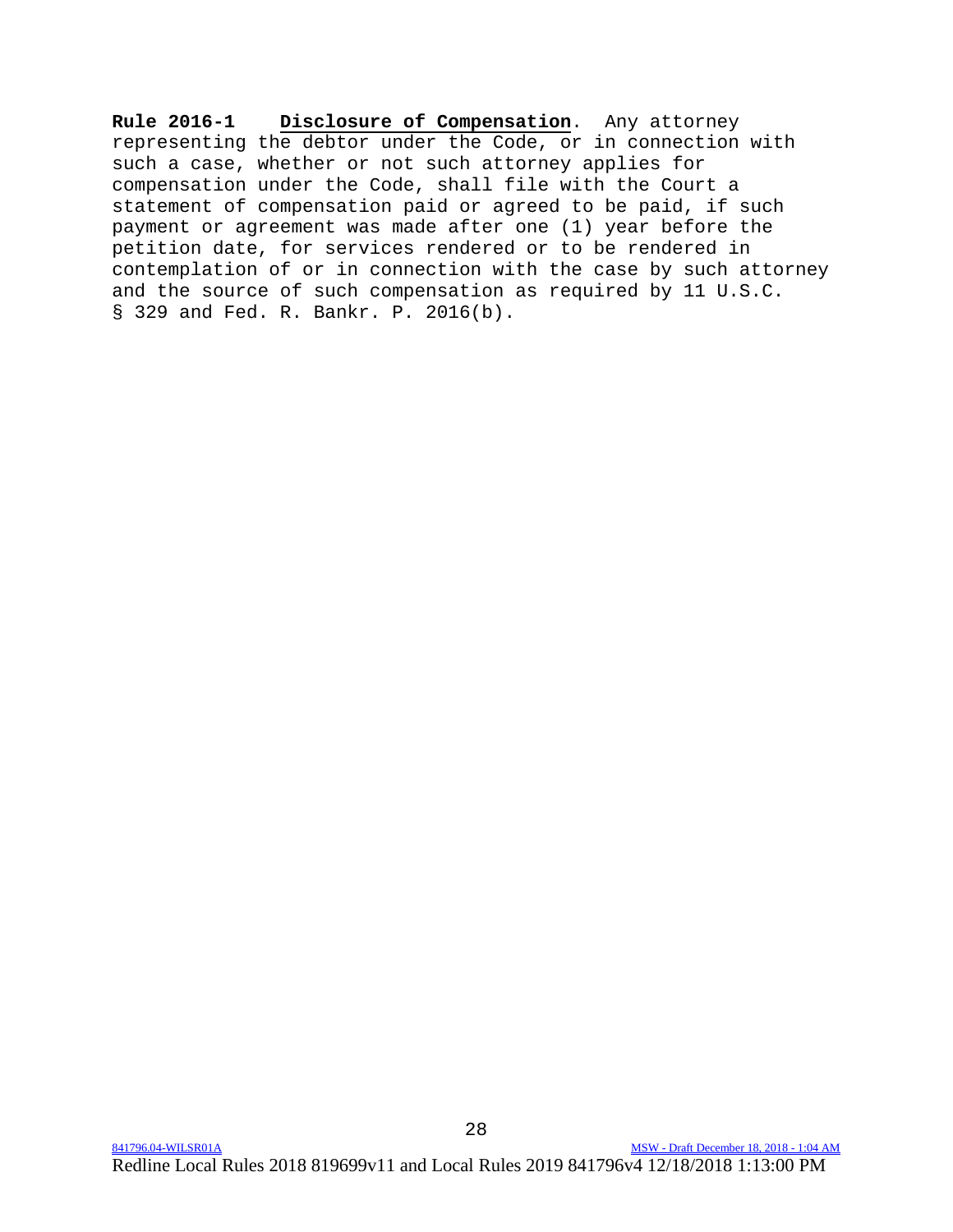**Rule 2016-1 Disclosure of Compensation**. Any attorney representing the debtor under the Code, or in connection with such a case, whether or not such attorney applies for compensation under the Code, shall file with the Court a statement of compensation paid or agreed to be paid, if such payment or agreement was made after one (1) year before the petition date, for services rendered or to be rendered in contemplation of or in connection with the case by such attorney and the source of such compensation as required by 11 U.S.C. § 329 and Fed. R. Bankr. P. 2016(b).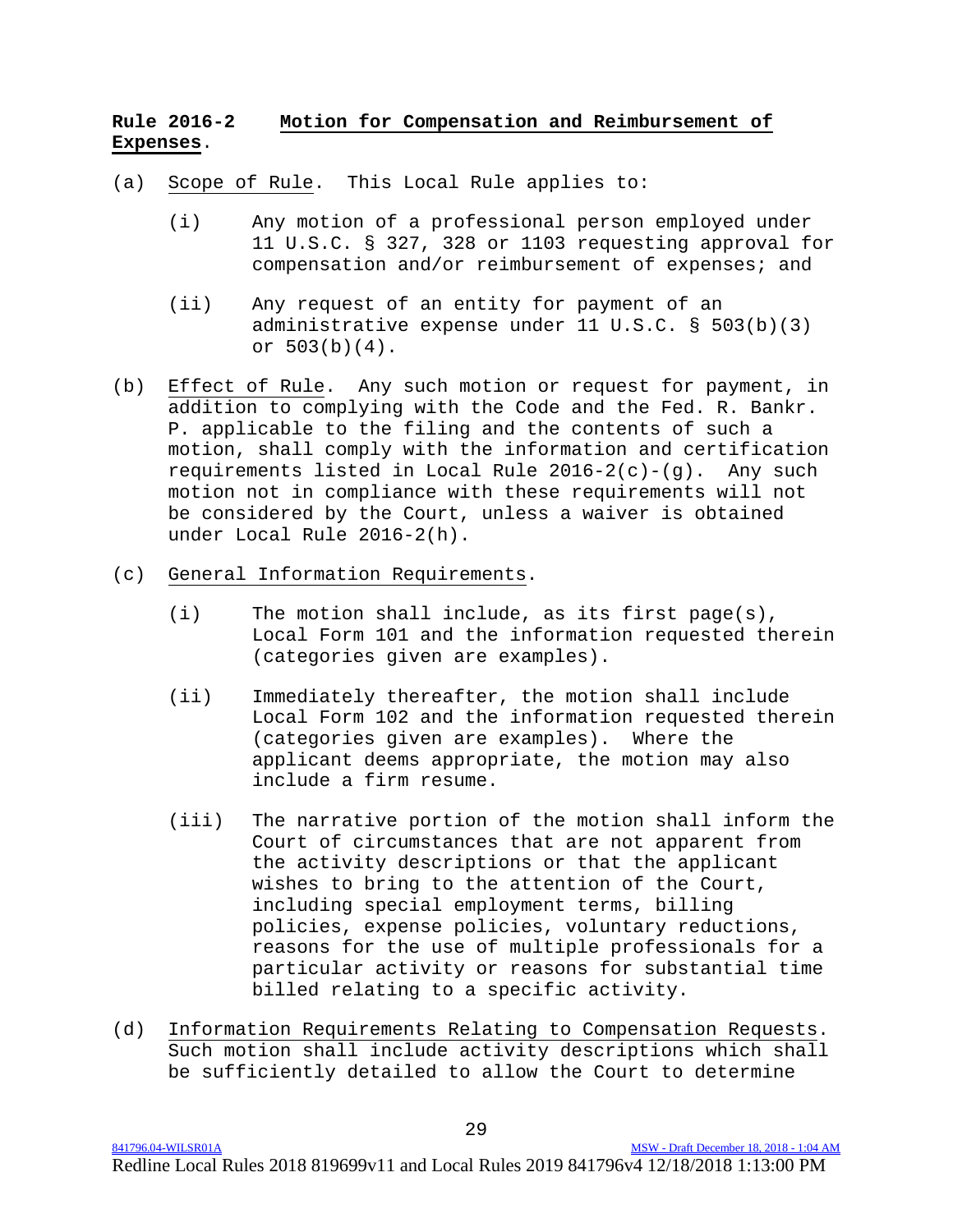**Rule 2016-2 Motion for Compensation and Reimbursement of Expenses.**

(a) Scope of Rule. This Local Rule applies to:

(i) Any motion of a professional person employed under 11 U.S.C. § 327, 328 or 1103 requesting approval for compensation and/or reimbursement of expenses; and

(ii) Any request of an entity for payment of an administrative expense under 11 U.S.C. § 503(b)(3) or 503(b)(4).

(b) Effect of Rule. Any such motion or request for payment, in addition to complying with the Code and the Fed. R. Bankr. P. applicable to the filing and the contents of such a motion, shall comply with the information and certification requirements listed in Local Rule 2016-2(c)-(g). Any such motion not in compliance with these requirements will not be considered by the Court, unless a waiver is obtained under Local Rule 2016-2(h).

(c) General Information Requirements.

(i) The motion shall include, as its first page(s), Local Form 101 and the information requested therein (categories given are examples).

(ii) Immediately thereafter, the motion shall include Local Form 102 and the information requested therein (categories given are examples). Where the applicant deems appropriate, the motion may also include a firm resume.

(iii) The narrative portion of the motion shall inform the Court of circumstances that are not apparent from the activity descriptions or that the applicant wishes to bring to the attention of the Court, including special employment terms, billing policies, expense policies, voluntary reductions, reasons for the use of multiple professionals for a particular activity or reasons for substantial time billed relating to a specific activity.

(d) Information Requirements Relating to Compensation Requests. Such motion shall include activity descriptions which shall be sufficiently detailed to allow the Court to determine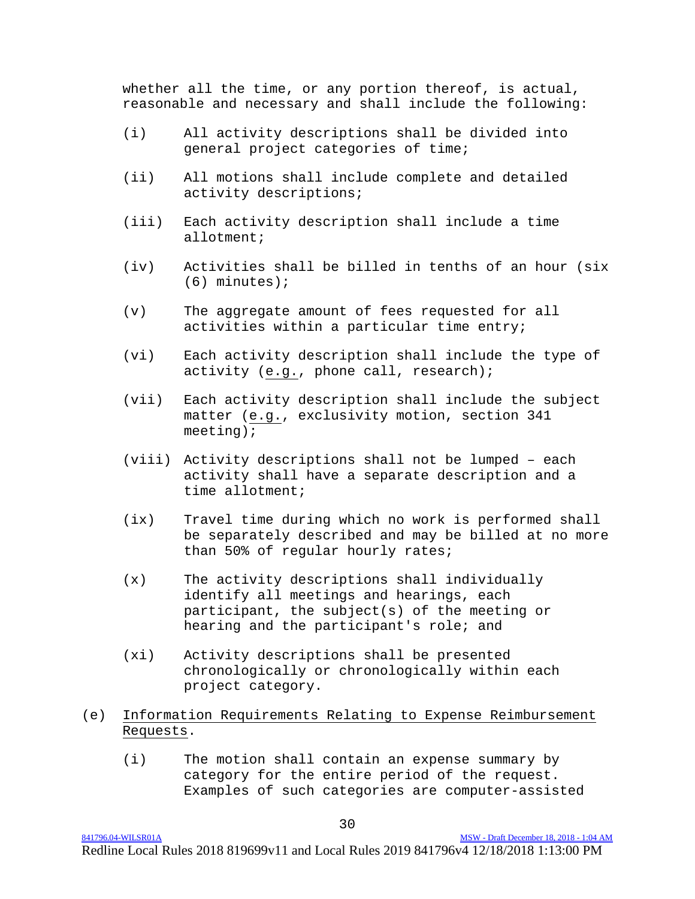whether all the time, or any portion thereof, is actual, reasonable and necessary and shall include the following:

(i) All activity descriptions shall be divided into general project categories of time;

(ii) All motions shall include complete and detailed activity descriptions;

(iii) Each activity description shall include a time allotment;

(iv) Activities shall be billed in tenths of an hour (six (6) minutes);

(v) The aggregate amount of fees requested for all activities within a particular time entry;

(vi) Each activity description shall include the type of activity (e.g., phone call, research);

(vii) Each activity description shall include the subject matter (e.g., exclusivity motion, section 341 meeting);

(viii) Activity descriptions shall not be lumped – each activity shall have a separate description and a time allotment;

(ix) Travel time during which no work is performed shall be separately described and may be billed at no more than 50% of regular hourly rates;

(x) The activity descriptions shall individually identify all meetings and hearings, each participant, the subject(s) of the meeting or hearing and the participant's role; and

(xi) Activity descriptions shall be presented chronologically or chronologically within each project category.

(e) Information Requirements Relating to Expense Reimbursement Requests.

(i) The motion shall contain an expense summary by category for the entire period of the request. Examples of such categories are computer-assisted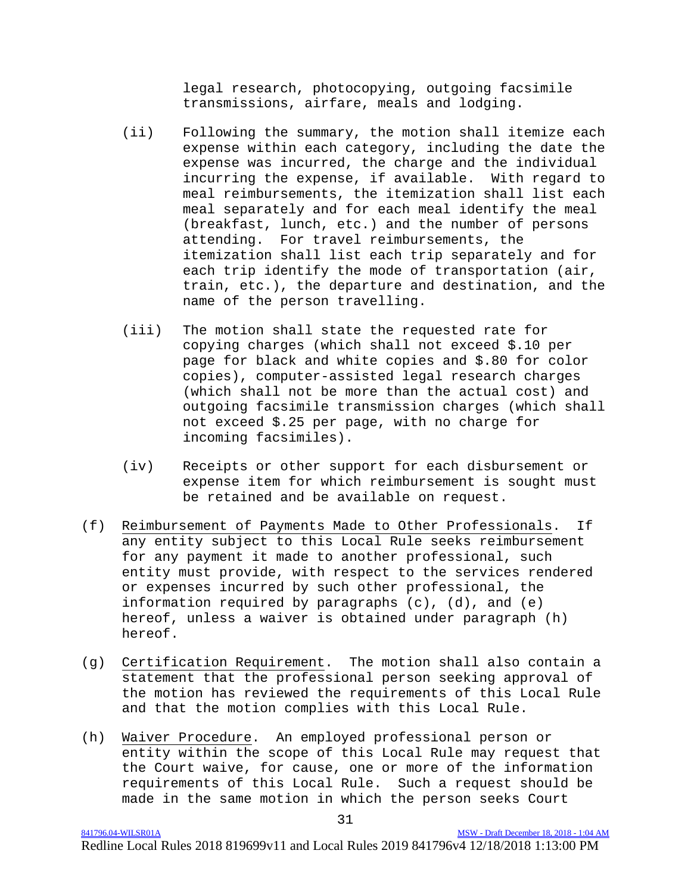legal research, photocopying, outgoing facsimile transmissions, airfare, meals and lodging.

(ii) Following the summary, the motion shall itemize each expense within each category, including the date the expense was incurred, the charge and the individual incurring the expense, if available. With regard to meal reimbursements, the itemization shall list each meal separately and for each meal identify the meal (breakfast, lunch, etc.) and the number of persons attending. For travel reimbursements, the itemization shall list each trip separately and for each trip identify the mode of transportation (air, train, etc.), the departure and destination, and the name of the person travelling.

(iii) The motion shall state the requested rate for copying charges (which shall not exceed $.10 per page for black and white copies and $.80 for color copies), computer-assisted legal research charges (which shall not be more than the actual cost) and outgoing facsimile transmission charges (which shall not exceed $.25 per page, with no charge for incoming facsimiles).

(iv) Receipts or other support for each disbursement or expense item for which reimbursement is sought must be retained and be available on request.

(f) Reimbursement of Payments Made to Other Professionals. If any entity subject to this Local Rule seeks reimbursement for any payment it made to another professional, such entity must provide, with respect to the services rendered or expenses incurred by such other professional, the information required by paragraphs (c), (d), and (e) hereof, unless a waiver is obtained under paragraph (h) hereof.

(g) Certification Requirement. The motion shall also contain a statement that the professional person seeking approval of the motion has reviewed the requirements of this Local Rule and that the motion complies with this Local Rule.

(h) Waiver Procedure. An employed professional person or entity within the scope of this Local Rule may request that the Court waive, for cause, one or more of the information requirements of this Local Rule. Such a request should be made in the same motion in which the person seeks Court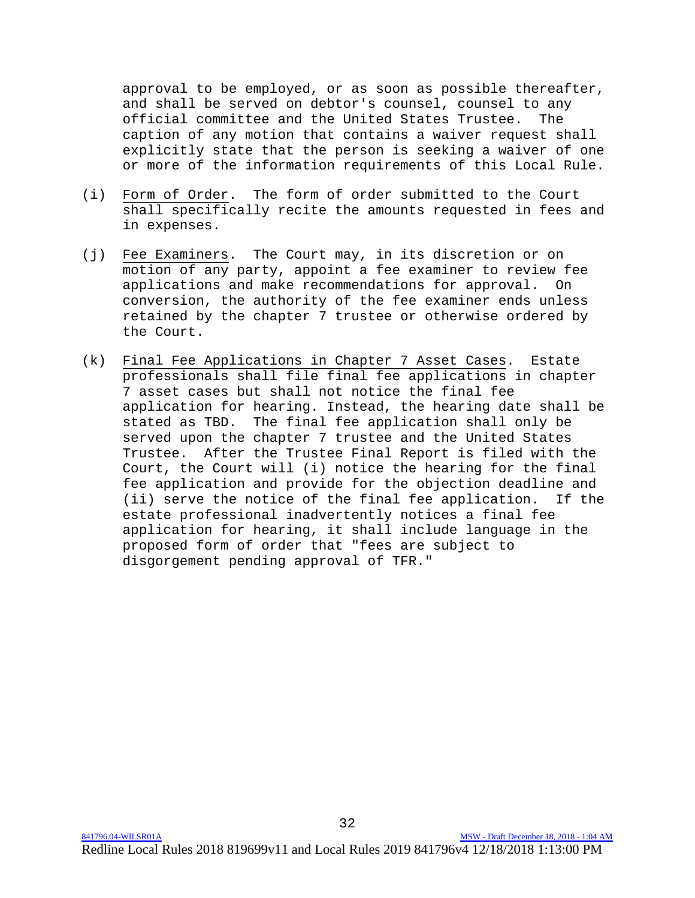approval to be employed, or as soon as possible thereafter, and shall be served on debtor's counsel, counsel to any official committee and the United States Trustee. The caption of any motion that contains a waiver request shall explicitly state that the person is seeking a waiver of one or more of the information requirements of this Local Rule.

(i) Form of Order. The form of order submitted to the Court shall specifically recite the amounts requested in fees and in expenses.

(j) Fee Examiners. The Court may, in its discretion or on motion of any party, appoint a fee examiner to review fee applications and make recommendations for approval. On conversion, the authority of the fee examiner ends unless retained by the chapter 7 trustee or otherwise ordered by the Court.

(k) Final Fee Applications in Chapter 7 Asset Cases. Estate professionals shall file final fee applications in chapter 7 asset cases but shall not notice the final fee application for hearing. Instead, the hearing date shall be stated as TBD. The final fee application shall only be served upon the chapter 7 trustee and the United States Trustee. After the Trustee Final Report is filed with the Court, the Court will (i) notice the hearing for the final fee application and provide for the objection deadline and (ii) serve the notice of the final fee application. If the estate professional inadvertently notices a final fee application for hearing, it shall include language in the proposed form of order that "fees are subject to disgorgement pending approval of TFR."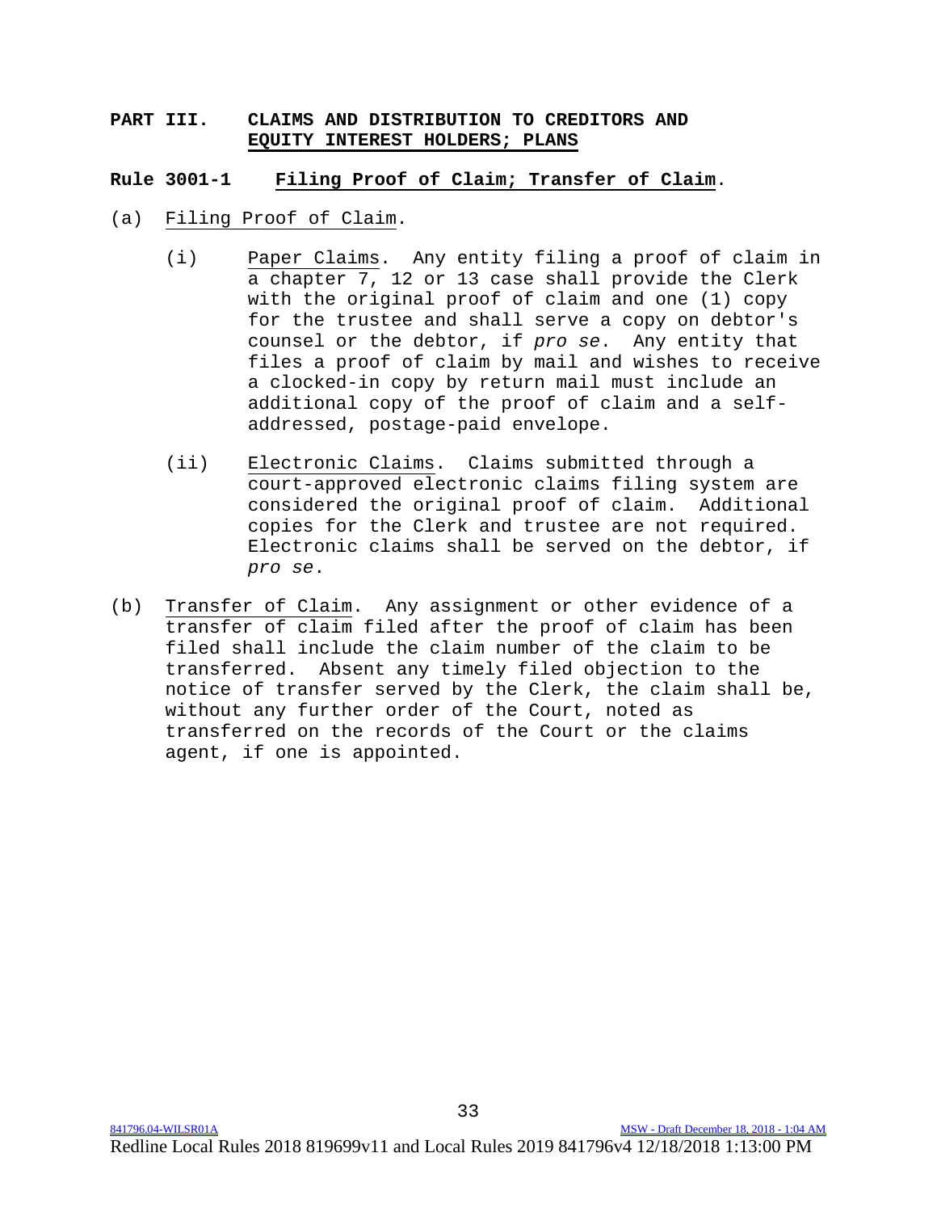## PART III. CLAIMS AND DISTRIBUTION TO CREDITORS AND EQUITY INTEREST HOLDERS; PLANS

### Rule 3001-1 Filing Proof of Claim; Transfer of Claim.

(a) Filing Proof of Claim.

(i) Paper Claims. Any entity filing a proof of claim in a chapter 7, 12 or 13 case shall provide the Clerk with the original proof of claim and one (1) copy for the trustee and shall serve a copy on debtor's counsel or the debtor, if *pro se*. Any entity that files a proof of claim by mail and wishes to receive a clocked-in copy by return mail must include an additional copy of the proof of claim and a self-addressed, postage-paid envelope.

(ii) Electronic Claims. Claims submitted through a court-approved electronic claims filing system are considered the original proof of claim. Additional copies for the Clerk and trustee are not required. Electronic claims shall be served on the debtor, if *pro se*.

(b) Transfer of Claim. Any assignment or other evidence of a transfer of claim filed after the proof of claim has been filed shall include the claim number of the claim to be transferred. Absent any timely filed objection to the notice of transfer served by the Clerk, the claim shall be, without any further order of the Court, noted as transferred on the records of the Court or the claims agent, if one is appointed.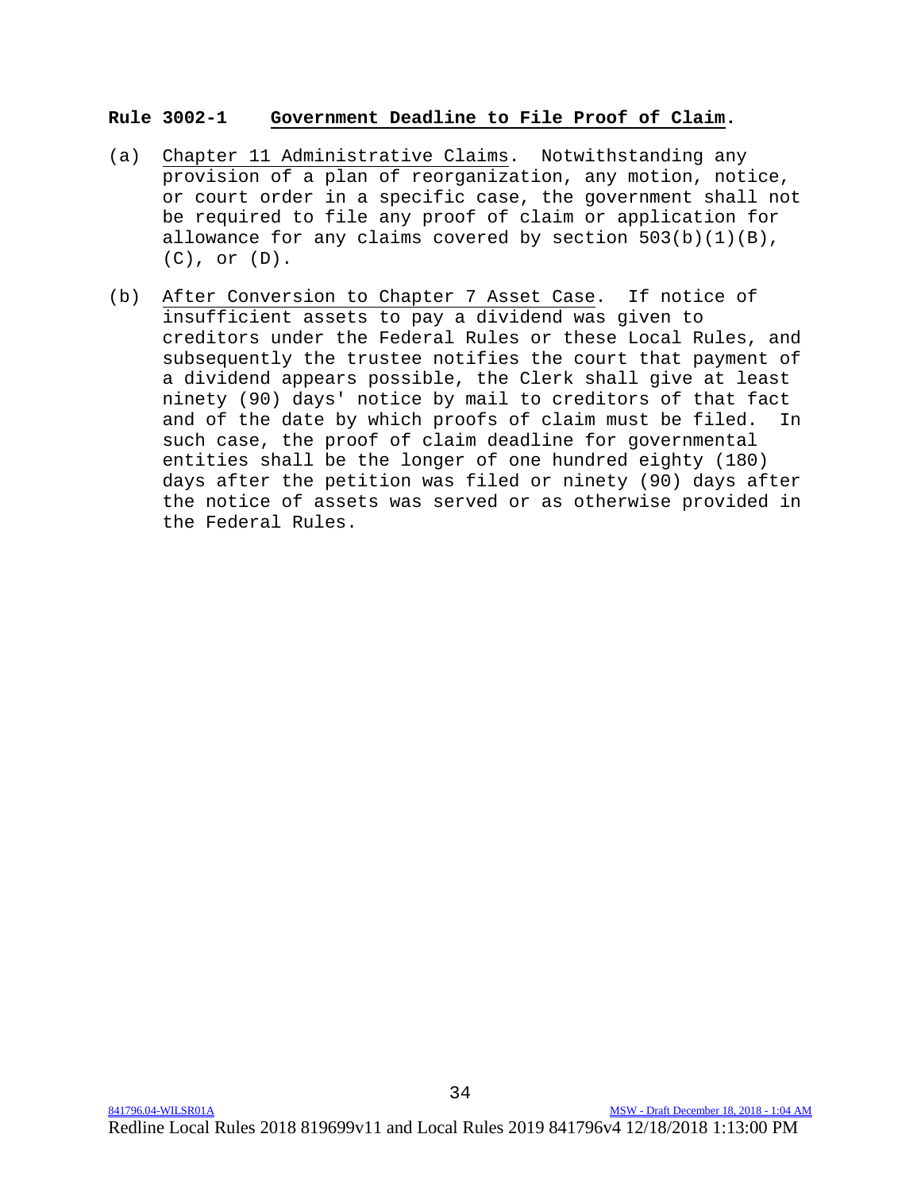**Rule 3002-1 Government Deadline to File Proof of Claim.**

(a) Chapter 11 Administrative Claims. Notwithstanding any provision of a plan of reorganization, any motion, notice, or court order in a specific case, the government shall not be required to file any proof of claim or application for allowance for any claims covered by section 503(b)(1)(B), (C), or (D).

(b) After Conversion to Chapter 7 Asset Case. If notice of insufficient assets to pay a dividend was given to creditors under the Federal Rules or these Local Rules, and subsequently the trustee notifies the court that payment of a dividend appears possible, the Clerk shall give at least ninety (90) days' notice by mail to creditors of that fact and of the date by which proofs of claim must be filed. In such case, the proof of claim deadline for governmental entities shall be the longer of one hundred eighty (180) days after the petition was filed or ninety (90) days after the notice of assets was served or as otherwise provided in the Federal Rules.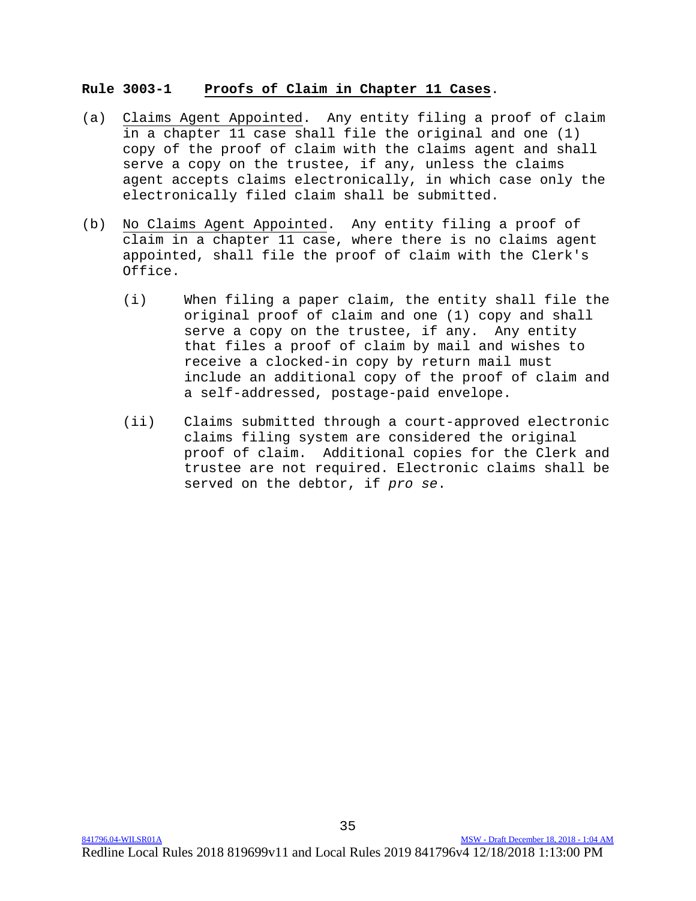**Rule 3003-1 Proofs of Claim in Chapter 11 Cases.**

(a) Claims Agent Appointed. Any entity filing a proof of claim in a chapter 11 case shall file the original and one (1) copy of the proof of claim with the claims agent and shall serve a copy on the trustee, if any, unless the claims agent accepts claims electronically, in which case only the electronically filed claim shall be submitted.

(b) No Claims Agent Appointed. Any entity filing a proof of claim in a chapter 11 case, where there is no claims agent appointed, shall file the proof of claim with the Clerk's Office.

   (i) When filing a paper claim, the entity shall file the original proof of claim and one (1) copy and shall serve a copy on the trustee, if any. Any entity that files a proof of claim by mail and wishes to receive a clocked-in copy by return mail must include an additional copy of the proof of claim and a self-addressed, postage-paid envelope.

   (ii) Claims submitted through a court-approved electronic claims filing system are considered the original proof of claim. Additional copies for the Clerk and trustee are not required. Electronic claims shall be served on the debtor, if *pro se*.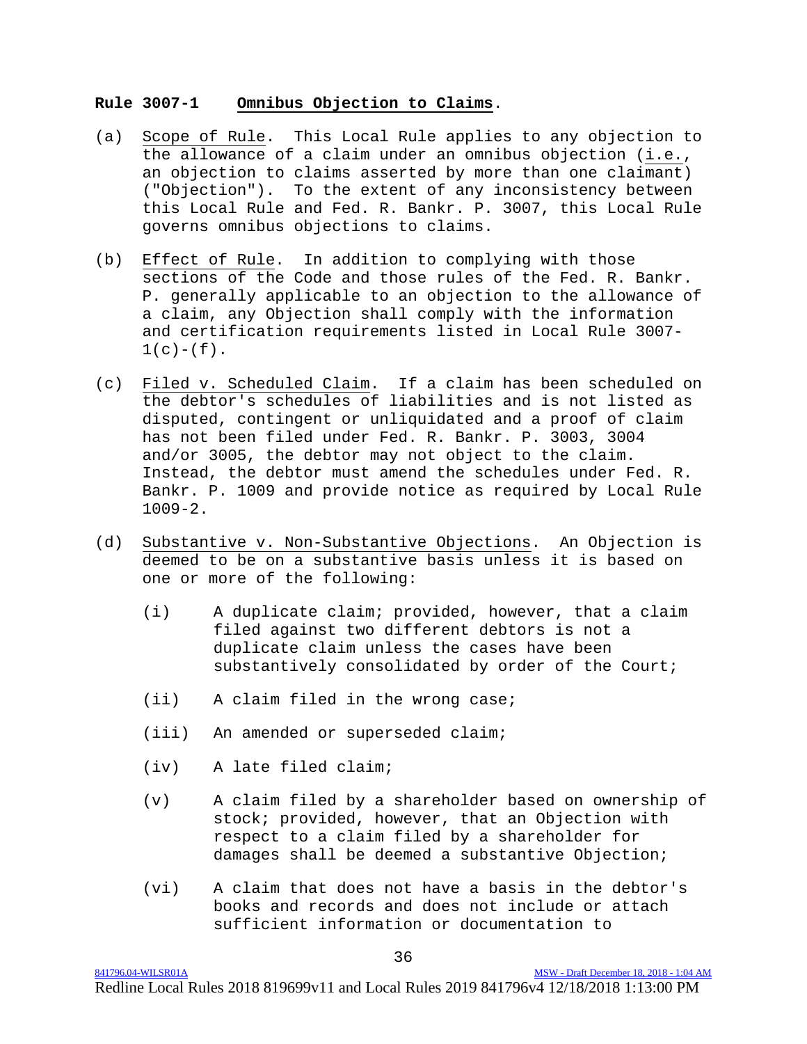**Rule 3007-1 Omnibus Objection to Claims.**

(a) Scope of Rule. This Local Rule applies to any objection to the allowance of a claim under an omnibus objection (i.e., an objection to claims asserted by more than one claimant) ("Objection"). To the extent of any inconsistency between this Local Rule and Fed. R. Bankr. P. 3007, this Local Rule governs omnibus objections to claims.

(b) Effect of Rule. In addition to complying with those sections of the Code and those rules of the Fed. R. Bankr. P. generally applicable to an objection to the allowance of a claim, any Objection shall comply with the information and certification requirements listed in Local Rule 3007-1(c)-(f).

(c) Filed v. Scheduled Claim. If a claim has been scheduled on the debtor's schedules of liabilities and is not listed as disputed, contingent or unliquidated and a proof of claim has not been filed under Fed. R. Bankr. P. 3003, 3004 and/or 3005, the debtor may not object to the claim. Instead, the debtor must amend the schedules under Fed. R. Bankr. P. 1009 and provide notice as required by Local Rule 1009-2.

(d) Substantive v. Non-Substantive Objections. An Objection is deemed to be on a substantive basis unless it is based on one or more of the following:

- (i) A duplicate claim; provided, however, that a claim filed against two different debtors is not a duplicate claim unless the cases have been substantively consolidated by order of the Court;
- (ii) A claim filed in the wrong case;
- (iii) An amended or superseded claim;
- (iv) A late filed claim;
- (v) A claim filed by a shareholder based on ownership of stock; provided, however, that an Objection with respect to a claim filed by a shareholder for damages shall be deemed a substantive Objection;
- (vi) A claim that does not have a basis in the debtor's books and records and does not include or attach sufficient information or documentation to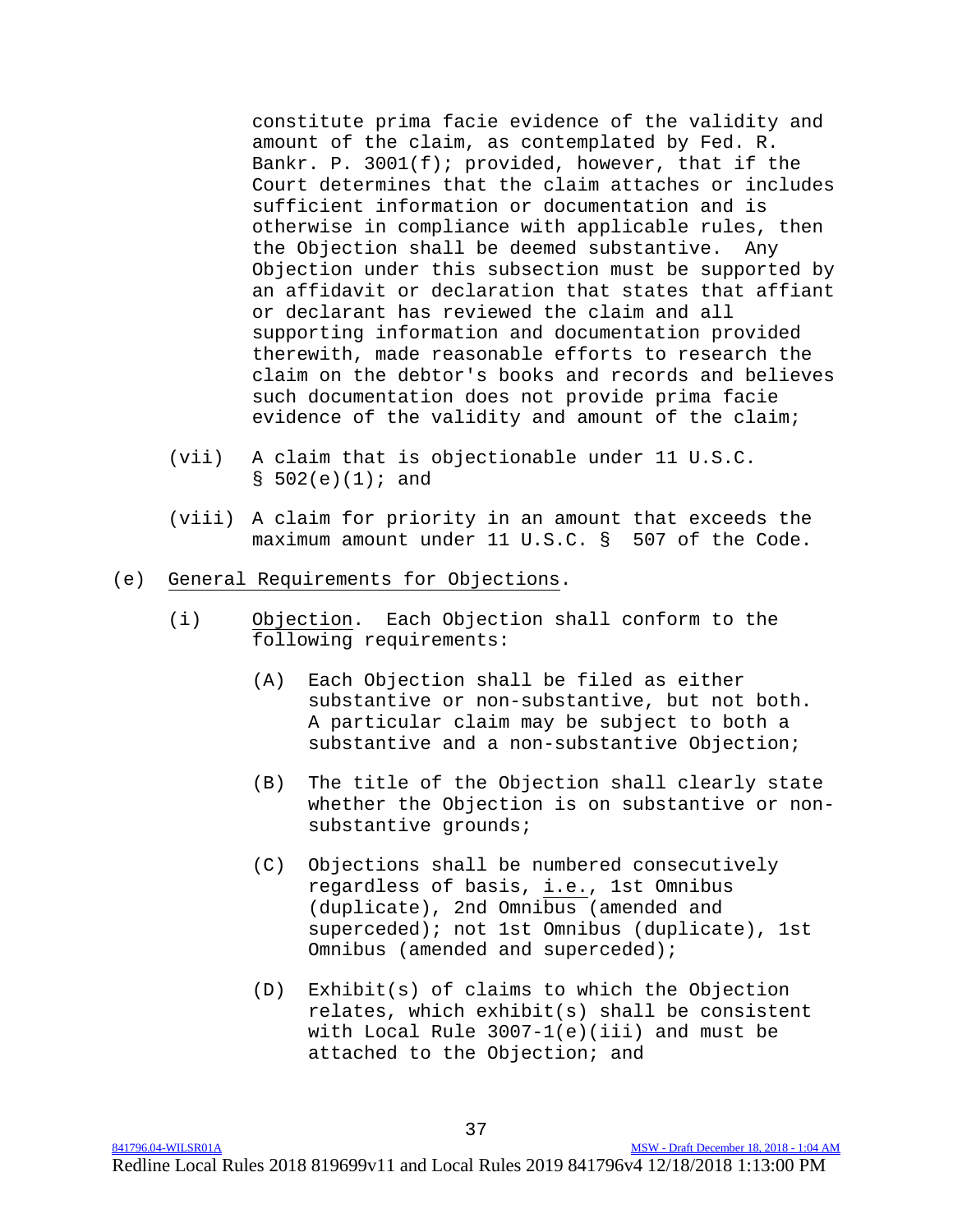constitute prima facie evidence of the validity and amount of the claim, as contemplated by Fed. R. Bankr. P. 3001(f); provided, however, that if the Court determines that the claim attaches or includes sufficient information or documentation and is otherwise in compliance with applicable rules, then the Objection shall be deemed substantive. Any Objection under this subsection must be supported by an affidavit or declaration that states that affiant or declarant has reviewed the claim and all supporting information and documentation provided therewith, made reasonable efforts to research the claim on the debtor's books and records and believes such documentation does not provide prima facie evidence of the validity and amount of the claim;

(vii) A claim that is objectionable under 11 U.S.C. § 502(e)(1); and

(viii) A claim for priority in an amount that exceeds the maximum amount under 11 U.S.C. § 507 of the Code.

(e) General Requirements for Objections.

(i) Objection. Each Objection shall conform to the following requirements:

(A) Each Objection shall be filed as either substantive or non-substantive, but not both. A particular claim may be subject to both a substantive and a non-substantive Objection;

(B) The title of the Objection shall clearly state whether the Objection is on substantive or non-substantive grounds;

(C) Objections shall be numbered consecutively regardless of basis, i.e., 1st Omnibus (duplicate), 2nd Omnibus (amended and superceded); not 1st Omnibus (duplicate), 1st Omnibus (amended and superceded);

(D) Exhibit(s) of claims to which the Objection relates, which exhibit(s) shall be consistent with Local Rule 3007-1(e)(iii) and must be attached to the Objection; and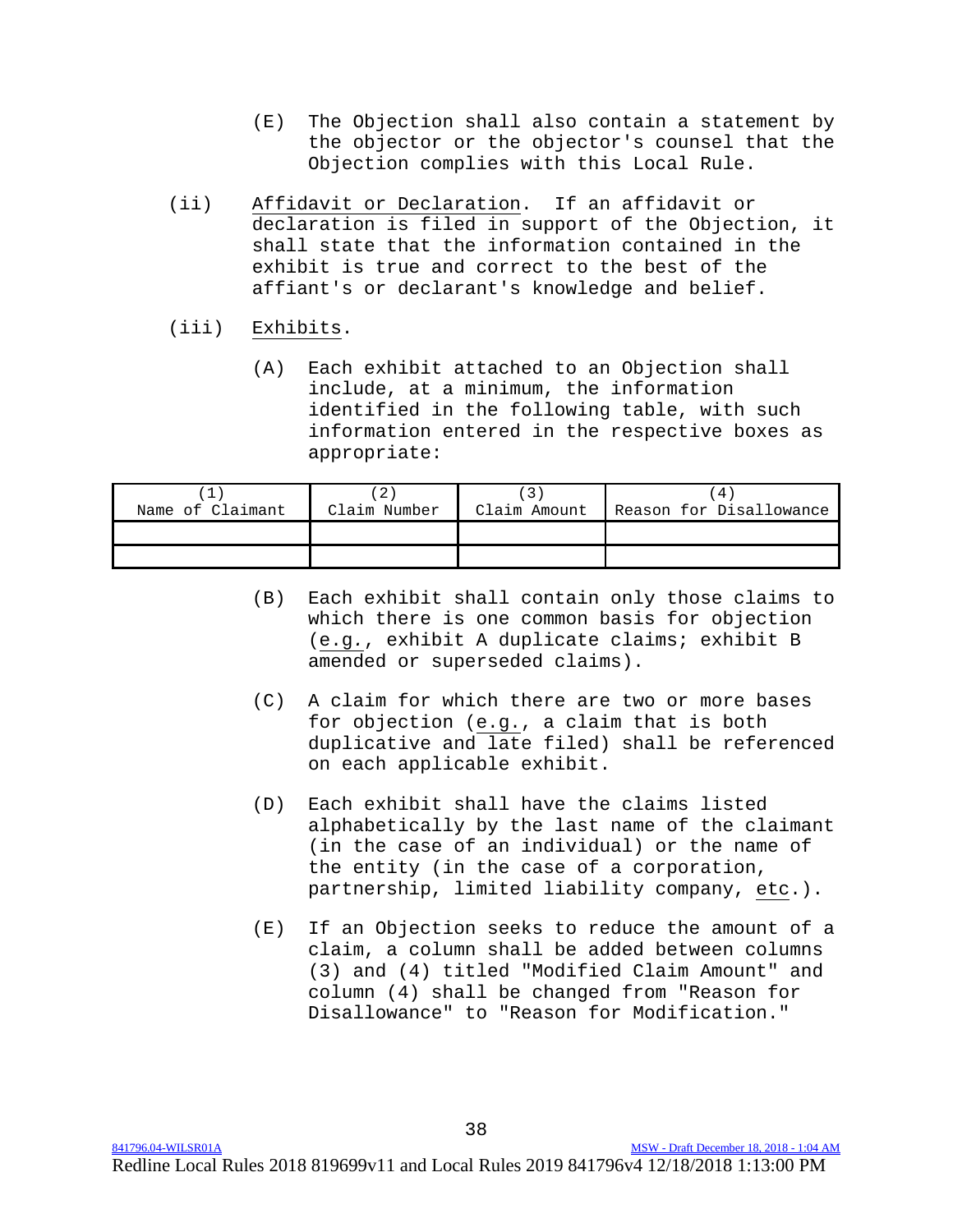(E) The Objection shall also contain a statement by the objector or the objector's counsel that the Objection complies with this Local Rule.

(ii) Affidavit or Declaration. If an affidavit or declaration is filed in support of the Objection, it shall state that the information contained in the exhibit is true and correct to the best of the affiant's or declarant's knowledge and belief.

(iii) Exhibits.

(A) Each exhibit attached to an Objection shall include, at a minimum, the information identified in the following table, with such information entered in the respective boxes as appropriate:

| (1) Name of Claimant | (2) Claim Number | (3) Claim Amount | (4) Reason for Disallowance |
|---|---|---|---|
| | | | |
| | | | |

(B) Each exhibit shall contain only those claims to which there is one common basis for objection (e.g., exhibit A duplicate claims; exhibit B amended or superseded claims).

(C) A claim for which there are two or more bases for objection (e.g., a claim that is both duplicative and late filed) shall be referenced on each applicable exhibit.

(D) Each exhibit shall have the claims listed alphabetically by the last name of the claimant (in the case of an individual) or the name of the entity (in the case of a corporation, partnership, limited liability company, etc.).

(E) If an Objection seeks to reduce the amount of a claim, a column shall be added between columns (3) and (4) titled "Modified Claim Amount" and column (4) shall be changed from "Reason for Disallowance" to "Reason for Modification."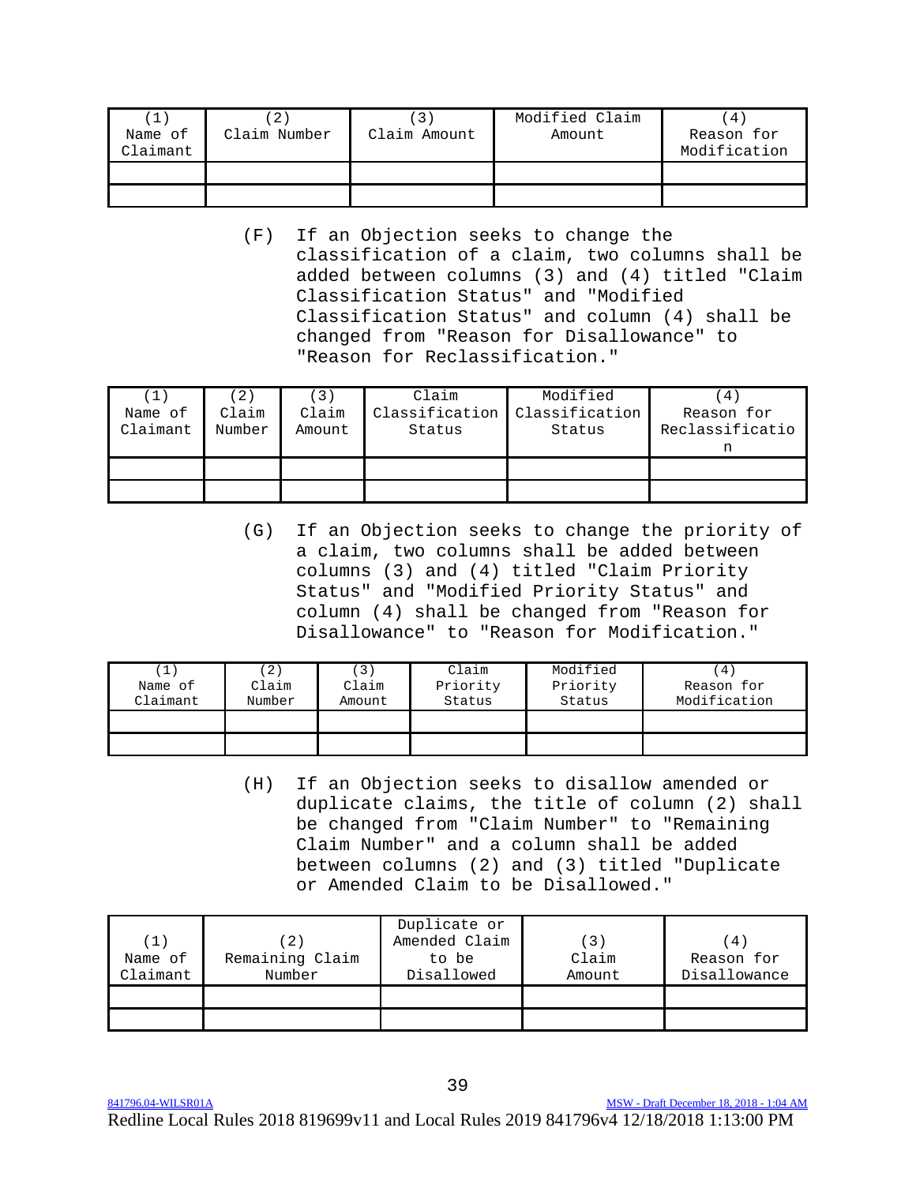| (1) Name of Claimant | (2) Claim Number | (3) Claim Amount | Modified Claim Amount | (4) Reason for Modification |
| --- | --- | --- | --- | --- |
| | | | | |
| | | | | |

(F) If an Objection seeks to change the classification of a claim, two columns shall be added between columns (3) and (4) titled "Claim Classification Status" and "Modified Classification Status" and column (4) shall be changed from "Reason for Disallowance" to "Reason for Reclassification."

| (1) Name of Claimant | (2) Claim Number | (3) Claim Amount | Claim Classification Status | Modified Classification Status | (4) Reason for Reclassification |
| --- | --- | --- | --- | --- | --- |
| | | | | | |
| | | | | | |

(G) If an Objection seeks to change the priority of a claim, two columns shall be added between columns (3) and (4) titled "Claim Priority Status" and "Modified Priority Status" and column (4) shall be changed from "Reason for Disallowance" to "Reason for Modification."

| (1) Name of Claimant | (2) Claim Number | (3) Claim Amount | Claim Priority Status | Modified Priority Status | (4) Reason for Modification |
| --- | --- | --- | --- | --- | --- |
| | | | | | |
| | | | | | |

(H) If an Objection seeks to disallow amended or duplicate claims, the title of column (2) shall be changed from "Claim Number" to "Remaining Claim Number" and a column shall be added between columns (2) and (3) titled "Duplicate or Amended Claim to be Disallowed."

| (1) Name of Claimant | (2) Remaining Claim Number | Duplicate or Amended Claim to be Disallowed | (3) Claim Amount | (4) Reason for Disallowance |
| --- | --- | --- | --- | --- |
| | | | | |
| | | | | |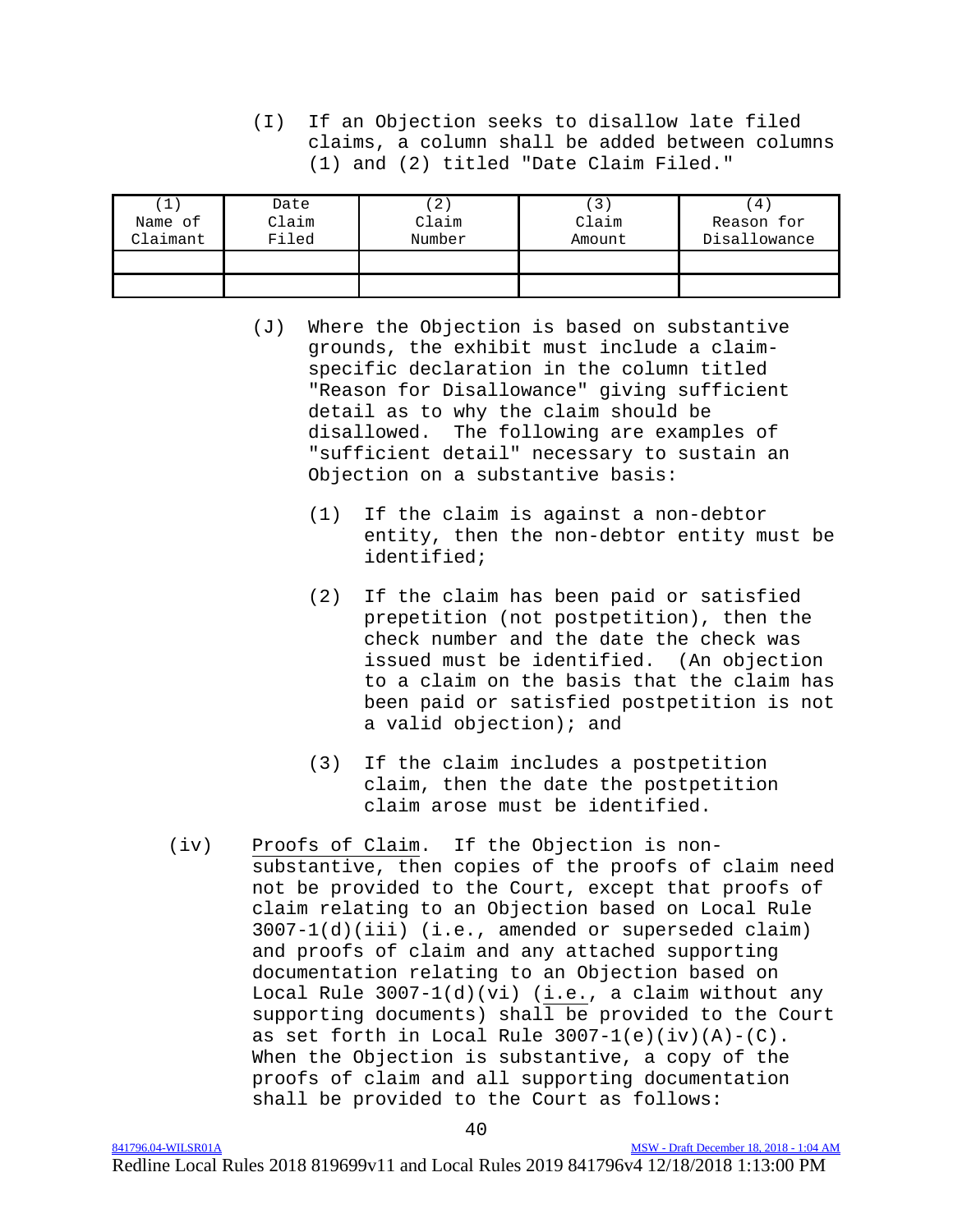(I) If an Objection seeks to disallow late filed claims, a column shall be added between columns (1) and (2) titled "Date Claim Filed."

| (1) Name of Claimant | Date Claim Filed | (2) Claim Number | (3) Claim Amount | (4) Reason for Disallowance |
|---|---|---|---|---|
| | | | | |
| | | | | |

(J) Where the Objection is based on substantive grounds, the exhibit must include a claim-specific declaration in the column titled "Reason for Disallowance" giving sufficient detail as to why the claim should be disallowed. The following are examples of "sufficient detail" necessary to sustain an Objection on a substantive basis:

(1) If the claim is against a non-debtor entity, then the non-debtor entity must be identified;

(2) If the claim has been paid or satisfied prepetition (not postpetition), then the check number and the date the check was issued must be identified. (An objection to a claim on the basis that the claim has been paid or satisfied postpetition is not a valid objection); and

(3) If the claim includes a postpetition claim, then the date the postpetition claim arose must be identified.

(iv) Proofs of Claim. If the Objection is non-substantive, then copies of the proofs of claim need not be provided to the Court, except that proofs of claim relating to an Objection based on Local Rule 3007-1(d)(iii) (i.e., amended or superseded claim) and proofs of claim and any attached supporting documentation relating to an Objection based on Local Rule 3007-1(d)(vi) (i.e., a claim without any supporting documents) shall be provided to the Court as set forth in Local Rule 3007-1(e)(iv)(A)-(C). When the Objection is substantive, a copy of the proofs of claim and all supporting documentation shall be provided to the Court as follows: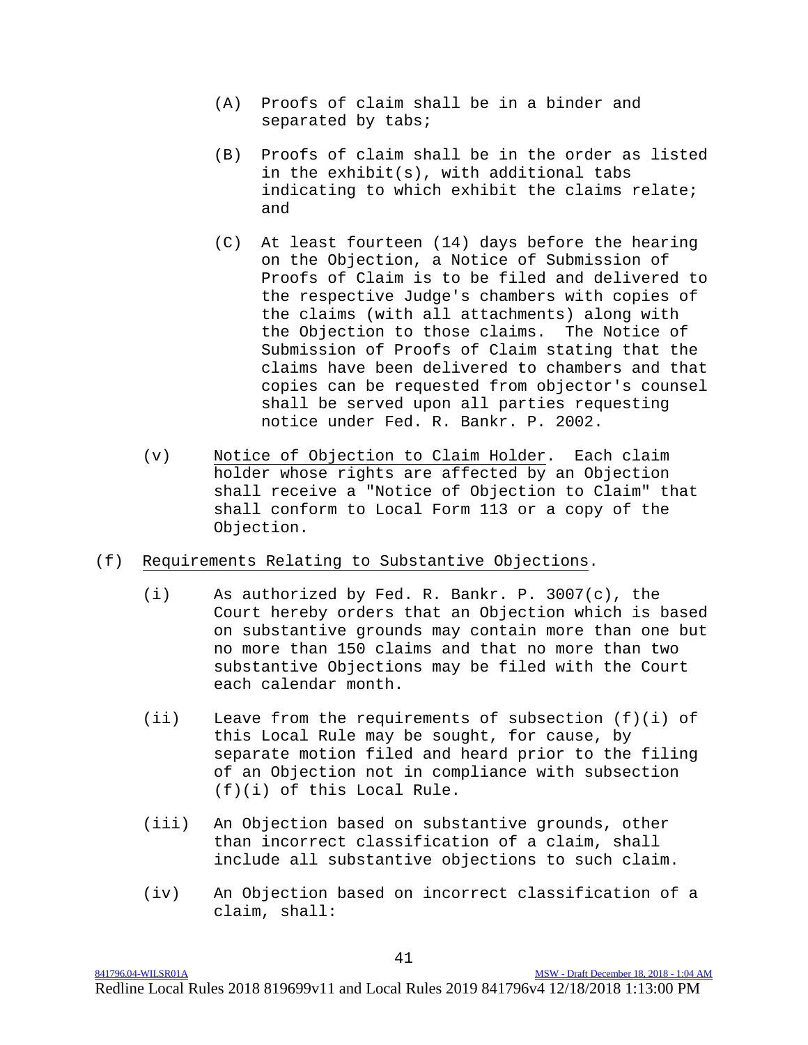(A) Proofs of claim shall be in a binder and separated by tabs;

(B) Proofs of claim shall be in the order as listed in the exhibit(s), with additional tabs indicating to which exhibit the claims relate; and

(C) At least fourteen (14) days before the hearing on the Objection, a Notice of Submission of Proofs of Claim is to be filed and delivered to the respective Judge's chambers with copies of the claims (with all attachments) along with the Objection to those claims. The Notice of Submission of Proofs of Claim stating that the claims have been delivered to chambers and that copies can be requested from objector's counsel shall be served upon all parties requesting notice under Fed. R. Bankr. P. 2002.

(v) Notice of Objection to Claim Holder. Each claim holder whose rights are affected by an Objection shall receive a "Notice of Objection to Claim" that shall conform to Local Form 113 or a copy of the Objection.

(f) Requirements Relating to Substantive Objections.

(i) As authorized by Fed. R. Bankr. P. 3007(c), the Court hereby orders that an Objection which is based on substantive grounds may contain more than one but no more than 150 claims and that no more than two substantive Objections may be filed with the Court each calendar month.

(ii) Leave from the requirements of subsection (f)(i) of this Local Rule may be sought, for cause, by separate motion filed and heard prior to the filing of an Objection not in compliance with subsection (f)(i) of this Local Rule.

(iii) An Objection based on substantive grounds, other than incorrect classification of a claim, shall include all substantive objections to such claim.

(iv) An Objection based on incorrect classification of a claim, shall: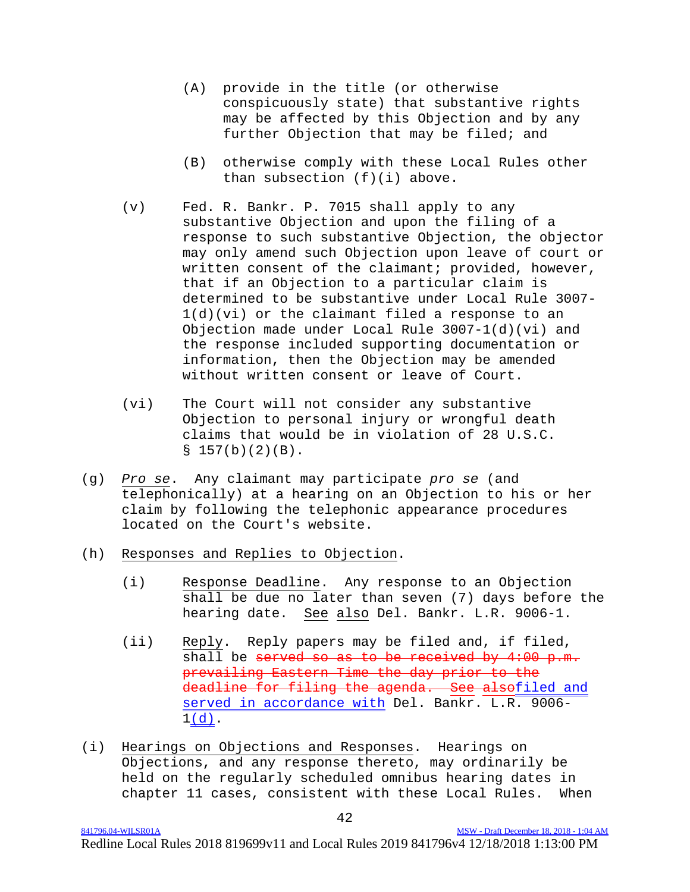(A) provide in the title (or otherwise conspicuously state) that substantive rights may be affected by this Objection and by any further Objection that may be filed; and

(B) otherwise comply with these Local Rules other than subsection (f)(i) above.

(v) Fed. R. Bankr. P. 7015 shall apply to any substantive Objection and upon the filing of a response to such substantive Objection, the objector may only amend such Objection upon leave of court or written consent of the claimant; provided, however, that if an Objection to a particular claim is determined to be substantive under Local Rule 3007-1(d)(vi) or the claimant filed a response to an Objection made under Local Rule 3007-1(d)(vi) and the response included supporting documentation or information, then the Objection may be amended without written consent or leave of Court.

(vi) The Court will not consider any substantive Objection to personal injury or wrongful death claims that would be in violation of 28 U.S.C. § 157(b)(2)(B).

(g) *Pro se*. Any claimant may participate *pro se* (and telephonically) at a hearing on an Objection to his or her claim by following the telephonic appearance procedures located on the Court's website.

(h) Responses and Replies to Objection.

(i) Response Deadline. Any response to an Objection shall be due no later than seven (7) days before the hearing date. See also Del. Bankr. L.R. 9006-1.

(ii) Reply. Reply papers may be filed and, if filed, shall be ~~served so as to be received by 4:00 p.m. prevailing Eastern Time the day prior to the deadline for filing the agenda. See also~~filed and served in accordance with Del. Bankr. L.R. 9006-1(d).

(i) Hearings on Objections and Responses. Hearings on Objections, and any response thereto, may ordinarily be held on the regularly scheduled omnibus hearing dates in chapter 11 cases, consistent with these Local Rules. When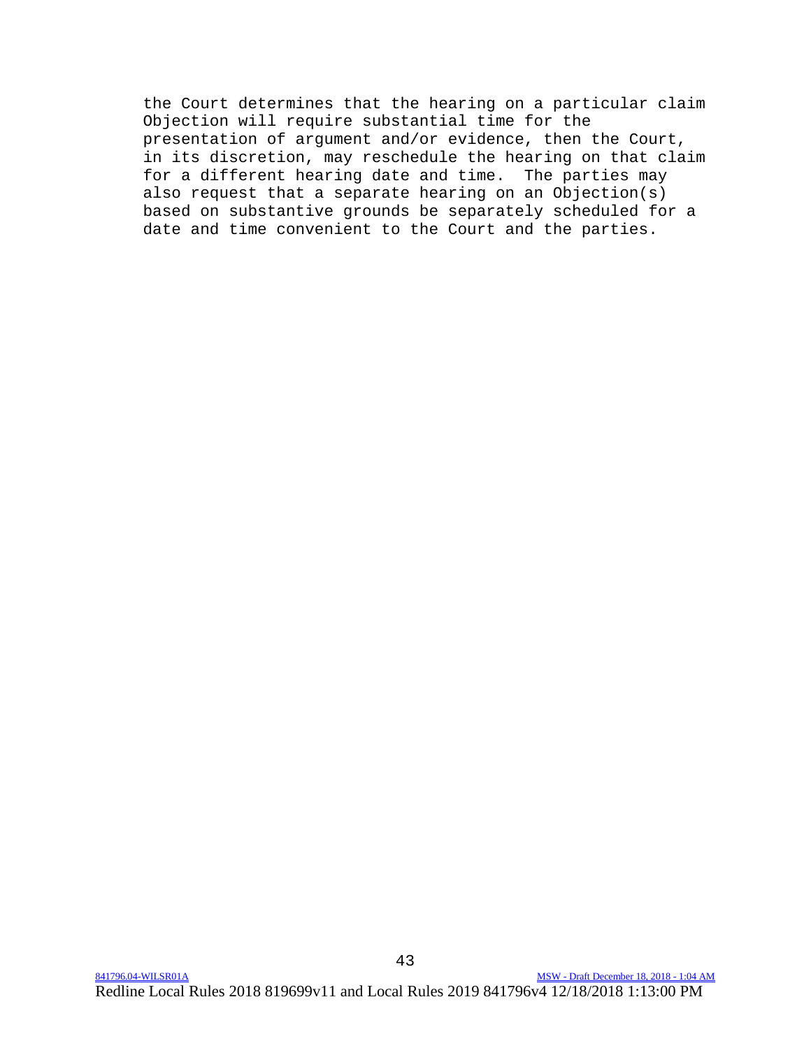the Court determines that the hearing on a particular claim Objection will require substantial time for the presentation of argument and/or evidence, then the Court, in its discretion, may reschedule the hearing on that claim for a different hearing date and time. The parties may also request that a separate hearing on an Objection(s) based on substantive grounds be separately scheduled for a date and time convenient to the Court and the parties.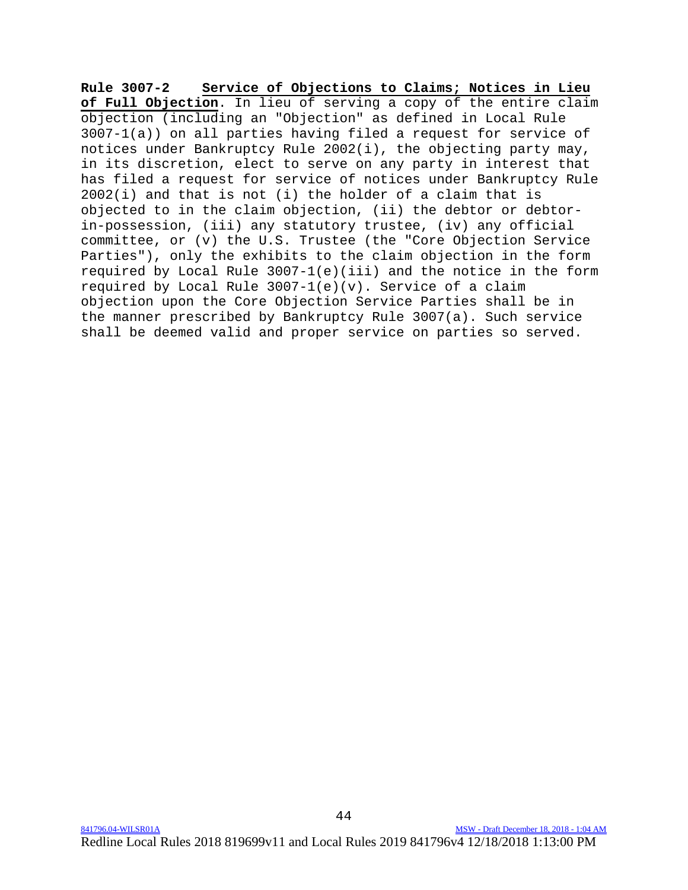**Rule 3007-2 <u>Service of Objections to Claims; Notices in Lieu of Full Objection</u>**. In lieu of serving a copy of the entire claim objection (including an "Objection" as defined in Local Rule 3007-1(a)) on all parties having filed a request for service of notices under Bankruptcy Rule 2002(i), the objecting party may, in its discretion, elect to serve on any party in interest that has filed a request for service of notices under Bankruptcy Rule 2002(i) and that is not (i) the holder of a claim that is objected to in the claim objection, (ii) the debtor or debtor-in-possession, (iii) any statutory trustee, (iv) any official committee, or (v) the U.S. Trustee (the "Core Objection Service Parties"), only the exhibits to the claim objection in the form required by Local Rule 3007-1(e)(iii) and the notice in the form required by Local Rule 3007-1(e)(v). Service of a claim objection upon the Core Objection Service Parties shall be in the manner prescribed by Bankruptcy Rule 3007(a). Such service shall be deemed valid and proper service on parties so served.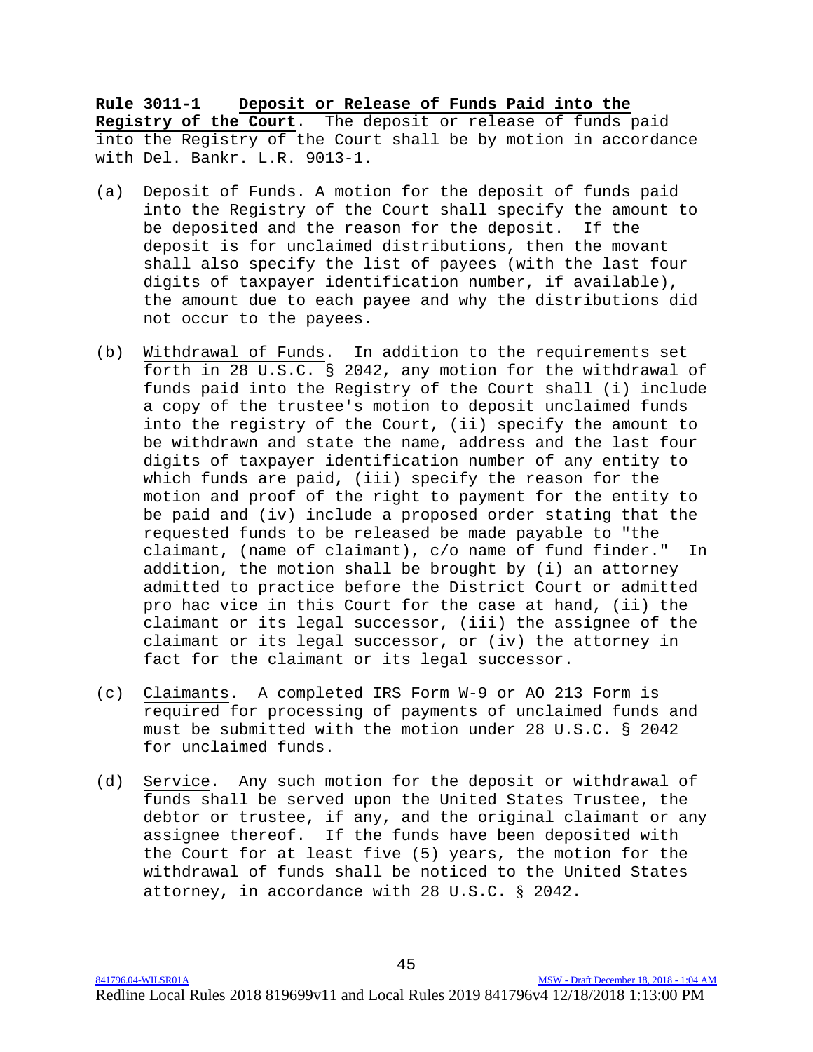**Rule 3011-1 Deposit or Release of Funds Paid into the Registry of the Court**. The deposit or release of funds paid into the Registry of the Court shall be by motion in accordance with Del. Bankr. L.R. 9013-1.

(a) Deposit of Funds. A motion for the deposit of funds paid into the Registry of the Court shall specify the amount to be deposited and the reason for the deposit. If the deposit is for unclaimed distributions, then the movant shall also specify the list of payees (with the last four digits of taxpayer identification number, if available), the amount due to each payee and why the distributions did not occur to the payees.

(b) Withdrawal of Funds. In addition to the requirements set forth in 28 U.S.C. § 2042, any motion for the withdrawal of funds paid into the Registry of the Court shall (i) include a copy of the trustee's motion to deposit unclaimed funds into the registry of the Court, (ii) specify the amount to be withdrawn and state the name, address and the last four digits of taxpayer identification number of any entity to which funds are paid, (iii) specify the reason for the motion and proof of the right to payment for the entity to be paid and (iv) include a proposed order stating that the requested funds to be released be made payable to "the claimant, (name of claimant), c/o name of fund finder." In addition, the motion shall be brought by (i) an attorney admitted to practice before the District Court or admitted pro hac vice in this Court for the case at hand, (ii) the claimant or its legal successor, (iii) the assignee of the claimant or its legal successor, or (iv) the attorney in fact for the claimant or its legal successor.

(c) Claimants. A completed IRS Form W-9 or AO 213 Form is required for processing of payments of unclaimed funds and must be submitted with the motion under 28 U.S.C. § 2042 for unclaimed funds.

(d) Service. Any such motion for the deposit or withdrawal of funds shall be served upon the United States Trustee, the debtor or trustee, if any, and the original claimant or any assignee thereof. If the funds have been deposited with the Court for at least five (5) years, the motion for the withdrawal of funds shall be noticed to the United States attorney, in accordance with 28 U.S.C. § 2042.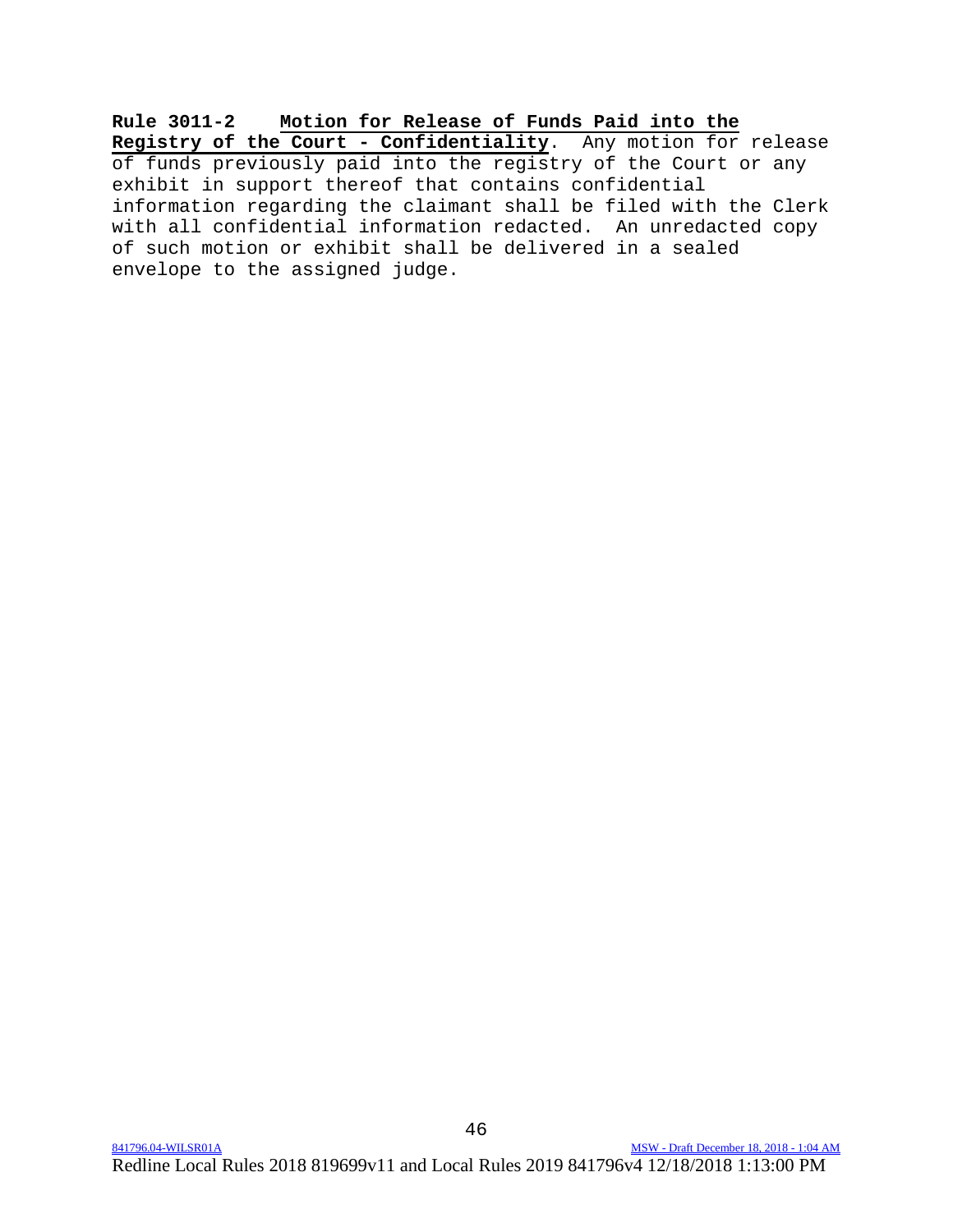**Rule 3011-2 Motion for Release of Funds Paid into the Registry of the Court - Confidentiality**. Any motion for release of funds previously paid into the registry of the Court or any exhibit in support thereof that contains confidential information regarding the claimant shall be filed with the Clerk with all confidential information redacted. An unredacted copy of such motion or exhibit shall be delivered in a sealed envelope to the assigned judge.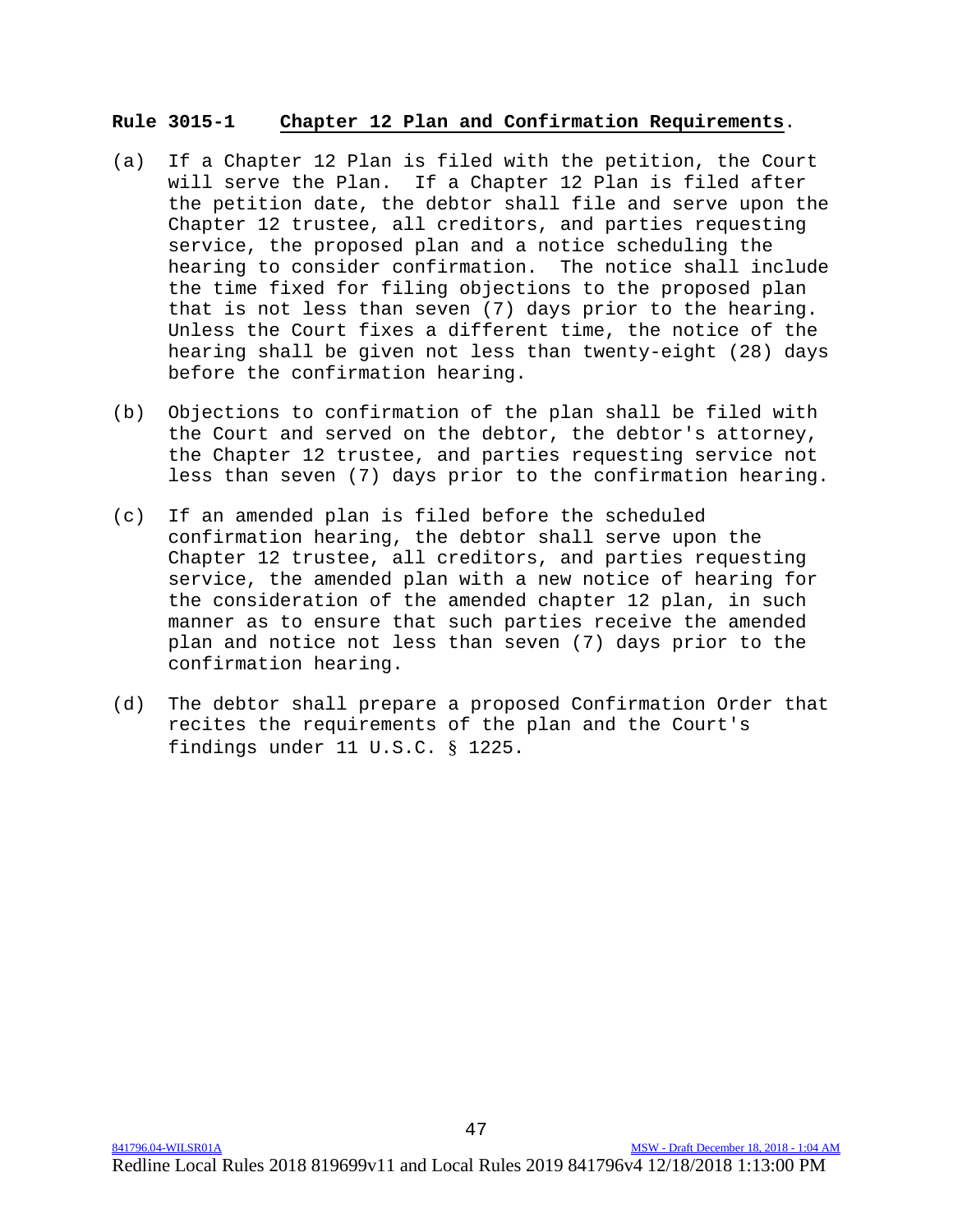**Rule 3015-1 Chapter 12 Plan and Confirmation Requirements.**

(a) If a Chapter 12 Plan is filed with the petition, the Court will serve the Plan. If a Chapter 12 Plan is filed after the petition date, the debtor shall file and serve upon the Chapter 12 trustee, all creditors, and parties requesting service, the proposed plan and a notice scheduling the hearing to consider confirmation. The notice shall include the time fixed for filing objections to the proposed plan that is not less than seven (7) days prior to the hearing. Unless the Court fixes a different time, the notice of the hearing shall be given not less than twenty-eight (28) days before the confirmation hearing.

(b) Objections to confirmation of the plan shall be filed with the Court and served on the debtor, the debtor's attorney, the Chapter 12 trustee, and parties requesting service not less than seven (7) days prior to the confirmation hearing.

(c) If an amended plan is filed before the scheduled confirmation hearing, the debtor shall serve upon the Chapter 12 trustee, all creditors, and parties requesting service, the amended plan with a new notice of hearing for the consideration of the amended chapter 12 plan, in such manner as to ensure that such parties receive the amended plan and notice not less than seven (7) days prior to the confirmation hearing.

(d) The debtor shall prepare a proposed Confirmation Order that recites the requirements of the plan and the Court's findings under 11 U.S.C. § 1225.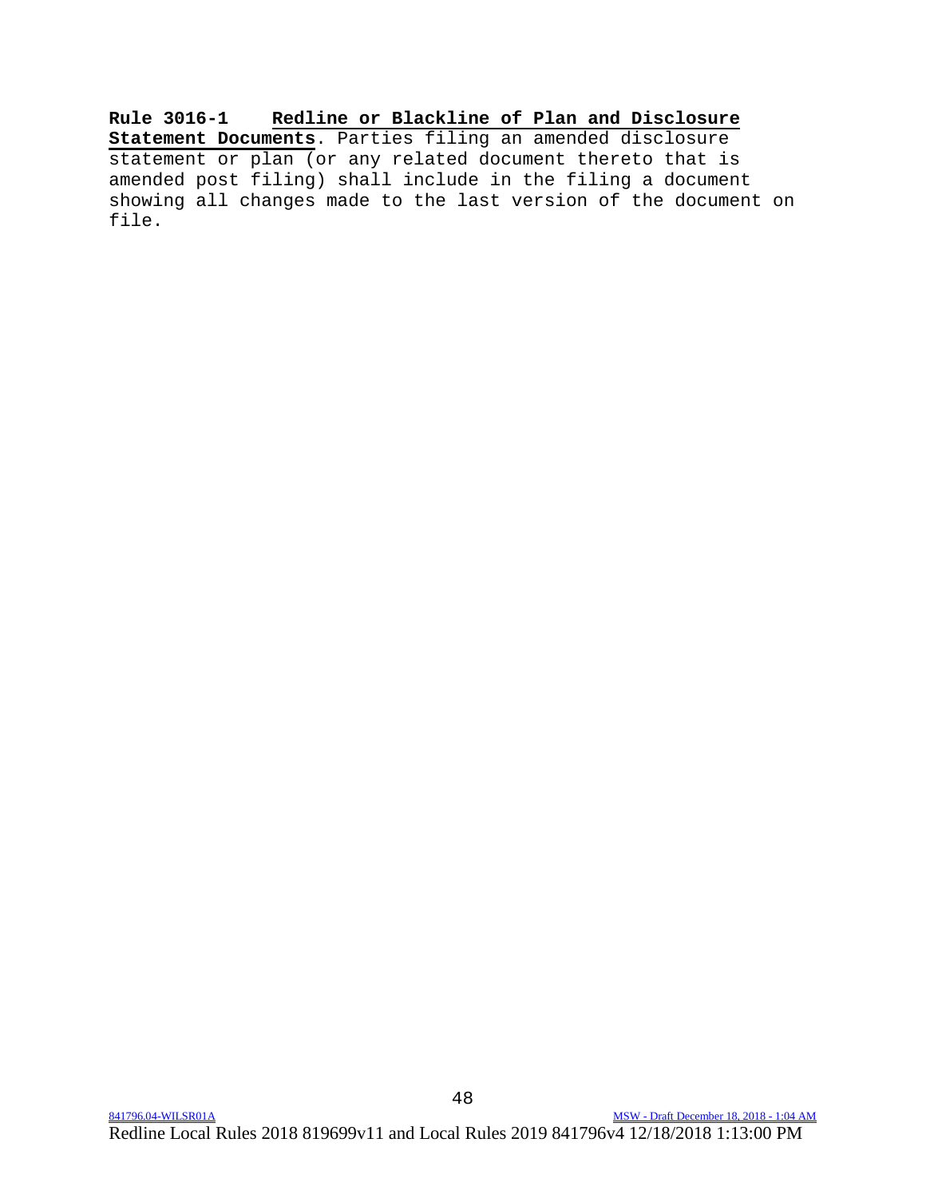**Rule 3016-1** **Redline or Blackline of Plan and Disclosure Statement Documents**. Parties filing an amended disclosure statement or plan (or any related document thereto that is amended post filing) shall include in the filing a document showing all changes made to the last version of the document on file.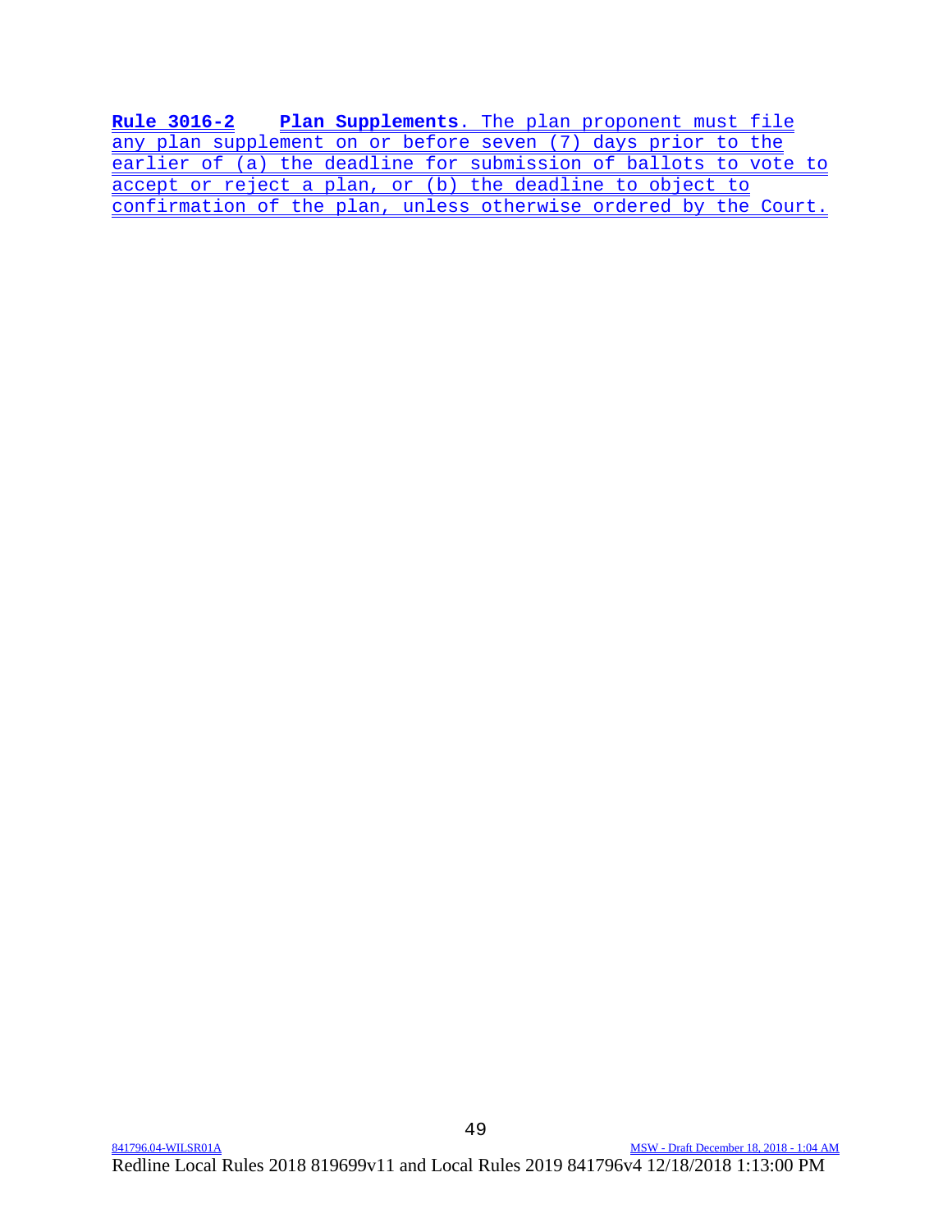**Rule 3016-2 Plan Supplements**. The plan proponent must file any plan supplement on or before seven (7) days prior to the earlier of (a) the deadline for submission of ballots to vote to accept or reject a plan, or (b) the deadline to object to confirmation of the plan, unless otherwise ordered by the Court.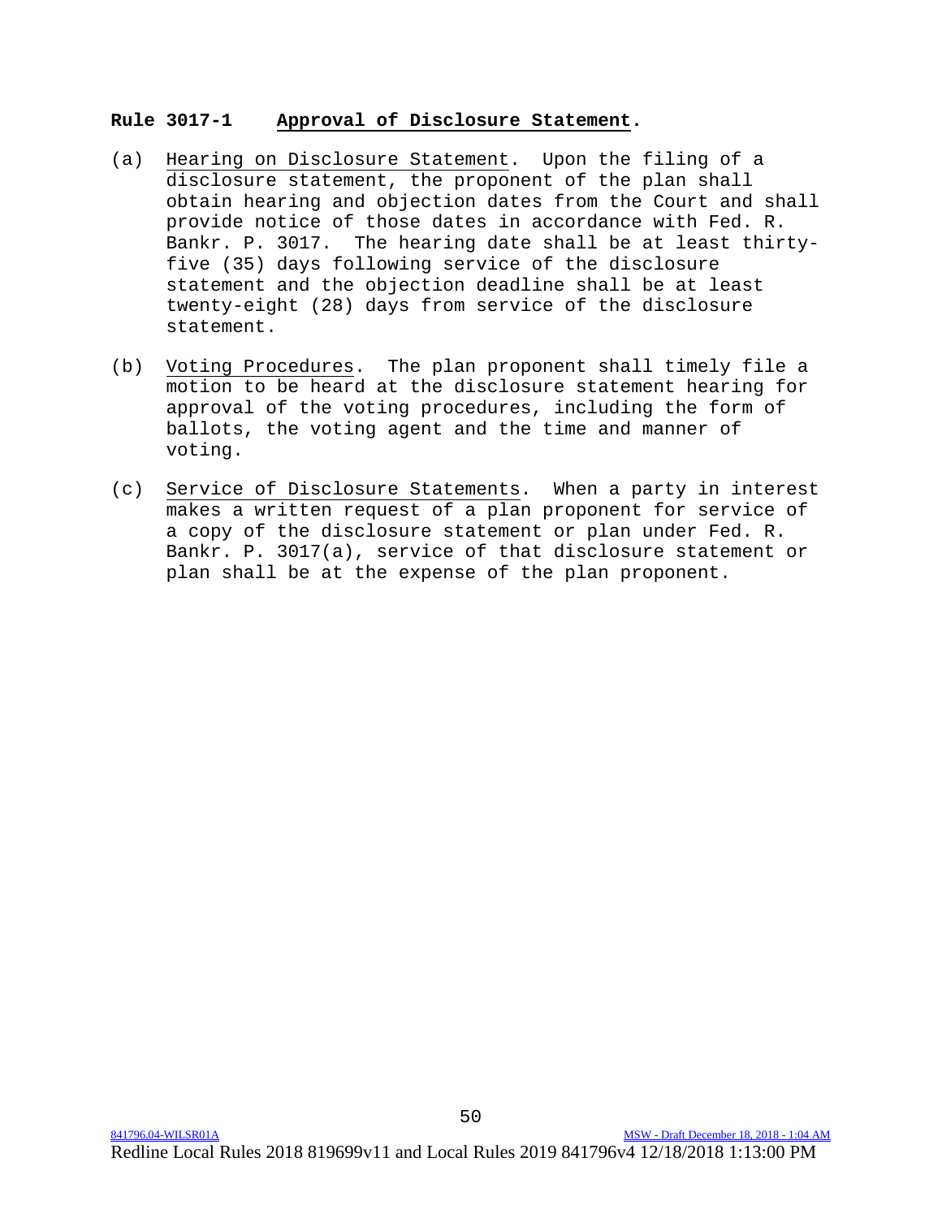## Rule 3017-1 **Approval of Disclosure Statement.**

(a) Hearing on Disclosure Statement. Upon the filing of a disclosure statement, the proponent of the plan shall obtain hearing and objection dates from the Court and shall provide notice of those dates in accordance with Fed. R. Bankr. P. 3017. The hearing date shall be at least thirty-five (35) days following service of the disclosure statement and the objection deadline shall be at least twenty-eight (28) days from service of the disclosure statement.

(b) Voting Procedures. The plan proponent shall timely file a motion to be heard at the disclosure statement hearing for approval of the voting procedures, including the form of ballots, the voting agent and the time and manner of voting.

(c) Service of Disclosure Statements. When a party in interest makes a written request of a plan proponent for service of a copy of the disclosure statement or plan under Fed. R. Bankr. P. 3017(a), service of that disclosure statement or plan shall be at the expense of the plan proponent.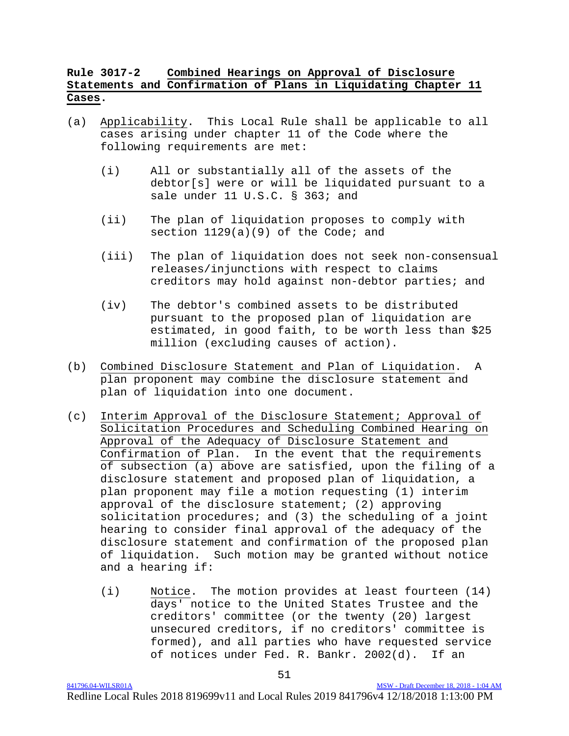**Rule 3017-2 Combined Hearings on Approval of Disclosure Statements and Confirmation of Plans in Liquidating Chapter 11 Cases.**

(a) Applicability. This Local Rule shall be applicable to all cases arising under chapter 11 of the Code where the following requirements are met:

(i) All or substantially all of the assets of the debtor[s] were or will be liquidated pursuant to a sale under 11 U.S.C. § 363; and

(ii) The plan of liquidation proposes to comply with section 1129(a)(9) of the Code; and

(iii) The plan of liquidation does not seek non-consensual releases/injunctions with respect to claims creditors may hold against non-debtor parties; and

(iv) The debtor's combined assets to be distributed pursuant to the proposed plan of liquidation are estimated, in good faith, to be worth less than $25 million (excluding causes of action).

(b) Combined Disclosure Statement and Plan of Liquidation. A plan proponent may combine the disclosure statement and plan of liquidation into one document.

(c) Interim Approval of the Disclosure Statement; Approval of Solicitation Procedures and Scheduling Combined Hearing on Approval of the Adequacy of Disclosure Statement and Confirmation of Plan. In the event that the requirements of subsection (a) above are satisfied, upon the filing of a disclosure statement and proposed plan of liquidation, a plan proponent may file a motion requesting (1) interim approval of the disclosure statement; (2) approving solicitation procedures; and (3) the scheduling of a joint hearing to consider final approval of the adequacy of the disclosure statement and confirmation of the proposed plan of liquidation. Such motion may be granted without notice and a hearing if:

(i) Notice. The motion provides at least fourteen (14) days' notice to the United States Trustee and the creditors' committee (or the twenty (20) largest unsecured creditors, if no creditors' committee is formed), and all parties who have requested service of notices under Fed. R. Bankr. 2002(d). If an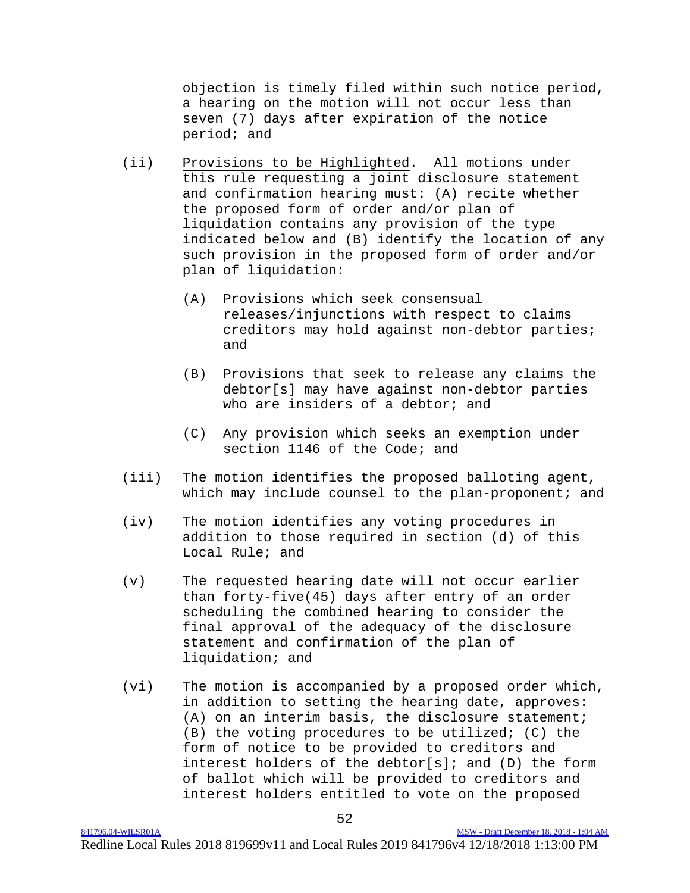objection is timely filed within such notice period, a hearing on the motion will not occur less than seven (7) days after expiration of the notice period; and

(ii) Provisions to be Highlighted. All motions under this rule requesting a joint disclosure statement and confirmation hearing must: (A) recite whether the proposed form of order and/or plan of liquidation contains any provision of the type indicated below and (B) identify the location of any such provision in the proposed form of order and/or plan of liquidation:

(A) Provisions which seek consensual releases/injunctions with respect to claims creditors may hold against non-debtor parties; and

(B) Provisions that seek to release any claims the debtor[s] may have against non-debtor parties who are insiders of a debtor; and

(C) Any provision which seeks an exemption under section 1146 of the Code; and

(iii) The motion identifies the proposed balloting agent, which may include counsel to the plan-proponent; and

(iv) The motion identifies any voting procedures in addition to those required in section (d) of this Local Rule; and

(v) The requested hearing date will not occur earlier than forty-five(45) days after entry of an order scheduling the combined hearing to consider the final approval of the adequacy of the disclosure statement and confirmation of the plan of liquidation; and

(vi) The motion is accompanied by a proposed order which, in addition to setting the hearing date, approves: (A) on an interim basis, the disclosure statement; (B) the voting procedures to be utilized; (C) the form of notice to be provided to creditors and interest holders of the debtor[s]; and (D) the form of ballot which will be provided to creditors and interest holders entitled to vote on the proposed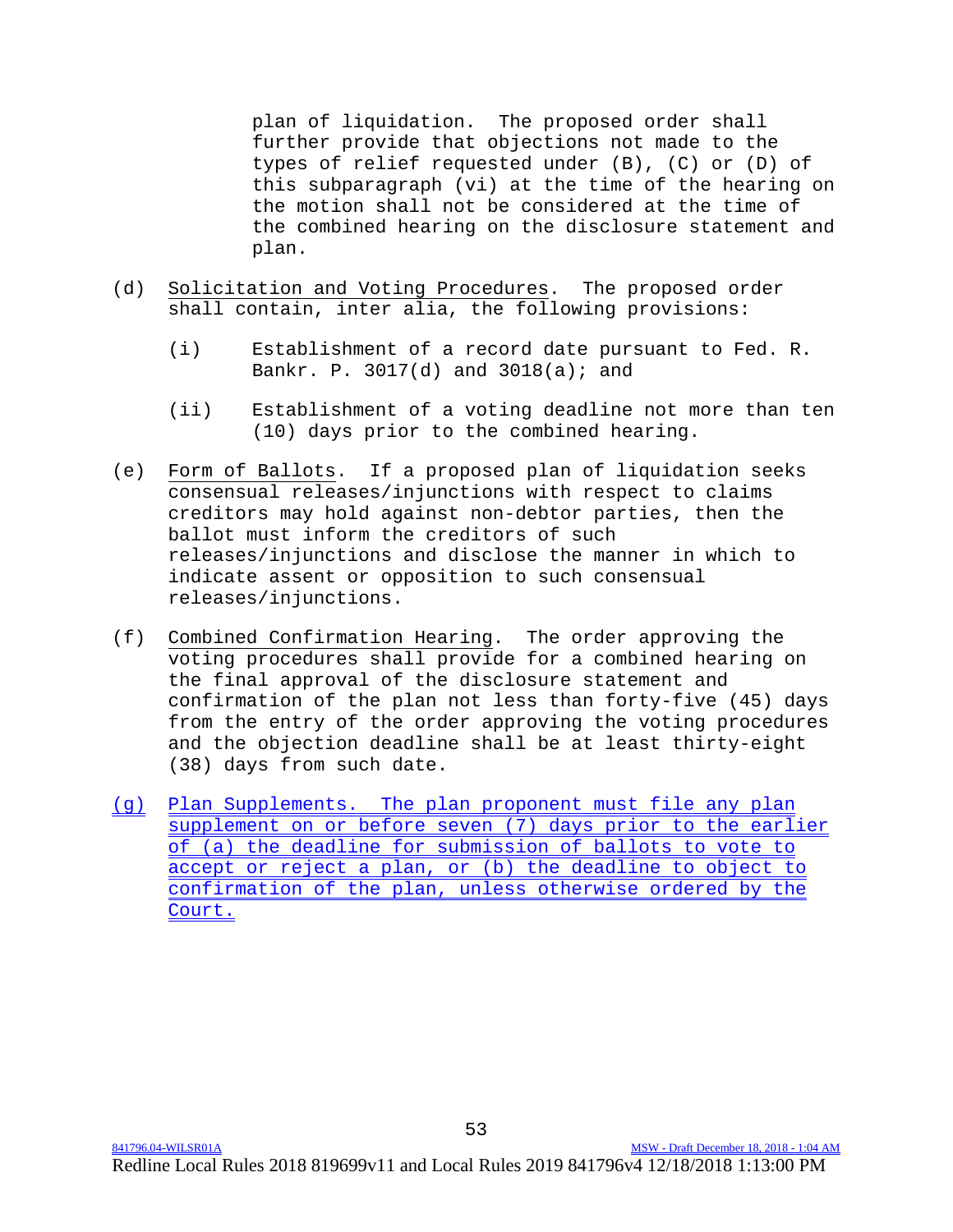plan of liquidation. The proposed order shall further provide that objections not made to the types of relief requested under (B), (C) or (D) of this subparagraph (vi) at the time of the hearing on the motion shall not be considered at the time of the combined hearing on the disclosure statement and plan.

(d) Solicitation and Voting Procedures. The proposed order shall contain, inter alia, the following provisions:

(i) Establishment of a record date pursuant to Fed. R. Bankr. P. 3017(d) and 3018(a); and

(ii) Establishment of a voting deadline not more than ten (10) days prior to the combined hearing.

(e) Form of Ballots. If a proposed plan of liquidation seeks consensual releases/injunctions with respect to claims creditors may hold against non-debtor parties, then the ballot must inform the creditors of such releases/injunctions and disclose the manner in which to indicate assent or opposition to such consensual releases/injunctions.

(f) Combined Confirmation Hearing. The order approving the voting procedures shall provide for a combined hearing on the final approval of the disclosure statement and confirmation of the plan not less than forty-five (45) days from the entry of the order approving the voting procedures and the objection deadline shall be at least thirty-eight (38) days from such date.

(g) Plan Supplements. The plan proponent must file any plan supplement on or before seven (7) days prior to the earlier of (a) the deadline for submission of ballots to vote to accept or reject a plan, or (b) the deadline to object to confirmation of the plan, unless otherwise ordered by the Court.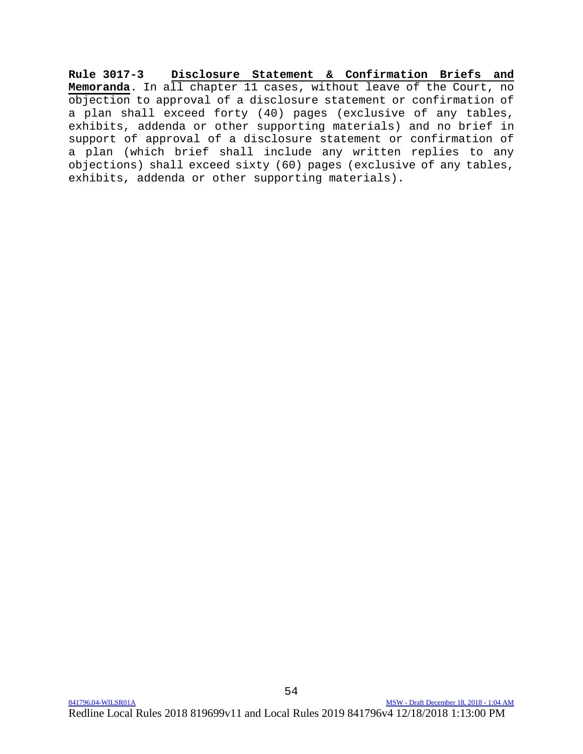**Rule 3017-3** **<u>Disclosure Statement & Confirmation Briefs and Memoranda</u>**. In all chapter 11 cases, without leave of the Court, no objection to approval of a disclosure statement or confirmation of a plan shall exceed forty (40) pages (exclusive of any tables, exhibits, addenda or other supporting materials) and no brief in support of approval of a disclosure statement or confirmation of a plan (which brief shall include any written replies to any objections) shall exceed sixty (60) pages (exclusive of any tables, exhibits, addenda or other supporting materials).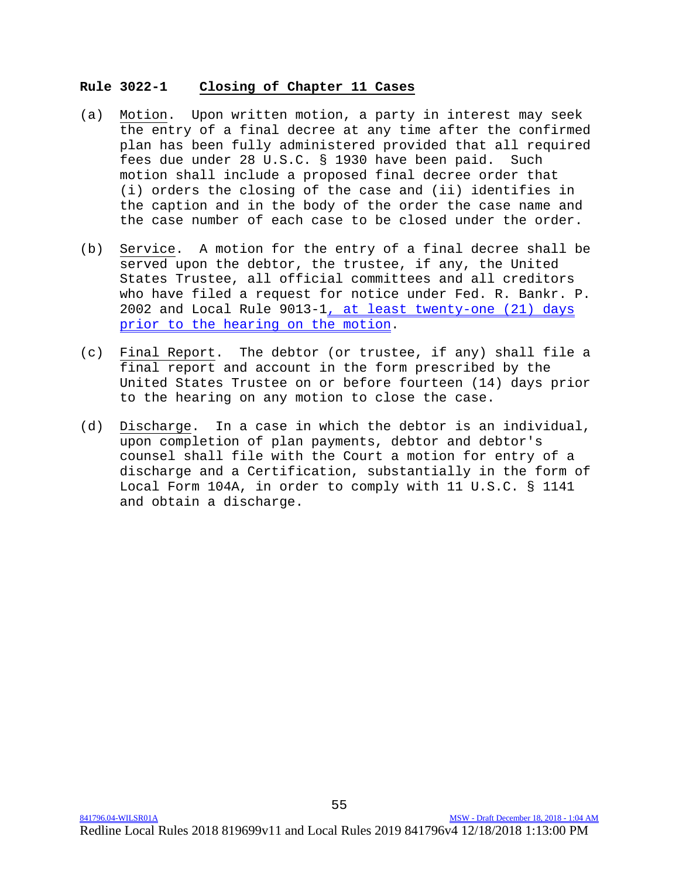## Rule 3022-1 Closing of Chapter 11 Cases

(a) Motion. Upon written motion, a party in interest may seek the entry of a final decree at any time after the confirmed plan has been fully administered provided that all required fees due under 28 U.S.C. § 1930 have been paid. Such motion shall include a proposed final decree order that (i) orders the closing of the case and (ii) identifies in the caption and in the body of the order the case name and the case number of each case to be closed under the order.

(b) Service. A motion for the entry of a final decree shall be served upon the debtor, the trustee, if any, the United States Trustee, all official committees and all creditors who have filed a request for notice under Fed. R. Bankr. P. 2002 and Local Rule 9013-1, at least twenty-one (21) days prior to the hearing on the motion.

(c) Final Report. The debtor (or trustee, if any) shall file a final report and account in the form prescribed by the United States Trustee on or before fourteen (14) days prior to the hearing on any motion to close the case.

(d) Discharge. In a case in which the debtor is an individual, upon completion of plan payments, debtor and debtor's counsel shall file with the Court a motion for entry of a discharge and a Certification, substantially in the form of Local Form 104A, in order to comply with 11 U.S.C. § 1141 and obtain a discharge.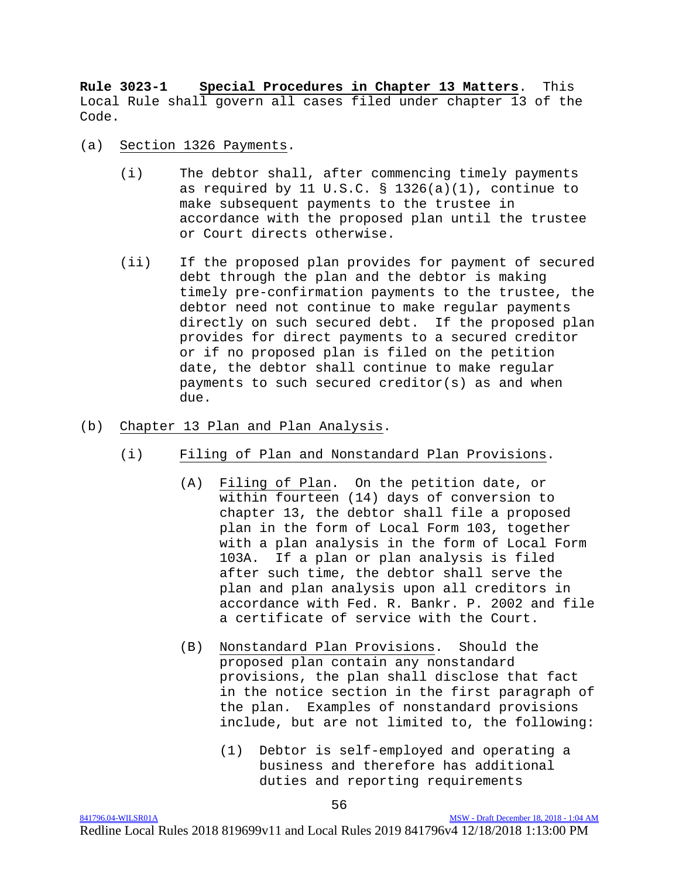**Rule 3023-1 Special Procedures in Chapter 13 Matters**. This Local Rule shall govern all cases filed under chapter 13 of the Code.

(a) Section 1326 Payments.

(i) The debtor shall, after commencing timely payments as required by 11 U.S.C. § 1326(a)(1), continue to make subsequent payments to the trustee in accordance with the proposed plan until the trustee or Court directs otherwise.

(ii) If the proposed plan provides for payment of secured debt through the plan and the debtor is making timely pre-confirmation payments to the trustee, the debtor need not continue to make regular payments directly on such secured debt. If the proposed plan provides for direct payments to a secured creditor or if no proposed plan is filed on the petition date, the debtor shall continue to make regular payments to such secured creditor(s) as and when due.

(b) Chapter 13 Plan and Plan Analysis.

(i) Filing of Plan and Nonstandard Plan Provisions.

(A) Filing of Plan. On the petition date, or within fourteen (14) days of conversion to chapter 13, the debtor shall file a proposed plan in the form of Local Form 103, together with a plan analysis in the form of Local Form 103A. If a plan or plan analysis is filed after such time, the debtor shall serve the plan and plan analysis upon all creditors in accordance with Fed. R. Bankr. P. 2002 and file a certificate of service with the Court.

(B) Nonstandard Plan Provisions. Should the proposed plan contain any nonstandard provisions, the plan shall disclose that fact in the notice section in the first paragraph of the plan. Examples of nonstandard provisions include, but are not limited to, the following:

(1) Debtor is self-employed and operating a business and therefore has additional duties and reporting requirements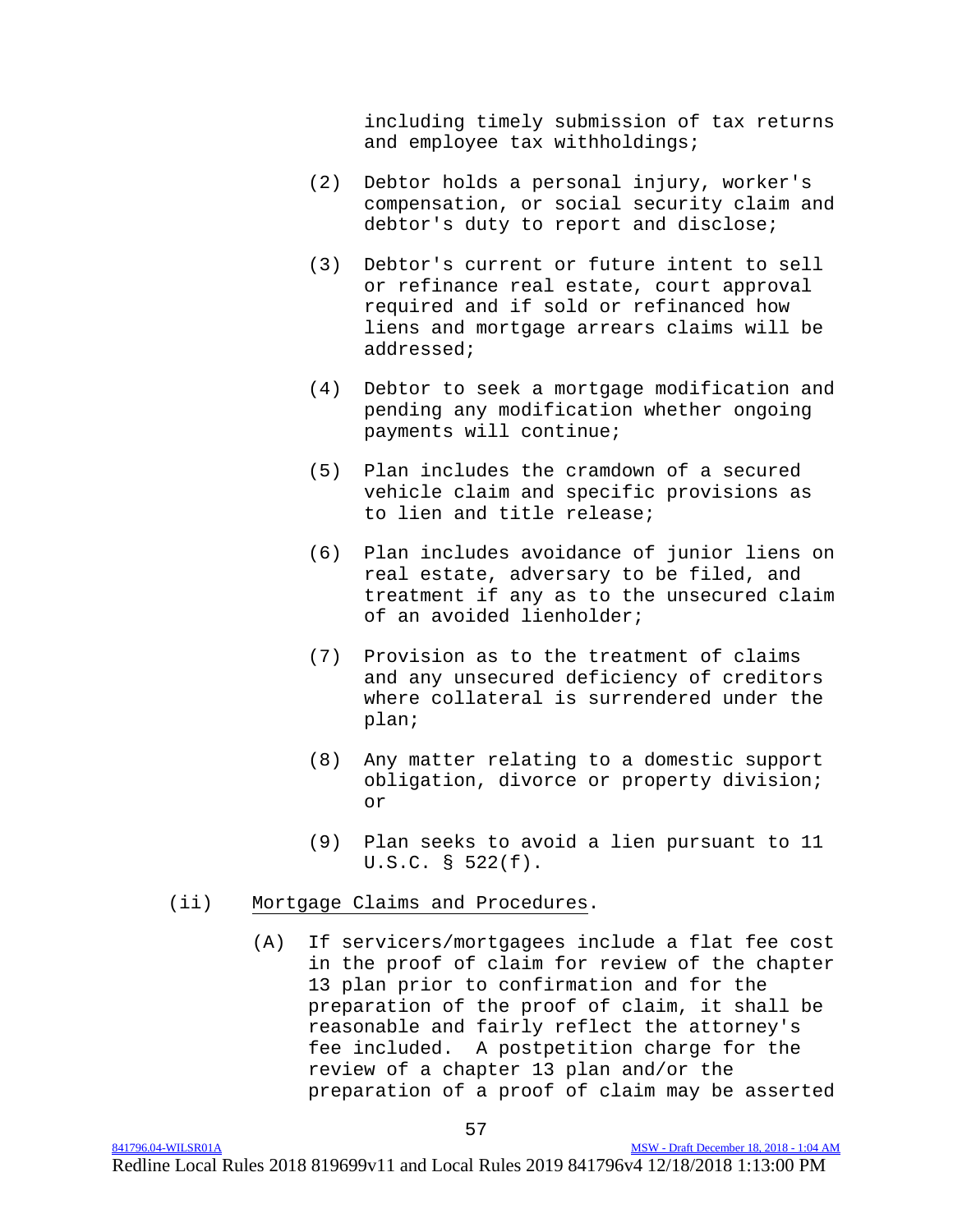including timely submission of tax returns and employee tax withholdings;

(2) Debtor holds a personal injury, worker's compensation, or social security claim and debtor's duty to report and disclose;

(3) Debtor's current or future intent to sell or refinance real estate, court approval required and if sold or refinanced how liens and mortgage arrears claims will be addressed;

(4) Debtor to seek a mortgage modification and pending any modification whether ongoing payments will continue;

(5) Plan includes the cramdown of a secured vehicle claim and specific provisions as to lien and title release;

(6) Plan includes avoidance of junior liens on real estate, adversary to be filed, and treatment if any as to the unsecured claim of an avoided lienholder;

(7) Provision as to the treatment of claims and any unsecured deficiency of creditors where collateral is surrendered under the plan;

(8) Any matter relating to a domestic support obligation, divorce or property division; or

(9) Plan seeks to avoid a lien pursuant to 11 U.S.C. § 522(f).

(ii) Mortgage Claims and Procedures.

(A) If servicers/mortgagees include a flat fee cost in the proof of claim for review of the chapter 13 plan prior to confirmation and for the preparation of the proof of claim, it shall be reasonable and fairly reflect the attorney's fee included. A postpetition charge for the review of a chapter 13 plan and/or the preparation of a proof of claim may be asserted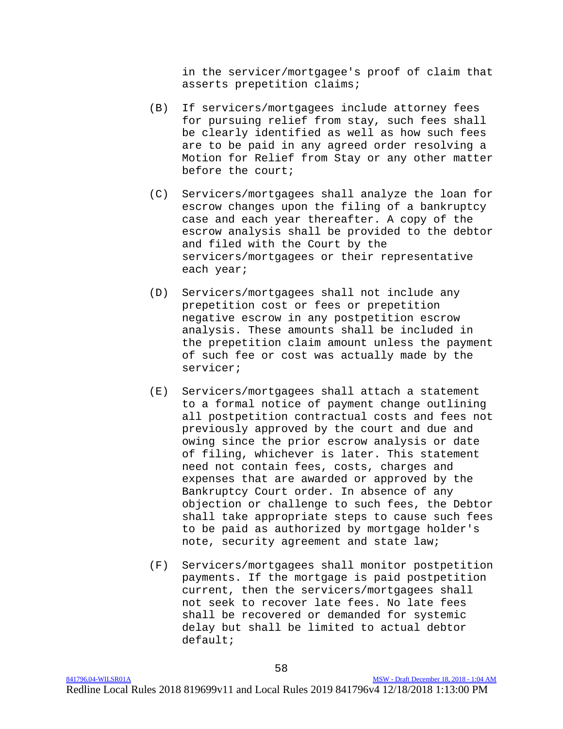in the servicer/mortgagee's proof of claim that asserts prepetition claims;

(B) If servicers/mortgagees include attorney fees for pursuing relief from stay, such fees shall be clearly identified as well as how such fees are to be paid in any agreed order resolving a Motion for Relief from Stay or any other matter before the court;

(C) Servicers/mortgagees shall analyze the loan for escrow changes upon the filing of a bankruptcy case and each year thereafter. A copy of the escrow analysis shall be provided to the debtor and filed with the Court by the servicers/mortgagees or their representative each year;

(D) Servicers/mortgagees shall not include any prepetition cost or fees or prepetition negative escrow in any postpetition escrow analysis. These amounts shall be included in the prepetition claim amount unless the payment of such fee or cost was actually made by the servicer;

(E) Servicers/mortgagees shall attach a statement to a formal notice of payment change outlining all postpetition contractual costs and fees not previously approved by the court and due and owing since the prior escrow analysis or date of filing, whichever is later. This statement need not contain fees, costs, charges and expenses that are awarded or approved by the Bankruptcy Court order. In absence of any objection or challenge to such fees, the Debtor shall take appropriate steps to cause such fees to be paid as authorized by mortgage holder's note, security agreement and state law;

(F) Servicers/mortgagees shall monitor postpetition payments. If the mortgage is paid postpetition current, then the servicers/mortgagees shall not seek to recover late fees. No late fees shall be recovered or demanded for systemic delay but shall be limited to actual debtor default;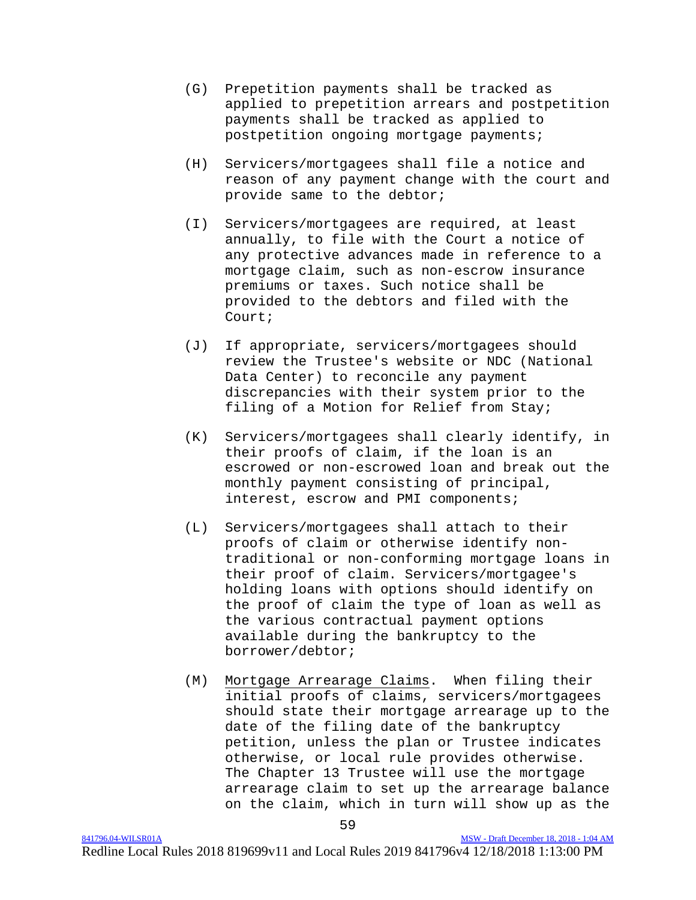(G) Prepetition payments shall be tracked as applied to prepetition arrears and postpetition payments shall be tracked as applied to postpetition ongoing mortgage payments;

(H) Servicers/mortgagees shall file a notice and reason of any payment change with the court and provide same to the debtor;

(I) Servicers/mortgagees are required, at least annually, to file with the Court a notice of any protective advances made in reference to a mortgage claim, such as non-escrow insurance premiums or taxes. Such notice shall be provided to the debtors and filed with the Court;

(J) If appropriate, servicers/mortgagees should review the Trustee's website or NDC (National Data Center) to reconcile any payment discrepancies with their system prior to the filing of a Motion for Relief from Stay;

(K) Servicers/mortgagees shall clearly identify, in their proofs of claim, if the loan is an escrowed or non-escrowed loan and break out the monthly payment consisting of principal, interest, escrow and PMI components;

(L) Servicers/mortgagees shall attach to their proofs of claim or otherwise identify non-traditional or non-conforming mortgage loans in their proof of claim. Servicers/mortgagee's holding loans with options should identify on the proof of claim the type of loan as well as the various contractual payment options available during the bankruptcy to the borrower/debtor;

(M) <u>Mortgage Arrearage Claims</u>. When filing their initial proofs of claims, servicers/mortgagees should state their mortgage arrearage up to the date of the filing date of the bankruptcy petition, unless the plan or Trustee indicates otherwise, or local rule provides otherwise. The Chapter 13 Trustee will use the mortgage arrearage claim to set up the arrearage balance on the claim, which in turn will show up as the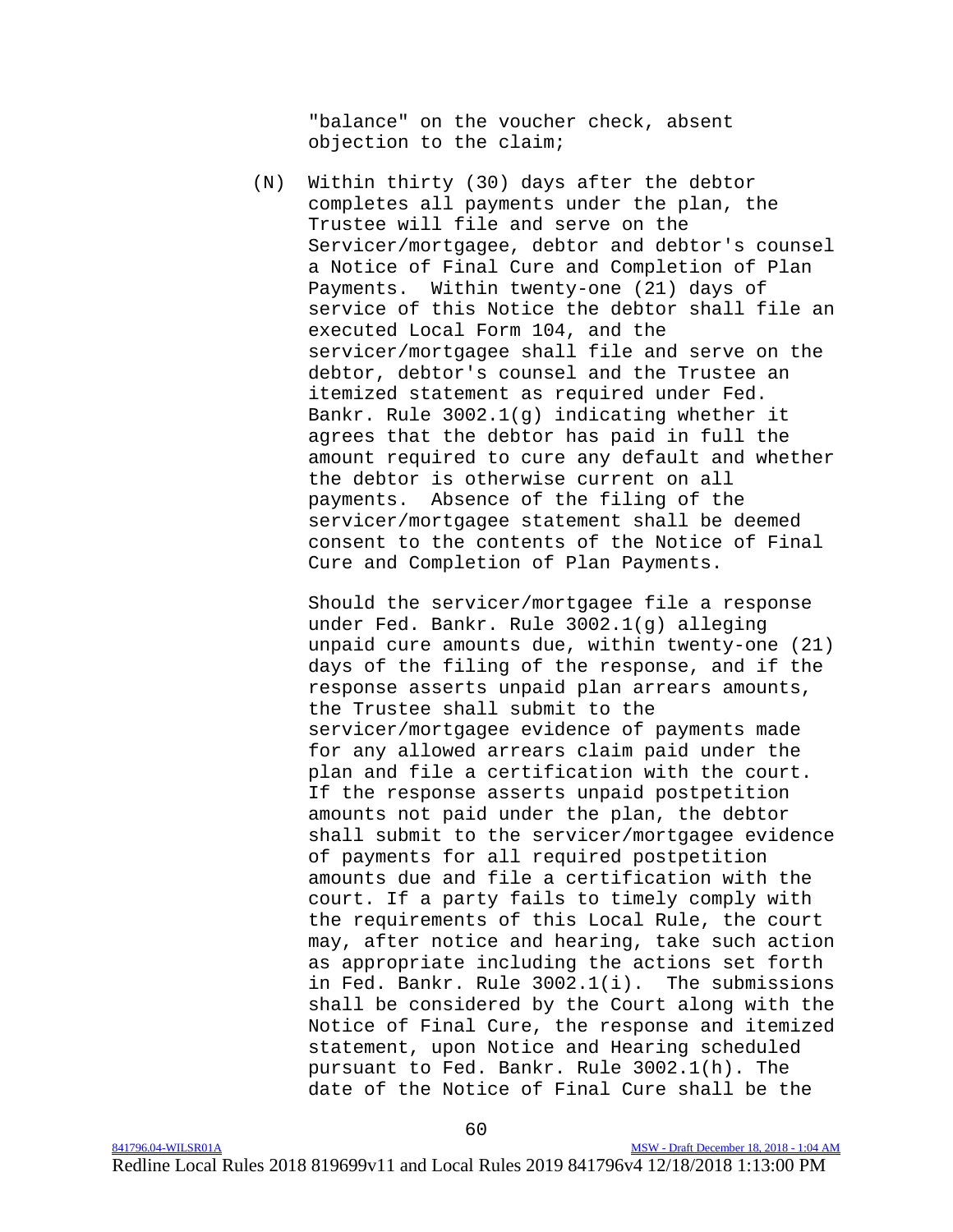"balance" on the voucher check, absent objection to the claim;

(N) Within thirty (30) days after the debtor completes all payments under the plan, the Trustee will file and serve on the Servicer/mortgagee, debtor and debtor's counsel a Notice of Final Cure and Completion of Plan Payments. Within twenty-one (21) days of service of this Notice the debtor shall file an executed Local Form 104, and the servicer/mortgagee shall file and serve on the debtor, debtor's counsel and the Trustee an itemized statement as required under Fed. Bankr. Rule 3002.1(g) indicating whether it agrees that the debtor has paid in full the amount required to cure any default and whether the debtor is otherwise current on all payments. Absence of the filing of the servicer/mortgagee statement shall be deemed consent to the contents of the Notice of Final Cure and Completion of Plan Payments.

Should the servicer/mortgagee file a response under Fed. Bankr. Rule 3002.1(g) alleging unpaid cure amounts due, within twenty-one (21) days of the filing of the response, and if the response asserts unpaid plan arrears amounts, the Trustee shall submit to the servicer/mortgagee evidence of payments made for any allowed arrears claim paid under the plan and file a certification with the court. If the response asserts unpaid postpetition amounts not paid under the plan, the debtor shall submit to the servicer/mortgagee evidence of payments for all required postpetition amounts due and file a certification with the court. If a party fails to timely comply with the requirements of this Local Rule, the court may, after notice and hearing, take such action as appropriate including the actions set forth in Fed. Bankr. Rule 3002.1(i). The submissions shall be considered by the Court along with the Notice of Final Cure, the response and itemized statement, upon Notice and Hearing scheduled pursuant to Fed. Bankr. Rule 3002.1(h). The date of the Notice of Final Cure shall be the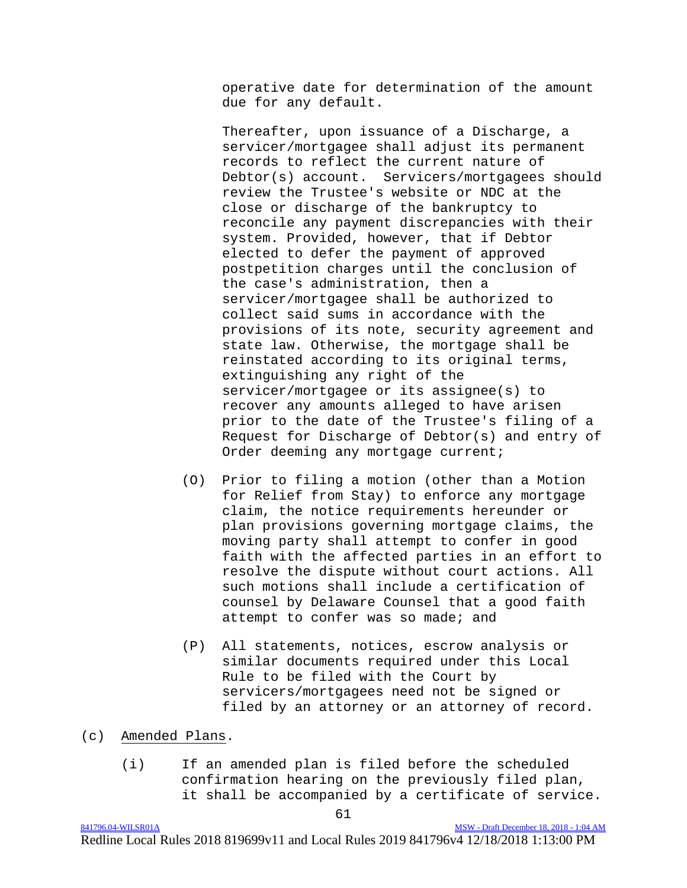operative date for determination of the amount due for any default.

Thereafter, upon issuance of a Discharge, a servicer/mortgagee shall adjust its permanent records to reflect the current nature of Debtor(s) account. Servicers/mortgagees should review the Trustee's website or NDC at the close or discharge of the bankruptcy to reconcile any payment discrepancies with their system. Provided, however, that if Debtor elected to defer the payment of approved postpetition charges until the conclusion of the case's administration, then a servicer/mortgagee shall be authorized to collect said sums in accordance with the provisions of its note, security agreement and state law. Otherwise, the mortgage shall be reinstated according to its original terms, extinguishing any right of the servicer/mortgagee or its assignee(s) to recover any amounts alleged to have arisen prior to the date of the Trustee's filing of a Request for Discharge of Debtor(s) and entry of Order deeming any mortgage current;

(O) Prior to filing a motion (other than a Motion for Relief from Stay) to enforce any mortgage claim, the notice requirements hereunder or plan provisions governing mortgage claims, the moving party shall attempt to confer in good faith with the affected parties in an effort to resolve the dispute without court actions. All such motions shall include a certification of counsel by Delaware Counsel that a good faith attempt to confer was so made; and

(P) All statements, notices, escrow analysis or similar documents required under this Local Rule to be filed with the Court by servicers/mortgagees need not be signed or filed by an attorney or an attorney of record.

(c) Amended Plans.

(i) If an amended plan is filed before the scheduled confirmation hearing on the previously filed plan, it shall be accompanied by a certificate of service.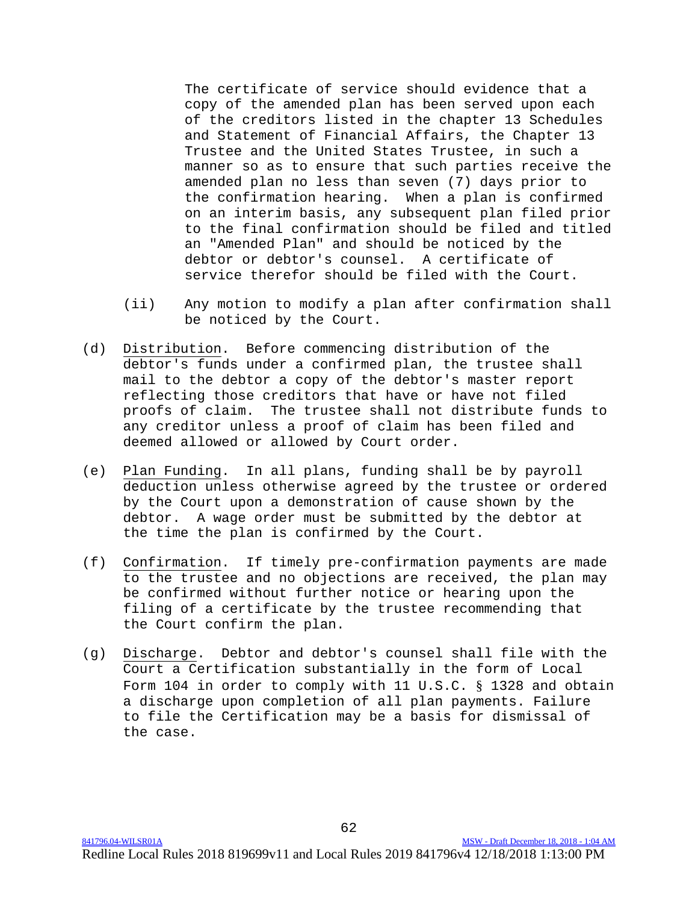The certificate of service should evidence that a copy of the amended plan has been served upon each of the creditors listed in the chapter 13 Schedules and Statement of Financial Affairs, the Chapter 13 Trustee and the United States Trustee, in such a manner so as to ensure that such parties receive the amended plan no less than seven (7) days prior to the confirmation hearing. When a plan is confirmed on an interim basis, any subsequent plan filed prior to the final confirmation should be filed and titled an "Amended Plan" and should be noticed by the debtor or debtor's counsel. A certificate of service therefor should be filed with the Court.

(ii) Any motion to modify a plan after confirmation shall be noticed by the Court.

(d) Distribution. Before commencing distribution of the debtor's funds under a confirmed plan, the trustee shall mail to the debtor a copy of the debtor's master report reflecting those creditors that have or have not filed proofs of claim. The trustee shall not distribute funds to any creditor unless a proof of claim has been filed and deemed allowed or allowed by Court order.

(e) Plan Funding. In all plans, funding shall be by payroll deduction unless otherwise agreed by the trustee or ordered by the Court upon a demonstration of cause shown by the debtor. A wage order must be submitted by the debtor at the time the plan is confirmed by the Court.

(f) Confirmation. If timely pre-confirmation payments are made to the trustee and no objections are received, the plan may be confirmed without further notice or hearing upon the filing of a certificate by the trustee recommending that the Court confirm the plan.

(g) Discharge. Debtor and debtor's counsel shall file with the Court a Certification substantially in the form of Local Form 104 in order to comply with 11 U.S.C. § 1328 and obtain a discharge upon completion of all plan payments. Failure to file the Certification may be a basis for dismissal of the case.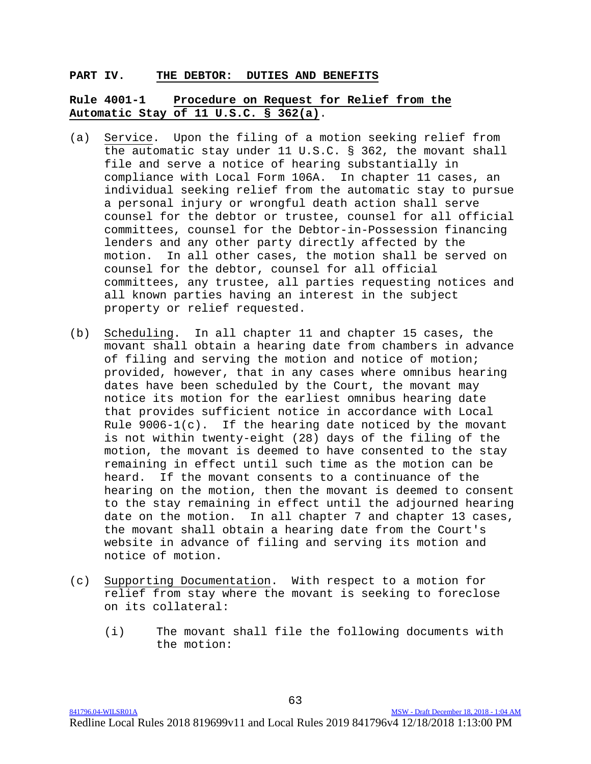## PART IV. THE DEBTOR: DUTIES AND BENEFITS

### Rule 4001-1 Procedure on Request for Relief from the Automatic Stay of 11 U.S.C. § 362(a).

(a) Service. Upon the filing of a motion seeking relief from the automatic stay under 11 U.S.C. § 362, the movant shall file and serve a notice of hearing substantially in compliance with Local Form 106A. In chapter 11 cases, an individual seeking relief from the automatic stay to pursue a personal injury or wrongful death action shall serve counsel for the debtor or trustee, counsel for all official committees, counsel for the Debtor-in-Possession financing lenders and any other party directly affected by the motion. In all other cases, the motion shall be served on counsel for the debtor, counsel for all official committees, any trustee, all parties requesting notices and all known parties having an interest in the subject property or relief requested.

(b) Scheduling. In all chapter 11 and chapter 15 cases, the movant shall obtain a hearing date from chambers in advance of filing and serving the motion and notice of motion; provided, however, that in any cases where omnibus hearing dates have been scheduled by the Court, the movant may notice its motion for the earliest omnibus hearing date that provides sufficient notice in accordance with Local Rule 9006-1(c). If the hearing date noticed by the movant is not within twenty-eight (28) days of the filing of the motion, the movant is deemed to have consented to the stay remaining in effect until such time as the motion can be heard. If the movant consents to a continuance of the hearing on the motion, then the movant is deemed to consent to the stay remaining in effect until the adjourned hearing date on the motion. In all chapter 7 and chapter 13 cases, the movant shall obtain a hearing date from the Court's website in advance of filing and serving its motion and notice of motion.

(c) Supporting Documentation. With respect to a motion for relief from stay where the movant is seeking to foreclose on its collateral:

  (i) The movant shall file the following documents with the motion: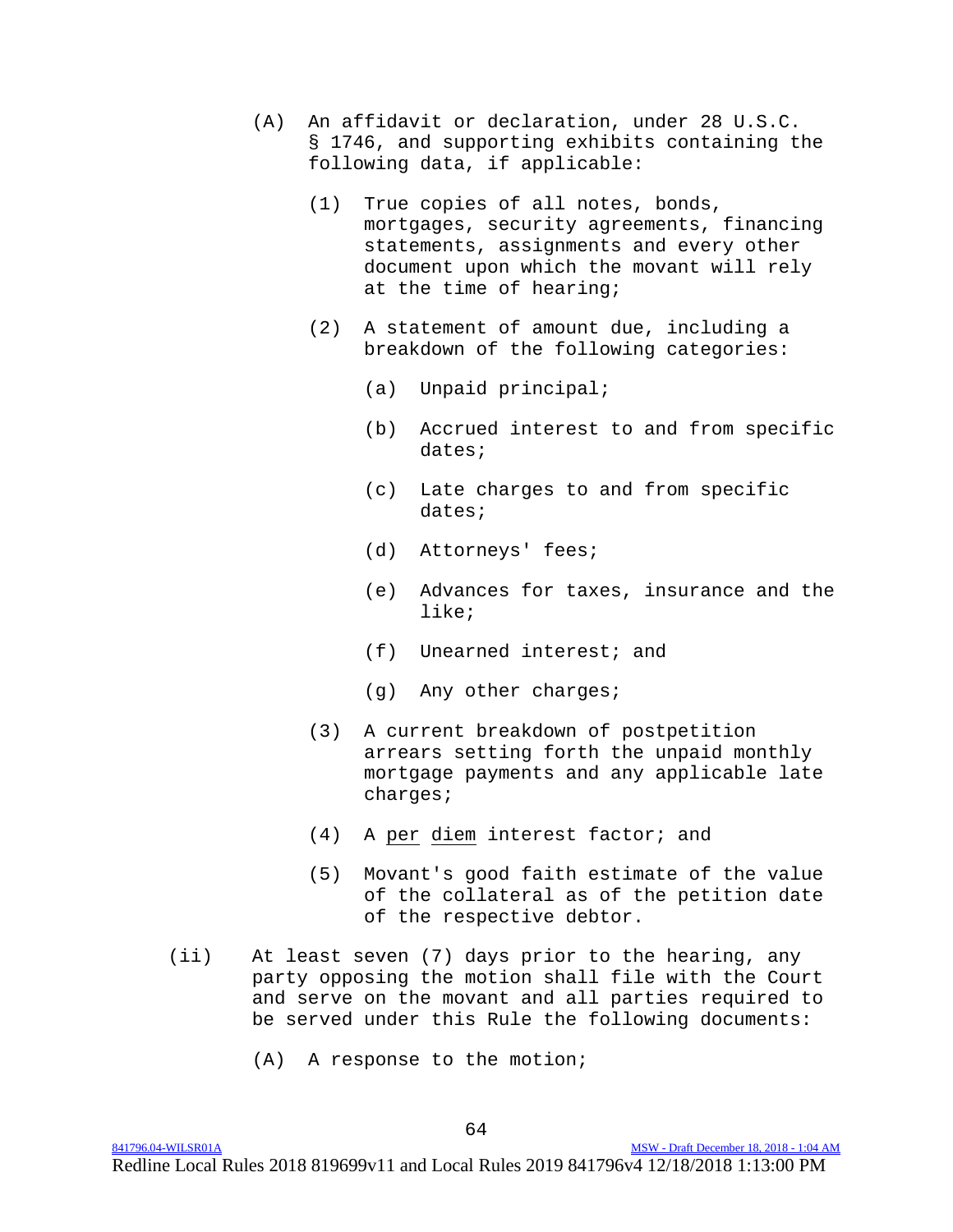(A) An affidavit or declaration, under 28 U.S.C. § 1746, and supporting exhibits containing the following data, if applicable:

(1) True copies of all notes, bonds, mortgages, security agreements, financing statements, assignments and every other document upon which the movant will rely at the time of hearing;

(2) A statement of amount due, including a breakdown of the following categories:

(a) Unpaid principal;

(b) Accrued interest to and from specific dates;

(c) Late charges to and from specific dates;

(d) Attorneys' fees;

(e) Advances for taxes, insurance and the like;

(f) Unearned interest; and

(g) Any other charges;

(3) A current breakdown of postpetition arrears setting forth the unpaid monthly mortgage payments and any applicable late charges;

(4) A per diem interest factor; and

(5) Movant's good faith estimate of the value of the collateral as of the petition date of the respective debtor.

(ii) At least seven (7) days prior to the hearing, any party opposing the motion shall file with the Court and serve on the movant and all parties required to be served under this Rule the following documents:

(A) A response to the motion;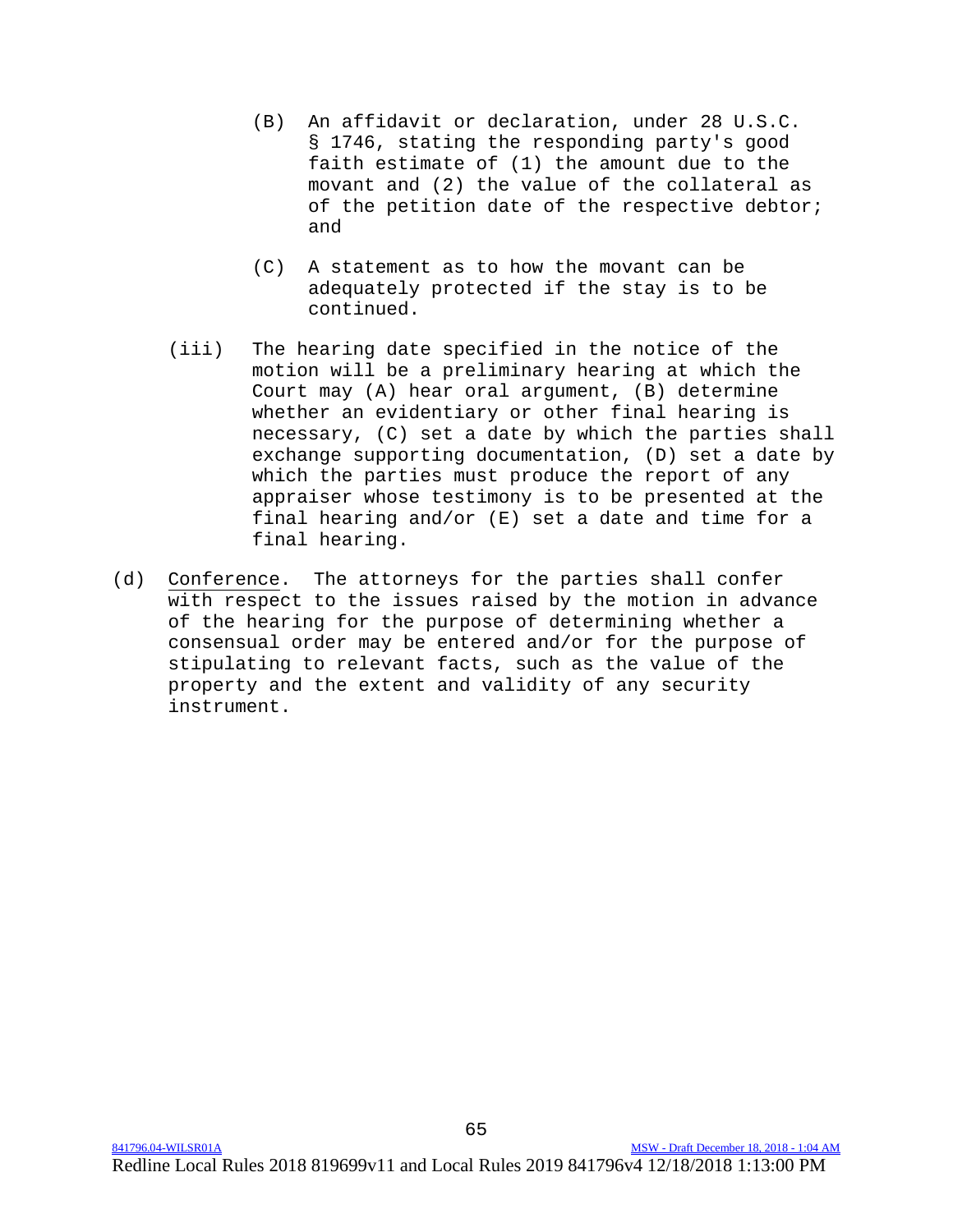(B) An affidavit or declaration, under 28 U.S.C. § 1746, stating the responding party's good faith estimate of (1) the amount due to the movant and (2) the value of the collateral as of the petition date of the respective debtor; and

(C) A statement as to how the movant can be adequately protected if the stay is to be continued.

(iii) The hearing date specified in the notice of the motion will be a preliminary hearing at which the Court may (A) hear oral argument, (B) determine whether an evidentiary or other final hearing is necessary, (C) set a date by which the parties shall exchange supporting documentation, (D) set a date by which the parties must produce the report of any appraiser whose testimony is to be presented at the final hearing and/or (E) set a date and time for a final hearing.

(d) <u>Conference</u>. The attorneys for the parties shall confer with respect to the issues raised by the motion in advance of the hearing for the purpose of determining whether a consensual order may be entered and/or for the purpose of stipulating to relevant facts, such as the value of the property and the extent and validity of any security instrument.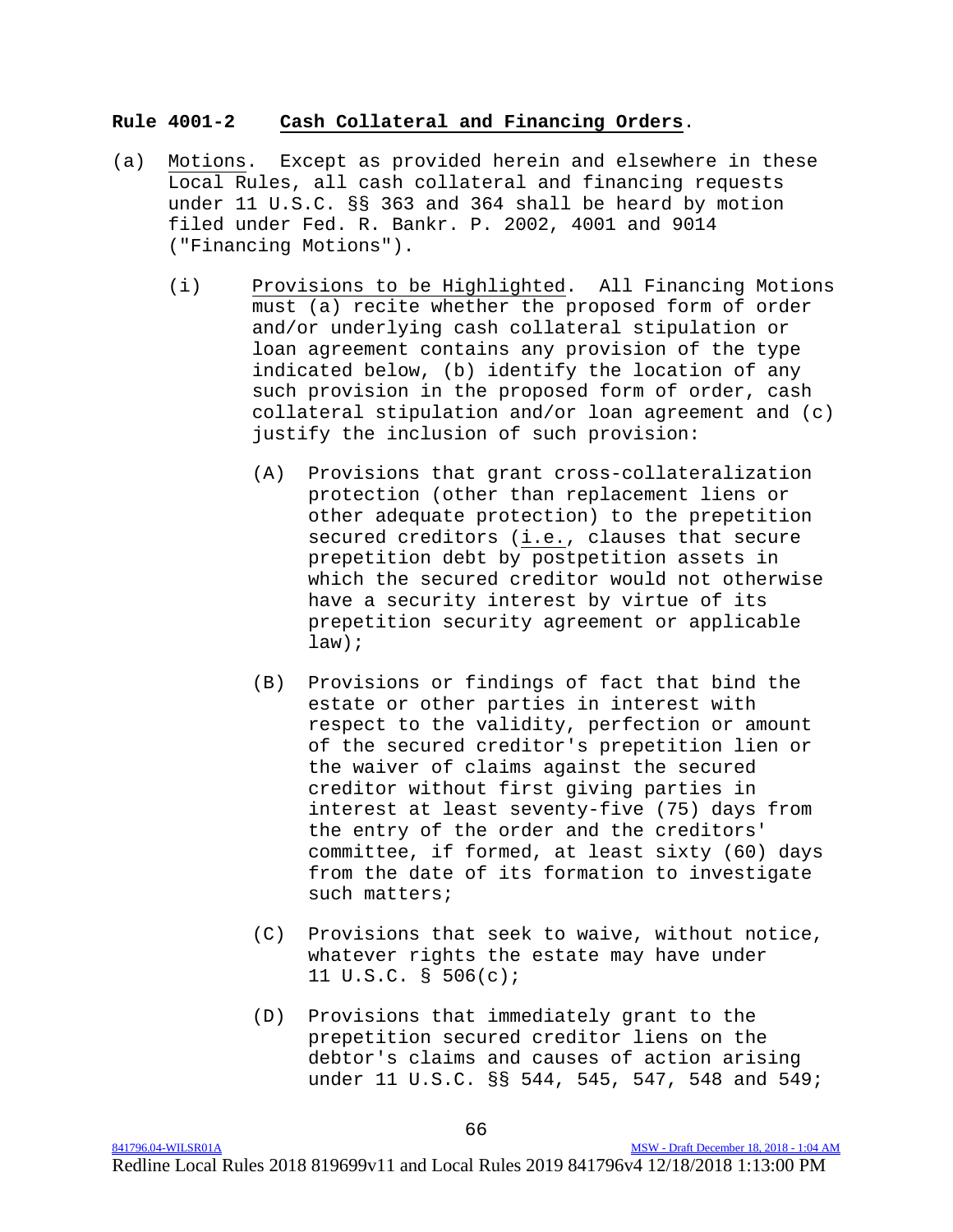**Rule 4001-2 Cash Collateral and Financing Orders.**

(a) Motions. Except as provided herein and elsewhere in these Local Rules, all cash collateral and financing requests under 11 U.S.C. §§ 363 and 364 shall be heard by motion filed under Fed. R. Bankr. P. 2002, 4001 and 9014 ("Financing Motions").

(i) Provisions to be Highlighted. All Financing Motions must (a) recite whether the proposed form of order and/or underlying cash collateral stipulation or loan agreement contains any provision of the type indicated below, (b) identify the location of any such provision in the proposed form of order, cash collateral stipulation and/or loan agreement and (c) justify the inclusion of such provision:

(A) Provisions that grant cross-collateralization protection (other than replacement liens or other adequate protection) to the prepetition secured creditors (i.e., clauses that secure prepetition debt by postpetition assets in which the secured creditor would not otherwise have a security interest by virtue of its prepetition security agreement or applicable law);

(B) Provisions or findings of fact that bind the estate or other parties in interest with respect to the validity, perfection or amount of the secured creditor's prepetition lien or the waiver of claims against the secured creditor without first giving parties in interest at least seventy-five (75) days from the entry of the order and the creditors' committee, if formed, at least sixty (60) days from the date of its formation to investigate such matters;

(C) Provisions that seek to waive, without notice, whatever rights the estate may have under 11 U.S.C. § 506(c);

(D) Provisions that immediately grant to the prepetition secured creditor liens on the debtor's claims and causes of action arising under 11 U.S.C. §§ 544, 545, 547, 548 and 549;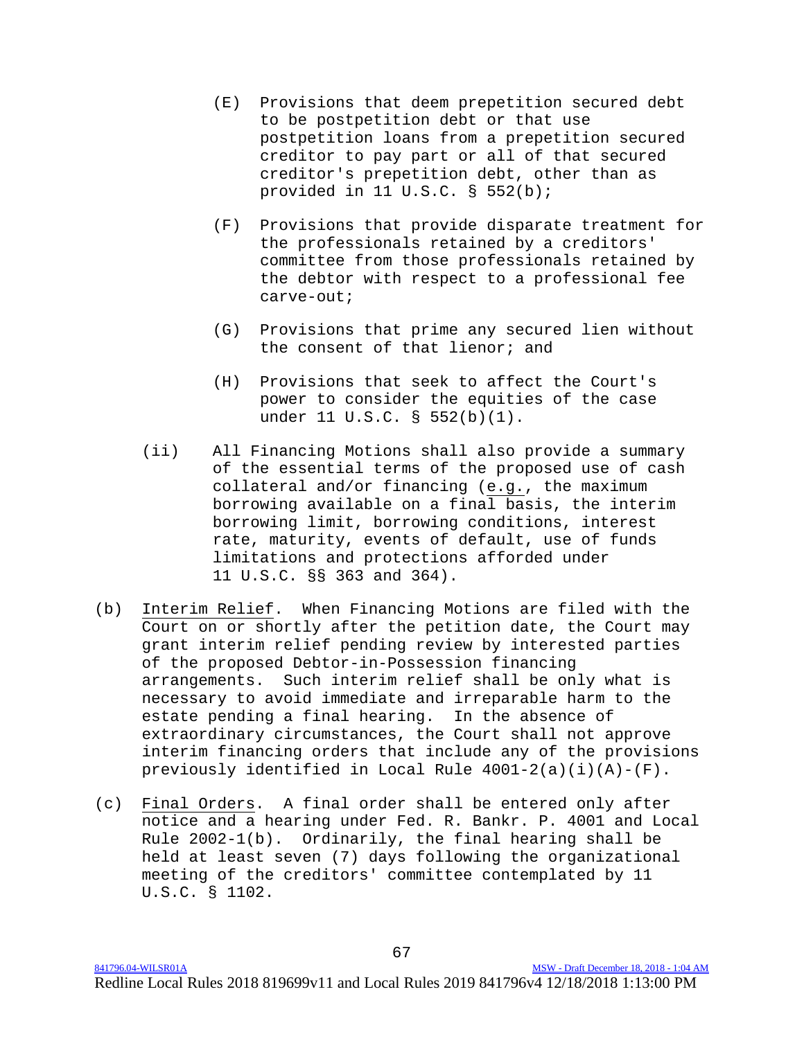(E) Provisions that deem prepetition secured debt to be postpetition debt or that use postpetition loans from a prepetition secured creditor to pay part or all of that secured creditor's prepetition debt, other than as provided in 11 U.S.C. § 552(b);

(F) Provisions that provide disparate treatment for the professionals retained by a creditors' committee from those professionals retained by the debtor with respect to a professional fee carve-out;

(G) Provisions that prime any secured lien without the consent of that lienor; and

(H) Provisions that seek to affect the Court's power to consider the equities of the case under 11 U.S.C. § 552(b)(1).

(ii) All Financing Motions shall also provide a summary of the essential terms of the proposed use of cash collateral and/or financing (e.g., the maximum borrowing available on a final basis, the interim borrowing limit, borrowing conditions, interest rate, maturity, events of default, use of funds limitations and protections afforded under 11 U.S.C. §§ 363 and 364).

(b) Interim Relief. When Financing Motions are filed with the Court on or shortly after the petition date, the Court may grant interim relief pending review by interested parties of the proposed Debtor-in-Possession financing arrangements. Such interim relief shall be only what is necessary to avoid immediate and irreparable harm to the estate pending a final hearing. In the absence of extraordinary circumstances, the Court shall not approve interim financing orders that include any of the provisions previously identified in Local Rule 4001-2(a)(i)(A)-(F).

(c) Final Orders. A final order shall be entered only after notice and a hearing under Fed. R. Bankr. P. 4001 and Local Rule 2002-1(b). Ordinarily, the final hearing shall be held at least seven (7) days following the organizational meeting of the creditors' committee contemplated by 11 U.S.C. § 1102.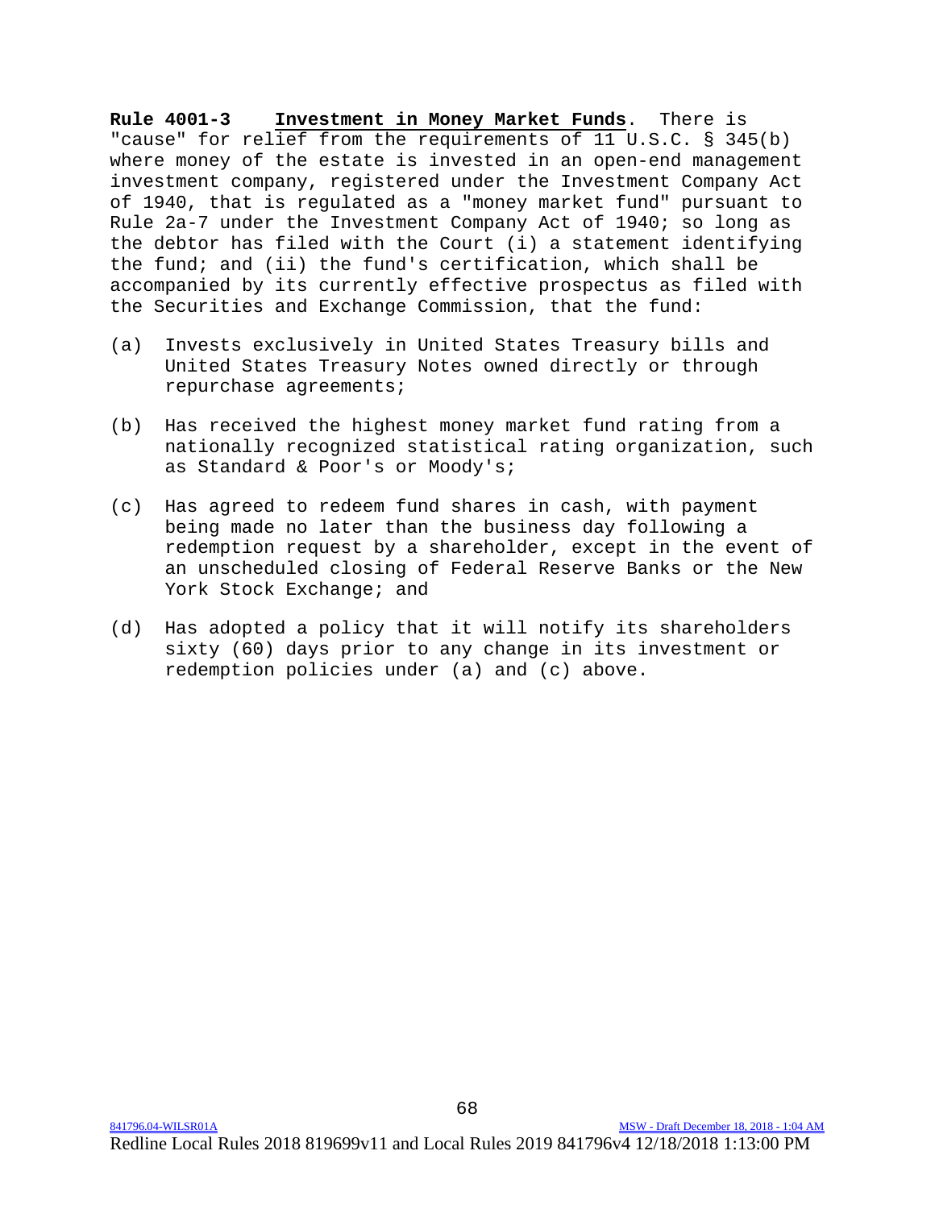**Rule 4001-3** **Investment in Money Market Funds**. There is "cause" for relief from the requirements of 11 U.S.C. § 345(b) where money of the estate is invested in an open-end management investment company, registered under the Investment Company Act of 1940, that is regulated as a "money market fund" pursuant to Rule 2a-7 under the Investment Company Act of 1940; so long as the debtor has filed with the Court (i) a statement identifying the fund; and (ii) the fund's certification, which shall be accompanied by its currently effective prospectus as filed with the Securities and Exchange Commission, that the fund:

(a) Invests exclusively in United States Treasury bills and United States Treasury Notes owned directly or through repurchase agreements;

(b) Has received the highest money market fund rating from a nationally recognized statistical rating organization, such as Standard & Poor's or Moody's;

(c) Has agreed to redeem fund shares in cash, with payment being made no later than the business day following a redemption request by a shareholder, except in the event of an unscheduled closing of Federal Reserve Banks or the New York Stock Exchange; and

(d) Has adopted a policy that it will notify its shareholders sixty (60) days prior to any change in its investment or redemption policies under (a) and (c) above.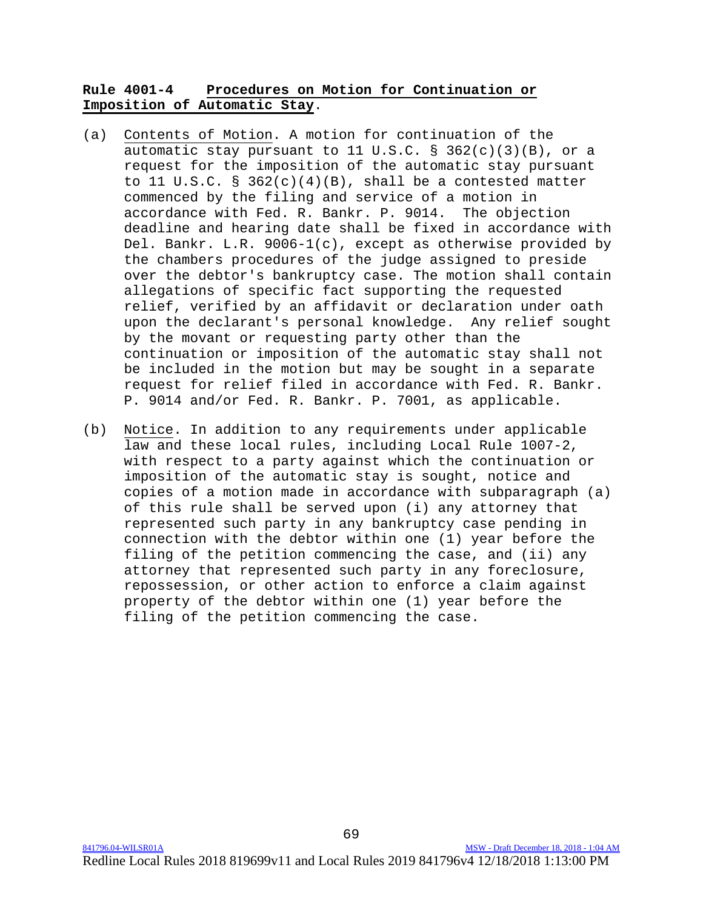**Rule 4001-4 Procedures on Motion for Continuation or Imposition of Automatic Stay.**

(a) Contents of Motion. A motion for continuation of the automatic stay pursuant to 11 U.S.C. § 362(c)(3)(B), or a request for the imposition of the automatic stay pursuant to 11 U.S.C. § 362(c)(4)(B), shall be a contested matter commenced by the filing and service of a motion in accordance with Fed. R. Bankr. P. 9014. The objection deadline and hearing date shall be fixed in accordance with Del. Bankr. L.R. 9006-1(c), except as otherwise provided by the chambers procedures of the judge assigned to preside over the debtor's bankruptcy case. The motion shall contain allegations of specific fact supporting the requested relief, verified by an affidavit or declaration under oath upon the declarant's personal knowledge. Any relief sought by the movant or requesting party other than the continuation or imposition of the automatic stay shall not be included in the motion but may be sought in a separate request for relief filed in accordance with Fed. R. Bankr. P. 9014 and/or Fed. R. Bankr. P. 7001, as applicable.

(b) Notice. In addition to any requirements under applicable law and these local rules, including Local Rule 1007-2, with respect to a party against which the continuation or imposition of the automatic stay is sought, notice and copies of a motion made in accordance with subparagraph (a) of this rule shall be served upon (i) any attorney that represented such party in any bankruptcy case pending in connection with the debtor within one (1) year before the filing of the petition commencing the case, and (ii) any attorney that represented such party in any foreclosure, repossession, or other action to enforce a claim against property of the debtor within one (1) year before the filing of the petition commencing the case.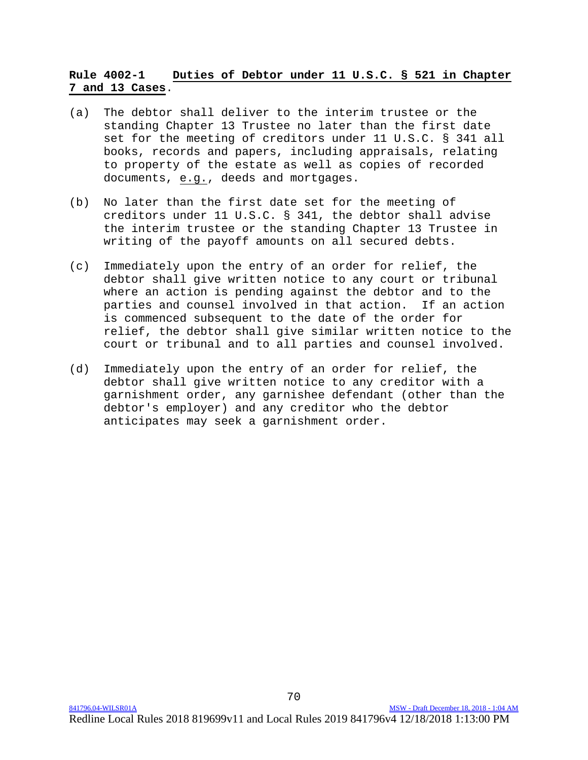**Rule 4002-1 Duties of Debtor under 11 U.S.C. § 521 in Chapter 7 and 13 Cases.**

(a) The debtor shall deliver to the interim trustee or the standing Chapter 13 Trustee no later than the first date set for the meeting of creditors under 11 U.S.C. § 341 all books, records and papers, including appraisals, relating to property of the estate as well as copies of recorded documents, e.g., deeds and mortgages.

(b) No later than the first date set for the meeting of creditors under 11 U.S.C. § 341, the debtor shall advise the interim trustee or the standing Chapter 13 Trustee in writing of the payoff amounts on all secured debts.

(c) Immediately upon the entry of an order for relief, the debtor shall give written notice to any court or tribunal where an action is pending against the debtor and to the parties and counsel involved in that action. If an action is commenced subsequent to the date of the order for relief, the debtor shall give similar written notice to the court or tribunal and to all parties and counsel involved.

(d) Immediately upon the entry of an order for relief, the debtor shall give written notice to any creditor with a garnishment order, any garnishee defendant (other than the debtor's employer) and any creditor who the debtor anticipates may seek a garnishment order.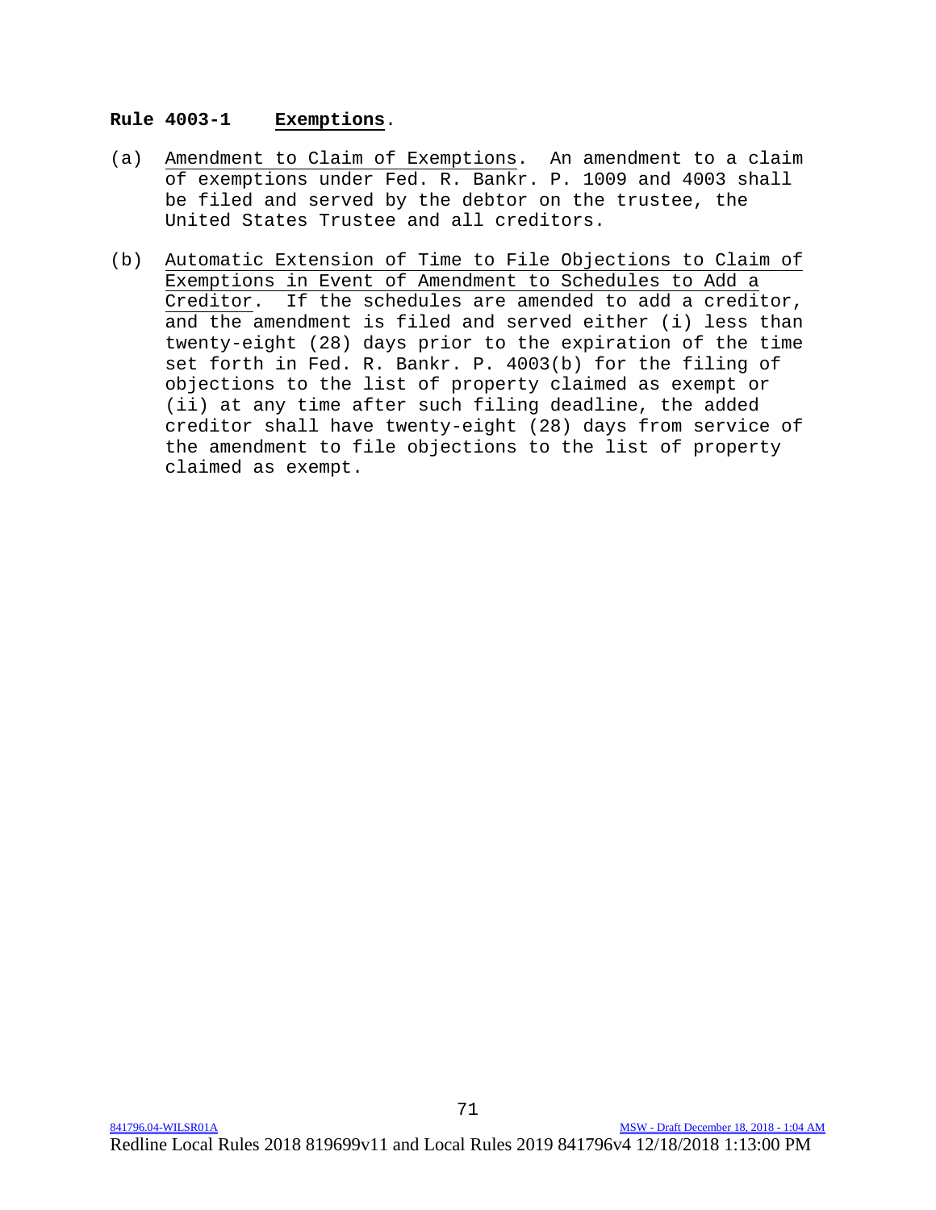## Rule 4003-1 **Exemptions**.

(a) Amendment to Claim of Exemptions. An amendment to a claim of exemptions under Fed. R. Bankr. P. 1009 and 4003 shall be filed and served by the debtor on the trustee, the United States Trustee and all creditors.

(b) Automatic Extension of Time to File Objections to Claim of Exemptions in Event of Amendment to Schedules to Add a Creditor. If the schedules are amended to add a creditor, and the amendment is filed and served either (i) less than twenty-eight (28) days prior to the expiration of the time set forth in Fed. R. Bankr. P. 4003(b) for the filing of objections to the list of property claimed as exempt or (ii) at any time after such filing deadline, the added creditor shall have twenty-eight (28) days from service of the amendment to file objections to the list of property claimed as exempt.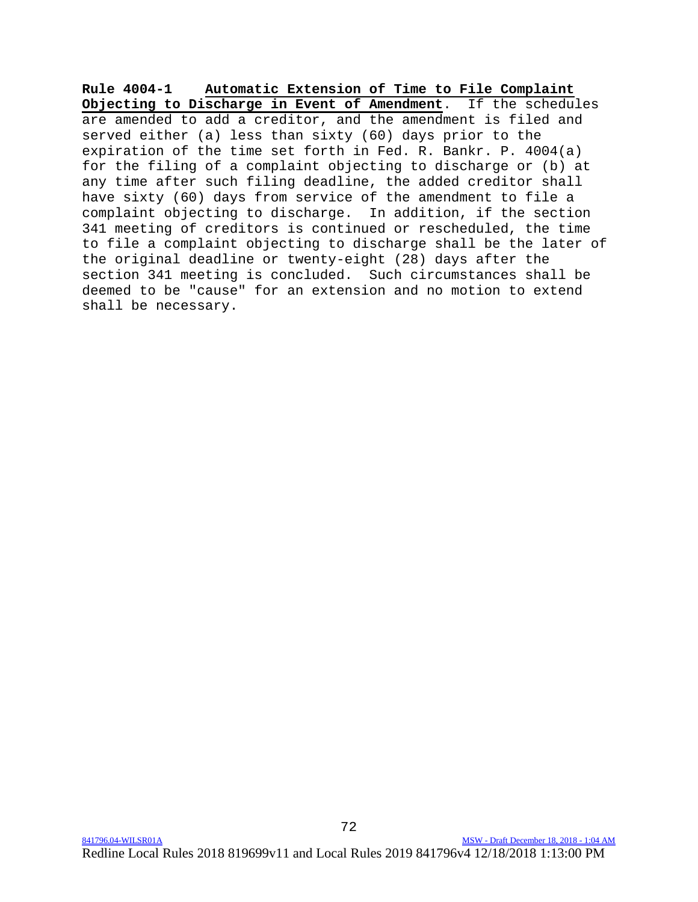**Rule 4004-1 Automatic Extension of Time to File Complaint Objecting to Discharge in Event of Amendment**. If the schedules are amended to add a creditor, and the amendment is filed and served either (a) less than sixty (60) days prior to the expiration of the time set forth in Fed. R. Bankr. P. 4004(a) for the filing of a complaint objecting to discharge or (b) at any time after such filing deadline, the added creditor shall have sixty (60) days from service of the amendment to file a complaint objecting to discharge. In addition, if the section 341 meeting of creditors is continued or rescheduled, the time to file a complaint objecting to discharge shall be the later of the original deadline or twenty-eight (28) days after the section 341 meeting is concluded. Such circumstances shall be deemed to be "cause" for an extension and no motion to extend shall be necessary.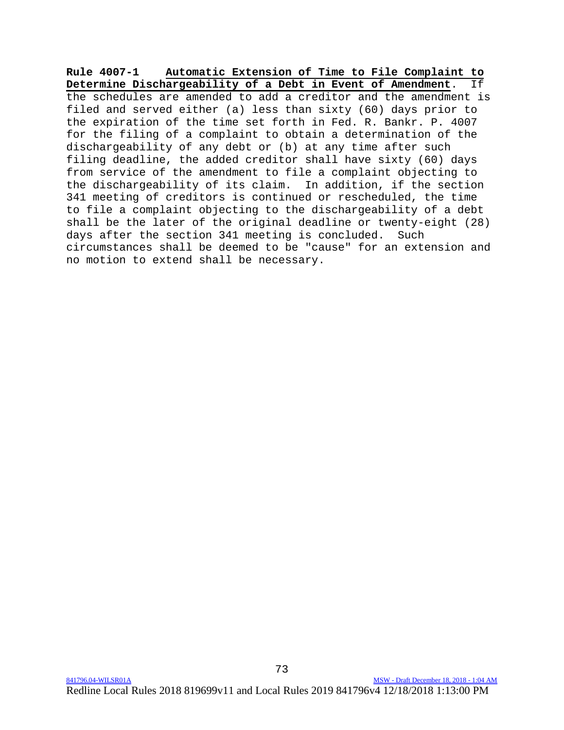**Rule 4007-1** **<u>Automatic Extension of Time to File Complaint to Determine Dischargeability of a Debt in Event of Amendment</u>**. If the schedules are amended to add a creditor and the amendment is filed and served either (a) less than sixty (60) days prior to the expiration of the time set forth in Fed. R. Bankr. P. 4007 for the filing of a complaint to obtain a determination of the dischargeability of any debt or (b) at any time after such filing deadline, the added creditor shall have sixty (60) days from service of the amendment to file a complaint objecting to the dischargeability of its claim. In addition, if the section 341 meeting of creditors is continued or rescheduled, the time to file a complaint objecting to the dischargeability of a debt shall be the later of the original deadline or twenty-eight (28) days after the section 341 meeting is concluded. Such circumstances shall be deemed to be "cause" for an extension and no motion to extend shall be necessary.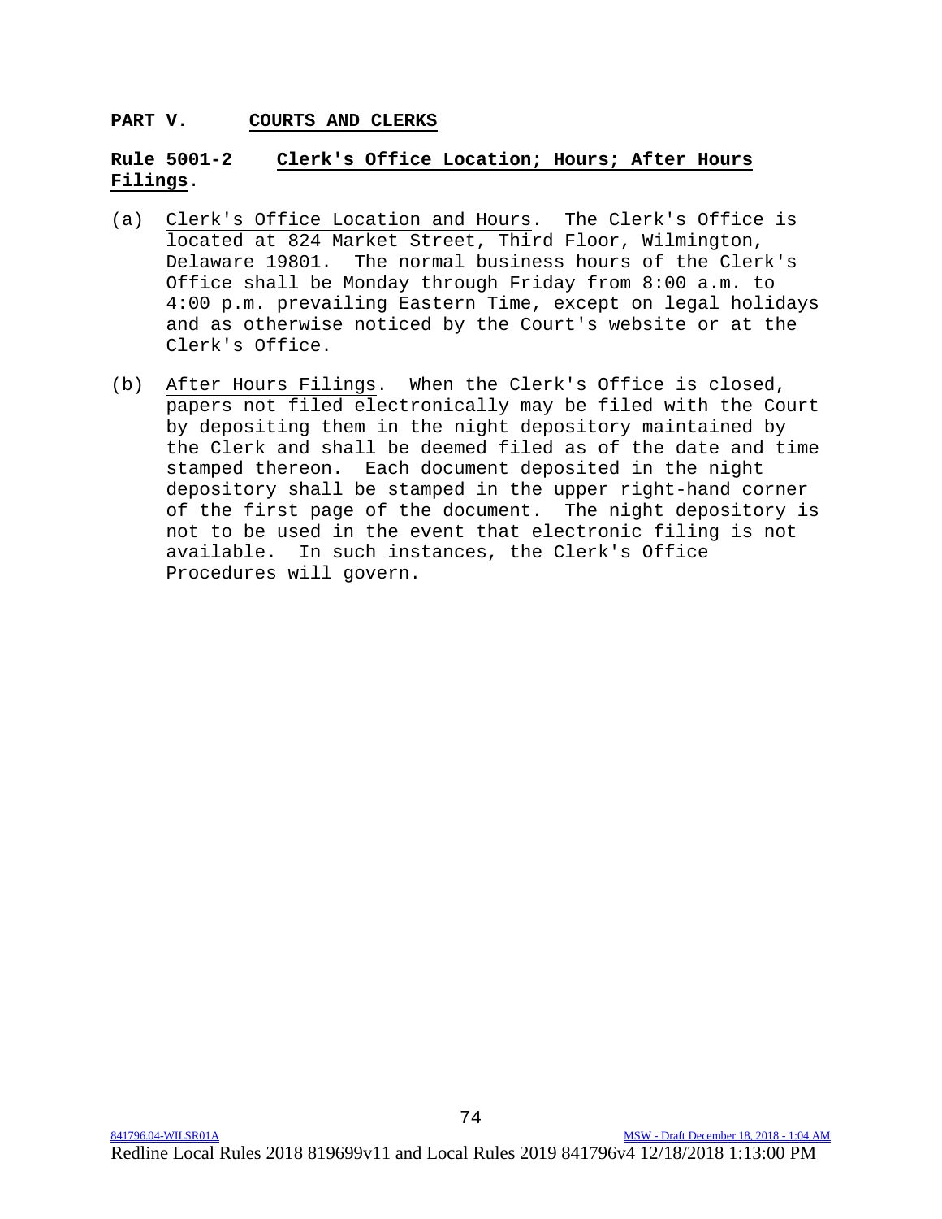## PART V. COURTS AND CLERKS

### Rule 5001-2 Clerk's Office Location; Hours; After Hours Filings.

(a) Clerk's Office Location and Hours. The Clerk's Office is located at 824 Market Street, Third Floor, Wilmington, Delaware 19801. The normal business hours of the Clerk's Office shall be Monday through Friday from 8:00 a.m. to 4:00 p.m. prevailing Eastern Time, except on legal holidays and as otherwise noticed by the Court's website or at the Clerk's Office.

(b) After Hours Filings. When the Clerk's Office is closed, papers not filed electronically may be filed with the Court by depositing them in the night depository maintained by the Clerk and shall be deemed filed as of the date and time stamped thereon. Each document deposited in the night depository shall be stamped in the upper right-hand corner of the first page of the document. The night depository is not to be used in the event that electronic filing is not available. In such instances, the Clerk's Office Procedures will govern.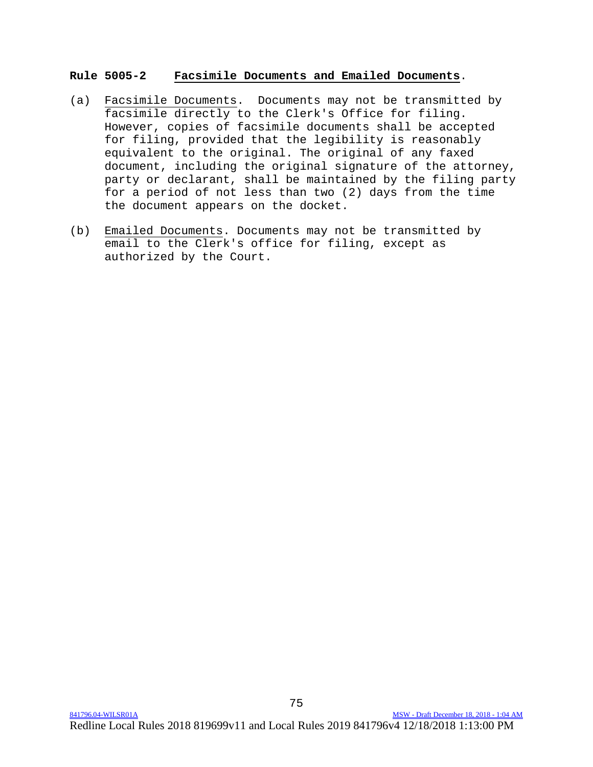## **Rule 5005-2 Facsimile Documents and Emailed Documents**.

(a) Facsimile Documents. Documents may not be transmitted by facsimile directly to the Clerk's Office for filing. However, copies of facsimile documents shall be accepted for filing, provided that the legibility is reasonably equivalent to the original. The original of any faxed document, including the original signature of the attorney, party or declarant, shall be maintained by the filing party for a period of not less than two (2) days from the time the document appears on the docket.

(b) Emailed Documents. Documents may not be transmitted by email to the Clerk's office for filing, except as authorized by the Court.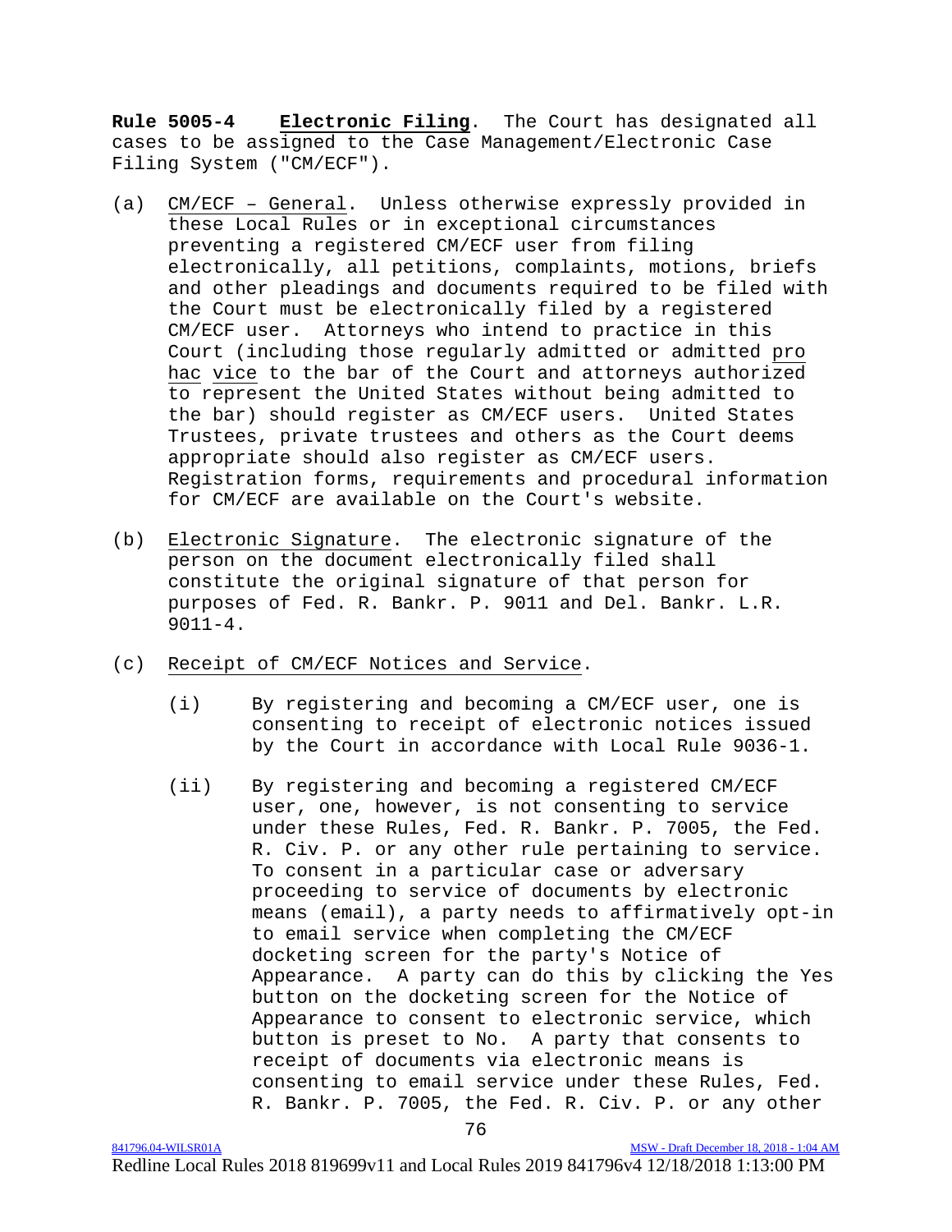**Rule 5005-4 <u>Electronic Filing</u>.** The Court has designated all cases to be assigned to the Case Management/Electronic Case Filing System ("CM/ECF").

(a) <u>CM/ECF – General</u>. Unless otherwise expressly provided in these Local Rules or in exceptional circumstances preventing a registered CM/ECF user from filing electronically, all petitions, complaints, motions, briefs and other pleadings and documents required to be filed with the Court must be electronically filed by a registered CM/ECF user. Attorneys who intend to practice in this Court (including those regularly admitted or admitted <u>pro hac vice</u> to the bar of the Court and attorneys authorized to represent the United States without being admitted to the bar) should register as CM/ECF users. United States Trustees, private trustees and others as the Court deems appropriate should also register as CM/ECF users. Registration forms, requirements and procedural information for CM/ECF are available on the Court's website.

(b) <u>Electronic Signature</u>. The electronic signature of the person on the document electronically filed shall constitute the original signature of that person for purposes of Fed. R. Bankr. P. 9011 and Del. Bankr. L.R. 9011-4.

(c) <u>Receipt of CM/ECF Notices and Service</u>.

(i) By registering and becoming a CM/ECF user, one is consenting to receipt of electronic notices issued by the Court in accordance with Local Rule 9036-1.

(ii) By registering and becoming a registered CM/ECF user, one, however, is not consenting to service under these Rules, Fed. R. Bankr. P. 7005, the Fed. R. Civ. P. or any other rule pertaining to service. To consent in a particular case or adversary proceeding to service of documents by electronic means (email), a party needs to affirmatively opt-in to email service when completing the CM/ECF docketing screen for the party's Notice of Appearance. A party can do this by clicking the Yes button on the docketing screen for the Notice of Appearance to consent to electronic service, which button is preset to No. A party that consents to receipt of documents via electronic means is consenting to email service under these Rules, Fed. R. Bankr. P. 7005, the Fed. R. Civ. P. or any other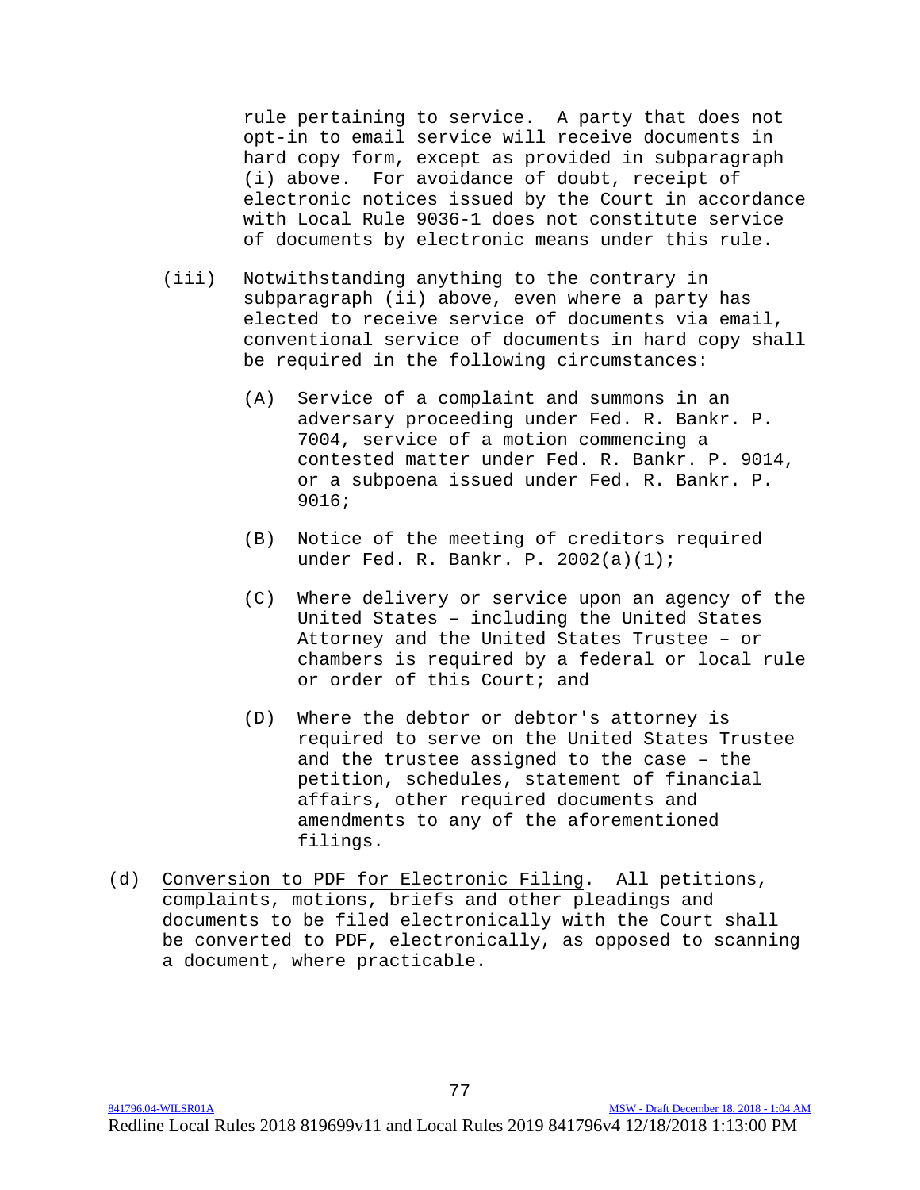rule pertaining to service. A party that does not opt-in to email service will receive documents in hard copy form, except as provided in subparagraph (i) above. For avoidance of doubt, receipt of electronic notices issued by the Court in accordance with Local Rule 9036-1 does not constitute service of documents by electronic means under this rule.

(iii) Notwithstanding anything to the contrary in subparagraph (ii) above, even where a party has elected to receive service of documents via email, conventional service of documents in hard copy shall be required in the following circumstances:

(A) Service of a complaint and summons in an adversary proceeding under Fed. R. Bankr. P. 7004, service of a motion commencing a contested matter under Fed. R. Bankr. P. 9014, or a subpoena issued under Fed. R. Bankr. P. 9016;

(B) Notice of the meeting of creditors required under Fed. R. Bankr. P. 2002(a)(1);

(C) Where delivery or service upon an agency of the United States – including the United States Attorney and the United States Trustee – or chambers is required by a federal or local rule or order of this Court; and

(D) Where the debtor or debtor's attorney is required to serve on the United States Trustee and the trustee assigned to the case – the petition, schedules, statement of financial affairs, other required documents and amendments to any of the aforementioned filings.

(d) Conversion to PDF for Electronic Filing. All petitions, complaints, motions, briefs and other pleadings and documents to be filed electronically with the Court shall be converted to PDF, electronically, as opposed to scanning a document, where practicable.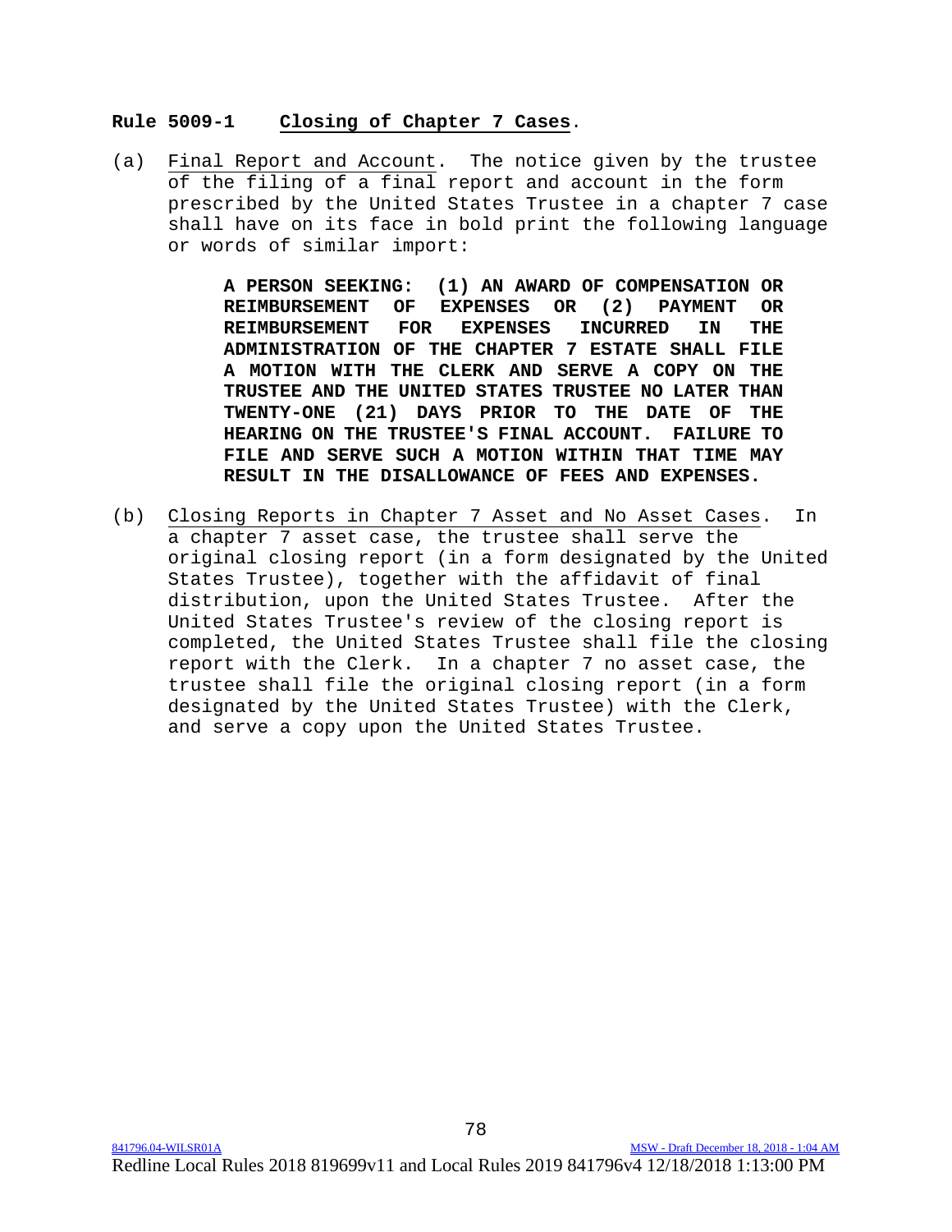**Rule 5009-1 Closing of Chapter 7 Cases.**

(a) Final Report and Account. The notice given by the trustee of the filing of a final report and account in the form prescribed by the United States Trustee in a chapter 7 case shall have on its face in bold print the following language or words of similar import:

> **A PERSON SEEKING: (1) AN AWARD OF COMPENSATION OR REIMBURSEMENT OF EXPENSES OR (2) PAYMENT OR REIMBURSEMENT FOR EXPENSES INCURRED IN THE ADMINISTRATION OF THE CHAPTER 7 ESTATE SHALL FILE A MOTION WITH THE CLERK AND SERVE A COPY ON THE TRUSTEE AND THE UNITED STATES TRUSTEE NO LATER THAN TWENTY-ONE (21) DAYS PRIOR TO THE DATE OF THE HEARING ON THE TRUSTEE'S FINAL ACCOUNT. FAILURE TO FILE AND SERVE SUCH A MOTION WITHIN THAT TIME MAY RESULT IN THE DISALLOWANCE OF FEES AND EXPENSES.**

(b) Closing Reports in Chapter 7 Asset and No Asset Cases. In a chapter 7 asset case, the trustee shall serve the original closing report (in a form designated by the United States Trustee), together with the affidavit of final distribution, upon the United States Trustee. After the United States Trustee's review of the closing report is completed, the United States Trustee shall file the closing report with the Clerk. In a chapter 7 no asset case, the trustee shall file the original closing report (in a form designated by the United States Trustee) with the Clerk, and serve a copy upon the United States Trustee.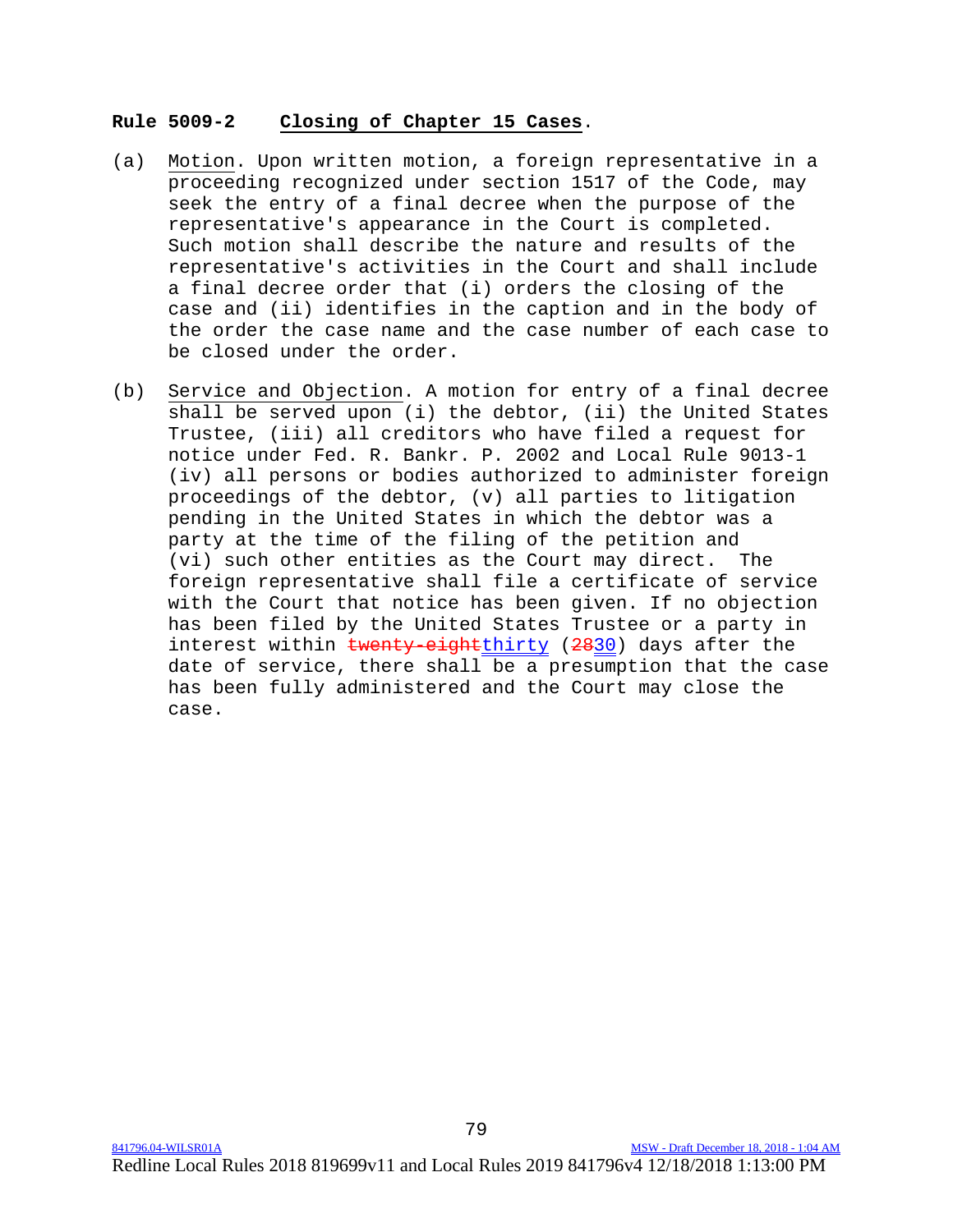**Rule 5009-2 Closing of Chapter 15 Cases.**

(a) Motion. Upon written motion, a foreign representative in a proceeding recognized under section 1517 of the Code, may seek the entry of a final decree when the purpose of the representative's appearance in the Court is completed. Such motion shall describe the nature and results of the representative's activities in the Court and shall include a final decree order that (i) orders the closing of the case and (ii) identifies in the caption and in the body of the order the case name and the case number of each case to be closed under the order.

(b) Service and Objection. A motion for entry of a final decree shall be served upon (i) the debtor, (ii) the United States Trustee, (iii) all creditors who have filed a request for notice under Fed. R. Bankr. P. 2002 and Local Rule 9013-1 (iv) all persons or bodies authorized to administer foreign proceedings of the debtor, (v) all parties to litigation pending in the United States in which the debtor was a party at the time of the filing of the petition and (vi) such other entities as the Court may direct. The foreign representative shall file a certificate of service with the Court that notice has been given. If no objection has been filed by the United States Trustee or a party in interest within ~~twenty-eight~~thirty (~~28~~30) days after the date of service, there shall be a presumption that the case has been fully administered and the Court may close the case.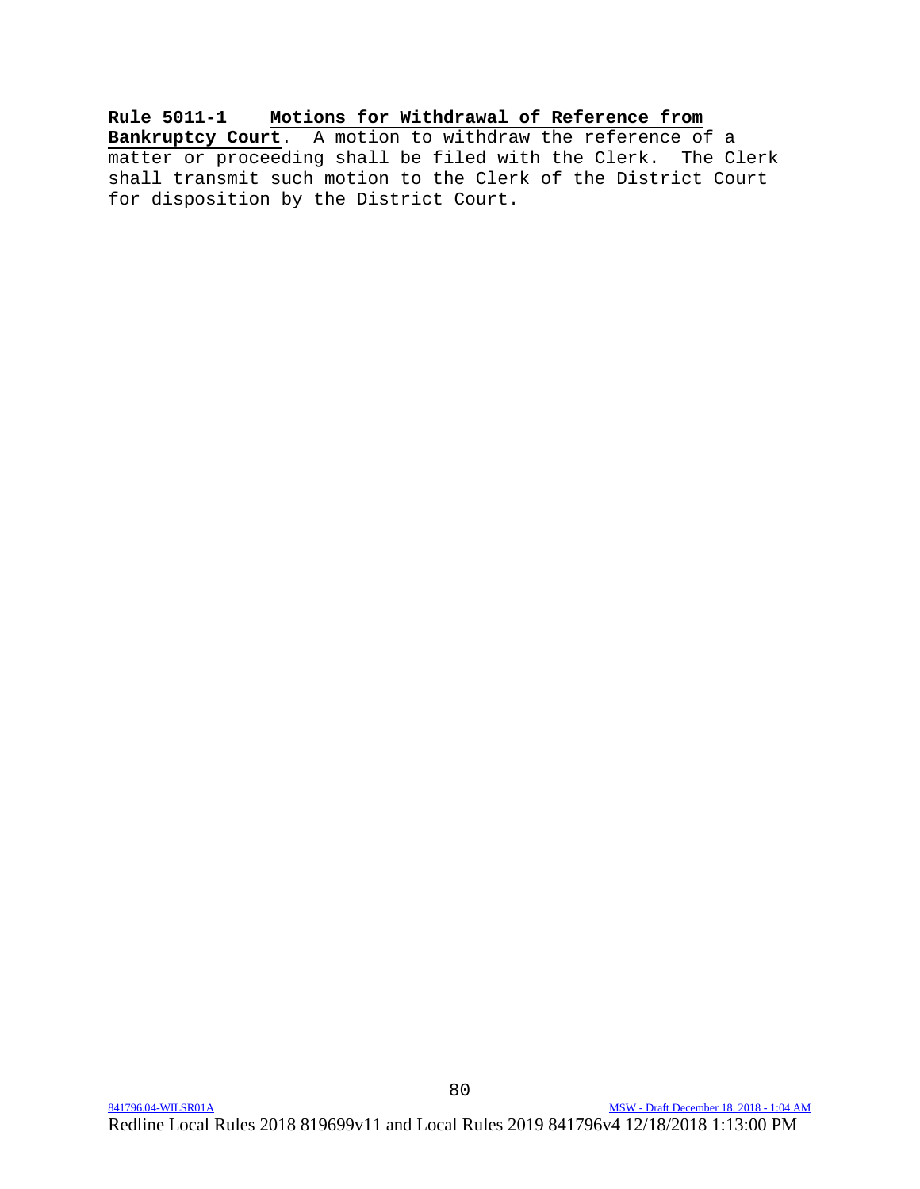**Rule 5011-1 Motions for Withdrawal of Reference from Bankruptcy Court**. A motion to withdraw the reference of a matter or proceeding shall be filed with the Clerk. The Clerk shall transmit such motion to the Clerk of the District Court for disposition by the District Court.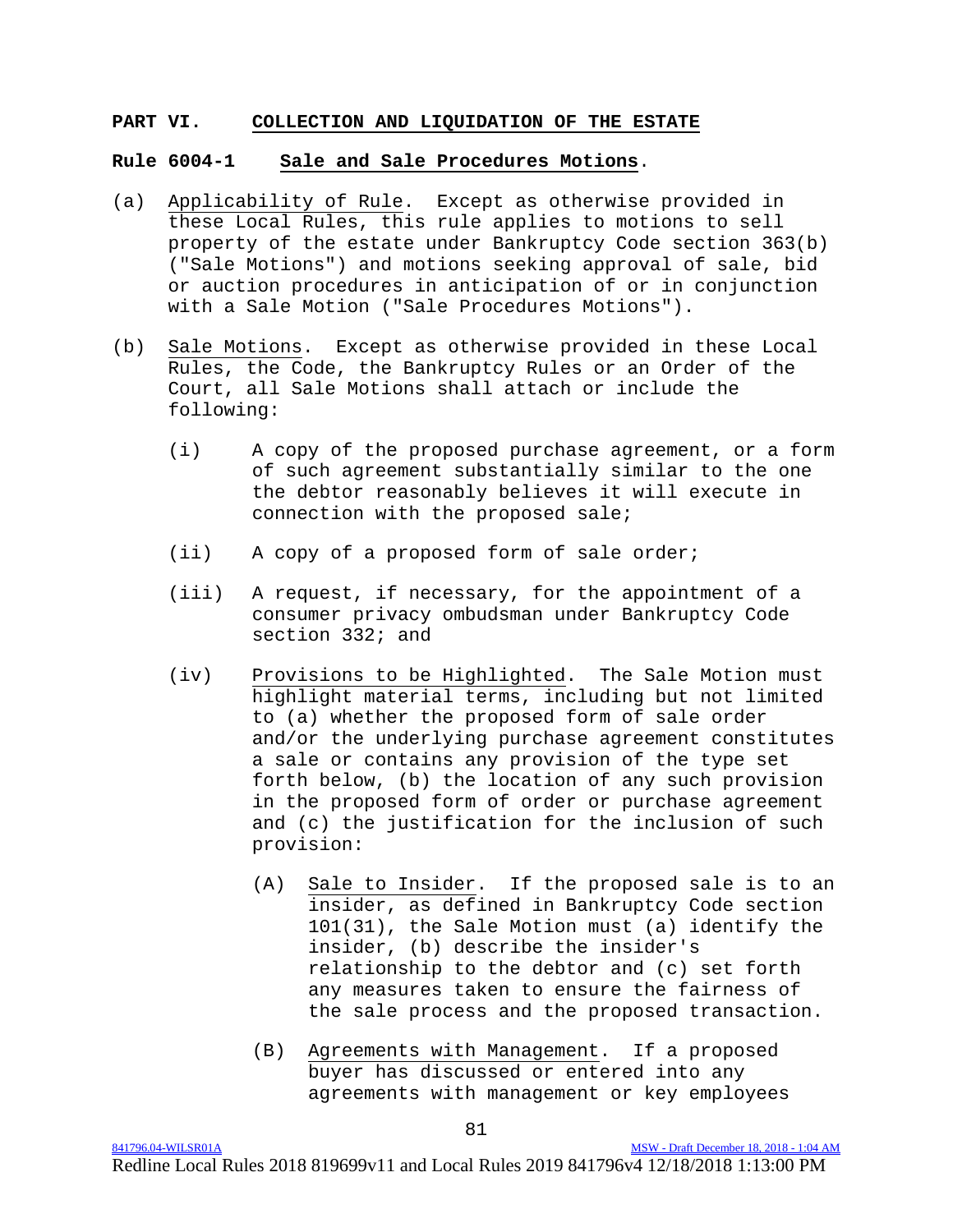## PART VI. COLLECTION AND LIQUIDATION OF THE ESTATE

### Rule 6004-1 Sale and Sale Procedures Motions.

(a) Applicability of Rule. Except as otherwise provided in these Local Rules, this rule applies to motions to sell property of the estate under Bankruptcy Code section 363(b) ("Sale Motions") and motions seeking approval of sale, bid or auction procedures in anticipation of or in conjunction with a Sale Motion ("Sale Procedures Motions").

(b) Sale Motions. Except as otherwise provided in these Local Rules, the Code, the Bankruptcy Rules or an Order of the Court, all Sale Motions shall attach or include the following:

(i) A copy of the proposed purchase agreement, or a form of such agreement substantially similar to the one the debtor reasonably believes it will execute in connection with the proposed sale;

(ii) A copy of a proposed form of sale order;

(iii) A request, if necessary, for the appointment of a consumer privacy ombudsman under Bankruptcy Code section 332; and

(iv) Provisions to be Highlighted. The Sale Motion must highlight material terms, including but not limited to (a) whether the proposed form of sale order and/or the underlying purchase agreement constitutes a sale or contains any provision of the type set forth below, (b) the location of any such provision in the proposed form of order or purchase agreement and (c) the justification for the inclusion of such provision:

(A) Sale to Insider. If the proposed sale is to an insider, as defined in Bankruptcy Code section 101(31), the Sale Motion must (a) identify the insider, (b) describe the insider's relationship to the debtor and (c) set forth any measures taken to ensure the fairness of the sale process and the proposed transaction.

(B) Agreements with Management. If a proposed buyer has discussed or entered into any agreements with management or key employees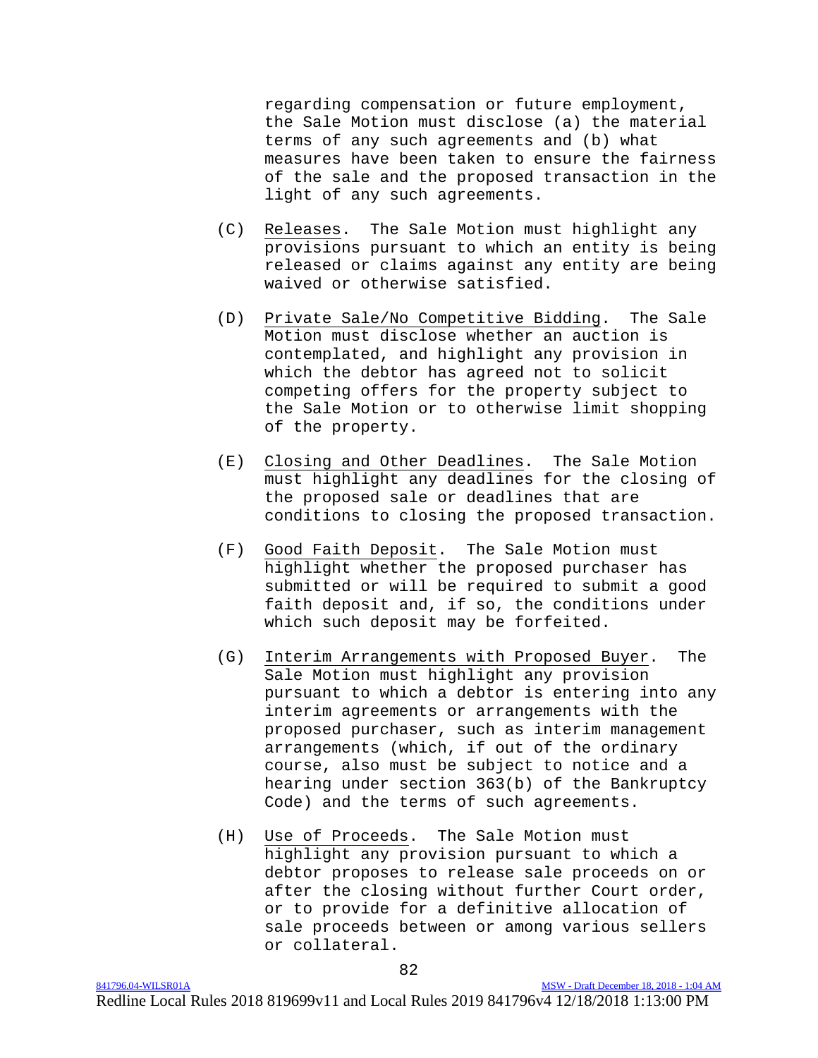regarding compensation or future employment, the Sale Motion must disclose (a) the material terms of any such agreements and (b) what measures have been taken to ensure the fairness of the sale and the proposed transaction in the light of any such agreements.

(C) Releases. The Sale Motion must highlight any provisions pursuant to which an entity is being released or claims against any entity are being waived or otherwise satisfied.

(D) Private Sale/No Competitive Bidding. The Sale Motion must disclose whether an auction is contemplated, and highlight any provision in which the debtor has agreed not to solicit competing offers for the property subject to the Sale Motion or to otherwise limit shopping of the property.

(E) Closing and Other Deadlines. The Sale Motion must highlight any deadlines for the closing of the proposed sale or deadlines that are conditions to closing the proposed transaction.

(F) Good Faith Deposit. The Sale Motion must highlight whether the proposed purchaser has submitted or will be required to submit a good faith deposit and, if so, the conditions under which such deposit may be forfeited.

(G) Interim Arrangements with Proposed Buyer. The Sale Motion must highlight any provision pursuant to which a debtor is entering into any interim agreements or arrangements with the proposed purchaser, such as interim management arrangements (which, if out of the ordinary course, also must be subject to notice and a hearing under section 363(b) of the Bankruptcy Code) and the terms of such agreements.

(H) Use of Proceeds. The Sale Motion must highlight any provision pursuant to which a debtor proposes to release sale proceeds on or after the closing without further Court order, or to provide for a definitive allocation of sale proceeds between or among various sellers or collateral.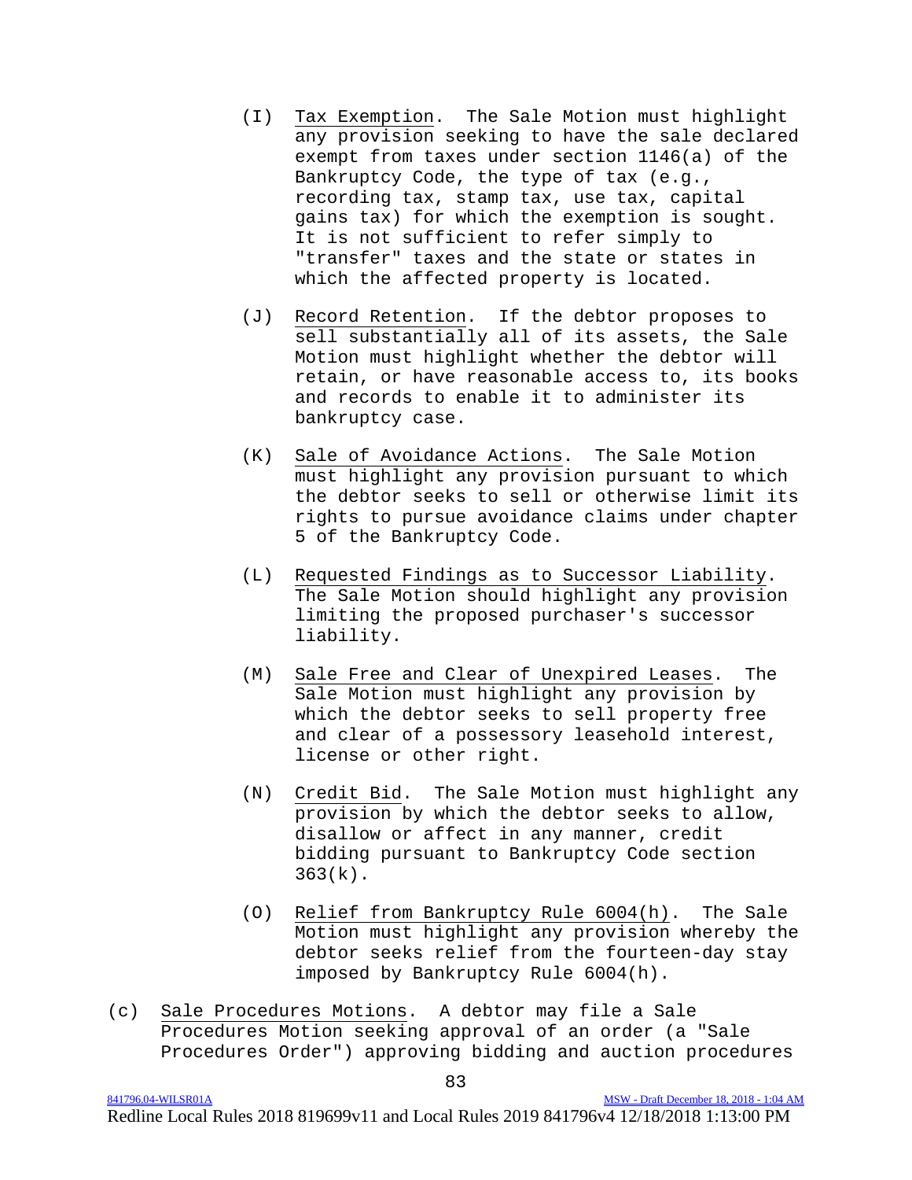(I) Tax Exemption. The Sale Motion must highlight any provision seeking to have the sale declared exempt from taxes under section 1146(a) of the Bankruptcy Code, the type of tax (e.g., recording tax, stamp tax, use tax, capital gains tax) for which the exemption is sought. It is not sufficient to refer simply to "transfer" taxes and the state or states in which the affected property is located.

(J) Record Retention. If the debtor proposes to sell substantially all of its assets, the Sale Motion must highlight whether the debtor will retain, or have reasonable access to, its books and records to enable it to administer its bankruptcy case.

(K) Sale of Avoidance Actions. The Sale Motion must highlight any provision pursuant to which the debtor seeks to sell or otherwise limit its rights to pursue avoidance claims under chapter 5 of the Bankruptcy Code.

(L) Requested Findings as to Successor Liability. The Sale Motion should highlight any provision limiting the proposed purchaser's successor liability.

(M) Sale Free and Clear of Unexpired Leases. The Sale Motion must highlight any provision by which the debtor seeks to sell property free and clear of a possessory leasehold interest, license or other right.

(N) Credit Bid. The Sale Motion must highlight any provision by which the debtor seeks to allow, disallow or affect in any manner, credit bidding pursuant to Bankruptcy Code section 363(k).

(O) Relief from Bankruptcy Rule 6004(h). The Sale Motion must highlight any provision whereby the debtor seeks relief from the fourteen-day stay imposed by Bankruptcy Rule 6004(h).

(c) Sale Procedures Motions. A debtor may file a Sale Procedures Motion seeking approval of an order (a "Sale Procedures Order") approving bidding and auction procedures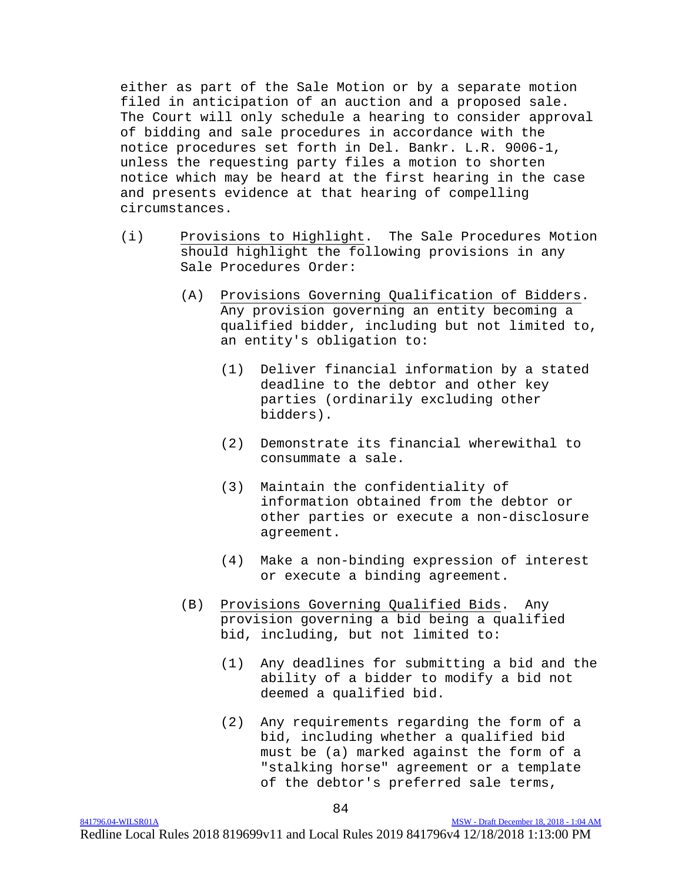either as part of the Sale Motion or by a separate motion filed in anticipation of an auction and a proposed sale. The Court will only schedule a hearing to consider approval of bidding and sale procedures in accordance with the notice procedures set forth in Del. Bankr. L.R. 9006-1, unless the requesting party files a motion to shorten notice which may be heard at the first hearing in the case and presents evidence at that hearing of compelling circumstances.

(i) Provisions to Highlight. The Sale Procedures Motion should highlight the following provisions in any Sale Procedures Order:

(A) Provisions Governing Qualification of Bidders. Any provision governing an entity becoming a qualified bidder, including but not limited to, an entity's obligation to:

(1) Deliver financial information by a stated deadline to the debtor and other key parties (ordinarily excluding other bidders).

(2) Demonstrate its financial wherewithal to consummate a sale.

(3) Maintain the confidentiality of information obtained from the debtor or other parties or execute a non-disclosure agreement.

(4) Make a non-binding expression of interest or execute a binding agreement.

(B) Provisions Governing Qualified Bids. Any provision governing a bid being a qualified bid, including, but not limited to:

(1) Any deadlines for submitting a bid and the ability of a bidder to modify a bid not deemed a qualified bid.

(2) Any requirements regarding the form of a bid, including whether a qualified bid must be (a) marked against the form of a "stalking horse" agreement or a template of the debtor's preferred sale terms,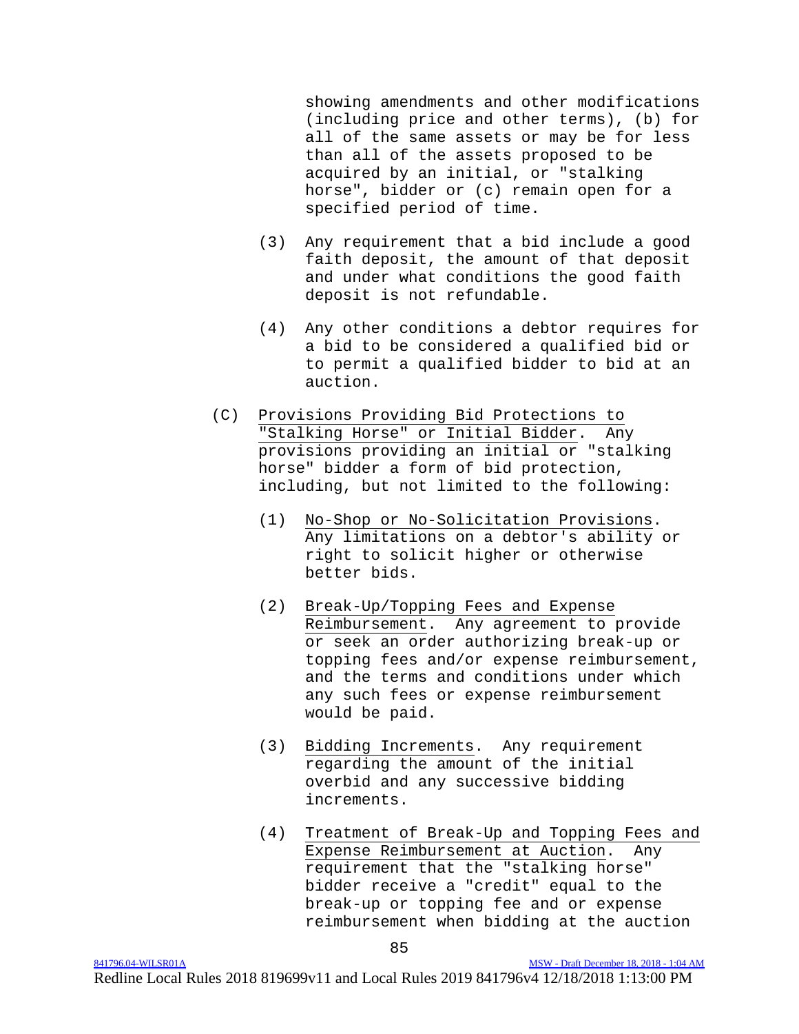showing amendments and other modifications (including price and other terms), (b) for all of the same assets or may be for less than all of the assets proposed to be acquired by an initial, or "stalking horse", bidder or (c) remain open for a specified period of time.

(3) Any requirement that a bid include a good faith deposit, the amount of that deposit and under what conditions the good faith deposit is not refundable.

(4) Any other conditions a debtor requires for a bid to be considered a qualified bid or to permit a qualified bidder to bid at an auction.

(C) Provisions Providing Bid Protections to "Stalking Horse" or Initial Bidder. Any provisions providing an initial or "stalking horse" bidder a form of bid protection, including, but not limited to the following:

(1) No-Shop or No-Solicitation Provisions. Any limitations on a debtor's ability or right to solicit higher or otherwise better bids.

(2) Break-Up/Topping Fees and Expense Reimbursement. Any agreement to provide or seek an order authorizing break-up or topping fees and/or expense reimbursement, and the terms and conditions under which any such fees or expense reimbursement would be paid.

(3) Bidding Increments. Any requirement regarding the amount of the initial overbid and any successive bidding increments.

(4) Treatment of Break-Up and Topping Fees and Expense Reimbursement at Auction. Any requirement that the "stalking horse" bidder receive a "credit" equal to the break-up or topping fee and or expense reimbursement when bidding at the auction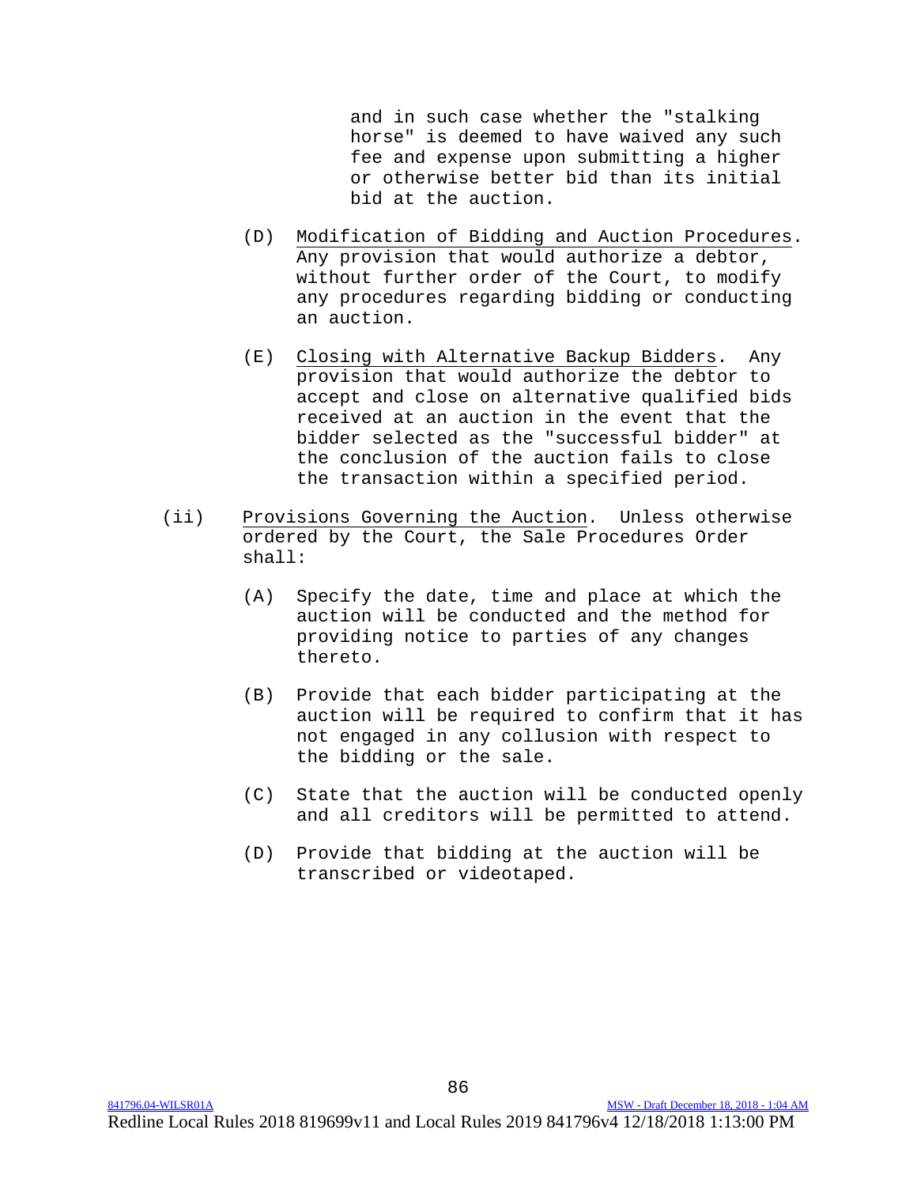and in such case whether the "stalking horse" is deemed to have waived any such fee and expense upon submitting a higher or otherwise better bid than its initial bid at the auction.

(D) Modification of Bidding and Auction Procedures. Any provision that would authorize a debtor, without further order of the Court, to modify any procedures regarding bidding or conducting an auction.

(E) Closing with Alternative Backup Bidders. Any provision that would authorize the debtor to accept and close on alternative qualified bids received at an auction in the event that the bidder selected as the "successful bidder" at the conclusion of the auction fails to close the transaction within a specified period.

(ii) Provisions Governing the Auction. Unless otherwise ordered by the Court, the Sale Procedures Order shall:

(A) Specify the date, time and place at which the auction will be conducted and the method for providing notice to parties of any changes thereto.

(B) Provide that each bidder participating at the auction will be required to confirm that it has not engaged in any collusion with respect to the bidding or the sale.

(C) State that the auction will be conducted openly and all creditors will be permitted to attend.

(D) Provide that bidding at the auction will be transcribed or videotaped.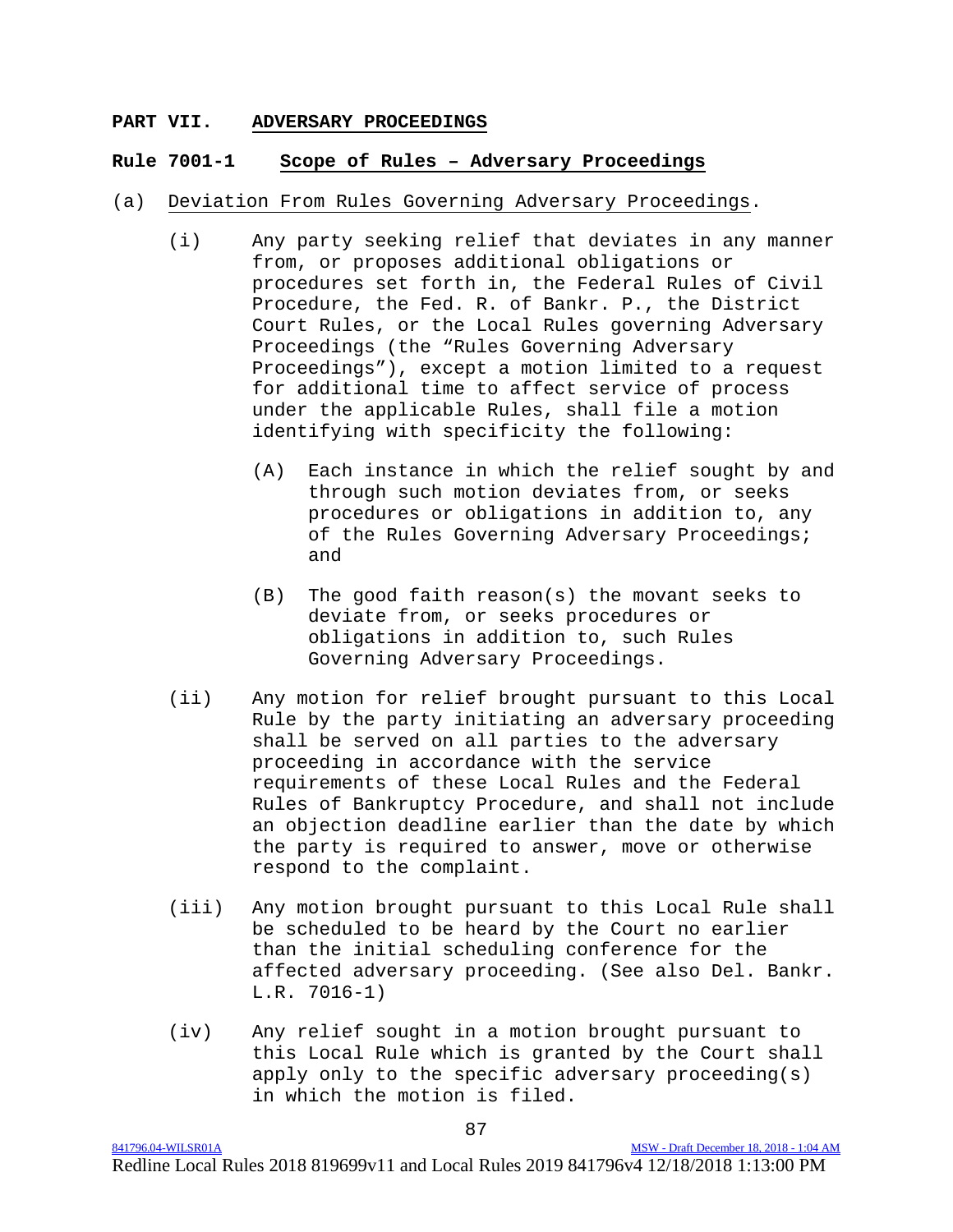# PART VII. ADVERSARY PROCEEDINGS

## Rule 7001-1 Scope of Rules – Adversary Proceedings

(a) Deviation From Rules Governing Adversary Proceedings.

- (i) Any party seeking relief that deviates in any manner from, or proposes additional obligations or procedures set forth in, the Federal Rules of Civil Procedure, the Fed. R. of Bankr. P., the District Court Rules, or the Local Rules governing Adversary Proceedings (the "Rules Governing Adversary Proceedings"), except a motion limited to a request for additional time to affect service of process under the applicable Rules, shall file a motion identifying with specificity the following:

  - (A) Each instance in which the relief sought by and through such motion deviates from, or seeks procedures or obligations in addition to, any of the Rules Governing Adversary Proceedings; and

  - (B) The good faith reason(s) the movant seeks to deviate from, or seeks procedures or obligations in addition to, such Rules Governing Adversary Proceedings.

- (ii) Any motion for relief brought pursuant to this Local Rule by the party initiating an adversary proceeding shall be served on all parties to the adversary proceeding in accordance with the service requirements of these Local Rules and the Federal Rules of Bankruptcy Procedure, and shall not include an objection deadline earlier than the date by which the party is required to answer, move or otherwise respond to the complaint.

- (iii) Any motion brought pursuant to this Local Rule shall be scheduled to be heard by the Court no earlier than the initial scheduling conference for the affected adversary proceeding. (See also Del. Bankr. L.R. 7016-1)

- (iv) Any relief sought in a motion brought pursuant to this Local Rule which is granted by the Court shall apply only to the specific adversary proceeding(s) in which the motion is filed.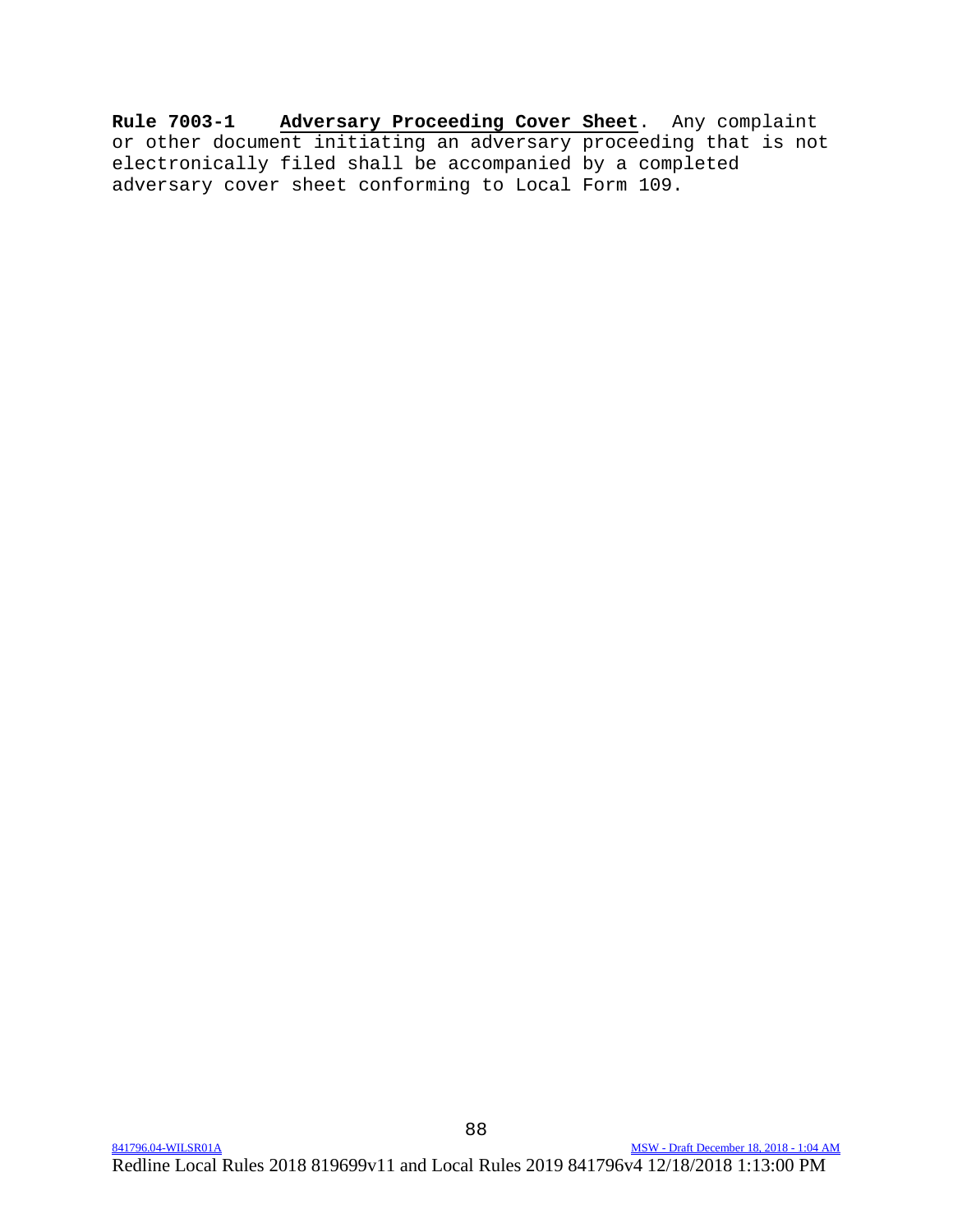**Rule 7003-1** **Adversary Proceeding Cover Sheet**. Any complaint or other document initiating an adversary proceeding that is not electronically filed shall be accompanied by a completed adversary cover sheet conforming to Local Form 109.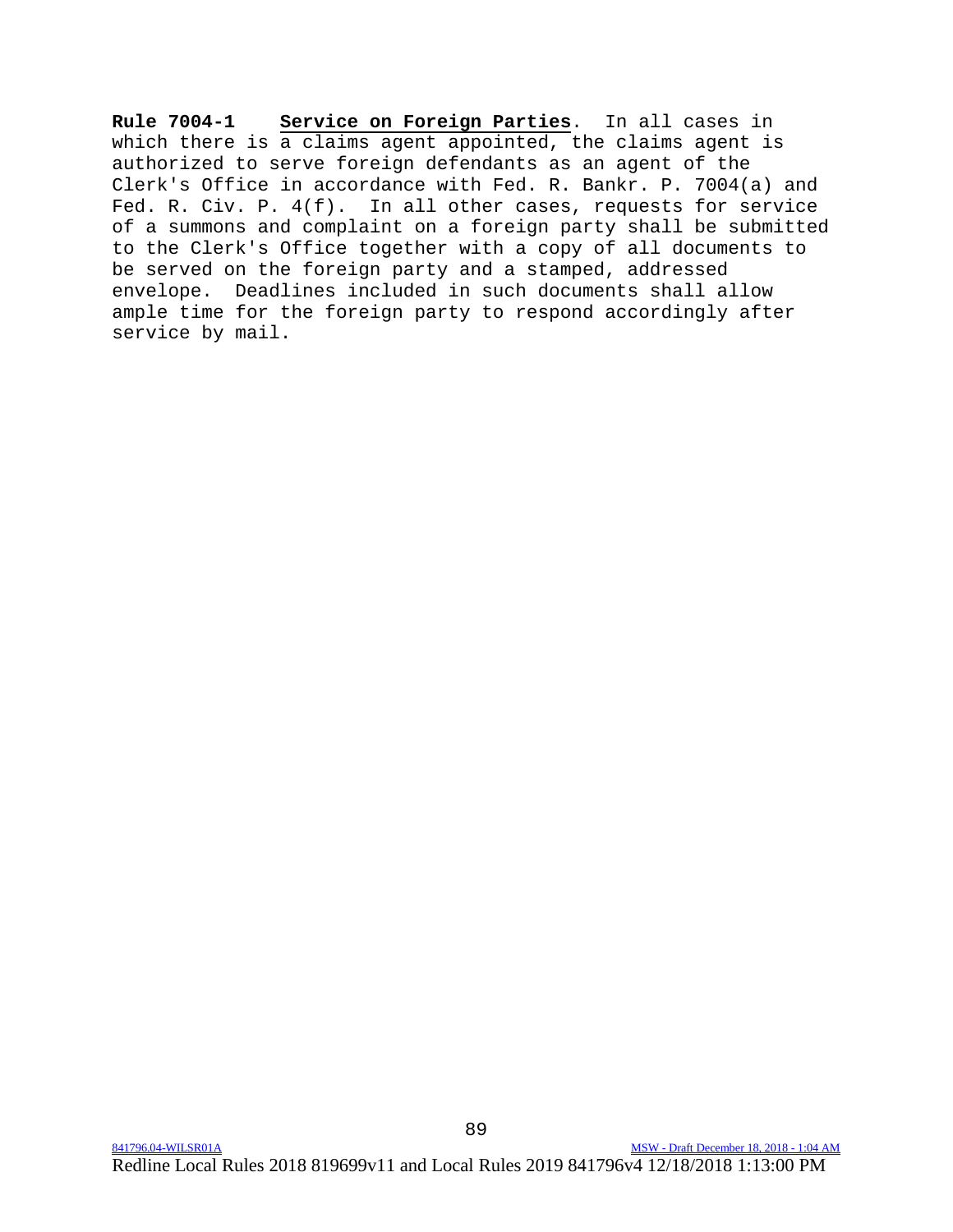**Rule 7004-1** **Service on Foreign Parties**. In all cases in which there is a claims agent appointed, the claims agent is authorized to serve foreign defendants as an agent of the Clerk's Office in accordance with Fed. R. Bankr. P. 7004(a) and Fed. R. Civ. P. 4(f). In all other cases, requests for service of a summons and complaint on a foreign party shall be submitted to the Clerk's Office together with a copy of all documents to be served on the foreign party and a stamped, addressed envelope. Deadlines included in such documents shall allow ample time for the foreign party to respond accordingly after service by mail.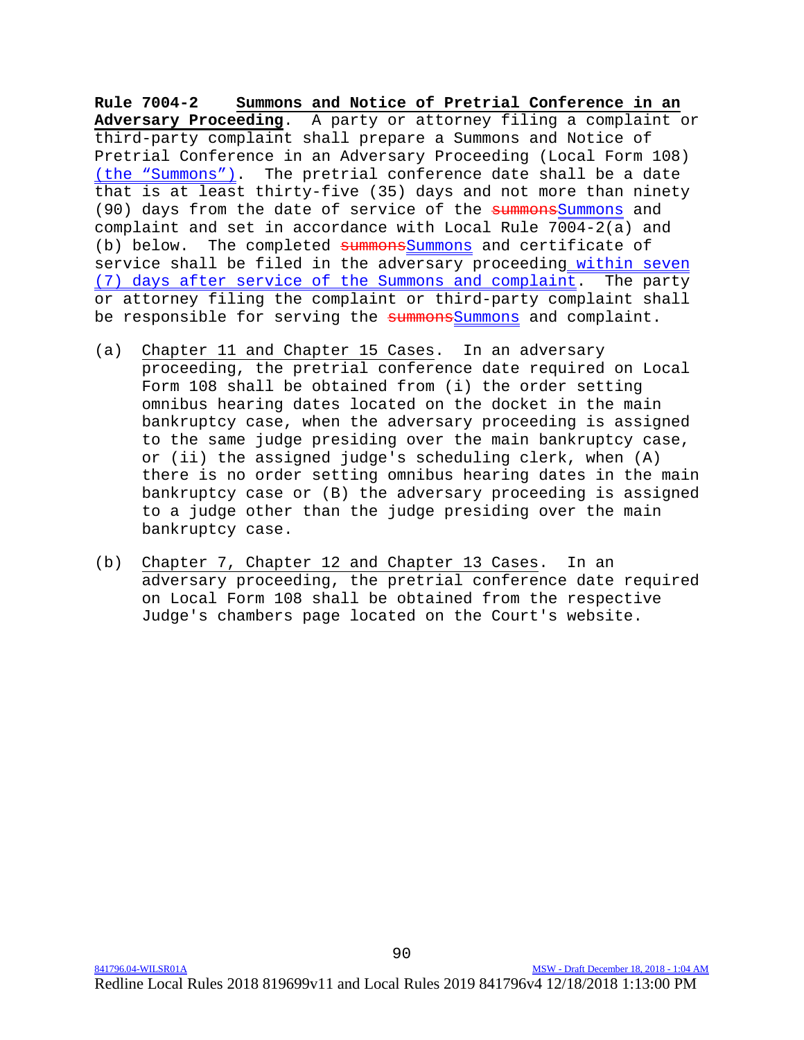**Rule 7004-2 Summons and Notice of Pretrial Conference in an Adversary Proceeding**. A party or attorney filing a complaint or third-party complaint shall prepare a Summons and Notice of Pretrial Conference in an Adversary Proceeding (Local Form 108) (the "Summons"). The pretrial conference date shall be a date that is at least thirty-five (35) days and not more than ninety (90) days from the date of service of the ~~summons~~Summons and complaint and set in accordance with Local Rule 7004-2(a) and (b) below. The completed ~~summons~~Summons and certificate of service shall be filed in the adversary proceeding within seven (7) days after service of the Summons and complaint. The party or attorney filing the complaint or third-party complaint shall be responsible for serving the ~~summons~~Summons and complaint.

(a) Chapter 11 and Chapter 15 Cases. In an adversary proceeding, the pretrial conference date required on Local Form 108 shall be obtained from (i) the order setting omnibus hearing dates located on the docket in the main bankruptcy case, when the adversary proceeding is assigned to the same judge presiding over the main bankruptcy case, or (ii) the assigned judge's scheduling clerk, when (A) there is no order setting omnibus hearing dates in the main bankruptcy case or (B) the adversary proceeding is assigned to a judge other than the judge presiding over the main bankruptcy case.

(b) Chapter 7, Chapter 12 and Chapter 13 Cases. In an adversary proceeding, the pretrial conference date required on Local Form 108 shall be obtained from the respective Judge's chambers page located on the Court's website.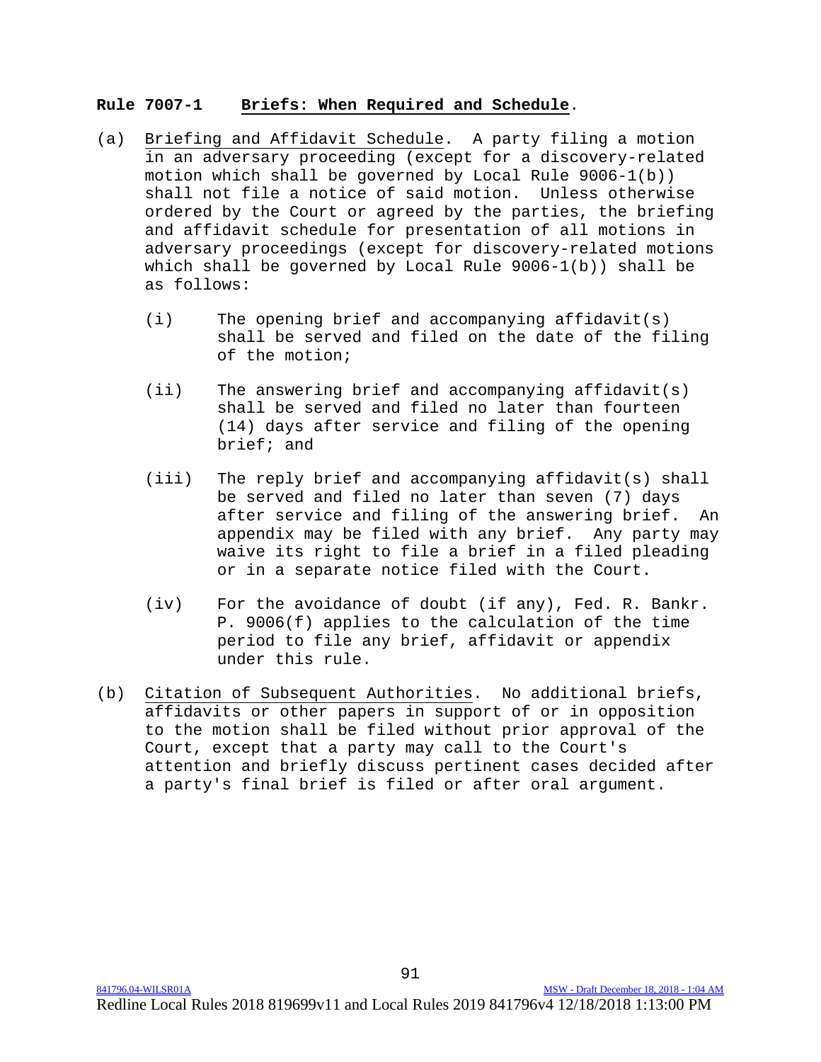## Rule 7007-1 Briefs: When Required and Schedule.

(a) Briefing and Affidavit Schedule. A party filing a motion in an adversary proceeding (except for a discovery-related motion which shall be governed by Local Rule 9006-1(b)) shall not file a notice of said motion. Unless otherwise ordered by the Court or agreed by the parties, the briefing and affidavit schedule for presentation of all motions in adversary proceedings (except for discovery-related motions which shall be governed by Local Rule 9006-1(b)) shall be as follows:

   (i) The opening brief and accompanying affidavit(s) shall be served and filed on the date of the filing of the motion;

   (ii) The answering brief and accompanying affidavit(s) shall be served and filed no later than fourteen (14) days after service and filing of the opening brief; and

   (iii) The reply brief and accompanying affidavit(s) shall be served and filed no later than seven (7) days after service and filing of the answering brief. An appendix may be filed with any brief. Any party may waive its right to file a brief in a filed pleading or in a separate notice filed with the Court.

   (iv) For the avoidance of doubt (if any), Fed. R. Bankr. P. 9006(f) applies to the calculation of the time period to file any brief, affidavit or appendix under this rule.

(b) Citation of Subsequent Authorities. No additional briefs, affidavits or other papers in support of or in opposition to the motion shall be filed without prior approval of the Court, except that a party may call to the Court's attention and briefly discuss pertinent cases decided after a party's final brief is filed or after oral argument.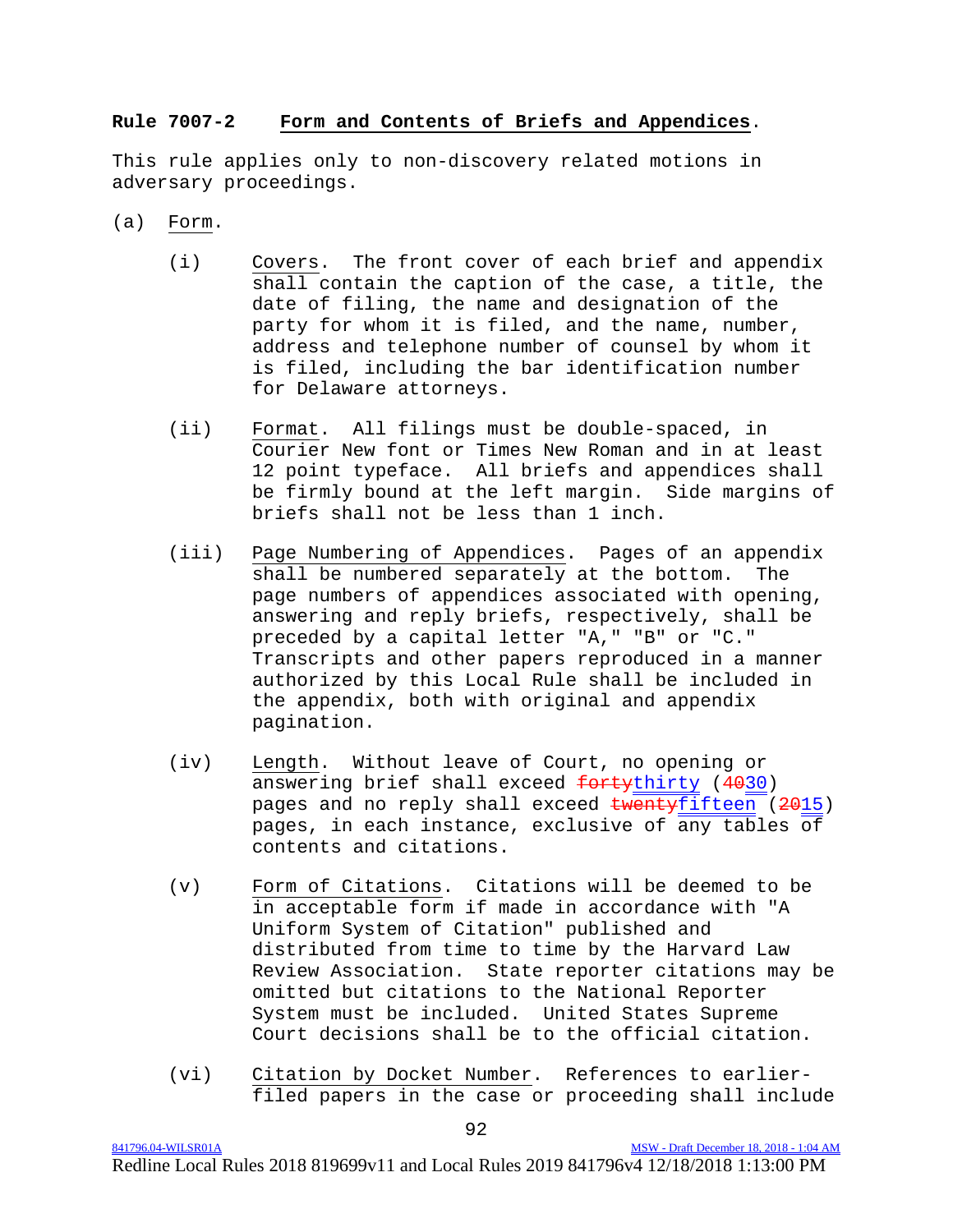**Rule 7007-2 Form and Contents of Briefs and Appendices.**

This rule applies only to non-discovery related motions in adversary proceedings.

(a) Form.

(i) Covers. The front cover of each brief and appendix shall contain the caption of the case, a title, the date of filing, the name and designation of the party for whom it is filed, and the name, number, address and telephone number of counsel by whom it is filed, including the bar identification number for Delaware attorneys.

(ii) Format. All filings must be double-spaced, in Courier New font or Times New Roman and in at least 12 point typeface. All briefs and appendices shall be firmly bound at the left margin. Side margins of briefs shall not be less than 1 inch.

(iii) Page Numbering of Appendices. Pages of an appendix shall be numbered separately at the bottom. The page numbers of appendices associated with opening, answering and reply briefs, respectively, shall be preceded by a capital letter "A," "B" or "C." Transcripts and other papers reproduced in a manner authorized by this Local Rule shall be included in the appendix, both with original and appendix pagination.

(iv) Length. Without leave of Court, no opening or answering brief shall exceed ~~forty~~thirty (~~40~~30) pages and no reply shall exceed ~~twenty~~fifteen (~~20~~15) pages, in each instance, exclusive of any tables of contents and citations.

(v) Form of Citations. Citations will be deemed to be in acceptable form if made in accordance with "A Uniform System of Citation" published and distributed from time to time by the Harvard Law Review Association. State reporter citations may be omitted but citations to the National Reporter System must be included. United States Supreme Court decisions shall be to the official citation.

(vi) Citation by Docket Number. References to earlier-filed papers in the case or proceeding shall include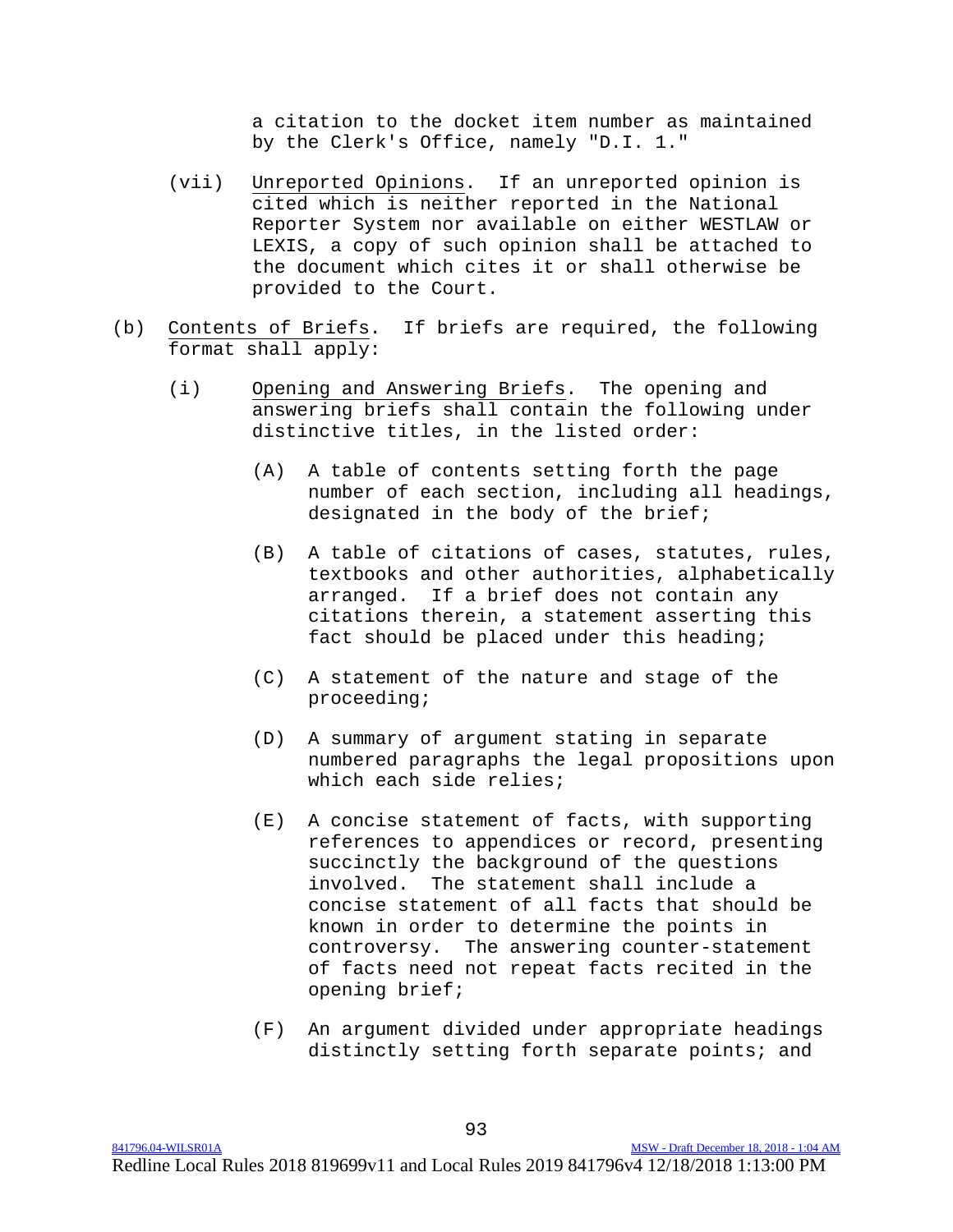a citation to the docket item number as maintained by the Clerk's Office, namely "D.I. 1."

(vii) Unreported Opinions. If an unreported opinion is cited which is neither reported in the National Reporter System nor available on either WESTLAW or LEXIS, a copy of such opinion shall be attached to the document which cites it or shall otherwise be provided to the Court.

(b) Contents of Briefs. If briefs are required, the following format shall apply:

(i) Opening and Answering Briefs. The opening and answering briefs shall contain the following under distinctive titles, in the listed order:

(A) A table of contents setting forth the page number of each section, including all headings, designated in the body of the brief;

(B) A table of citations of cases, statutes, rules, textbooks and other authorities, alphabetically arranged. If a brief does not contain any citations therein, a statement asserting this fact should be placed under this heading;

(C) A statement of the nature and stage of the proceeding;

(D) A summary of argument stating in separate numbered paragraphs the legal propositions upon which each side relies;

(E) A concise statement of facts, with supporting references to appendices or record, presenting succinctly the background of the questions involved. The statement shall include a concise statement of all facts that should be known in order to determine the points in controversy. The answering counter-statement of facts need not repeat facts recited in the opening brief;

(F) An argument divided under appropriate headings distinctly setting forth separate points; and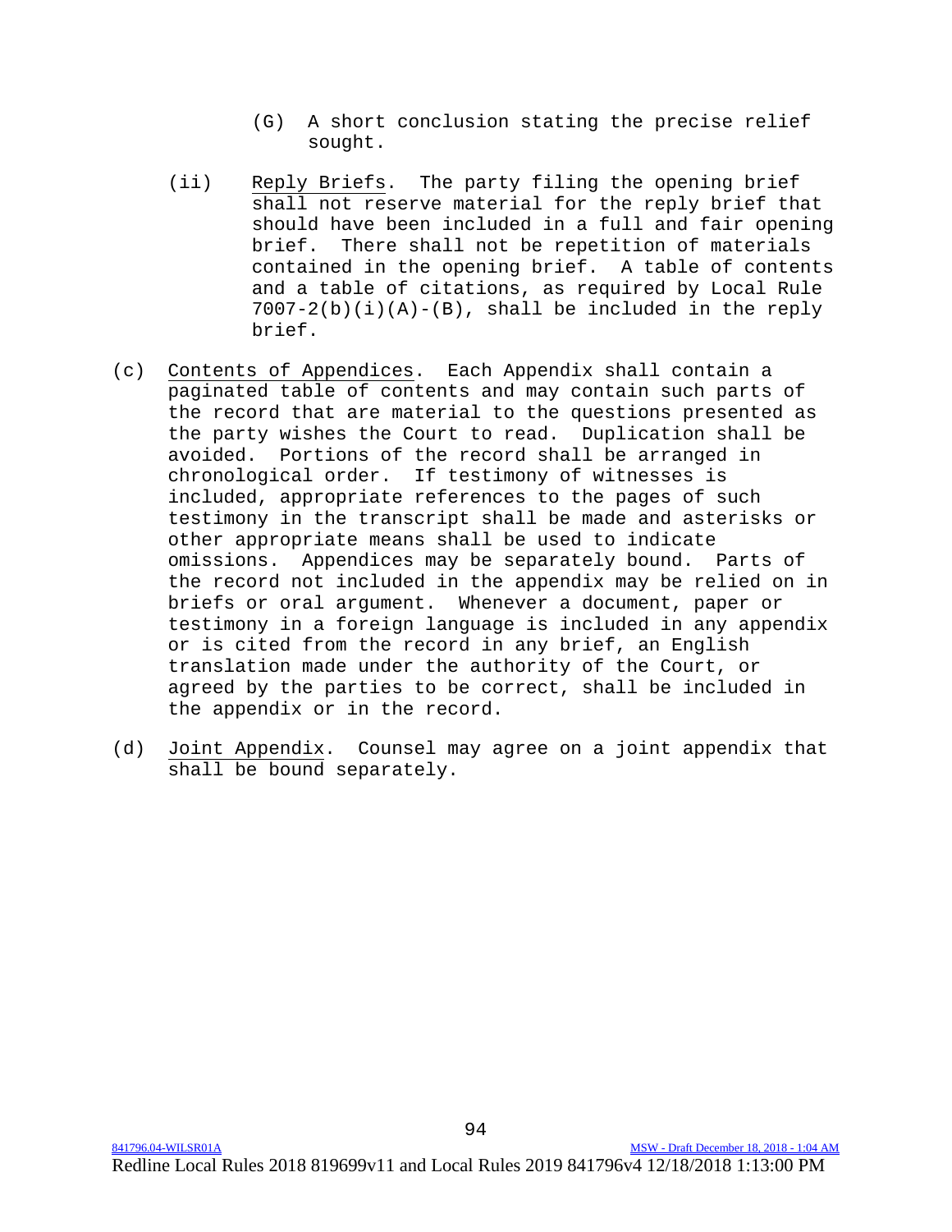(G) A short conclusion stating the precise relief sought.

(ii) Reply Briefs. The party filing the opening brief shall not reserve material for the reply brief that should have been included in a full and fair opening brief. There shall not be repetition of materials contained in the opening brief. A table of contents and a table of citations, as required by Local Rule 7007-2(b)(i)(A)-(B), shall be included in the reply brief.

(c) Contents of Appendices. Each Appendix shall contain a paginated table of contents and may contain such parts of the record that are material to the questions presented as the party wishes the Court to read. Duplication shall be avoided. Portions of the record shall be arranged in chronological order. If testimony of witnesses is included, appropriate references to the pages of such testimony in the transcript shall be made and asterisks or other appropriate means shall be used to indicate omissions. Appendices may be separately bound. Parts of the record not included in the appendix may be relied on in briefs or oral argument. Whenever a document, paper or testimony in a foreign language is included in any appendix or is cited from the record in any brief, an English translation made under the authority of the Court, or agreed by the parties to be correct, shall be included in the appendix or in the record.

(d) Joint Appendix. Counsel may agree on a joint appendix that shall be bound separately.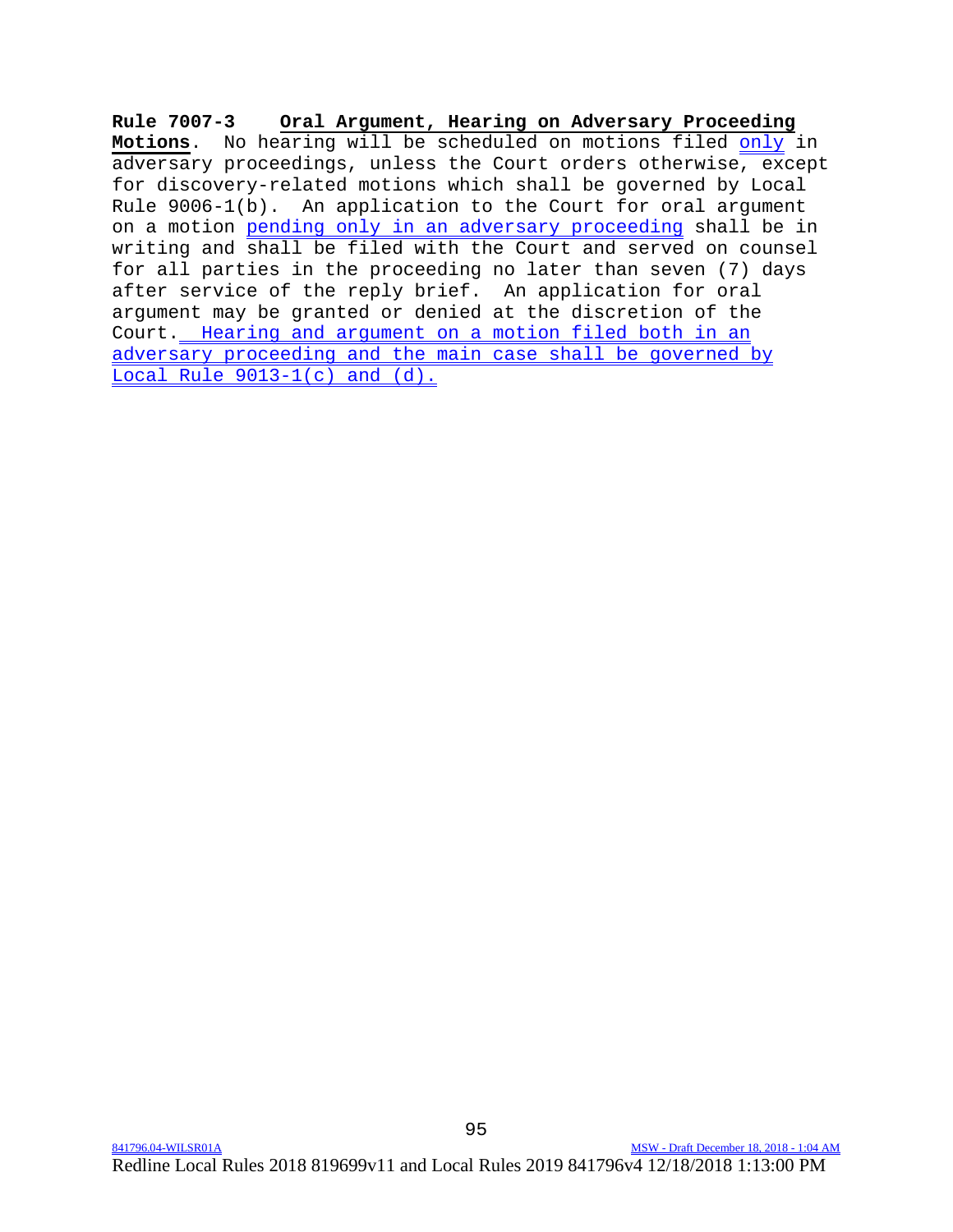**Rule 7007-3 Oral Argument, Hearing on Adversary Proceeding Motions**. No hearing will be scheduled on motions filed only in adversary proceedings, unless the Court orders otherwise, except for discovery-related motions which shall be governed by Local Rule 9006-1(b). An application to the Court for oral argument on a motion pending only in an adversary proceeding shall be in writing and shall be filed with the Court and served on counsel for all parties in the proceeding no later than seven (7) days after service of the reply brief. An application for oral argument may be granted or denied at the discretion of the Court. Hearing and argument on a motion filed both in an adversary proceeding and the main case shall be governed by Local Rule 9013-1(c) and (d).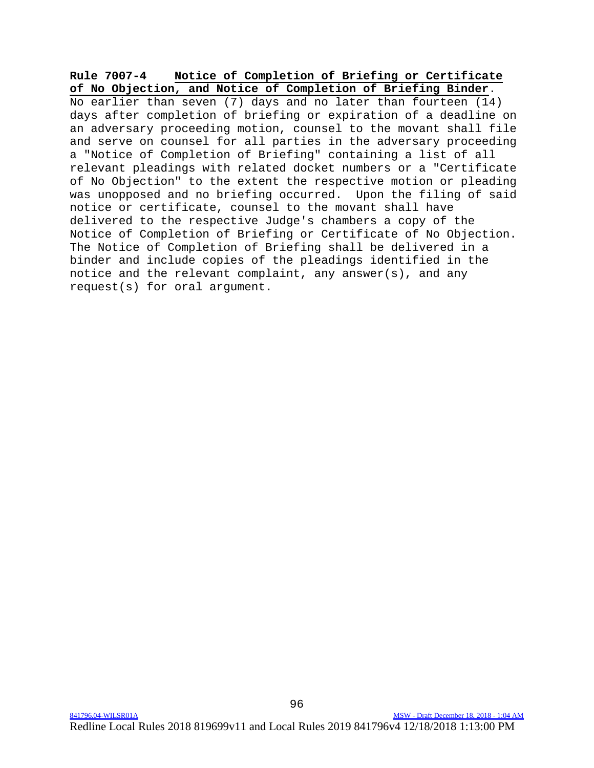**Rule 7007-4 Notice of Completion of Briefing or Certificate of No Objection, and Notice of Completion of Briefing Binder.** No earlier than seven (7) days and no later than fourteen (14) days after completion of briefing or expiration of a deadline on an adversary proceeding motion, counsel to the movant shall file and serve on counsel for all parties in the adversary proceeding a "Notice of Completion of Briefing" containing a list of all relevant pleadings with related docket numbers or a "Certificate of No Objection" to the extent the respective motion or pleading was unopposed and no briefing occurred. Upon the filing of said notice or certificate, counsel to the movant shall have delivered to the respective Judge's chambers a copy of the Notice of Completion of Briefing or Certificate of No Objection. The Notice of Completion of Briefing shall be delivered in a binder and include copies of the pleadings identified in the notice and the relevant complaint, any answer(s), and any request(s) for oral argument.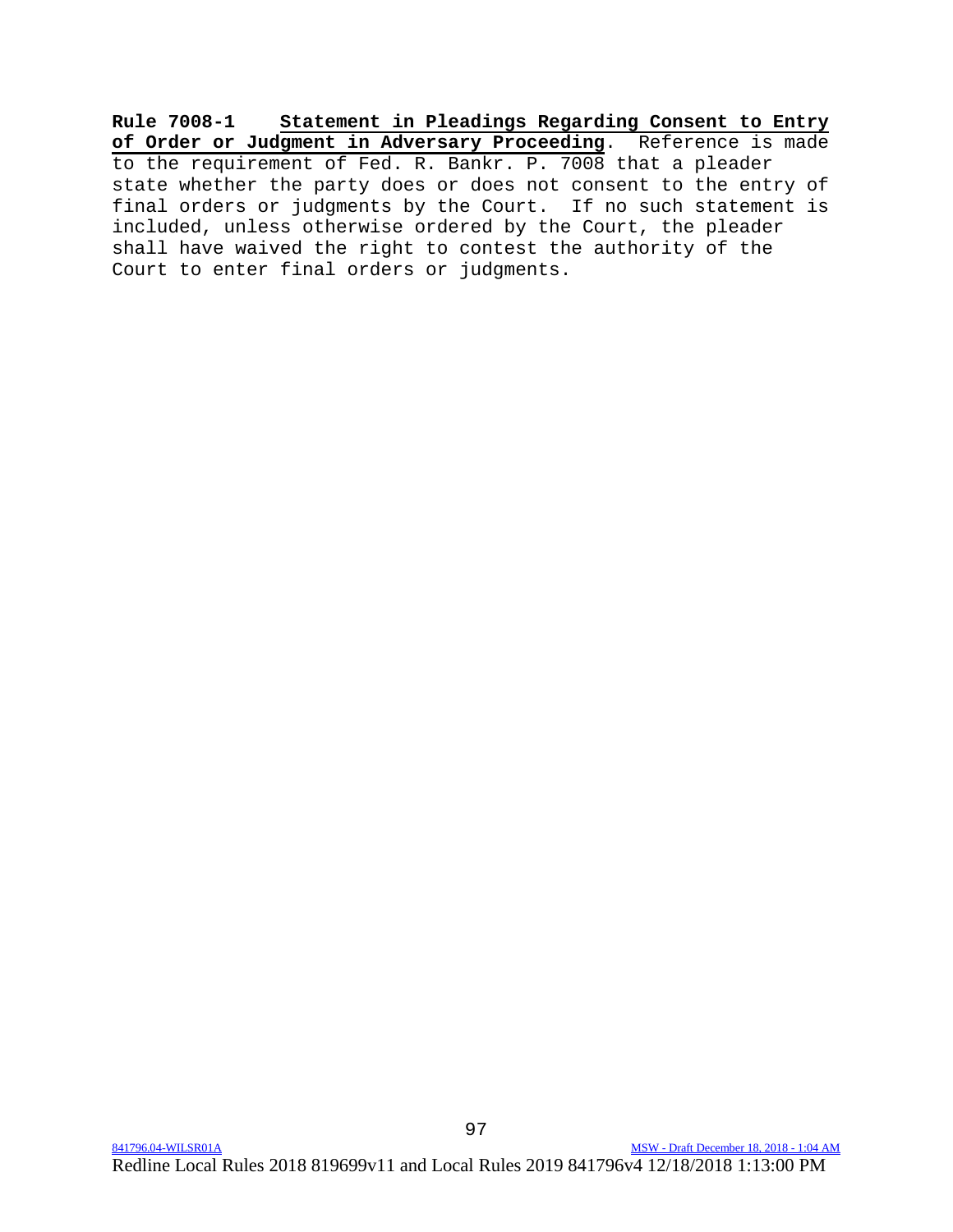**Rule 7008-1 Statement in Pleadings Regarding Consent to Entry of Order or Judgment in Adversary Proceeding**. Reference is made to the requirement of Fed. R. Bankr. P. 7008 that a pleader state whether the party does or does not consent to the entry of final orders or judgments by the Court. If no such statement is included, unless otherwise ordered by the Court, the pleader shall have waived the right to contest the authority of the Court to enter final orders or judgments.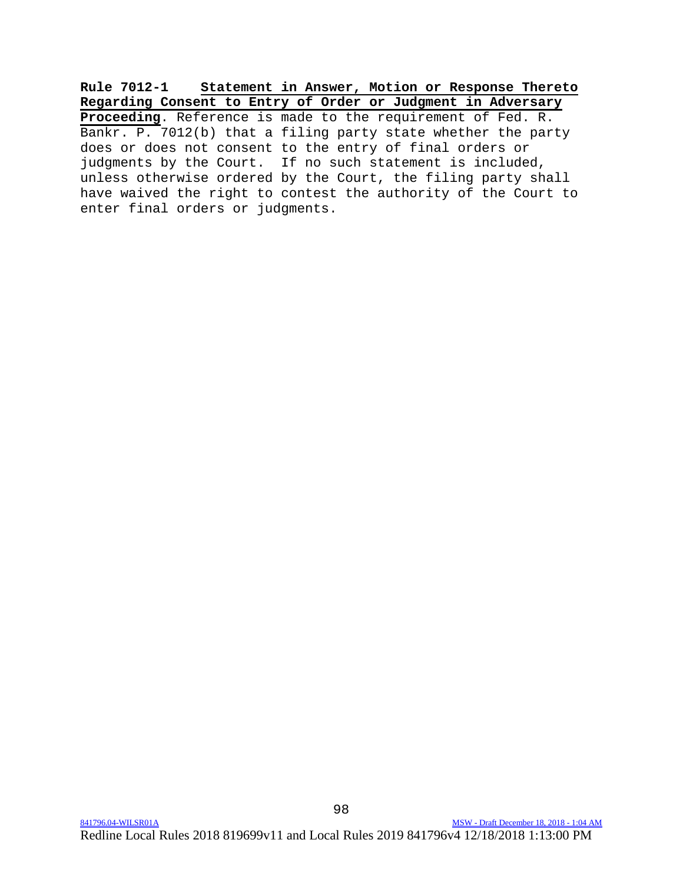**Rule 7012-1** **Statement in Answer, Motion or Response Thereto Regarding Consent to Entry of Order or Judgment in Adversary Proceeding**. Reference is made to the requirement of Fed. R. Bankr. P. 7012(b) that a filing party state whether the party does or does not consent to the entry of final orders or judgments by the Court. If no such statement is included, unless otherwise ordered by the Court, the filing party shall have waived the right to contest the authority of the Court to enter final orders or judgments.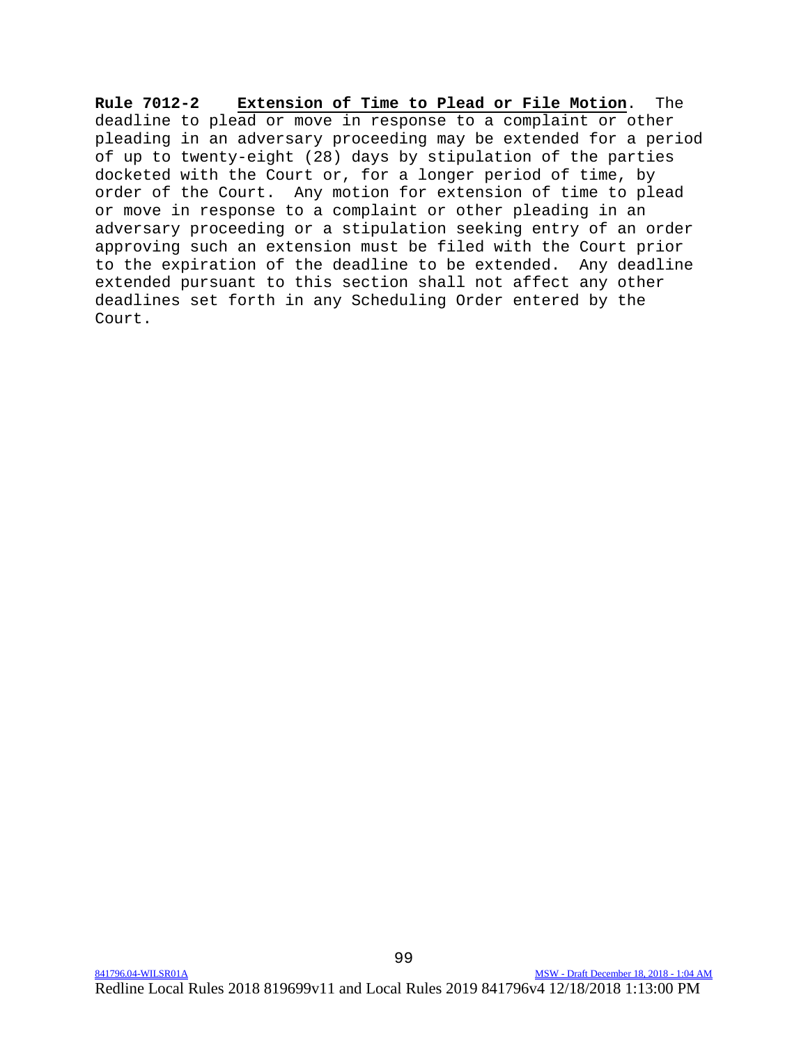**Rule 7012-2 Extension of Time to Plead or File Motion**. The deadline to plead or move in response to a complaint or other pleading in an adversary proceeding may be extended for a period of up to twenty-eight (28) days by stipulation of the parties docketed with the Court or, for a longer period of time, by order of the Court. Any motion for extension of time to plead or move in response to a complaint or other pleading in an adversary proceeding or a stipulation seeking entry of an order approving such an extension must be filed with the Court prior to the expiration of the deadline to be extended. Any deadline extended pursuant to this section shall not affect any other deadlines set forth in any Scheduling Order entered by the Court.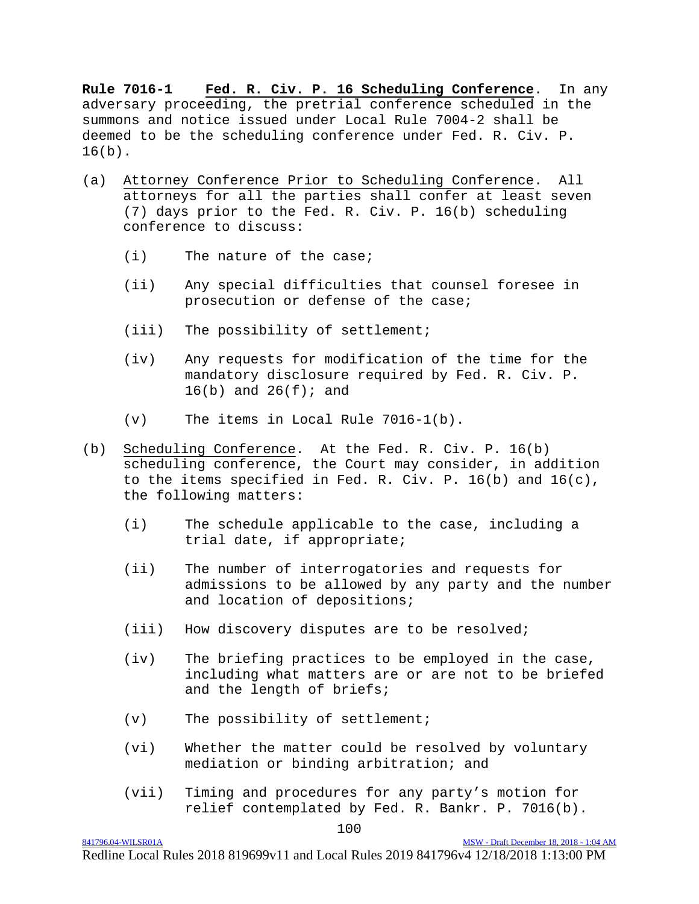**Rule 7016-1 Fed. R. Civ. P. 16 Scheduling Conference.** In any adversary proceeding, the pretrial conference scheduled in the summons and notice issued under Local Rule 7004-2 shall be deemed to be the scheduling conference under Fed. R. Civ. P. 16(b).

(a) Attorney Conference Prior to Scheduling Conference. All attorneys for all the parties shall confer at least seven (7) days prior to the Fed. R. Civ. P. 16(b) scheduling conference to discuss:

- (i) The nature of the case;
- (ii) Any special difficulties that counsel foresee in prosecution or defense of the case;
- (iii) The possibility of settlement;
- (iv) Any requests for modification of the time for the mandatory disclosure required by Fed. R. Civ. P. 16(b) and 26(f); and
- (v) The items in Local Rule 7016-1(b).

(b) Scheduling Conference. At the Fed. R. Civ. P. 16(b) scheduling conference, the Court may consider, in addition to the items specified in Fed. R. Civ. P. 16(b) and 16(c), the following matters:

- (i) The schedule applicable to the case, including a trial date, if appropriate;
- (ii) The number of interrogatories and requests for admissions to be allowed by any party and the number and location of depositions;
- (iii) How discovery disputes are to be resolved;
- (iv) The briefing practices to be employed in the case, including what matters are or are not to be briefed and the length of briefs;
- (v) The possibility of settlement;
- (vi) Whether the matter could be resolved by voluntary mediation or binding arbitration; and
- (vii) Timing and procedures for any party's motion for relief contemplated by Fed. R. Bankr. P. 7016(b).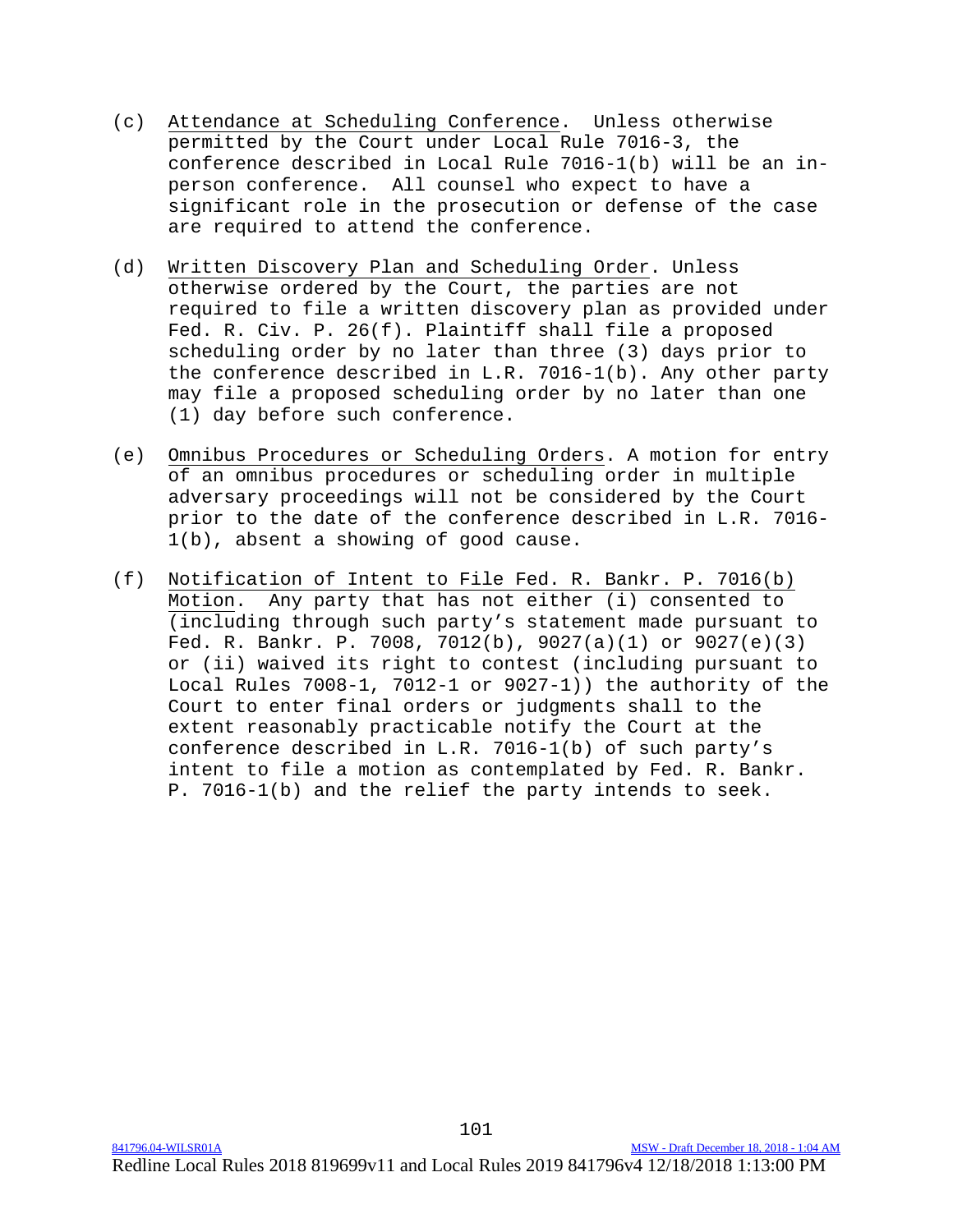(c) Attendance at Scheduling Conference. Unless otherwise permitted by the Court under Local Rule 7016-3, the conference described in Local Rule 7016-1(b) will be an in-person conference. All counsel who expect to have a significant role in the prosecution or defense of the case are required to attend the conference.

(d) Written Discovery Plan and Scheduling Order. Unless otherwise ordered by the Court, the parties are not required to file a written discovery plan as provided under Fed. R. Civ. P. 26(f). Plaintiff shall file a proposed scheduling order by no later than three (3) days prior to the conference described in L.R. 7016-1(b). Any other party may file a proposed scheduling order by no later than one (1) day before such conference.

(e) Omnibus Procedures or Scheduling Orders. A motion for entry of an omnibus procedures or scheduling order in multiple adversary proceedings will not be considered by the Court prior to the date of the conference described in L.R. 7016-1(b), absent a showing of good cause.

(f) Notification of Intent to File Fed. R. Bankr. P. 7016(b) Motion. Any party that has not either (i) consented to (including through such party's statement made pursuant to Fed. R. Bankr. P. 7008, 7012(b), 9027(a)(1) or 9027(e)(3) or (ii) waived its right to contest (including pursuant to Local Rules 7008-1, 7012-1 or 9027-1)) the authority of the Court to enter final orders or judgments shall to the extent reasonably practicable notify the Court at the conference described in L.R. 7016-1(b) of such party's intent to file a motion as contemplated by Fed. R. Bankr. P. 7016-1(b) and the relief the party intends to seek.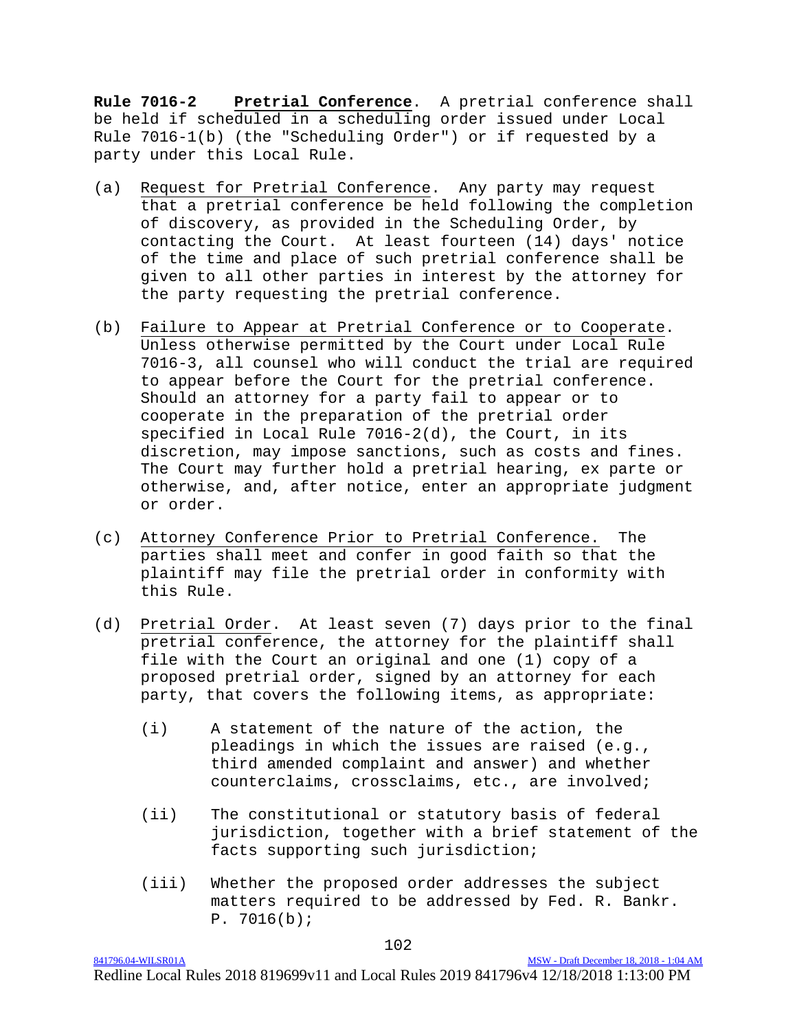**Rule 7016-2 Pretrial Conference**. A pretrial conference shall be held if scheduled in a scheduling order issued under Local Rule 7016-1(b) (the "Scheduling Order") or if requested by a party under this Local Rule.

(a) Request for Pretrial Conference. Any party may request that a pretrial conference be held following the completion of discovery, as provided in the Scheduling Order, by contacting the Court. At least fourteen (14) days' notice of the time and place of such pretrial conference shall be given to all other parties in interest by the attorney for the party requesting the pretrial conference.

(b) Failure to Appear at Pretrial Conference or to Cooperate. Unless otherwise permitted by the Court under Local Rule 7016-3, all counsel who will conduct the trial are required to appear before the Court for the pretrial conference. Should an attorney for a party fail to appear or to cooperate in the preparation of the pretrial order specified in Local Rule 7016-2(d), the Court, in its discretion, may impose sanctions, such as costs and fines. The Court may further hold a pretrial hearing, ex parte or otherwise, and, after notice, enter an appropriate judgment or order.

(c) Attorney Conference Prior to Pretrial Conference. The parties shall meet and confer in good faith so that the plaintiff may file the pretrial order in conformity with this Rule.

(d) Pretrial Order. At least seven (7) days prior to the final pretrial conference, the attorney for the plaintiff shall file with the Court an original and one (1) copy of a proposed pretrial order, signed by an attorney for each party, that covers the following items, as appropriate:

 (i) A statement of the nature of the action, the pleadings in which the issues are raised (e.g., third amended complaint and answer) and whether counterclaims, crossclaims, etc., are involved;

 (ii) The constitutional or statutory basis of federal jurisdiction, together with a brief statement of the facts supporting such jurisdiction;

 (iii) Whether the proposed order addresses the subject matters required to be addressed by Fed. R. Bankr. P. 7016(b);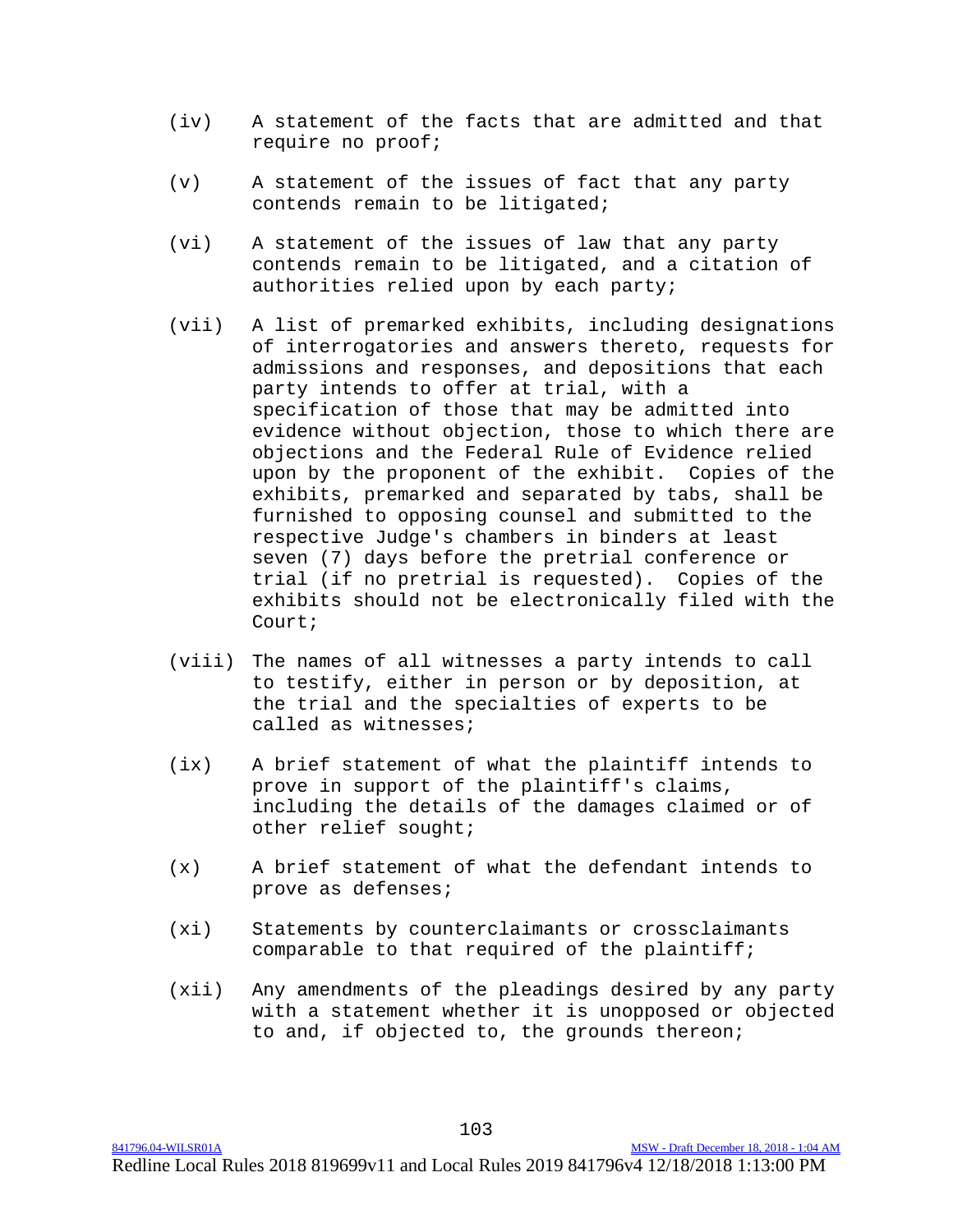(iv) A statement of the facts that are admitted and that require no proof;

(v) A statement of the issues of fact that any party contends remain to be litigated;

(vi) A statement of the issues of law that any party contends remain to be litigated, and a citation of authorities relied upon by each party;

(vii) A list of premarked exhibits, including designations of interrogatories and answers thereto, requests for admissions and responses, and depositions that each party intends to offer at trial, with a specification of those that may be admitted into evidence without objection, those to which there are objections and the Federal Rule of Evidence relied upon by the proponent of the exhibit. Copies of the exhibits, premarked and separated by tabs, shall be furnished to opposing counsel and submitted to the respective Judge's chambers in binders at least seven (7) days before the pretrial conference or trial (if no pretrial is requested). Copies of the exhibits should not be electronically filed with the Court;

(viii) The names of all witnesses a party intends to call to testify, either in person or by deposition, at the trial and the specialties of experts to be called as witnesses;

(ix) A brief statement of what the plaintiff intends to prove in support of the plaintiff's claims, including the details of the damages claimed or of other relief sought;

(x) A brief statement of what the defendant intends to prove as defenses;

(xi) Statements by counterclaimants or crossclaimants comparable to that required of the plaintiff;

(xii) Any amendments of the pleadings desired by any party with a statement whether it is unopposed or objected to and, if objected to, the grounds thereon;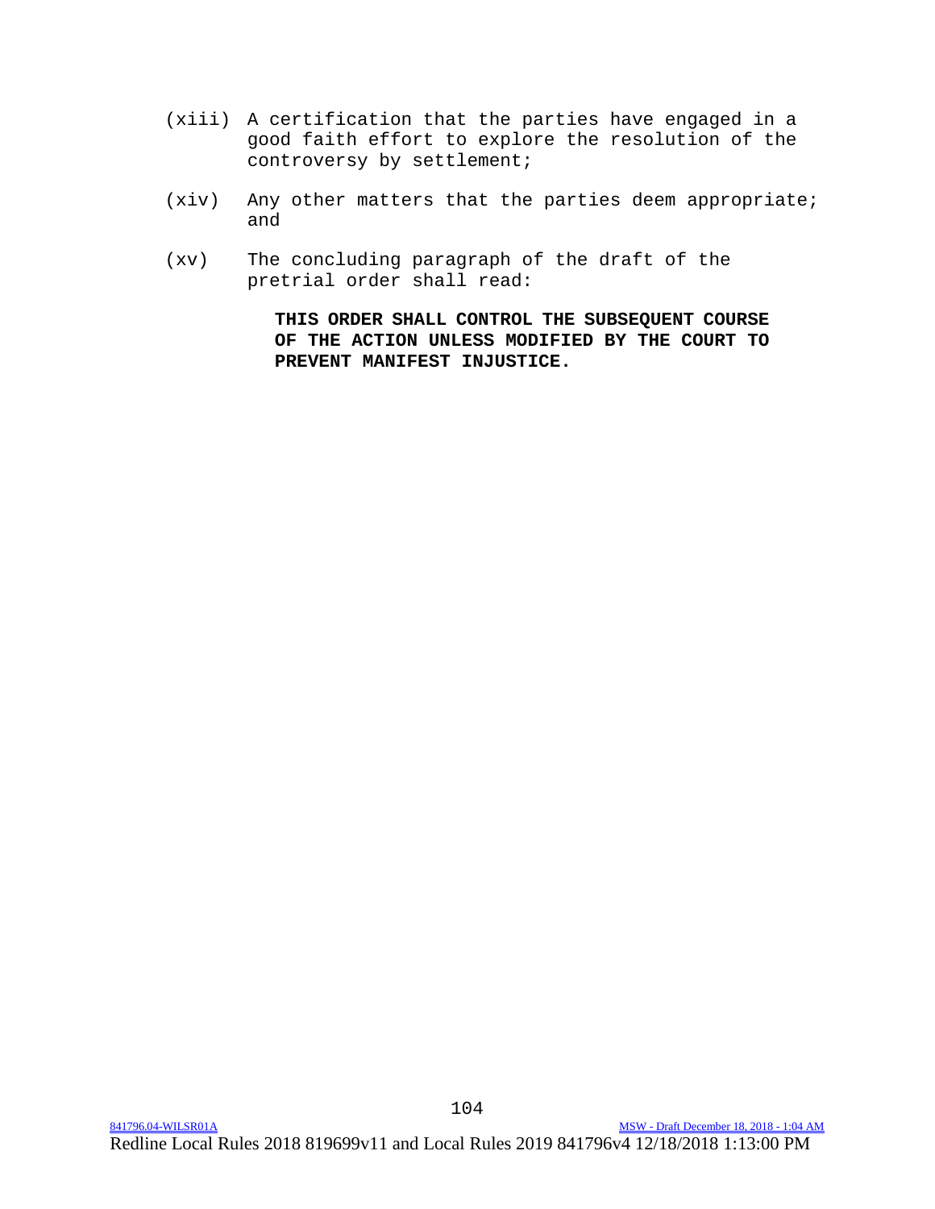(xiii) A certification that the parties have engaged in a good faith effort to explore the resolution of the controversy by settlement;

(xiv) Any other matters that the parties deem appropriate; and

(xv) The concluding paragraph of the draft of the pretrial order shall read:

> **THIS ORDER SHALL CONTROL THE SUBSEQUENT COURSE OF THE ACTION UNLESS MODIFIED BY THE COURT TO PREVENT MANIFEST INJUSTICE.**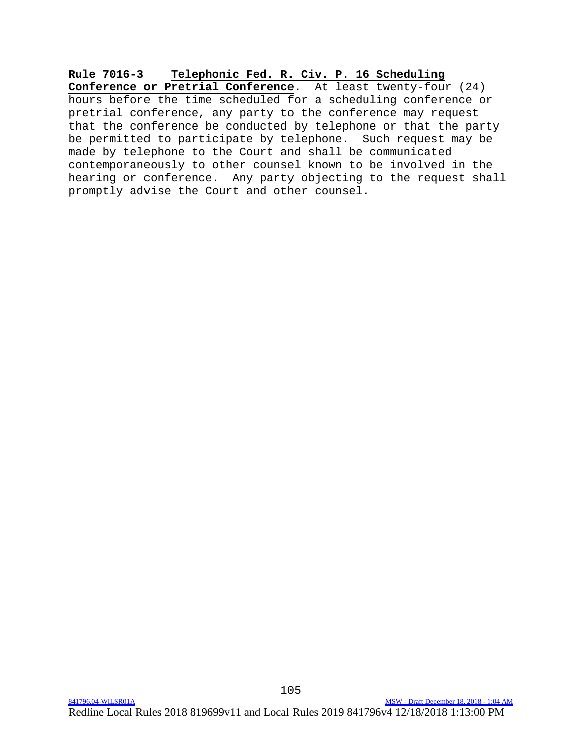**Rule 7016-3** **<u>Telephonic Fed. R. Civ. P. 16 Scheduling Conference or Pretrial Conference</u>**. At least twenty-four (24) hours before the time scheduled for a scheduling conference or pretrial conference, any party to the conference may request that the conference be conducted by telephone or that the party be permitted to participate by telephone. Such request may be made by telephone to the Court and shall be communicated contemporaneously to other counsel known to be involved in the hearing or conference. Any party objecting to the request shall promptly advise the Court and other counsel.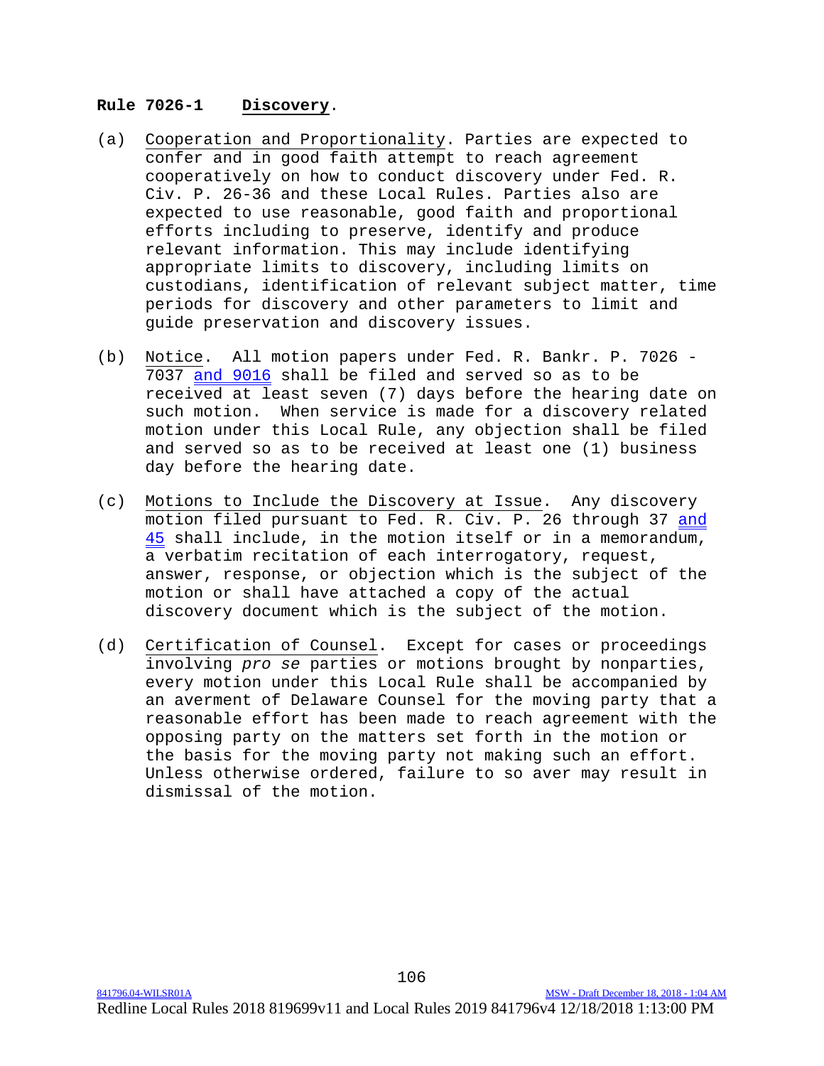**Rule 7026-1 Discovery.**

(a) Cooperation and Proportionality. Parties are expected to confer and in good faith attempt to reach agreement cooperatively on how to conduct discovery under Fed. R. Civ. P. 26-36 and these Local Rules. Parties also are expected to use reasonable, good faith and proportional efforts including to preserve, identify and produce relevant information. This may include identifying appropriate limits to discovery, including limits on custodians, identification of relevant subject matter, time periods for discovery and other parameters to limit and guide preservation and discovery issues.

(b) Notice. All motion papers under Fed. R. Bankr. P. 7026 - 7037 and 9016 shall be filed and served so as to be received at least seven (7) days before the hearing date on such motion. When service is made for a discovery related motion under this Local Rule, any objection shall be filed and served so as to be received at least one (1) business day before the hearing date.

(c) Motions to Include the Discovery at Issue. Any discovery motion filed pursuant to Fed. R. Civ. P. 26 through 37 and 45 shall include, in the motion itself or in a memorandum, a verbatim recitation of each interrogatory, request, answer, response, or objection which is the subject of the motion or shall have attached a copy of the actual discovery document which is the subject of the motion.

(d) Certification of Counsel. Except for cases or proceedings involving *pro se* parties or motions brought by nonparties, every motion under this Local Rule shall be accompanied by an averment of Delaware Counsel for the moving party that a reasonable effort has been made to reach agreement with the opposing party on the matters set forth in the motion or the basis for the moving party not making such an effort. Unless otherwise ordered, failure to so aver may result in dismissal of the motion.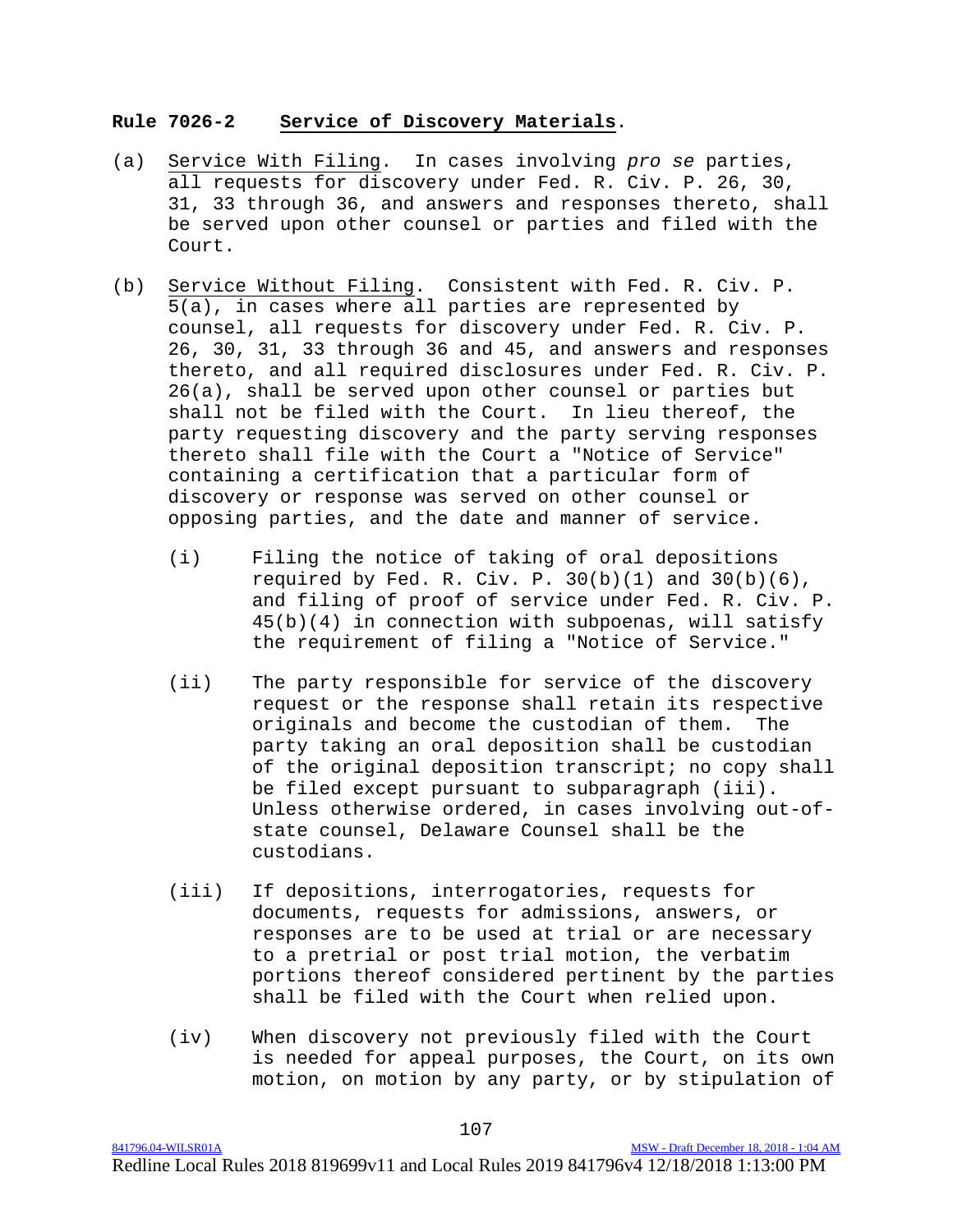**Rule 7026-2 Service of Discovery Materials.**

(a) Service With Filing. In cases involving *pro se* parties, all requests for discovery under Fed. R. Civ. P. 26, 30, 31, 33 through 36, and answers and responses thereto, shall be served upon other counsel or parties and filed with the Court.

(b) Service Without Filing. Consistent with Fed. R. Civ. P. 5(a), in cases where all parties are represented by counsel, all requests for discovery under Fed. R. Civ. P. 26, 30, 31, 33 through 36 and 45, and answers and responses thereto, and all required disclosures under Fed. R. Civ. P. 26(a), shall be served upon other counsel or parties but shall not be filed with the Court. In lieu thereof, the party requesting discovery and the party serving responses thereto shall file with the Court a "Notice of Service" containing a certification that a particular form of discovery or response was served on other counsel or opposing parties, and the date and manner of service.

(i) Filing the notice of taking of oral depositions required by Fed. R. Civ. P. 30(b)(1) and 30(b)(6), and filing of proof of service under Fed. R. Civ. P. 45(b)(4) in connection with subpoenas, will satisfy the requirement of filing a "Notice of Service."

(ii) The party responsible for service of the discovery request or the response shall retain its respective originals and become the custodian of them. The party taking an oral deposition shall be custodian of the original deposition transcript; no copy shall be filed except pursuant to subparagraph (iii). Unless otherwise ordered, in cases involving out-of-state counsel, Delaware Counsel shall be the custodians.

(iii) If depositions, interrogatories, requests for documents, requests for admissions, answers, or responses are to be used at trial or are necessary to a pretrial or post trial motion, the verbatim portions thereof considered pertinent by the parties shall be filed with the Court when relied upon.

(iv) When discovery not previously filed with the Court is needed for appeal purposes, the Court, on its own motion, on motion by any party, or by stipulation of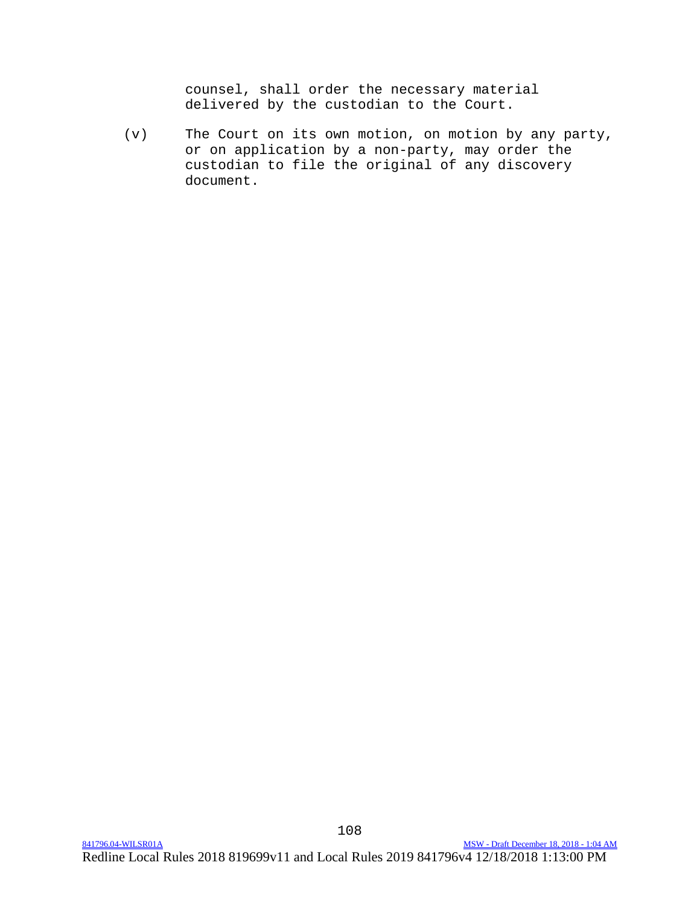counsel, shall order the necessary material delivered by the custodian to the Court.

(v) The Court on its own motion, on motion by any party, or on application by a non-party, may order the custodian to file the original of any discovery document.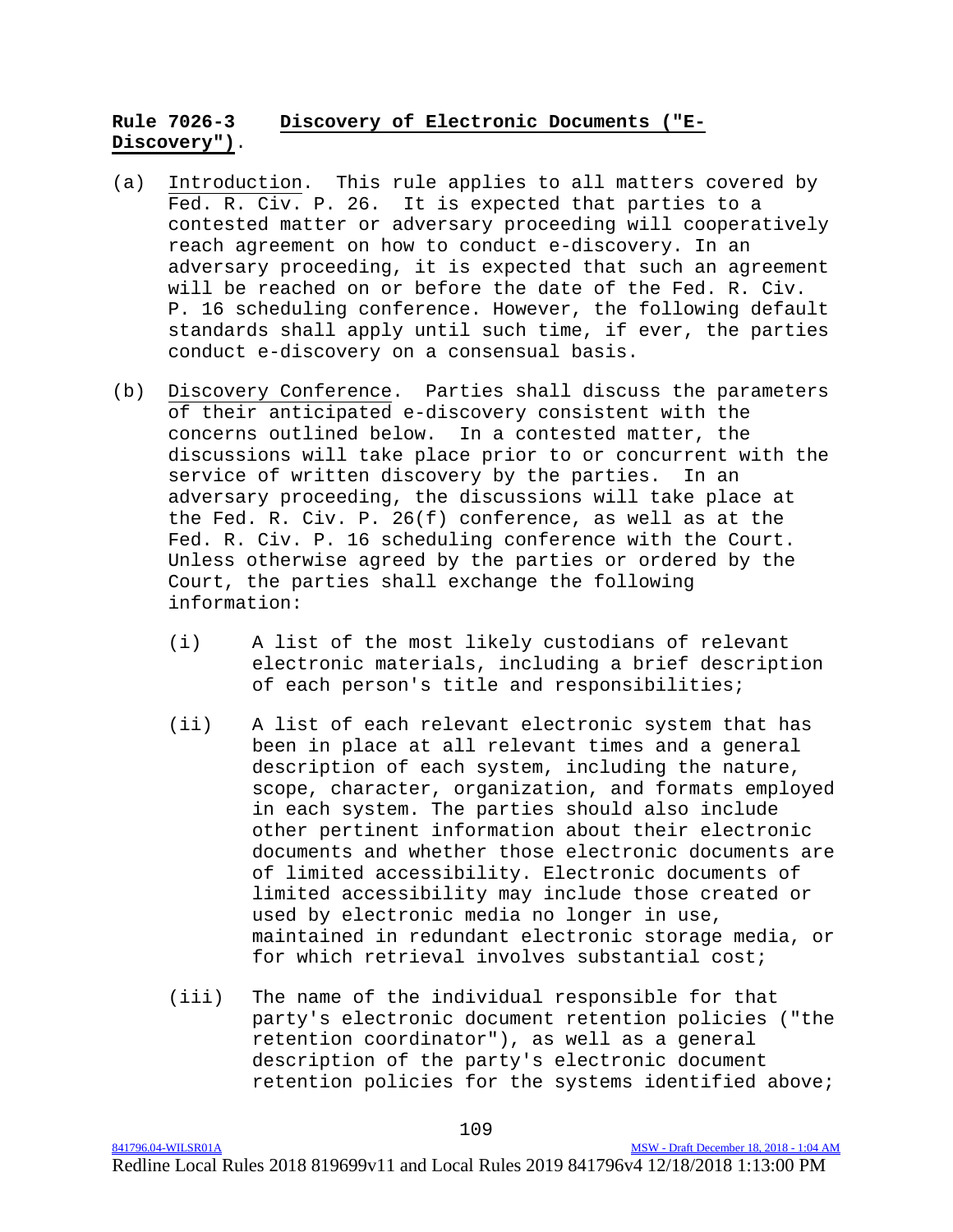**Rule 7026-3 Discovery of Electronic Documents ("E-Discovery").**

(a) Introduction. This rule applies to all matters covered by Fed. R. Civ. P. 26. It is expected that parties to a contested matter or adversary proceeding will cooperatively reach agreement on how to conduct e-discovery. In an adversary proceeding, it is expected that such an agreement will be reached on or before the date of the Fed. R. Civ. P. 16 scheduling conference. However, the following default standards shall apply until such time, if ever, the parties conduct e-discovery on a consensual basis.

(b) Discovery Conference. Parties shall discuss the parameters of their anticipated e-discovery consistent with the concerns outlined below. In a contested matter, the discussions will take place prior to or concurrent with the service of written discovery by the parties. In an adversary proceeding, the discussions will take place at the Fed. R. Civ. P. 26(f) conference, as well as at the Fed. R. Civ. P. 16 scheduling conference with the Court. Unless otherwise agreed by the parties or ordered by the Court, the parties shall exchange the following information:

   (i) A list of the most likely custodians of relevant electronic materials, including a brief description of each person's title and responsibilities;

   (ii) A list of each relevant electronic system that has been in place at all relevant times and a general description of each system, including the nature, scope, character, organization, and formats employed in each system. The parties should also include other pertinent information about their electronic documents and whether those electronic documents are of limited accessibility. Electronic documents of limited accessibility may include those created or used by electronic media no longer in use, maintained in redundant electronic storage media, or for which retrieval involves substantial cost;

   (iii) The name of the individual responsible for that party's electronic document retention policies ("the retention coordinator"), as well as a general description of the party's electronic document retention policies for the systems identified above;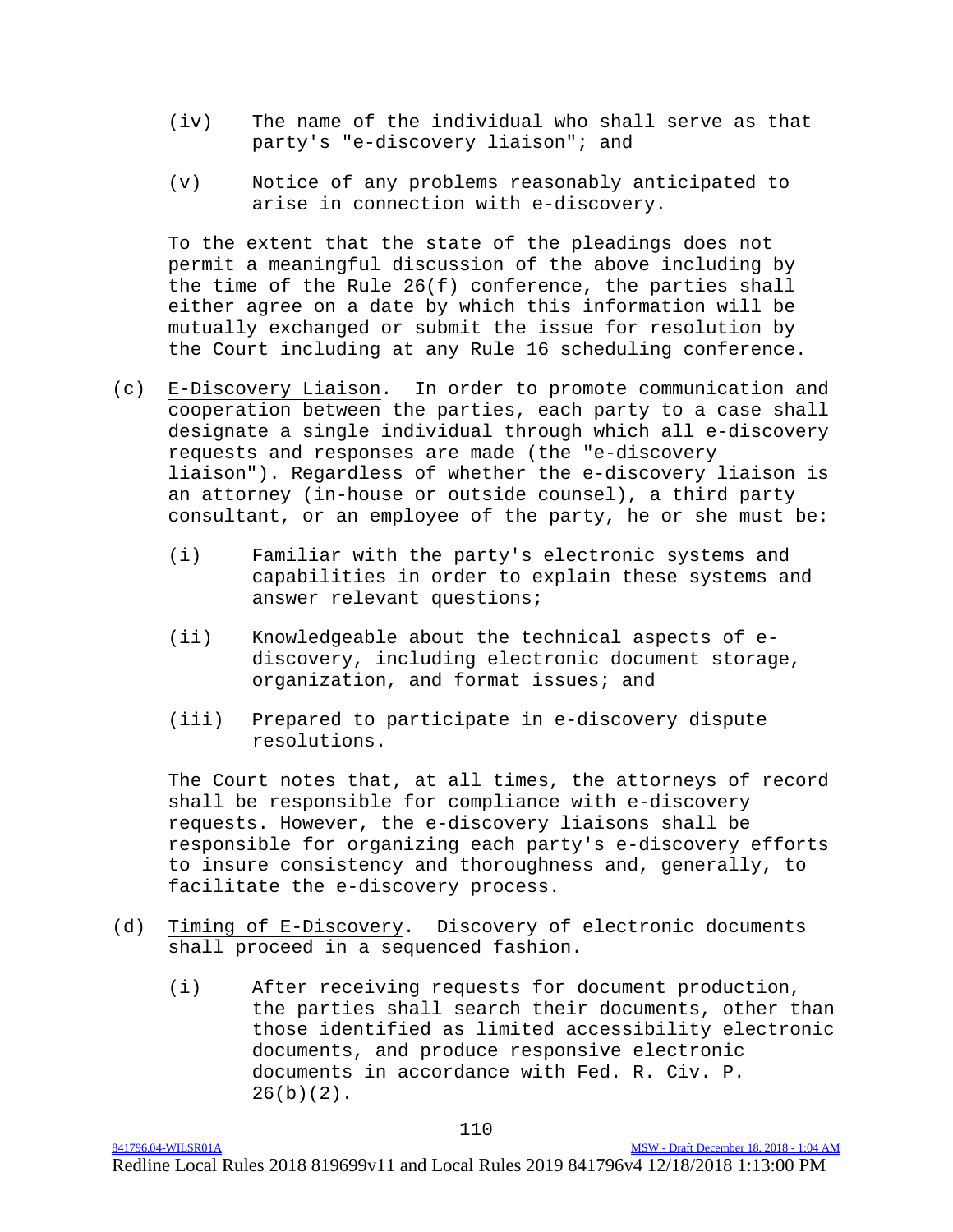(iv) The name of the individual who shall serve as that party's "e-discovery liaison"; and

(v) Notice of any problems reasonably anticipated to arise in connection with e-discovery.

To the extent that the state of the pleadings does not permit a meaningful discussion of the above including by the time of the Rule 26(f) conference, the parties shall either agree on a date by which this information will be mutually exchanged or submit the issue for resolution by the Court including at any Rule 16 scheduling conference.

(c) E-Discovery Liaison. In order to promote communication and cooperation between the parties, each party to a case shall designate a single individual through which all e-discovery requests and responses are made (the "e-discovery liaison"). Regardless of whether the e-discovery liaison is an attorney (in-house or outside counsel), a third party consultant, or an employee of the party, he or she must be:

(i) Familiar with the party's electronic systems and capabilities in order to explain these systems and answer relevant questions;

(ii) Knowledgeable about the technical aspects of e-discovery, including electronic document storage, organization, and format issues; and

(iii) Prepared to participate in e-discovery dispute resolutions.

The Court notes that, at all times, the attorneys of record shall be responsible for compliance with e-discovery requests. However, the e-discovery liaisons shall be responsible for organizing each party's e-discovery efforts to insure consistency and thoroughness and, generally, to facilitate the e-discovery process.

(d) Timing of E-Discovery. Discovery of electronic documents shall proceed in a sequenced fashion.

(i) After receiving requests for document production, the parties shall search their documents, other than those identified as limited accessibility electronic documents, and produce responsive electronic documents in accordance with Fed. R. Civ. P. 26(b)(2).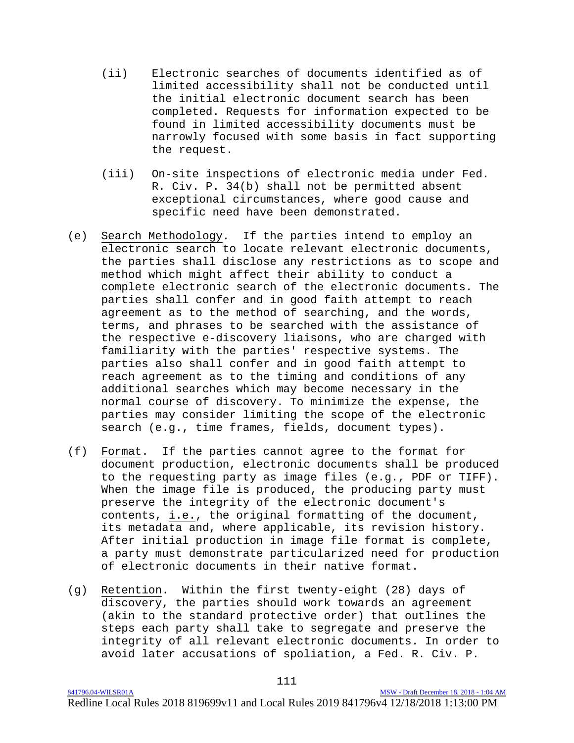(ii) Electronic searches of documents identified as of limited accessibility shall not be conducted until the initial electronic document search has been completed. Requests for information expected to be found in limited accessibility documents must be narrowly focused with some basis in fact supporting the request.

(iii) On-site inspections of electronic media under Fed. R. Civ. P. 34(b) shall not be permitted absent exceptional circumstances, where good cause and specific need have been demonstrated.

(e) Search Methodology. If the parties intend to employ an electronic search to locate relevant electronic documents, the parties shall disclose any restrictions as to scope and method which might affect their ability to conduct a complete electronic search of the electronic documents. The parties shall confer and in good faith attempt to reach agreement as to the method of searching, and the words, terms, and phrases to be searched with the assistance of the respective e-discovery liaisons, who are charged with familiarity with the parties' respective systems. The parties also shall confer and in good faith attempt to reach agreement as to the timing and conditions of any additional searches which may become necessary in the normal course of discovery. To minimize the expense, the parties may consider limiting the scope of the electronic search (e.g., time frames, fields, document types).

(f) Format. If the parties cannot agree to the format for document production, electronic documents shall be produced to the requesting party as image files (e.g., PDF or TIFF). When the image file is produced, the producing party must preserve the integrity of the electronic document's contents, i.e., the original formatting of the document, its metadata and, where applicable, its revision history. After initial production in image file format is complete, a party must demonstrate particularized need for production of electronic documents in their native format.

(g) Retention. Within the first twenty-eight (28) days of discovery, the parties should work towards an agreement (akin to the standard protective order) that outlines the steps each party shall take to segregate and preserve the integrity of all relevant electronic documents. In order to avoid later accusations of spoliation, a Fed. R. Civ. P.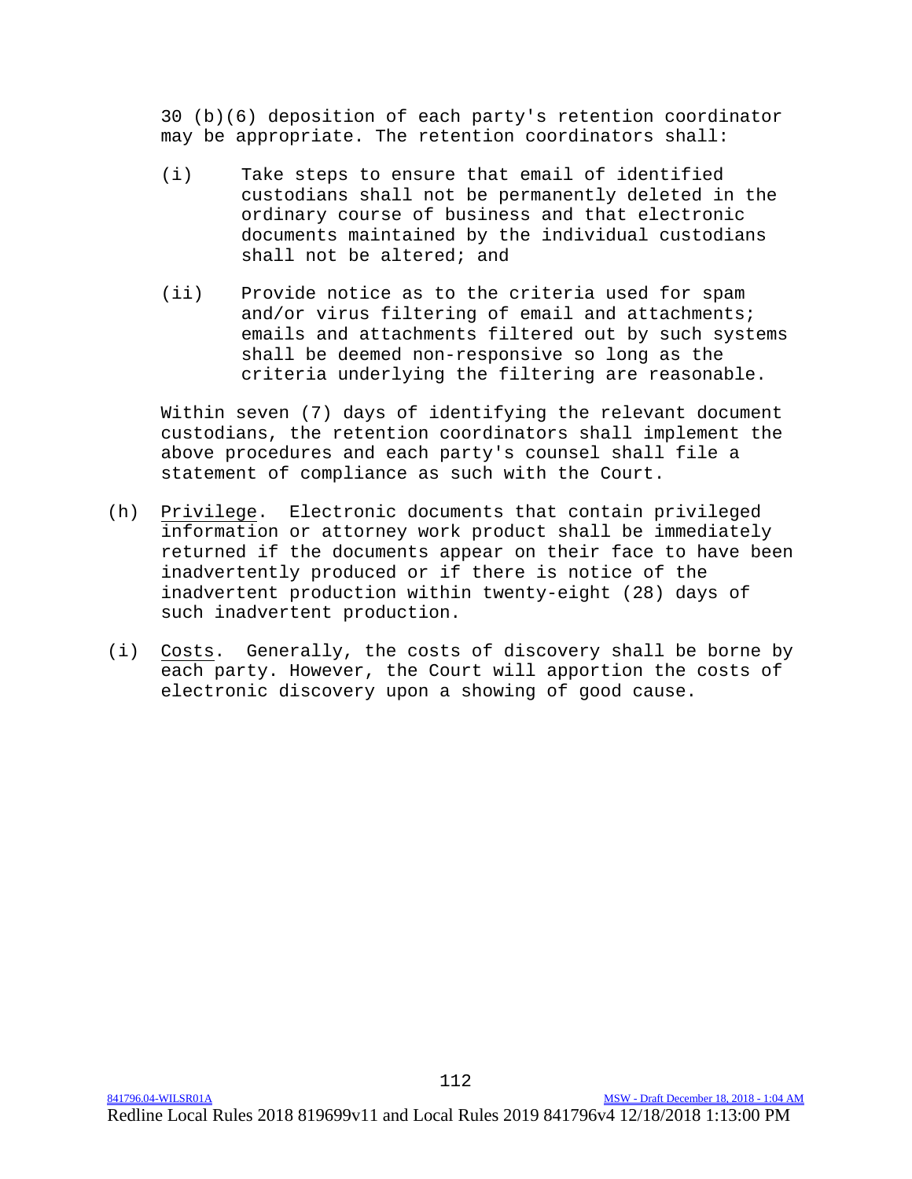30 (b)(6) deposition of each party's retention coordinator may be appropriate. The retention coordinators shall:

(i) Take steps to ensure that email of identified custodians shall not be permanently deleted in the ordinary course of business and that electronic documents maintained by the individual custodians shall not be altered; and

(ii) Provide notice as to the criteria used for spam and/or virus filtering of email and attachments; emails and attachments filtered out by such systems shall be deemed non-responsive so long as the criteria underlying the filtering are reasonable.

Within seven (7) days of identifying the relevant document custodians, the retention coordinators shall implement the above procedures and each party's counsel shall file a statement of compliance as such with the Court.

(h) Privilege. Electronic documents that contain privileged information or attorney work product shall be immediately returned if the documents appear on their face to have been inadvertently produced or if there is notice of the inadvertent production within twenty-eight (28) days of such inadvertent production.

(i) Costs. Generally, the costs of discovery shall be borne by each party. However, the Court will apportion the costs of electronic discovery upon a showing of good cause.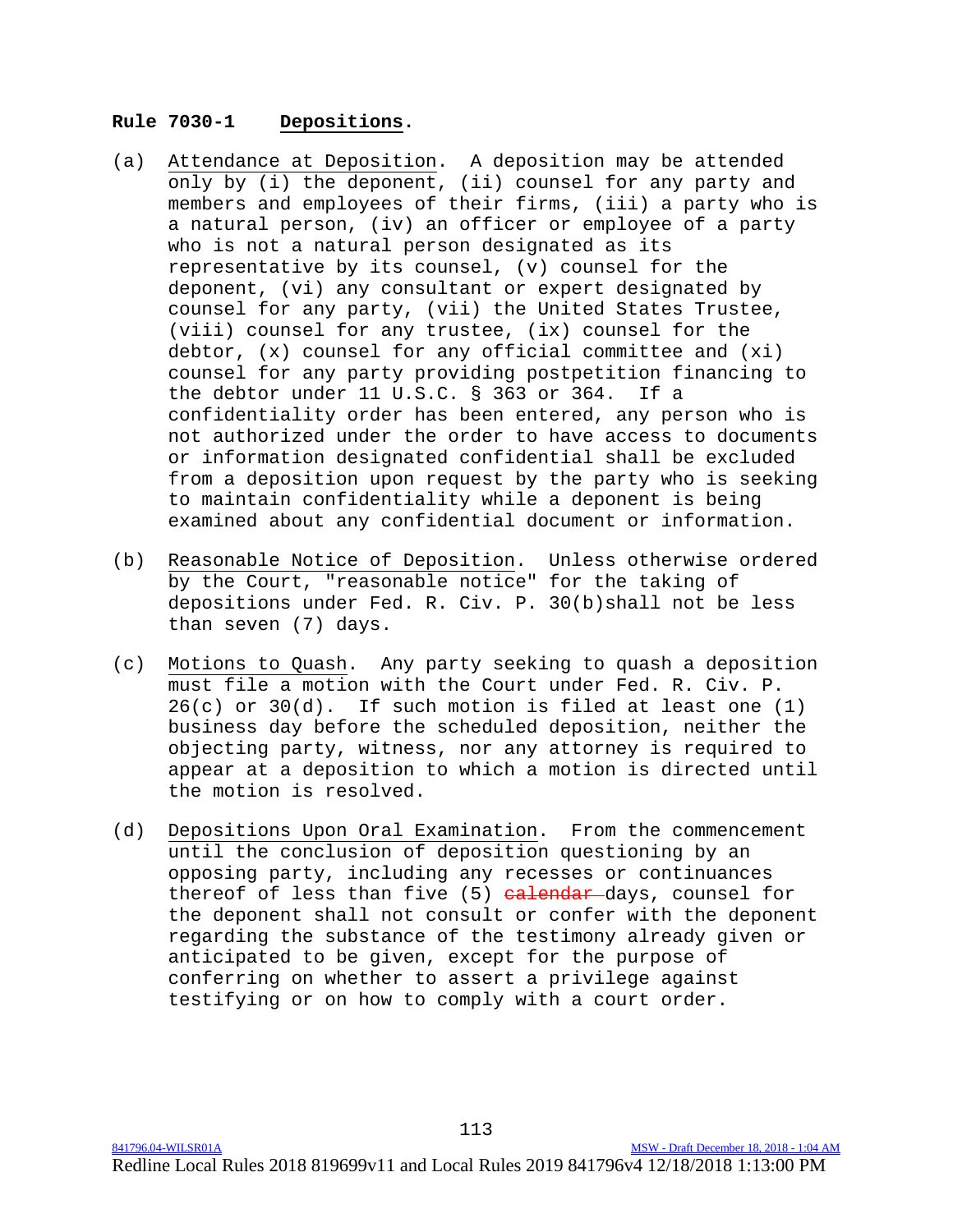## Rule 7030-1 Depositions.

(a) Attendance at Deposition. A deposition may be attended only by (i) the deponent, (ii) counsel for any party and members and employees of their firms, (iii) a party who is a natural person, (iv) an officer or employee of a party who is not a natural person designated as its representative by its counsel, (v) counsel for the deponent, (vi) any consultant or expert designated by counsel for any party, (vii) the United States Trustee, (viii) counsel for any trustee, (ix) counsel for the debtor, (x) counsel for any official committee and (xi) counsel for any party providing postpetition financing to the debtor under 11 U.S.C. § 363 or 364. If a confidentiality order has been entered, any person who is not authorized under the order to have access to documents or information designated confidential shall be excluded from a deposition upon request by the party who is seeking to maintain confidentiality while a deponent is being examined about any confidential document or information.

(b) Reasonable Notice of Deposition. Unless otherwise ordered by the Court, "reasonable notice" for the taking of depositions under Fed. R. Civ. P. 30(b)shall not be less than seven (7) days.

(c) Motions to Quash. Any party seeking to quash a deposition must file a motion with the Court under Fed. R. Civ. P. 26(c) or 30(d). If such motion is filed at least one (1) business day before the scheduled deposition, neither the objecting party, witness, nor any attorney is required to appear at a deposition to which a motion is directed until the motion is resolved.

(d) Depositions Upon Oral Examination. From the commencement until the conclusion of deposition questioning by an opposing party, including any recesses or continuances thereof of less than five (5) ~~calendar~~ days, counsel for the deponent shall not consult or confer with the deponent regarding the substance of the testimony already given or anticipated to be given, except for the purpose of conferring on whether to assert a privilege against testifying or on how to comply with a court order.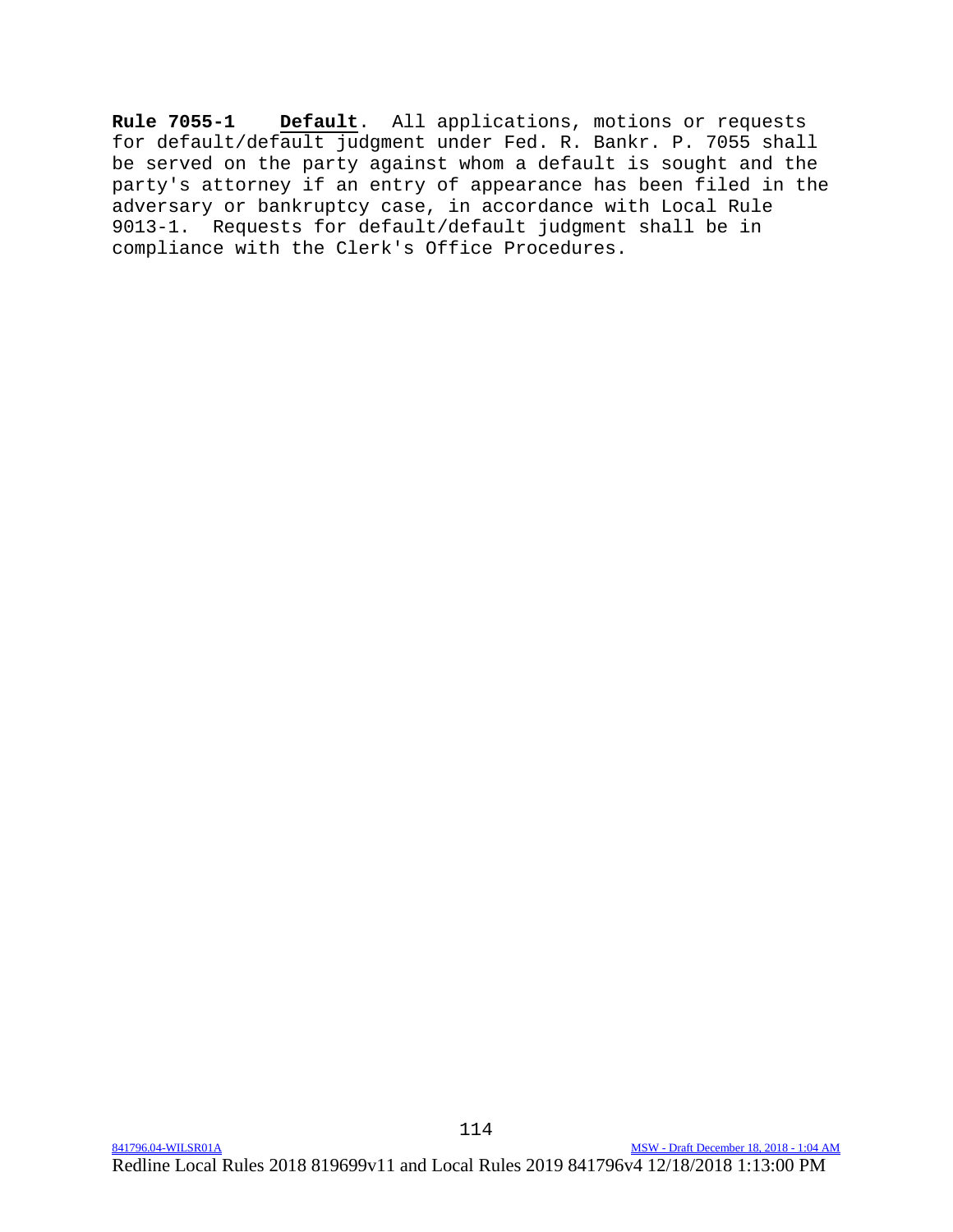**Rule 7055-1** **Default**. All applications, motions or requests for default/default judgment under Fed. R. Bankr. P. 7055 shall be served on the party against whom a default is sought and the party's attorney if an entry of appearance has been filed in the adversary or bankruptcy case, in accordance with Local Rule 9013-1. Requests for default/default judgment shall be in compliance with the Clerk's Office Procedures.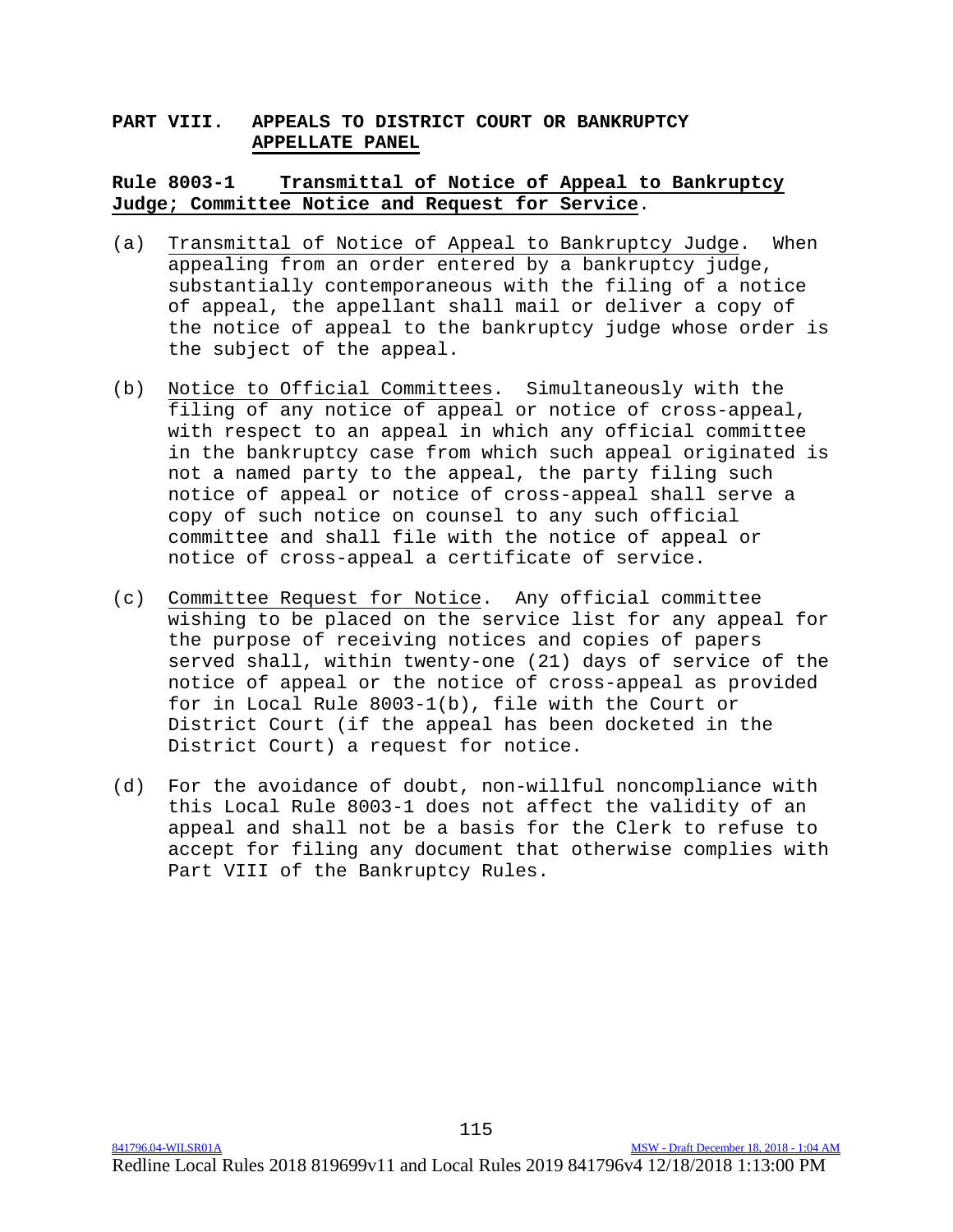# PART VIII. APPEALS TO DISTRICT COURT OR BANKRUPTCY APPELLATE PANEL

## Rule 8003-1 Transmittal of Notice of Appeal to Bankruptcy Judge; Committee Notice and Request for Service.

(a) Transmittal of Notice of Appeal to Bankruptcy Judge. When appealing from an order entered by a bankruptcy judge, substantially contemporaneous with the filing of a notice of appeal, the appellant shall mail or deliver a copy of the notice of appeal to the bankruptcy judge whose order is the subject of the appeal.

(b) Notice to Official Committees. Simultaneously with the filing of any notice of appeal or notice of cross-appeal, with respect to an appeal in which any official committee in the bankruptcy case from which such appeal originated is not a named party to the appeal, the party filing such notice of appeal or notice of cross-appeal shall serve a copy of such notice on counsel to any such official committee and shall file with the notice of appeal or notice of cross-appeal a certificate of service.

(c) Committee Request for Notice. Any official committee wishing to be placed on the service list for any appeal for the purpose of receiving notices and copies of papers served shall, within twenty-one (21) days of service of the notice of appeal or the notice of cross-appeal as provided for in Local Rule 8003-1(b), file with the Court or District Court (if the appeal has been docketed in the District Court) a request for notice.

(d) For the avoidance of doubt, non-willful noncompliance with this Local Rule 8003-1 does not affect the validity of an appeal and shall not be a basis for the Clerk to refuse to accept for filing any document that otherwise complies with Part VIII of the Bankruptcy Rules.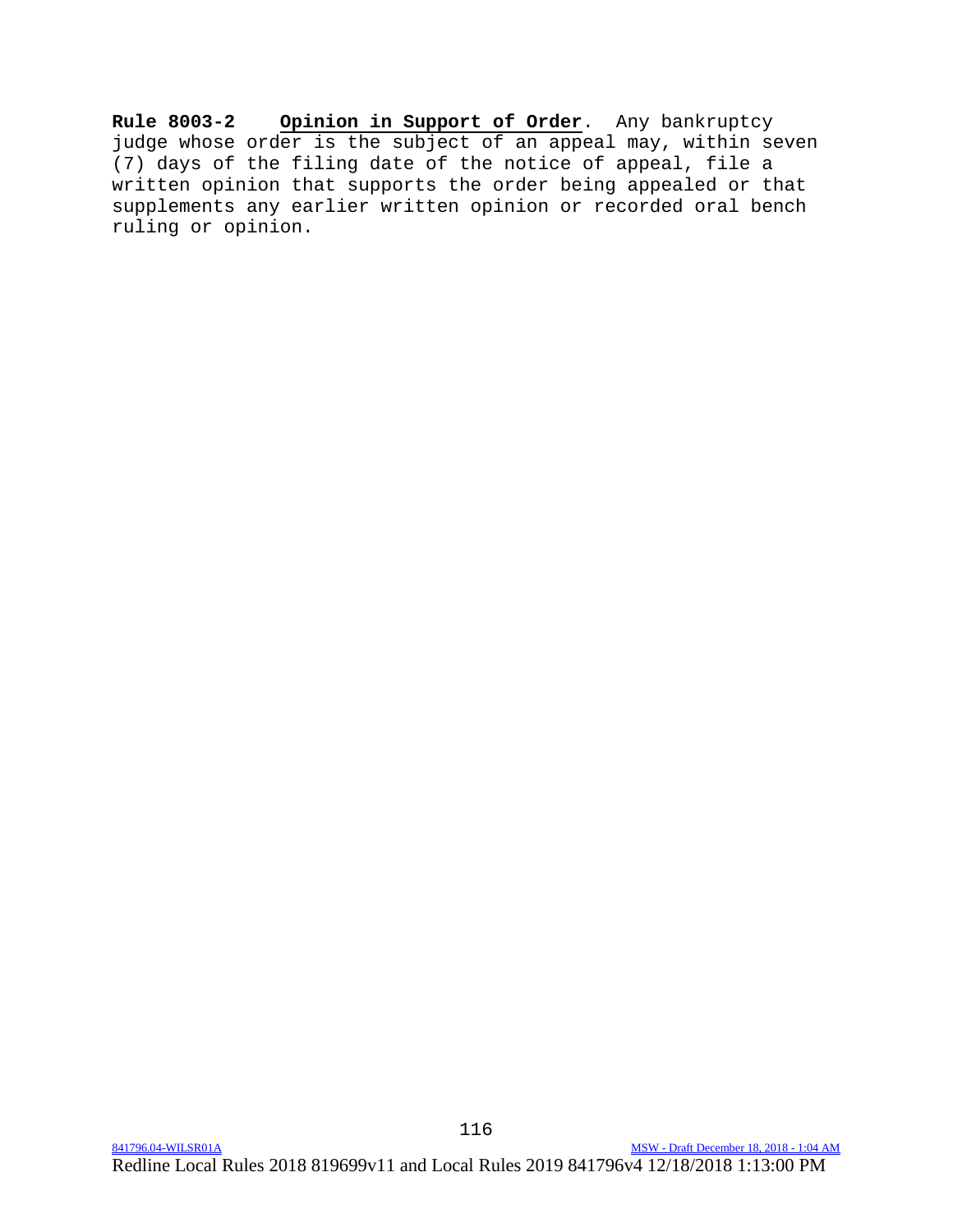**Rule 8003-2** **Opinion in Support of Order**. Any bankruptcy judge whose order is the subject of an appeal may, within seven (7) days of the filing date of the notice of appeal, file a written opinion that supports the order being appealed or that supplements any earlier written opinion or recorded oral bench ruling or opinion.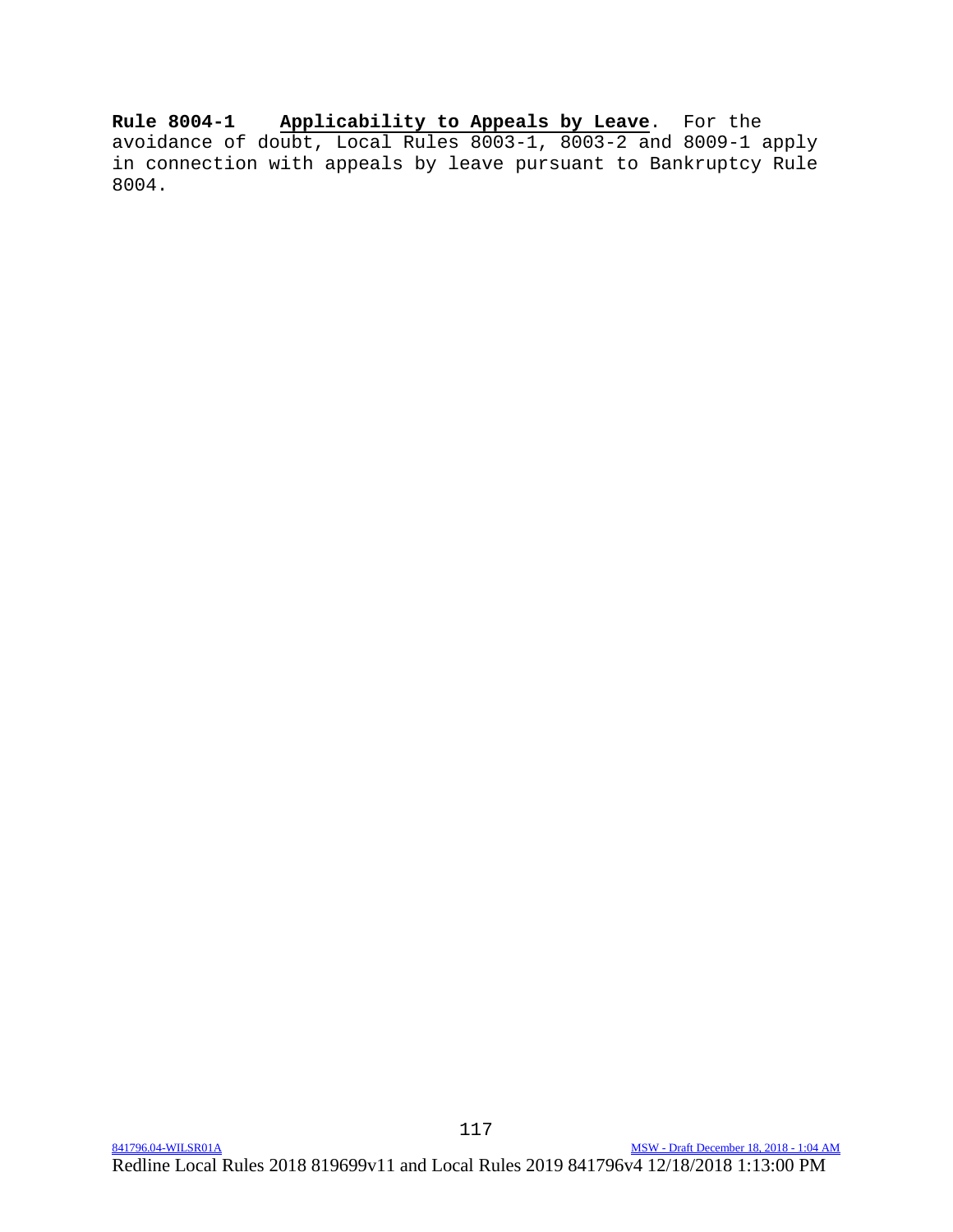**Rule 8004-1** **Applicability to Appeals by Leave**. For the avoidance of doubt, Local Rules 8003-1, 8003-2 and 8009-1 apply in connection with appeals by leave pursuant to Bankruptcy Rule 8004.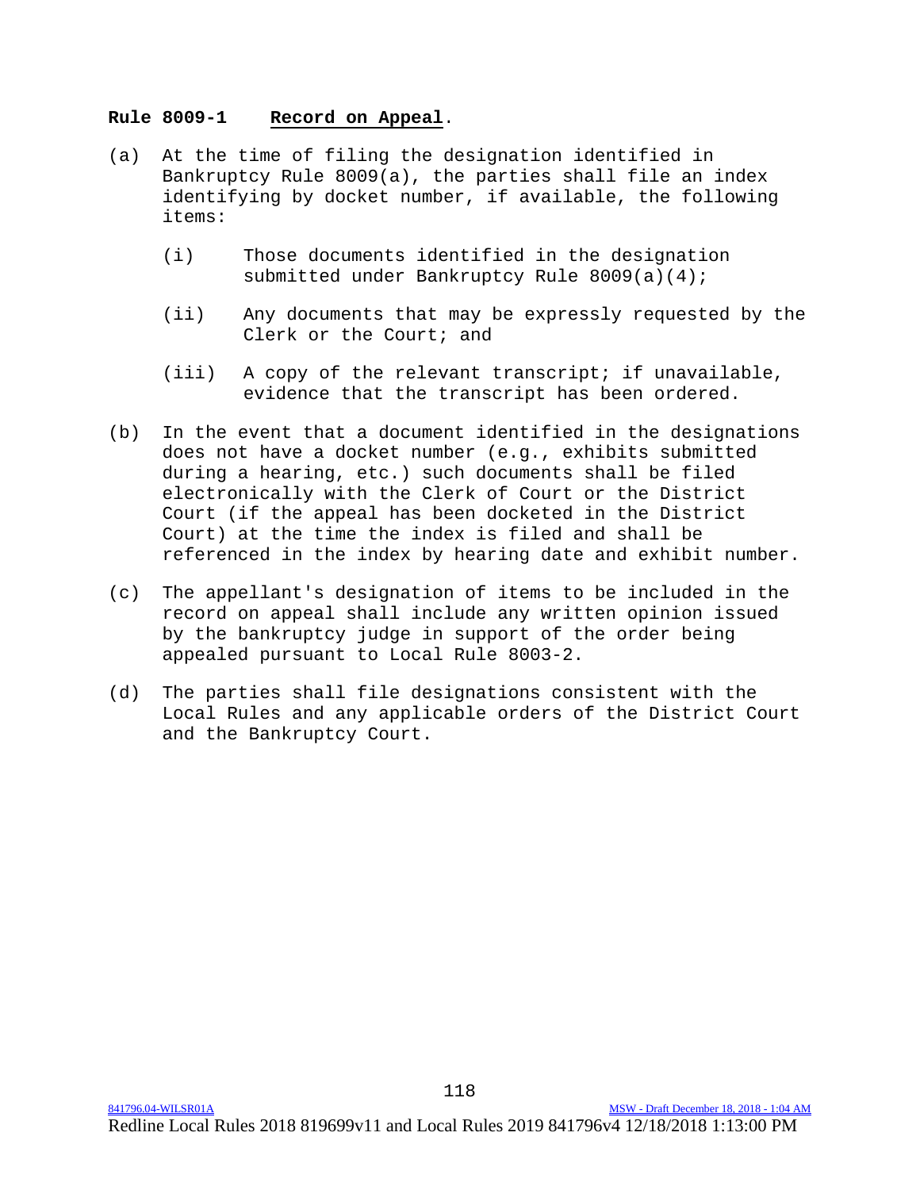**Rule 8009-1 Record on Appeal.**

(a) At the time of filing the designation identified in Bankruptcy Rule 8009(a), the parties shall file an index identifying by docket number, if available, the following items:

  (i) Those documents identified in the designation submitted under Bankruptcy Rule 8009(a)(4);

  (ii) Any documents that may be expressly requested by the Clerk or the Court; and

  (iii) A copy of the relevant transcript; if unavailable, evidence that the transcript has been ordered.

(b) In the event that a document identified in the designations does not have a docket number (e.g., exhibits submitted during a hearing, etc.) such documents shall be filed electronically with the Clerk of Court or the District Court (if the appeal has been docketed in the District Court) at the time the index is filed and shall be referenced in the index by hearing date and exhibit number.

(c) The appellant's designation of items to be included in the record on appeal shall include any written opinion issued by the bankruptcy judge in support of the order being appealed pursuant to Local Rule 8003-2.

(d) The parties shall file designations consistent with the Local Rules and any applicable orders of the District Court and the Bankruptcy Court.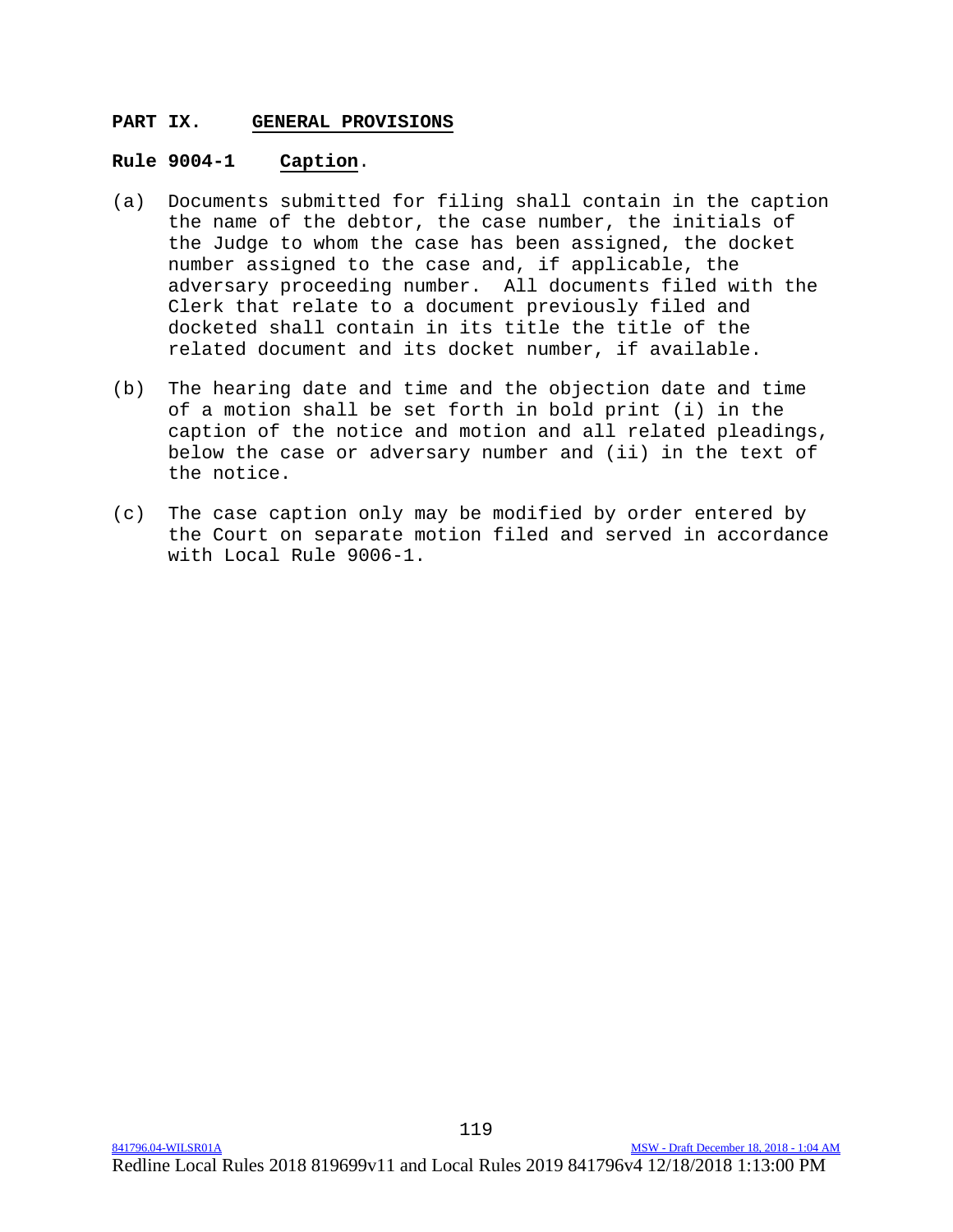## PART IX. GENERAL PROVISIONS

### Rule 9004-1 Caption.

(a) Documents submitted for filing shall contain in the caption the name of the debtor, the case number, the initials of the Judge to whom the case has been assigned, the docket number assigned to the case and, if applicable, the adversary proceeding number. All documents filed with the Clerk that relate to a document previously filed and docketed shall contain in its title the title of the related document and its docket number, if available.

(b) The hearing date and time and the objection date and time of a motion shall be set forth in bold print (i) in the caption of the notice and motion and all related pleadings, below the case or adversary number and (ii) in the text of the notice.

(c) The case caption only may be modified by order entered by the Court on separate motion filed and served in accordance with Local Rule 9006-1.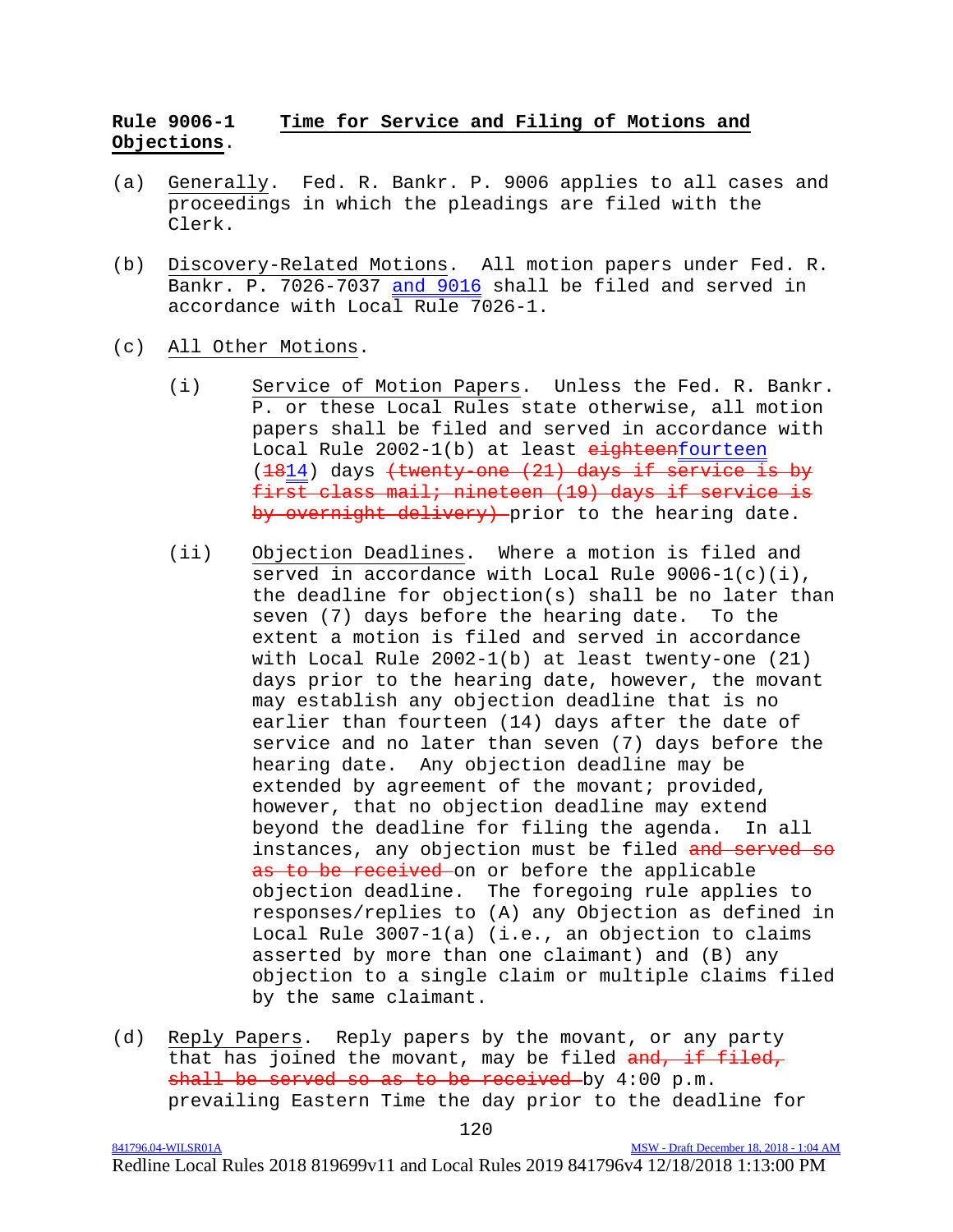**Rule 9006-1 Time for Service and Filing of Motions and Objections.**

(a) Generally. Fed. R. Bankr. P. 9006 applies to all cases and proceedings in which the pleadings are filed with the Clerk.

(b) Discovery-Related Motions. All motion papers under Fed. R. Bankr. P. 7026-7037 and 9016 shall be filed and served in accordance with Local Rule 7026-1.

(c) All Other Motions.

(i) Service of Motion Papers. Unless the Fed. R. Bankr. P. or these Local Rules state otherwise, all motion papers shall be filed and served in accordance with Local Rule 2002-1(b) at least ~~eighteen~~fourteen (~~18~~14) days ~~(twenty-one (21) days if service is by first class mail; nineteen (19) days if service is by overnight delivery)~~ prior to the hearing date.

(ii) Objection Deadlines. Where a motion is filed and served in accordance with Local Rule 9006-1(c)(i), the deadline for objection(s) shall be no later than seven (7) days before the hearing date. To the extent a motion is filed and served in accordance with Local Rule 2002-1(b) at least twenty-one (21) days prior to the hearing date, however, the movant may establish any objection deadline that is no earlier than fourteen (14) days after the date of service and no later than seven (7) days before the hearing date. Any objection deadline may be extended by agreement of the movant; provided, however, that no objection deadline may extend beyond the deadline for filing the agenda. In all instances, any objection must be filed ~~and served so as to be received~~ on or before the applicable objection deadline. The foregoing rule applies to responses/replies to (A) any Objection as defined in Local Rule 3007-1(a) (i.e., an objection to claims asserted by more than one claimant) and (B) any objection to a single claim or multiple claims filed by the same claimant.

(d) Reply Papers. Reply papers by the movant, or any party that has joined the movant, may be filed ~~and, if filed, shall be served so as to be received~~ by 4:00 p.m. prevailing Eastern Time the day prior to the deadline for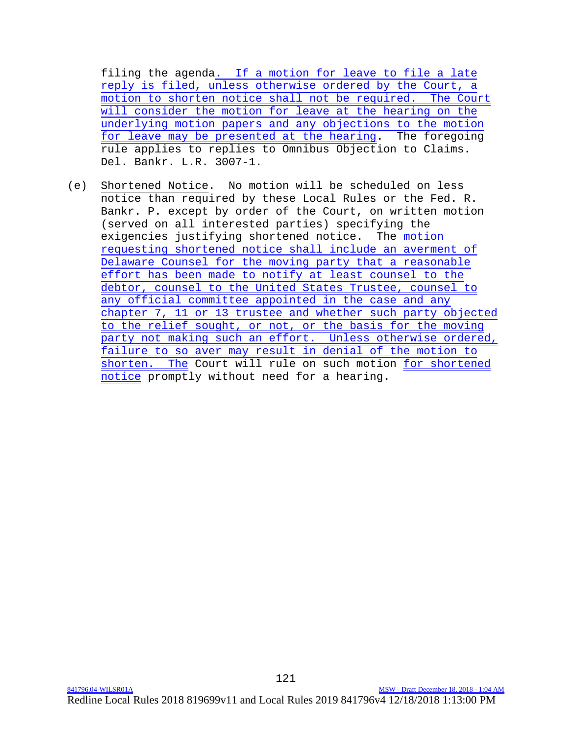filing the agenda. If a motion for leave to file a late reply is filed, unless otherwise ordered by the Court, a motion to shorten notice shall not be required. The Court will consider the motion for leave at the hearing on the underlying motion papers and any objections to the motion for leave may be presented at the hearing. The foregoing rule applies to replies to Omnibus Objection to Claims. Del. Bankr. L.R. 3007-1.

(e) Shortened Notice. No motion will be scheduled on less notice than required by these Local Rules or the Fed. R. Bankr. P. except by order of the Court, on written motion (served on all interested parties) specifying the exigencies justifying shortened notice. The motion requesting shortened notice shall include an averment of Delaware Counsel for the moving party that a reasonable effort has been made to notify at least counsel to the debtor, counsel to the United States Trustee, counsel to any official committee appointed in the case and any chapter 7, 11 or 13 trustee and whether such party objected to the relief sought, or not, or the basis for the moving party not making such an effort. Unless otherwise ordered, failure to so aver may result in denial of the motion to shorten. The Court will rule on such motion for shortened notice promptly without need for a hearing.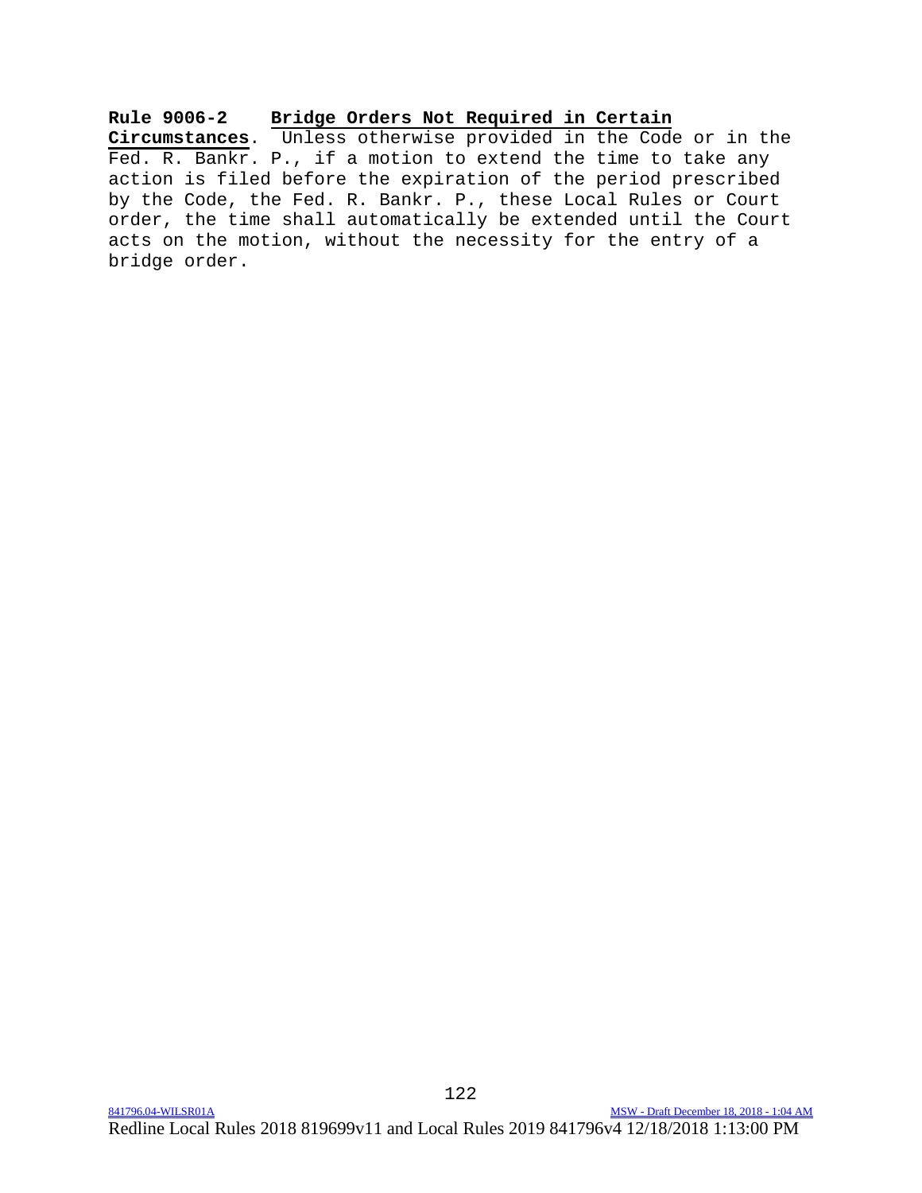**Rule 9006-2 Bridge Orders Not Required in Certain Circumstances**. Unless otherwise provided in the Code or in the Fed. R. Bankr. P., if a motion to extend the time to take any action is filed before the expiration of the period prescribed by the Code, the Fed. R. Bankr. P., these Local Rules or Court order, the time shall automatically be extended until the Court acts on the motion, without the necessity for the entry of a bridge order.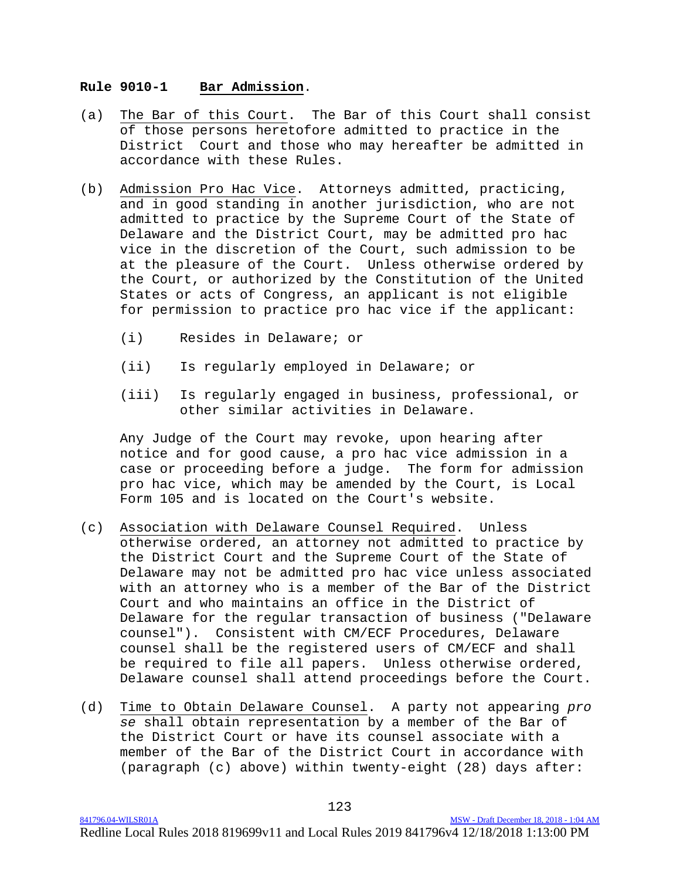**Rule 9010-1 Bar Admission.**

(a) The Bar of this Court. The Bar of this Court shall consist of those persons heretofore admitted to practice in the District Court and those who may hereafter be admitted in accordance with these Rules.

(b) Admission Pro Hac Vice. Attorneys admitted, practicing, and in good standing in another jurisdiction, who are not admitted to practice by the Supreme Court of the State of Delaware and the District Court, may be admitted pro hac vice in the discretion of the Court, such admission to be at the pleasure of the Court. Unless otherwise ordered by the Court, or authorized by the Constitution of the United States or acts of Congress, an applicant is not eligible for permission to practice pro hac vice if the applicant:

   (i) Resides in Delaware; or

   (ii) Is regularly employed in Delaware; or

   (iii) Is regularly engaged in business, professional, or other similar activities in Delaware.

   Any Judge of the Court may revoke, upon hearing after notice and for good cause, a pro hac vice admission in a case or proceeding before a judge. The form for admission pro hac vice, which may be amended by the Court, is Local Form 105 and is located on the Court's website.

(c) Association with Delaware Counsel Required. Unless otherwise ordered, an attorney not admitted to practice by the District Court and the Supreme Court of the State of Delaware may not be admitted pro hac vice unless associated with an attorney who is a member of the Bar of the District Court and who maintains an office in the District of Delaware for the regular transaction of business ("Delaware counsel"). Consistent with CM/ECF Procedures, Delaware counsel shall be the registered users of CM/ECF and shall be required to file all papers. Unless otherwise ordered, Delaware counsel shall attend proceedings before the Court.

(d) Time to Obtain Delaware Counsel. A party not appearing *pro se* shall obtain representation by a member of the Bar of the District Court or have its counsel associate with a member of the Bar of the District Court in accordance with (paragraph (c) above) within twenty-eight (28) days after: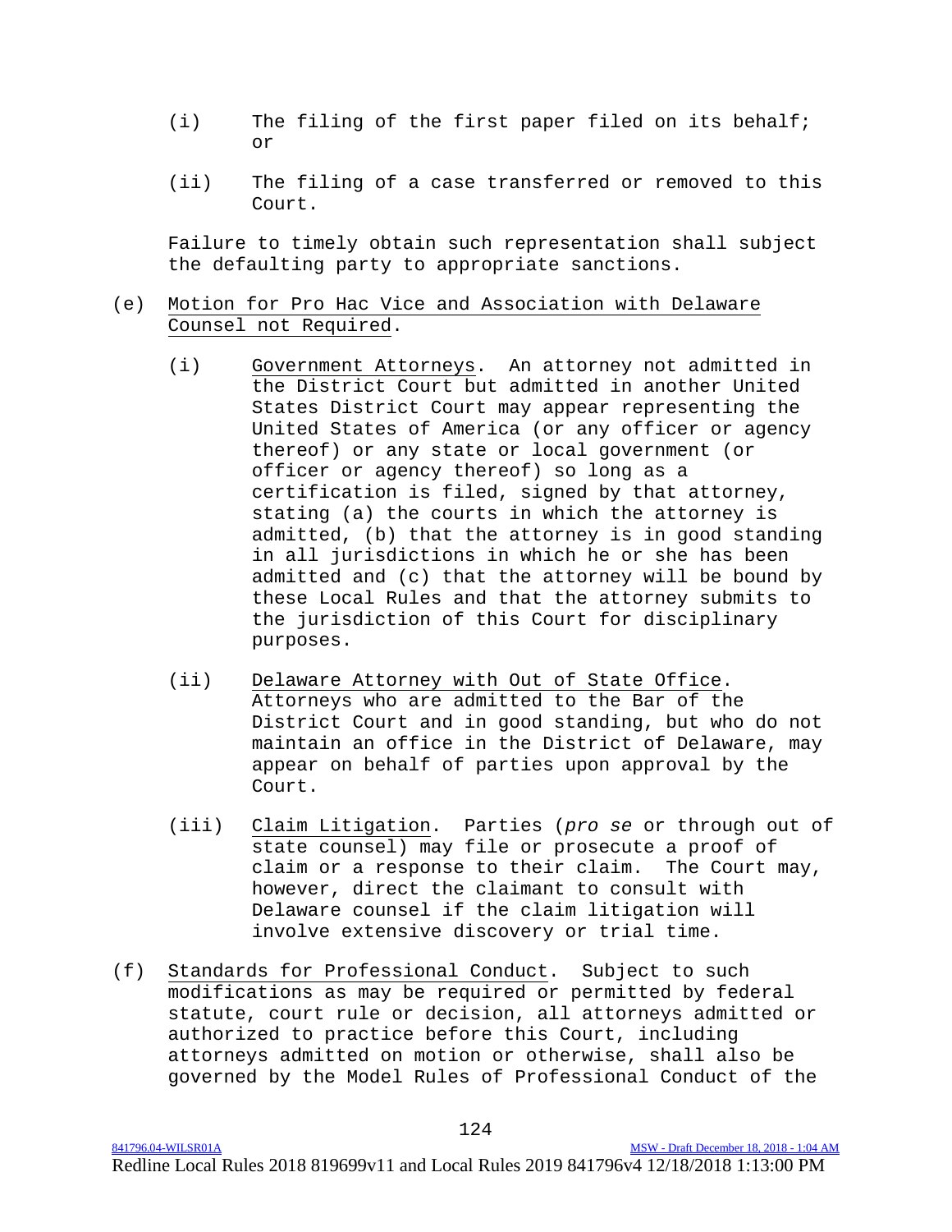(i) The filing of the first paper filed on its behalf; or

(ii) The filing of a case transferred or removed to this Court.

Failure to timely obtain such representation shall subject the defaulting party to appropriate sanctions.

(e) Motion for Pro Hac Vice and Association with Delaware Counsel not Required.

(i) Government Attorneys. An attorney not admitted in the District Court but admitted in another United States District Court may appear representing the United States of America (or any officer or agency thereof) or any state or local government (or officer or agency thereof) so long as a certification is filed, signed by that attorney, stating (a) the courts in which the attorney is admitted, (b) that the attorney is in good standing in all jurisdictions in which he or she has been admitted and (c) that the attorney will be bound by these Local Rules and that the attorney submits to the jurisdiction of this Court for disciplinary purposes.

(ii) Delaware Attorney with Out of State Office. Attorneys who are admitted to the Bar of the District Court and in good standing, but who do not maintain an office in the District of Delaware, may appear on behalf of parties upon approval by the Court.

(iii) Claim Litigation. Parties (*pro se* or through out of state counsel) may file or prosecute a proof of claim or a response to their claim. The Court may, however, direct the claimant to consult with Delaware counsel if the claim litigation will involve extensive discovery or trial time.

(f) Standards for Professional Conduct. Subject to such modifications as may be required or permitted by federal statute, court rule or decision, all attorneys admitted or authorized to practice before this Court, including attorneys admitted on motion or otherwise, shall also be governed by the Model Rules of Professional Conduct of the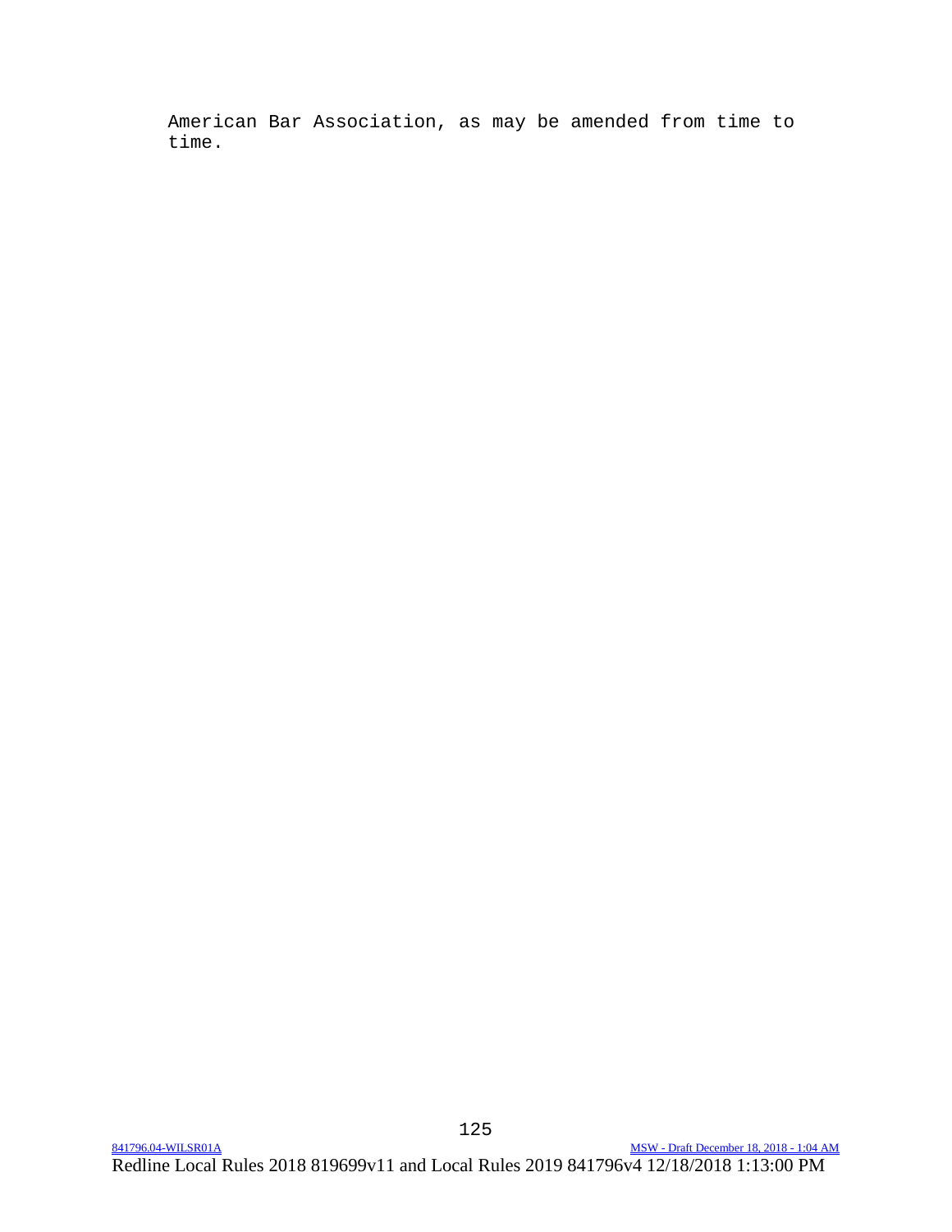American Bar Association, as may be amended from time to time.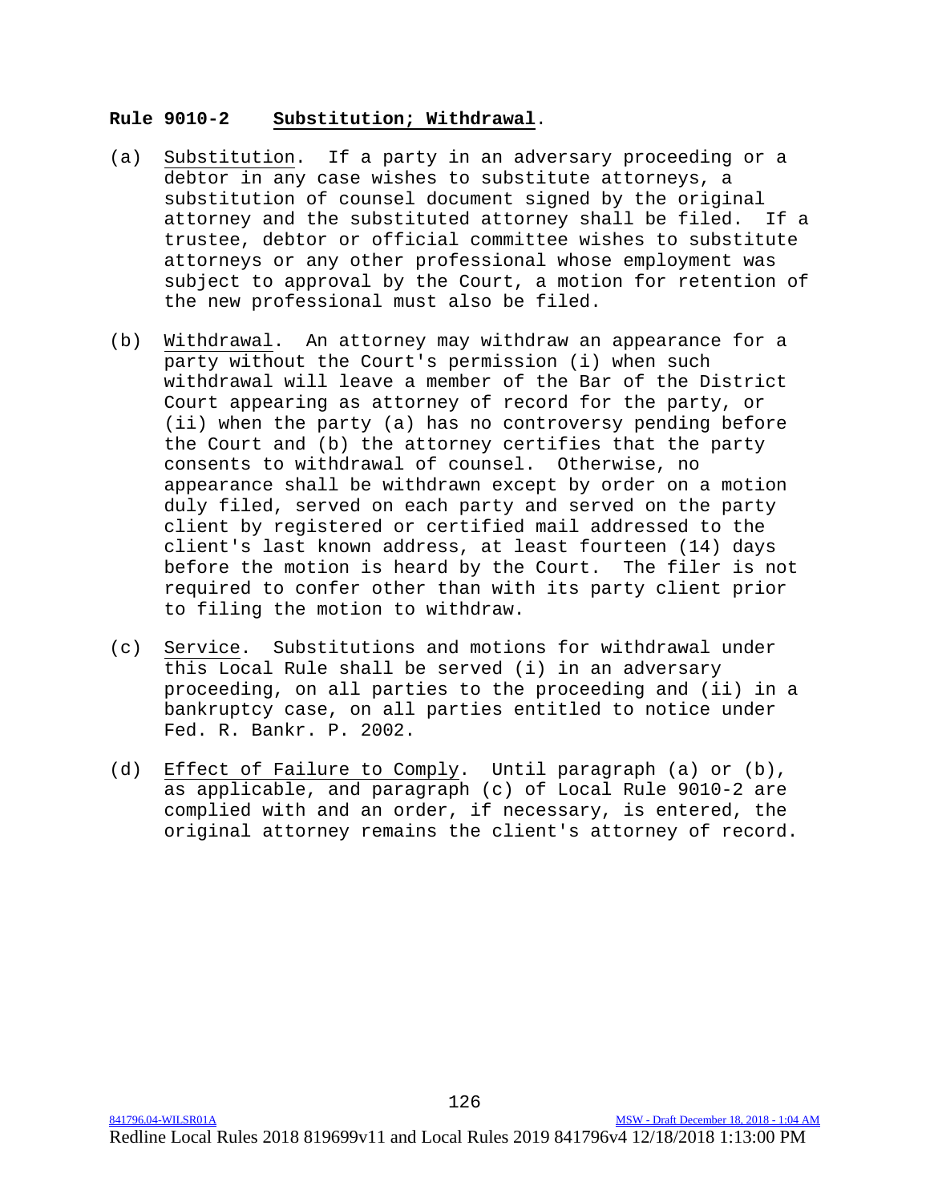**Rule 9010-2 Substitution; Withdrawal.**

(a) Substitution. If a party in an adversary proceeding or a debtor in any case wishes to substitute attorneys, a substitution of counsel document signed by the original attorney and the substituted attorney shall be filed. If a trustee, debtor or official committee wishes to substitute attorneys or any other professional whose employment was subject to approval by the Court, a motion for retention of the new professional must also be filed.

(b) Withdrawal. An attorney may withdraw an appearance for a party without the Court's permission (i) when such withdrawal will leave a member of the Bar of the District Court appearing as attorney of record for the party, or (ii) when the party (a) has no controversy pending before the Court and (b) the attorney certifies that the party consents to withdrawal of counsel. Otherwise, no appearance shall be withdrawn except by order on a motion duly filed, served on each party and served on the party client by registered or certified mail addressed to the client's last known address, at least fourteen (14) days before the motion is heard by the Court. The filer is not required to confer other than with its party client prior to filing the motion to withdraw.

(c) Service. Substitutions and motions for withdrawal under this Local Rule shall be served (i) in an adversary proceeding, on all parties to the proceeding and (ii) in a bankruptcy case, on all parties entitled to notice under Fed. R. Bankr. P. 2002.

(d) Effect of Failure to Comply. Until paragraph (a) or (b), as applicable, and paragraph (c) of Local Rule 9010-2 are complied with and an order, if necessary, is entered, the original attorney remains the client's attorney of record.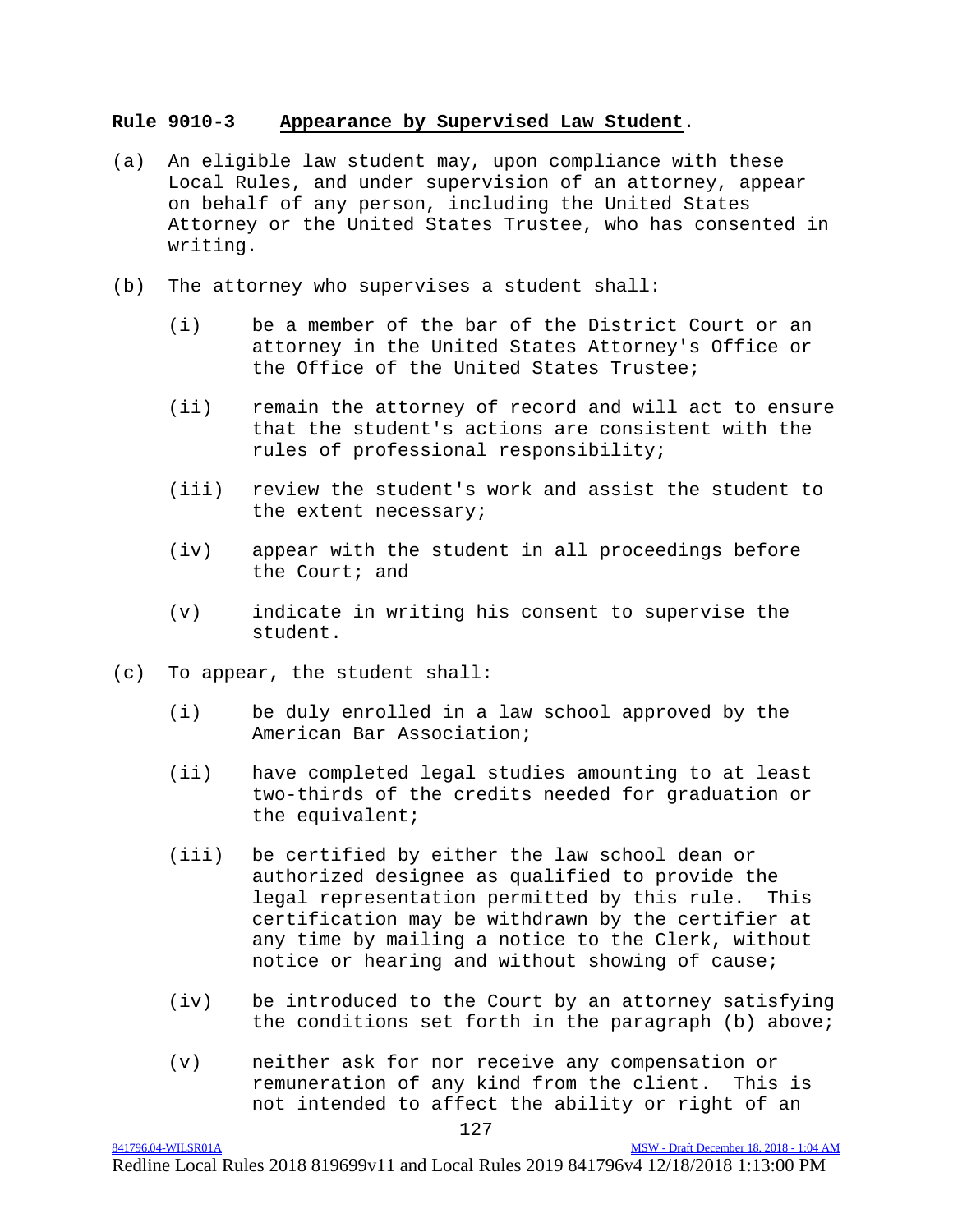**Rule 9010-3** **Appearance by Supervised Law Student**.

(a) An eligible law student may, upon compliance with these Local Rules, and under supervision of an attorney, appear on behalf of any person, including the United States Attorney or the United States Trustee, who has consented in writing.

(b) The attorney who supervises a student shall:

   (i) be a member of the bar of the District Court or an attorney in the United States Attorney's Office or the Office of the United States Trustee;

   (ii) remain the attorney of record and will act to ensure that the student's actions are consistent with the rules of professional responsibility;

   (iii) review the student's work and assist the student to the extent necessary;

   (iv) appear with the student in all proceedings before the Court; and

   (v) indicate in writing his consent to supervise the student.

(c) To appear, the student shall:

   (i) be duly enrolled in a law school approved by the American Bar Association;

   (ii) have completed legal studies amounting to at least two-thirds of the credits needed for graduation or the equivalent;

   (iii) be certified by either the law school dean or authorized designee as qualified to provide the legal representation permitted by this rule. This certification may be withdrawn by the certifier at any time by mailing a notice to the Clerk, without notice or hearing and without showing of cause;

   (iv) be introduced to the Court by an attorney satisfying the conditions set forth in the paragraph (b) above;

   (v) neither ask for nor receive any compensation or remuneration of any kind from the client. This is not intended to affect the ability or right of an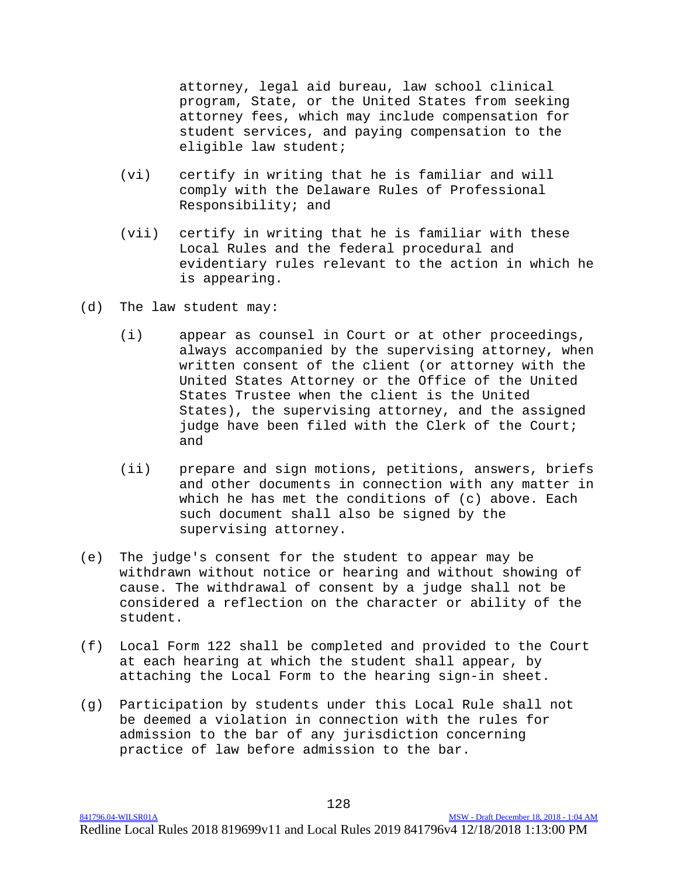attorney, legal aid bureau, law school clinical program, State, or the United States from seeking attorney fees, which may include compensation for student services, and paying compensation to the eligible law student;

- (vi) certify in writing that he is familiar and will comply with the Delaware Rules of Professional Responsibility; and

- (vii) certify in writing that he is familiar with these Local Rules and the federal procedural and evidentiary rules relevant to the action in which he is appearing.

(d) The law student may:

- (i) appear as counsel in Court or at other proceedings, always accompanied by the supervising attorney, when written consent of the client (or attorney with the United States Attorney or the Office of the United States Trustee when the client is the United States), the supervising attorney, and the assigned judge have been filed with the Clerk of the Court; and

- (ii) prepare and sign motions, petitions, answers, briefs and other documents in connection with any matter in which he has met the conditions of (c) above. Each such document shall also be signed by the supervising attorney.

(e) The judge's consent for the student to appear may be withdrawn without notice or hearing and without showing of cause. The withdrawal of consent by a judge shall not be considered a reflection on the character or ability of the student.

(f) Local Form 122 shall be completed and provided to the Court at each hearing at which the student shall appear, by attaching the Local Form to the hearing sign-in sheet.

(g) Participation by students under this Local Rule shall not be deemed a violation in connection with the rules for admission to the bar of any jurisdiction concerning practice of law before admission to the bar.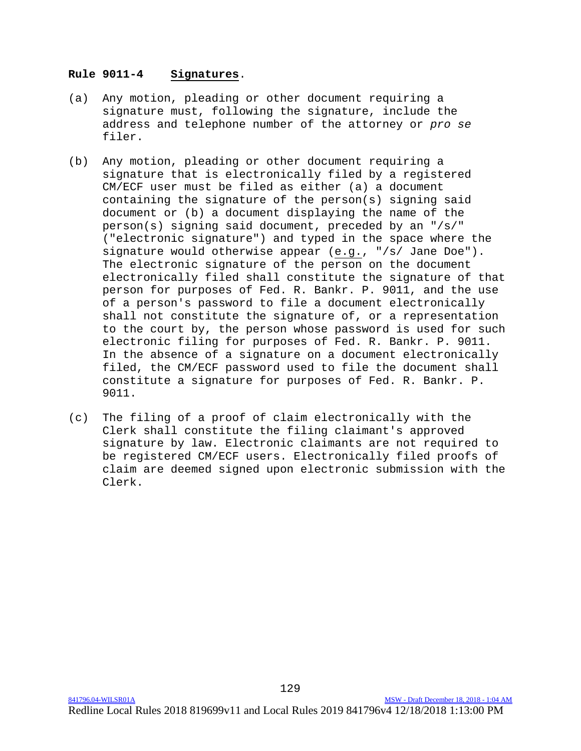**Rule 9011-4 Signatures.**

(a) Any motion, pleading or other document requiring a signature must, following the signature, include the address and telephone number of the attorney or *pro se* filer.

(b) Any motion, pleading or other document requiring a signature that is electronically filed by a registered CM/ECF user must be filed as either (a) a document containing the signature of the person(s) signing said document or (b) a document displaying the name of the person(s) signing said document, preceded by an "/s/" ("electronic signature") and typed in the space where the signature would otherwise appear (e.g., "/s/ Jane Doe"). The electronic signature of the person on the document electronically filed shall constitute the signature of that person for purposes of Fed. R. Bankr. P. 9011, and the use of a person's password to file a document electronically shall not constitute the signature of, or a representation to the court by, the person whose password is used for such electronic filing for purposes of Fed. R. Bankr. P. 9011. In the absence of a signature on a document electronically filed, the CM/ECF password used to file the document shall constitute a signature for purposes of Fed. R. Bankr. P. 9011.

(c) The filing of a proof of claim electronically with the Clerk shall constitute the filing claimant's approved signature by law. Electronic claimants are not required to be registered CM/ECF users. Electronically filed proofs of claim are deemed signed upon electronic submission with the Clerk.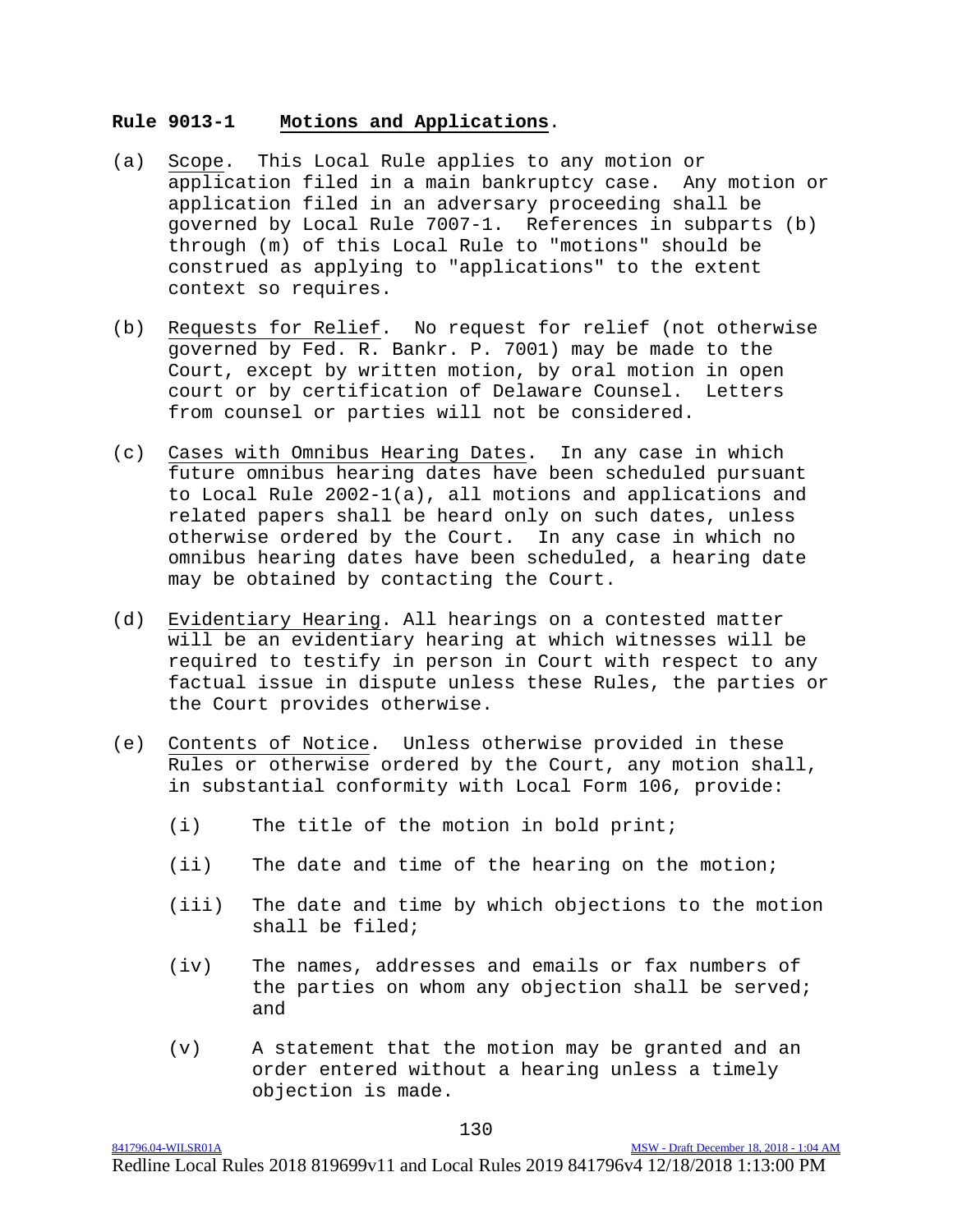**Rule 9013-1 Motions and Applications.**

(a) Scope. This Local Rule applies to any motion or application filed in a main bankruptcy case. Any motion or application filed in an adversary proceeding shall be governed by Local Rule 7007-1. References in subparts (b) through (m) of this Local Rule to "motions" should be construed as applying to "applications" to the extent context so requires.

(b) Requests for Relief. No request for relief (not otherwise governed by Fed. R. Bankr. P. 7001) may be made to the Court, except by written motion, by oral motion in open court or by certification of Delaware Counsel. Letters from counsel or parties will not be considered.

(c) Cases with Omnibus Hearing Dates. In any case in which future omnibus hearing dates have been scheduled pursuant to Local Rule 2002-1(a), all motions and applications and related papers shall be heard only on such dates, unless otherwise ordered by the Court. In any case in which no omnibus hearing dates have been scheduled, a hearing date may be obtained by contacting the Court.

(d) Evidentiary Hearing. All hearings on a contested matter will be an evidentiary hearing at which witnesses will be required to testify in person in Court with respect to any factual issue in dispute unless these Rules, the parties or the Court provides otherwise.

(e) Contents of Notice. Unless otherwise provided in these Rules or otherwise ordered by the Court, any motion shall, in substantial conformity with Local Form 106, provide:

- (i) The title of the motion in bold print;
- (ii) The date and time of the hearing on the motion;
- (iii) The date and time by which objections to the motion shall be filed;
- (iv) The names, addresses and emails or fax numbers of the parties on whom any objection shall be served; and
- (v) A statement that the motion may be granted and an order entered without a hearing unless a timely objection is made.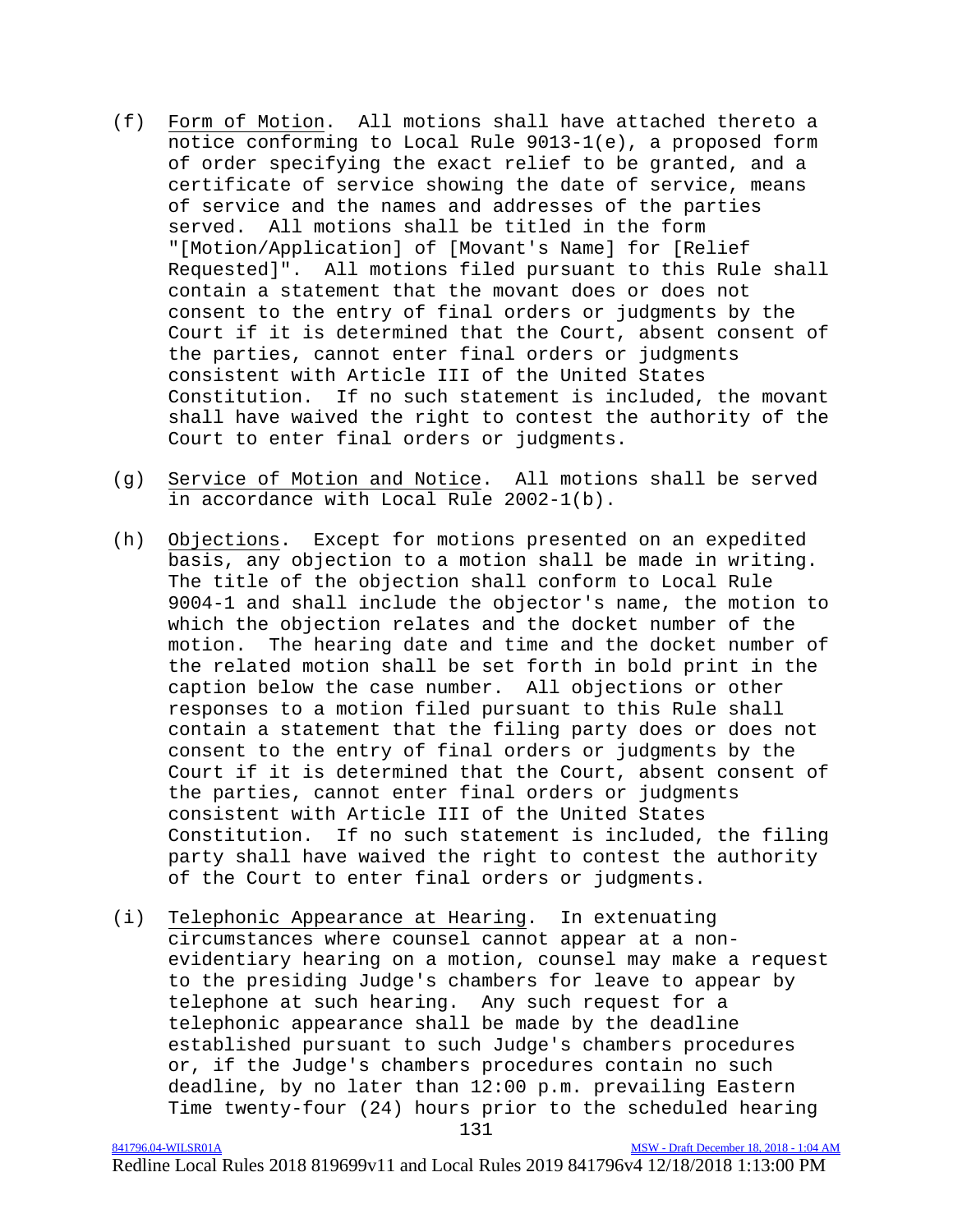(f) Form of Motion. All motions shall have attached thereto a notice conforming to Local Rule 9013-1(e), a proposed form of order specifying the exact relief to be granted, and a certificate of service showing the date of service, means of service and the names and addresses of the parties served. All motions shall be titled in the form "[Motion/Application] of [Movant's Name] for [Relief Requested]". All motions filed pursuant to this Rule shall contain a statement that the movant does or does not consent to the entry of final orders or judgments by the Court if it is determined that the Court, absent consent of the parties, cannot enter final orders or judgments consistent with Article III of the United States Constitution. If no such statement is included, the movant shall have waived the right to contest the authority of the Court to enter final orders or judgments.

(g) Service of Motion and Notice. All motions shall be served in accordance with Local Rule 2002-1(b).

(h) Objections. Except for motions presented on an expedited basis, any objection to a motion shall be made in writing. The title of the objection shall conform to Local Rule 9004-1 and shall include the objector's name, the motion to which the objection relates and the docket number of the motion. The hearing date and time and the docket number of the related motion shall be set forth in bold print in the caption below the case number. All objections or other responses to a motion filed pursuant to this Rule shall contain a statement that the filing party does or does not consent to the entry of final orders or judgments by the Court if it is determined that the Court, absent consent of the parties, cannot enter final orders or judgments consistent with Article III of the United States Constitution. If no such statement is included, the filing party shall have waived the right to contest the authority of the Court to enter final orders or judgments.

(i) Telephonic Appearance at Hearing. In extenuating circumstances where counsel cannot appear at a non-evidentiary hearing on a motion, counsel may make a request to the presiding Judge's chambers for leave to appear by telephone at such hearing. Any such request for a telephonic appearance shall be made by the deadline established pursuant to such Judge's chambers procedures or, if the Judge's chambers procedures contain no such deadline, by no later than 12:00 p.m. prevailing Eastern Time twenty-four (24) hours prior to the scheduled hearing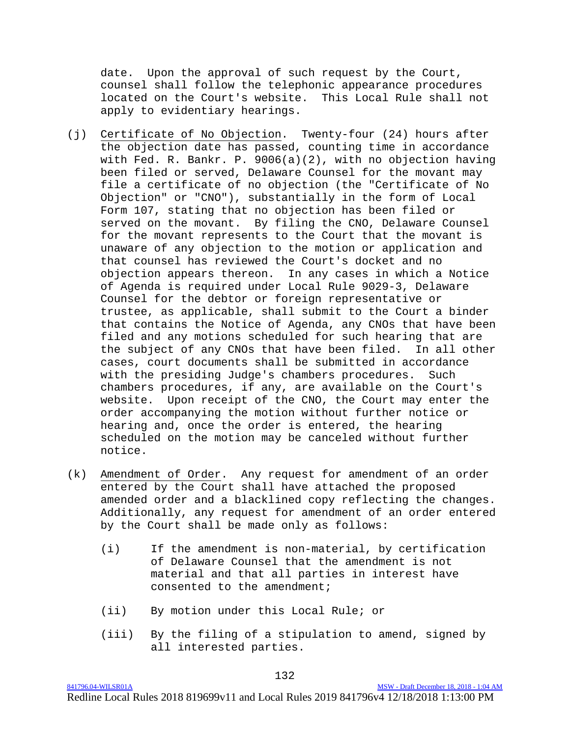date. Upon the approval of such request by the Court, counsel shall follow the telephonic appearance procedures located on the Court's website. This Local Rule shall not apply to evidentiary hearings.

(j) Certificate of No Objection. Twenty-four (24) hours after the objection date has passed, counting time in accordance with Fed. R. Bankr. P. 9006(a)(2), with no objection having been filed or served, Delaware Counsel for the movant may file a certificate of no objection (the "Certificate of No Objection" or "CNO"), substantially in the form of Local Form 107, stating that no objection has been filed or served on the movant. By filing the CNO, Delaware Counsel for the movant represents to the Court that the movant is unaware of any objection to the motion or application and that counsel has reviewed the Court's docket and no objection appears thereon. In any cases in which a Notice of Agenda is required under Local Rule 9029-3, Delaware Counsel for the debtor or foreign representative or trustee, as applicable, shall submit to the Court a binder that contains the Notice of Agenda, any CNOs that have been filed and any motions scheduled for such hearing that are the subject of any CNOs that have been filed. In all other cases, court documents shall be submitted in accordance with the presiding Judge's chambers procedures. Such chambers procedures, if any, are available on the Court's website. Upon receipt of the CNO, the Court may enter the order accompanying the motion without further notice or hearing and, once the order is entered, the hearing scheduled on the motion may be canceled without further notice.

(k) Amendment of Order. Any request for amendment of an order entered by the Court shall have attached the proposed amended order and a blacklined copy reflecting the changes. Additionally, any request for amendment of an order entered by the Court shall be made only as follows:

(i) If the amendment is non-material, by certification of Delaware Counsel that the amendment is not material and that all parties in interest have consented to the amendment;

(ii) By motion under this Local Rule; or

(iii) By the filing of a stipulation to amend, signed by all interested parties.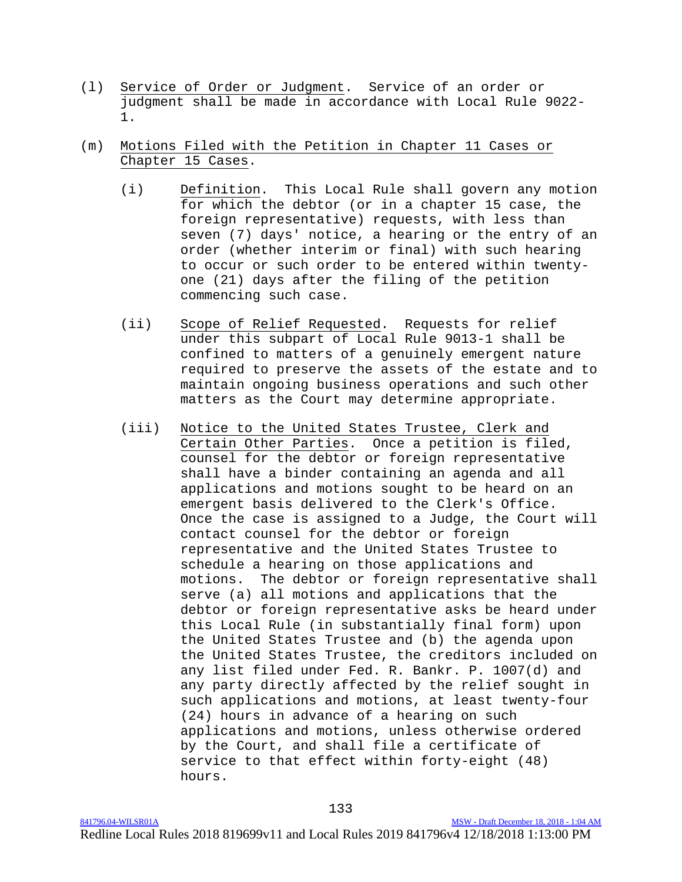(l) Service of Order or Judgment. Service of an order or judgment shall be made in accordance with Local Rule 9022-1.

(m) Motions Filed with the Petition in Chapter 11 Cases or Chapter 15 Cases.

(i) Definition. This Local Rule shall govern any motion for which the debtor (or in a chapter 15 case, the foreign representative) requests, with less than seven (7) days' notice, a hearing or the entry of an order (whether interim or final) with such hearing to occur or such order to be entered within twenty-one (21) days after the filing of the petition commencing such case.

(ii) Scope of Relief Requested. Requests for relief under this subpart of Local Rule 9013-1 shall be confined to matters of a genuinely emergent nature required to preserve the assets of the estate and to maintain ongoing business operations and such other matters as the Court may determine appropriate.

(iii) Notice to the United States Trustee, Clerk and Certain Other Parties. Once a petition is filed, counsel for the debtor or foreign representative shall have a binder containing an agenda and all applications and motions sought to be heard on an emergent basis delivered to the Clerk's Office. Once the case is assigned to a Judge, the Court will contact counsel for the debtor or foreign representative and the United States Trustee to schedule a hearing on those applications and motions. The debtor or foreign representative shall serve (a) all motions and applications that the debtor or foreign representative asks be heard under this Local Rule (in substantially final form) upon the United States Trustee and (b) the agenda upon the United States Trustee, the creditors included on any list filed under Fed. R. Bankr. P. 1007(d) and any party directly affected by the relief sought in such applications and motions, at least twenty-four (24) hours in advance of a hearing on such applications and motions, unless otherwise ordered by the Court, and shall file a certificate of service to that effect within forty-eight (48) hours.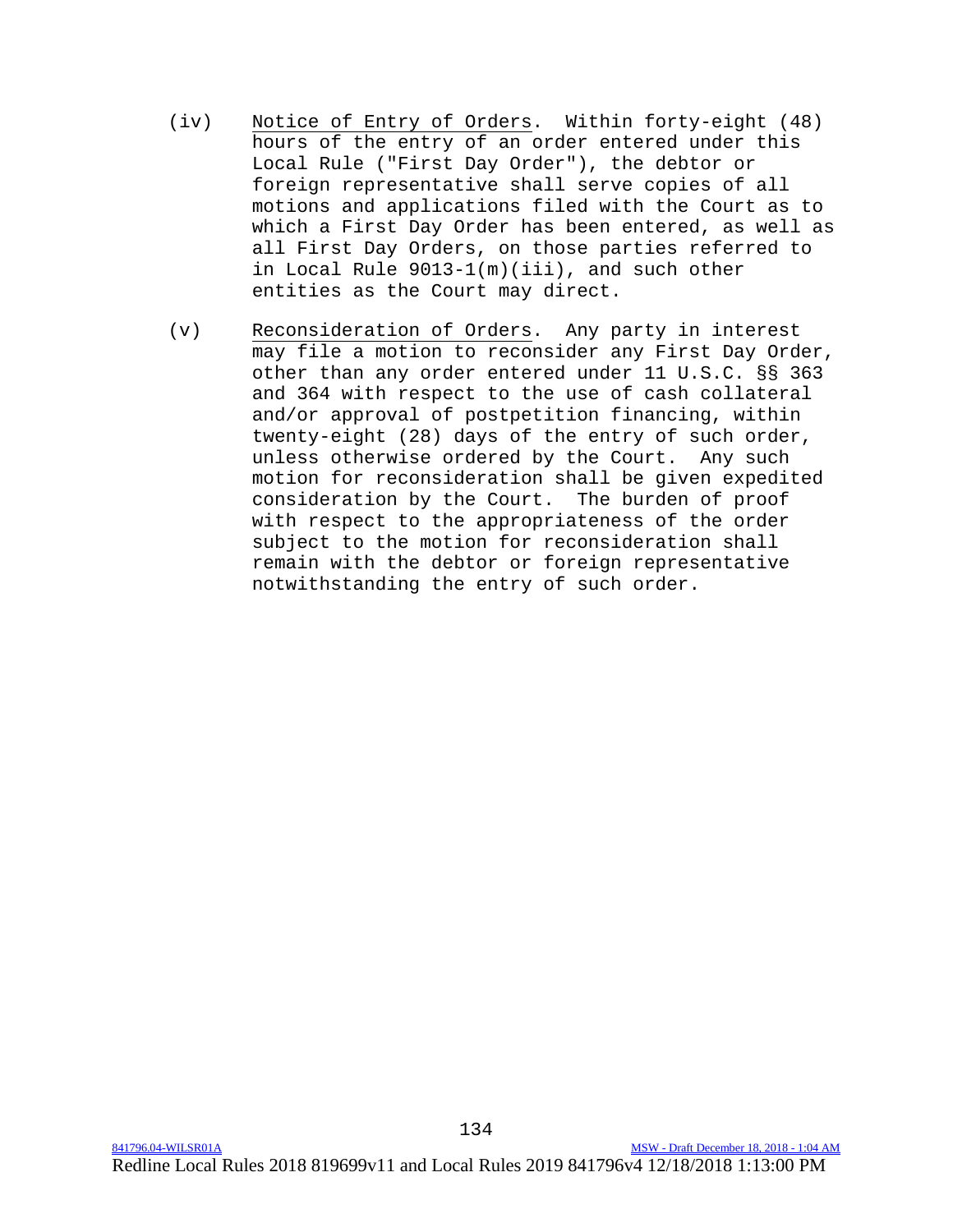(iv) Notice of Entry of Orders. Within forty-eight (48) hours of the entry of an order entered under this Local Rule ("First Day Order"), the debtor or foreign representative shall serve copies of all motions and applications filed with the Court as to which a First Day Order has been entered, as well as all First Day Orders, on those parties referred to in Local Rule 9013-1(m)(iii), and such other entities as the Court may direct.

(v) Reconsideration of Orders. Any party in interest may file a motion to reconsider any First Day Order, other than any order entered under 11 U.S.C. §§ 363 and 364 with respect to the use of cash collateral and/or approval of postpetition financing, within twenty-eight (28) days of the entry of such order, unless otherwise ordered by the Court. Any such motion for reconsideration shall be given expedited consideration by the Court. The burden of proof with respect to the appropriateness of the order subject to the motion for reconsideration shall remain with the debtor or foreign representative notwithstanding the entry of such order.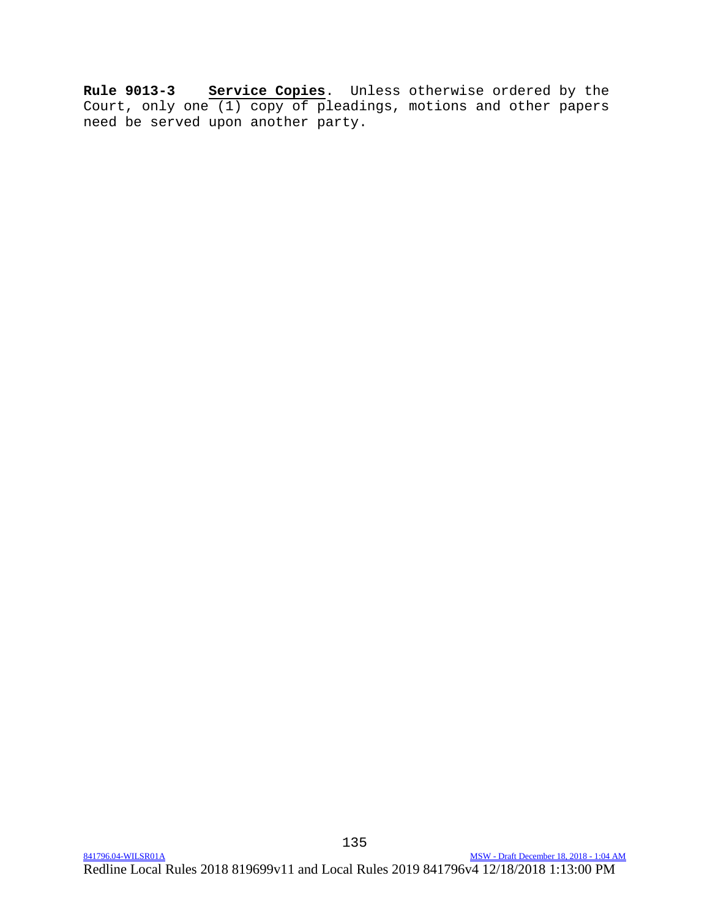**Rule 9013-3** **Service Copies**. Unless otherwise ordered by the Court, only one (1) copy of pleadings, motions and other papers need be served upon another party.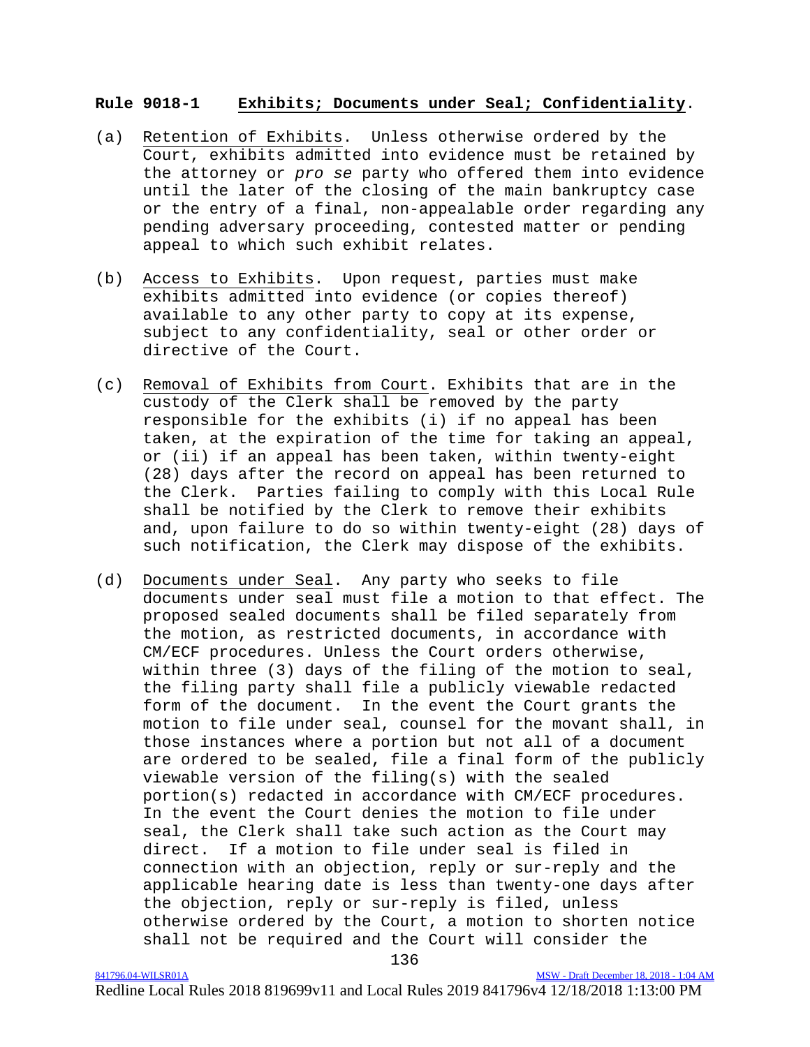**Rule 9018-1 Exhibits; Documents under Seal; Confidentiality.**

(a) Retention of Exhibits. Unless otherwise ordered by the Court, exhibits admitted into evidence must be retained by the attorney or *pro se* party who offered them into evidence until the later of the closing of the main bankruptcy case or the entry of a final, non-appealable order regarding any pending adversary proceeding, contested matter or pending appeal to which such exhibit relates.

(b) Access to Exhibits. Upon request, parties must make exhibits admitted into evidence (or copies thereof) available to any other party to copy at its expense, subject to any confidentiality, seal or other order or directive of the Court.

(c) Removal of Exhibits from Court. Exhibits that are in the custody of the Clerk shall be removed by the party responsible for the exhibits (i) if no appeal has been taken, at the expiration of the time for taking an appeal, or (ii) if an appeal has been taken, within twenty-eight (28) days after the record on appeal has been returned to the Clerk. Parties failing to comply with this Local Rule shall be notified by the Clerk to remove their exhibits and, upon failure to do so within twenty-eight (28) days of such notification, the Clerk may dispose of the exhibits.

(d) Documents under Seal. Any party who seeks to file documents under seal must file a motion to that effect. The proposed sealed documents shall be filed separately from the motion, as restricted documents, in accordance with CM/ECF procedures. Unless the Court orders otherwise, within three (3) days of the filing of the motion to seal, the filing party shall file a publicly viewable redacted form of the document. In the event the Court grants the motion to file under seal, counsel for the movant shall, in those instances where a portion but not all of a document are ordered to be sealed, file a final form of the publicly viewable version of the filing(s) with the sealed portion(s) redacted in accordance with CM/ECF procedures. In the event the Court denies the motion to file under seal, the Clerk shall take such action as the Court may direct. If a motion to file under seal is filed in connection with an objection, reply or sur-reply and the applicable hearing date is less than twenty-one days after the objection, reply or sur-reply is filed, unless otherwise ordered by the Court, a motion to shorten notice shall not be required and the Court will consider the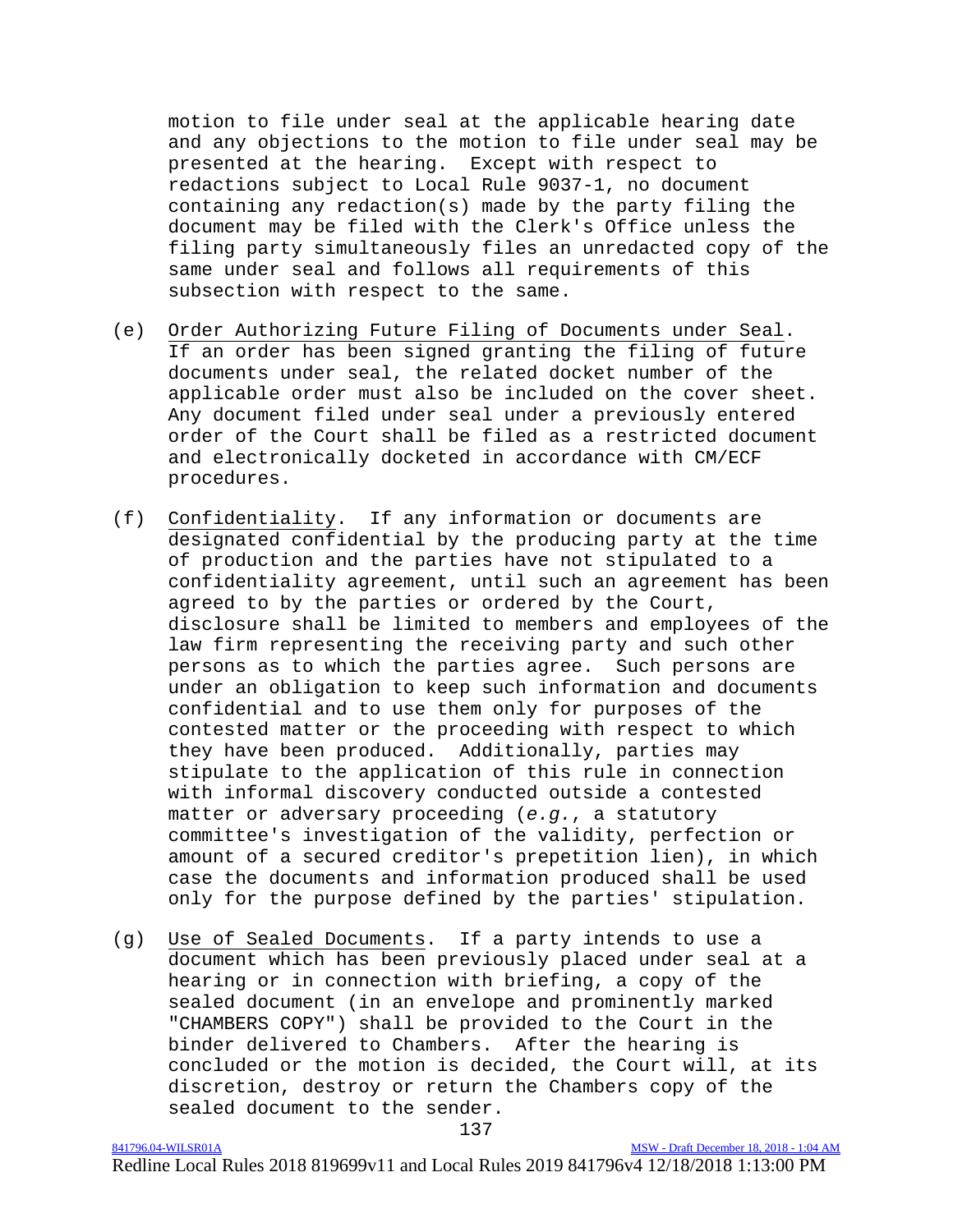motion to file under seal at the applicable hearing date and any objections to the motion to file under seal may be presented at the hearing. Except with respect to redactions subject to Local Rule 9037-1, no document containing any redaction(s) made by the party filing the document may be filed with the Clerk's Office unless the filing party simultaneously files an unredacted copy of the same under seal and follows all requirements of this subsection with respect to the same.

(e) Order Authorizing Future Filing of Documents under Seal. If an order has been signed granting the filing of future documents under seal, the related docket number of the applicable order must also be included on the cover sheet. Any document filed under seal under a previously entered order of the Court shall be filed as a restricted document and electronically docketed in accordance with CM/ECF procedures.

(f) Confidentiality. If any information or documents are designated confidential by the producing party at the time of production and the parties have not stipulated to a confidentiality agreement, until such an agreement has been agreed to by the parties or ordered by the Court, disclosure shall be limited to members and employees of the law firm representing the receiving party and such other persons as to which the parties agree. Such persons are under an obligation to keep such information and documents confidential and to use them only for purposes of the contested matter or the proceeding with respect to which they have been produced. Additionally, parties may stipulate to the application of this rule in connection with informal discovery conducted outside a contested matter or adversary proceeding (*e.g.*, a statutory committee's investigation of the validity, perfection or amount of a secured creditor's prepetition lien), in which case the documents and information produced shall be used only for the purpose defined by the parties' stipulation.

(g) Use of Sealed Documents. If a party intends to use a document which has been previously placed under seal at a hearing or in connection with briefing, a copy of the sealed document (in an envelope and prominently marked "CHAMBERS COPY") shall be provided to the Court in the binder delivered to Chambers. After the hearing is concluded or the motion is decided, the Court will, at its discretion, destroy or return the Chambers copy of the sealed document to the sender.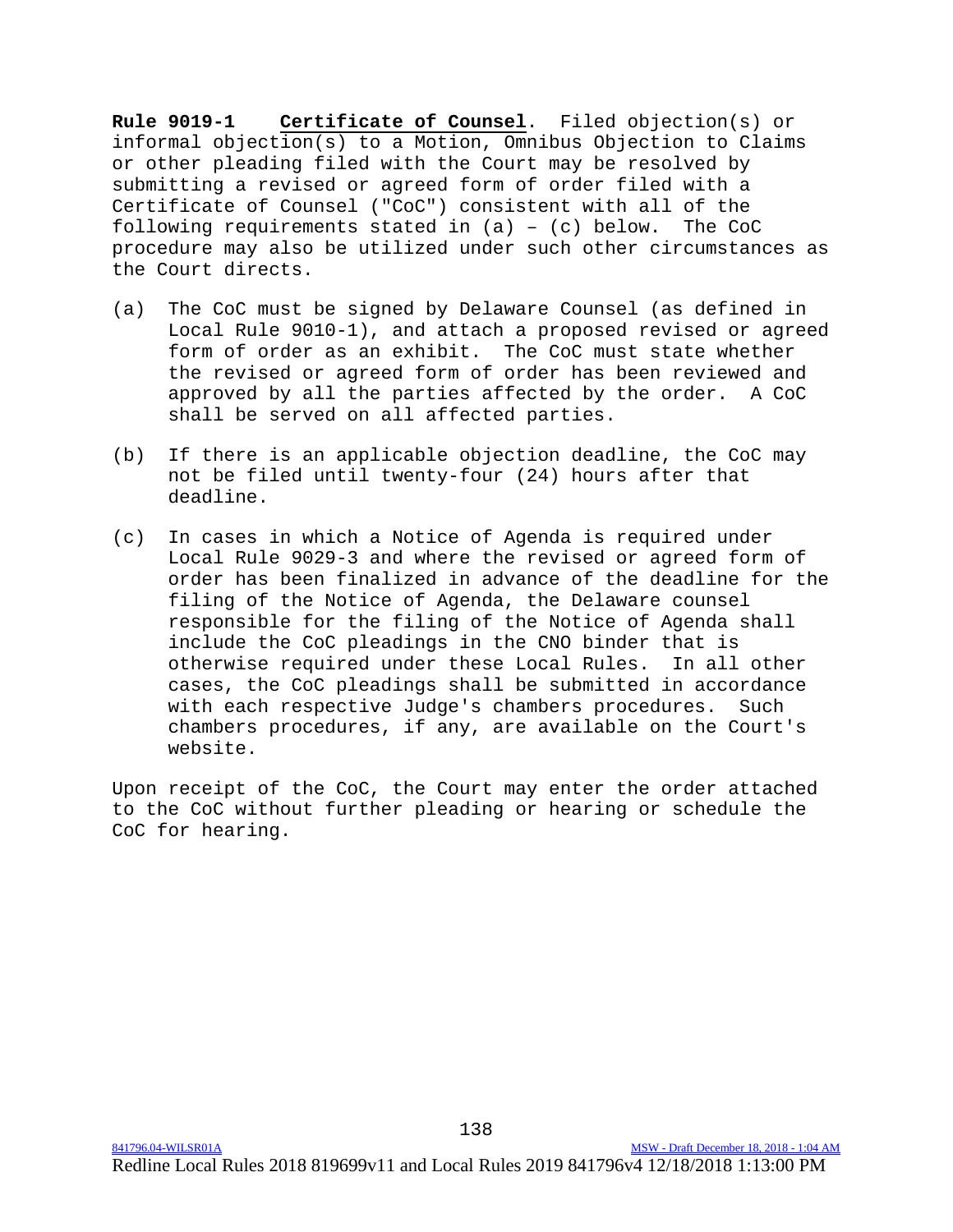**Rule 9019-1** **Certificate of Counsel**. Filed objection(s) or informal objection(s) to a Motion, Omnibus Objection to Claims or other pleading filed with the Court may be resolved by submitting a revised or agreed form of order filed with a Certificate of Counsel ("CoC") consistent with all of the following requirements stated in (a) – (c) below. The CoC procedure may also be utilized under such other circumstances as the Court directs.

(a) The CoC must be signed by Delaware Counsel (as defined in Local Rule 9010-1), and attach a proposed revised or agreed form of order as an exhibit. The CoC must state whether the revised or agreed form of order has been reviewed and approved by all the parties affected by the order. A CoC shall be served on all affected parties.

(b) If there is an applicable objection deadline, the CoC may not be filed until twenty-four (24) hours after that deadline.

(c) In cases in which a Notice of Agenda is required under Local Rule 9029-3 and where the revised or agreed form of order has been finalized in advance of the deadline for the filing of the Notice of Agenda, the Delaware counsel responsible for the filing of the Notice of Agenda shall include the CoC pleadings in the CNO binder that is otherwise required under these Local Rules. In all other cases, the CoC pleadings shall be submitted in accordance with each respective Judge's chambers procedures. Such chambers procedures, if any, are available on the Court's website.

Upon receipt of the CoC, the Court may enter the order attached to the CoC without further pleading or hearing or schedule the CoC for hearing.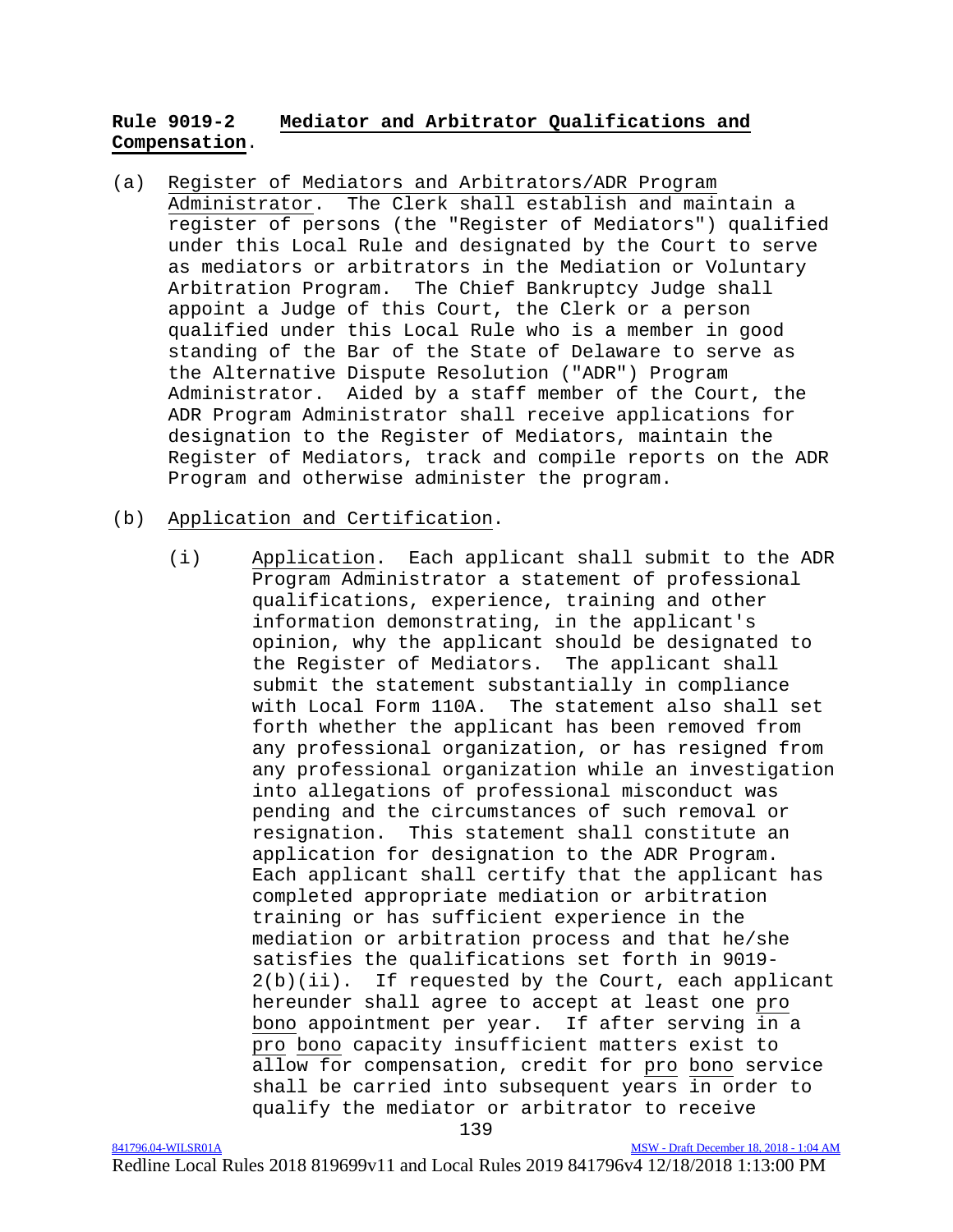**Rule 9019-2 Mediator and Arbitrator Qualifications and Compensation.**

(a) Register of Mediators and Arbitrators/ADR Program Administrator. The Clerk shall establish and maintain a register of persons (the "Register of Mediators") qualified under this Local Rule and designated by the Court to serve as mediators or arbitrators in the Mediation or Voluntary Arbitration Program. The Chief Bankruptcy Judge shall appoint a Judge of this Court, the Clerk or a person qualified under this Local Rule who is a member in good standing of the Bar of the State of Delaware to serve as the Alternative Dispute Resolution ("ADR") Program Administrator. Aided by a staff member of the Court, the ADR Program Administrator shall receive applications for designation to the Register of Mediators, maintain the Register of Mediators, track and compile reports on the ADR Program and otherwise administer the program.

(b) Application and Certification.

(i) Application. Each applicant shall submit to the ADR Program Administrator a statement of professional qualifications, experience, training and other information demonstrating, in the applicant's opinion, why the applicant should be designated to the Register of Mediators. The applicant shall submit the statement substantially in compliance with Local Form 110A. The statement also shall set forth whether the applicant has been removed from any professional organization, or has resigned from any professional organization while an investigation into allegations of professional misconduct was pending and the circumstances of such removal or resignation. This statement shall constitute an application for designation to the ADR Program. Each applicant shall certify that the applicant has completed appropriate mediation or arbitration training or has sufficient experience in the mediation or arbitration process and that he/she satisfies the qualifications set forth in 9019-2(b)(ii). If requested by the Court, each applicant hereunder shall agree to accept at least one pro bono appointment per year. If after serving in a pro bono capacity insufficient matters exist to allow for compensation, credit for pro bono service shall be carried into subsequent years in order to qualify the mediator or arbitrator to receive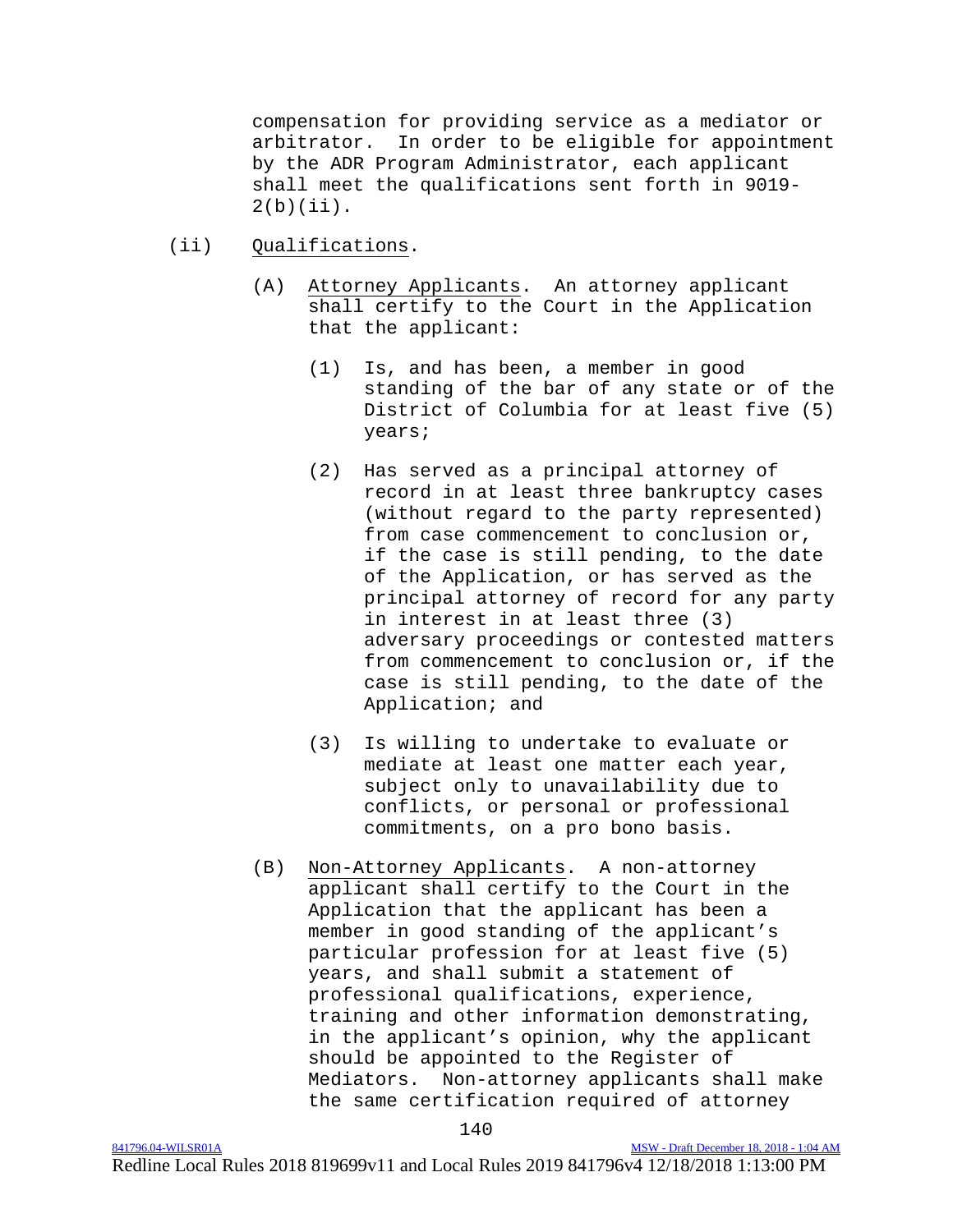compensation for providing service as a mediator or arbitrator. In order to be eligible for appointment by the ADR Program Administrator, each applicant shall meet the qualifications sent forth in 9019-2(b)(ii).

(ii) Qualifications.

(A) Attorney Applicants. An attorney applicant shall certify to the Court in the Application that the applicant:

(1) Is, and has been, a member in good standing of the bar of any state or of the District of Columbia for at least five (5) years;

(2) Has served as a principal attorney of record in at least three bankruptcy cases (without regard to the party represented) from case commencement to conclusion or, if the case is still pending, to the date of the Application, or has served as the principal attorney of record for any party in interest in at least three (3) adversary proceedings or contested matters from commencement to conclusion or, if the case is still pending, to the date of the Application; and

(3) Is willing to undertake to evaluate or mediate at least one matter each year, subject only to unavailability due to conflicts, or personal or professional commitments, on a pro bono basis.

(B) Non-Attorney Applicants. A non-attorney applicant shall certify to the Court in the Application that the applicant has been a member in good standing of the applicant's particular profession for at least five (5) years, and shall submit a statement of professional qualifications, experience, training and other information demonstrating, in the applicant's opinion, why the applicant should be appointed to the Register of Mediators. Non-attorney applicants shall make the same certification required of attorney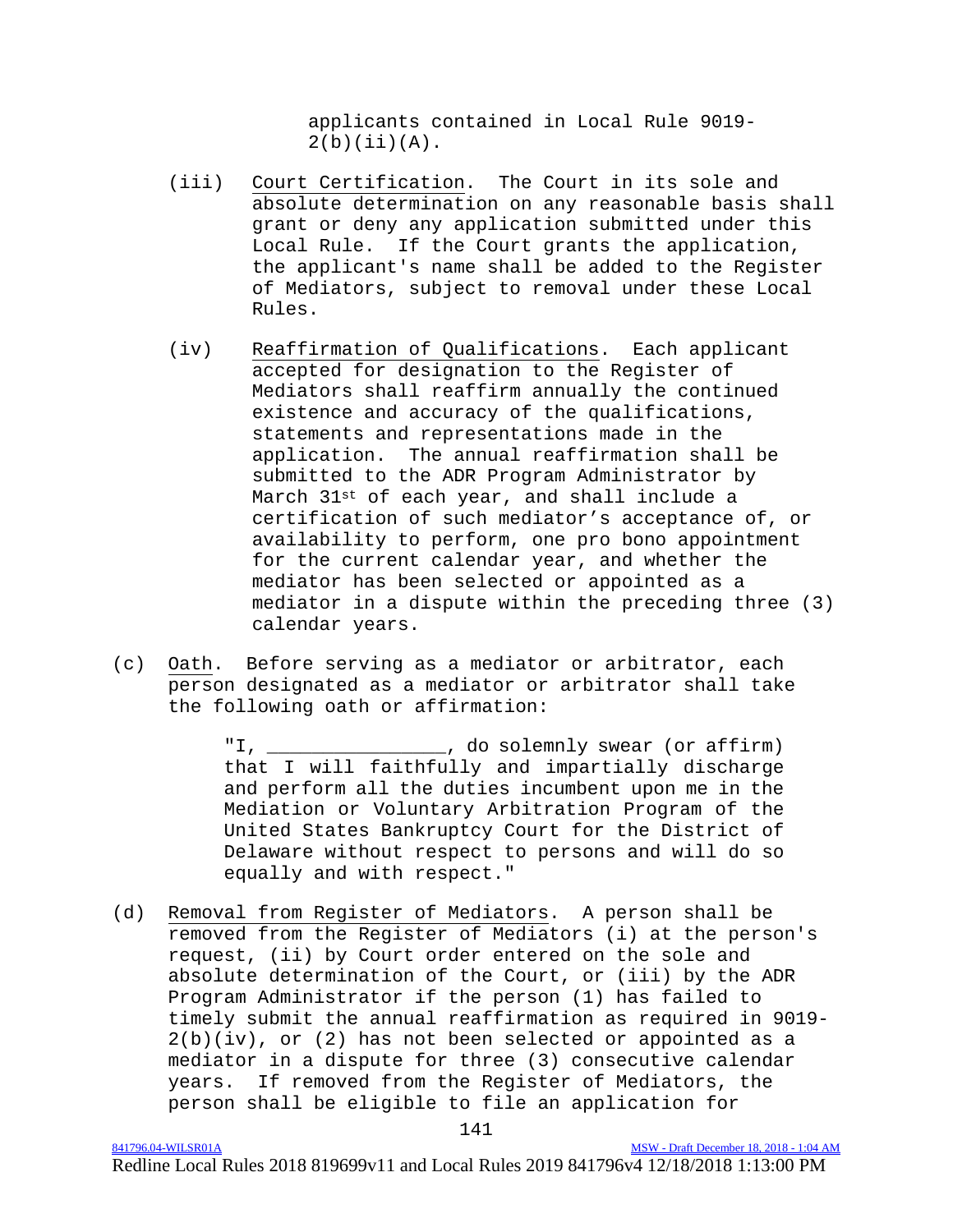applicants contained in Local Rule 9019-2(b)(ii)(A).

(iii) Court Certification. The Court in its sole and absolute determination on any reasonable basis shall grant or deny any application submitted under this Local Rule. If the Court grants the application, the applicant's name shall be added to the Register of Mediators, subject to removal under these Local Rules.

(iv) Reaffirmation of Qualifications. Each applicant accepted for designation to the Register of Mediators shall reaffirm annually the continued existence and accuracy of the qualifications, statements and representations made in the application. The annual reaffirmation shall be submitted to the ADR Program Administrator by March 31st of each year, and shall include a certification of such mediator's acceptance of, or availability to perform, one pro bono appointment for the current calendar year, and whether the mediator has been selected or appointed as a mediator in a dispute within the preceding three (3) calendar years.

(c) Oath. Before serving as a mediator or arbitrator, each person designated as a mediator or arbitrator shall take the following oath or affirmation:

> "I, ________________, do solemnly swear (or affirm) that I will faithfully and impartially discharge and perform all the duties incumbent upon me in the Mediation or Voluntary Arbitration Program of the United States Bankruptcy Court for the District of Delaware without respect to persons and will do so equally and with respect."

(d) Removal from Register of Mediators. A person shall be removed from the Register of Mediators (i) at the person's request, (ii) by Court order entered on the sole and absolute determination of the Court, or (iii) by the ADR Program Administrator if the person (1) has failed to timely submit the annual reaffirmation as required in 9019-2(b)(iv), or (2) has not been selected or appointed as a mediator in a dispute for three (3) consecutive calendar years. If removed from the Register of Mediators, the person shall be eligible to file an application for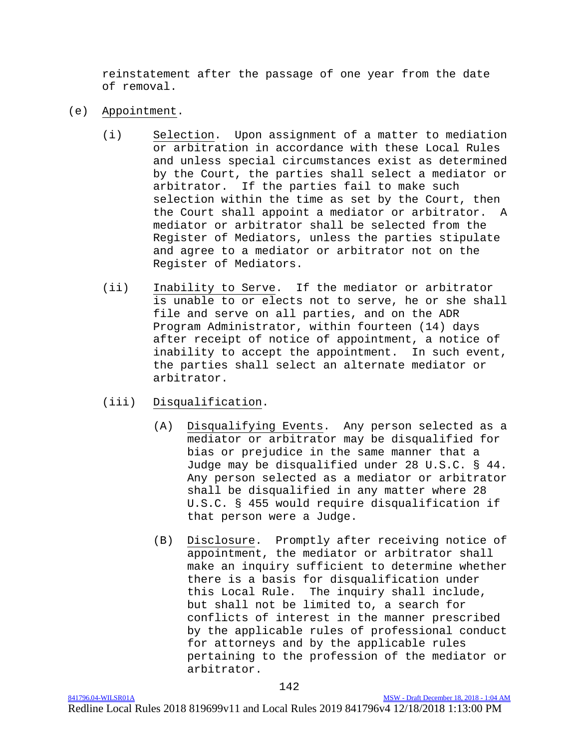reinstatement after the passage of one year from the date of removal.

(e) Appointment.

(i) Selection. Upon assignment of a matter to mediation or arbitration in accordance with these Local Rules and unless special circumstances exist as determined by the Court, the parties shall select a mediator or arbitrator. If the parties fail to make such selection within the time as set by the Court, then the Court shall appoint a mediator or arbitrator. A mediator or arbitrator shall be selected from the Register of Mediators, unless the parties stipulate and agree to a mediator or arbitrator not on the Register of Mediators.

(ii) Inability to Serve. If the mediator or arbitrator is unable to or elects not to serve, he or she shall file and serve on all parties, and on the ADR Program Administrator, within fourteen (14) days after receipt of notice of appointment, a notice of inability to accept the appointment. In such event, the parties shall select an alternate mediator or arbitrator.

(iii) Disqualification.

(A) Disqualifying Events. Any person selected as a mediator or arbitrator may be disqualified for bias or prejudice in the same manner that a Judge may be disqualified under 28 U.S.C. § 44. Any person selected as a mediator or arbitrator shall be disqualified in any matter where 28 U.S.C. § 455 would require disqualification if that person were a Judge.

(B) Disclosure. Promptly after receiving notice of appointment, the mediator or arbitrator shall make an inquiry sufficient to determine whether there is a basis for disqualification under this Local Rule. The inquiry shall include, but shall not be limited to, a search for conflicts of interest in the manner prescribed by the applicable rules of professional conduct for attorneys and by the applicable rules pertaining to the profession of the mediator or arbitrator.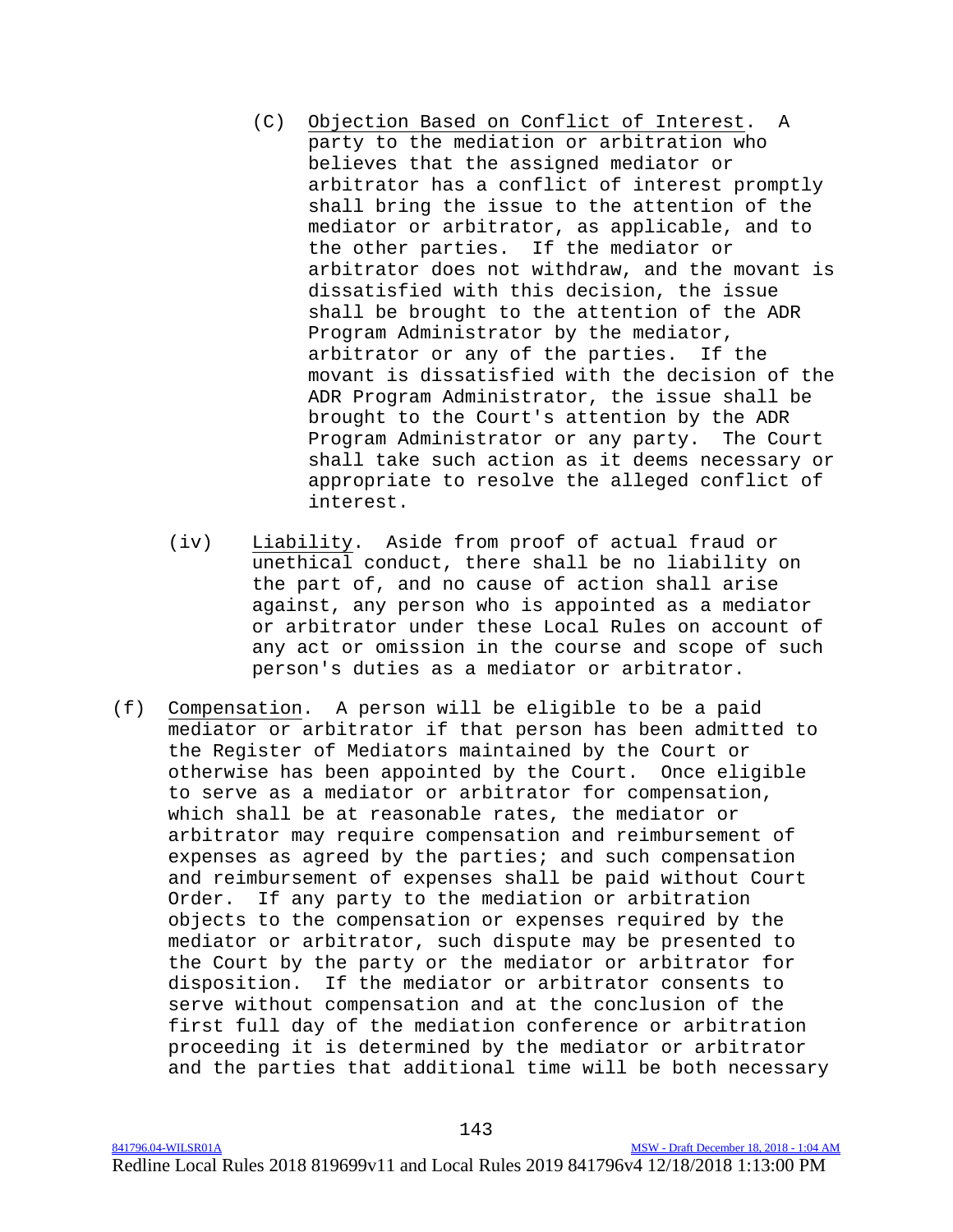(C) Objection Based on Conflict of Interest. A party to the mediation or arbitration who believes that the assigned mediator or arbitrator has a conflict of interest promptly shall bring the issue to the attention of the mediator or arbitrator, as applicable, and to the other parties. If the mediator or arbitrator does not withdraw, and the movant is dissatisfied with this decision, the issue shall be brought to the attention of the ADR Program Administrator by the mediator, arbitrator or any of the parties. If the movant is dissatisfied with the decision of the ADR Program Administrator, the issue shall be brought to the Court's attention by the ADR Program Administrator or any party. The Court shall take such action as it deems necessary or appropriate to resolve the alleged conflict of interest.

(iv) Liability. Aside from proof of actual fraud or unethical conduct, there shall be no liability on the part of, and no cause of action shall arise against, any person who is appointed as a mediator or arbitrator under these Local Rules on account of any act or omission in the course and scope of such person's duties as a mediator or arbitrator.

(f) Compensation. A person will be eligible to be a paid mediator or arbitrator if that person has been admitted to the Register of Mediators maintained by the Court or otherwise has been appointed by the Court. Once eligible to serve as a mediator or arbitrator for compensation, which shall be at reasonable rates, the mediator or arbitrator may require compensation and reimbursement of expenses as agreed by the parties; and such compensation and reimbursement of expenses shall be paid without Court Order. If any party to the mediation or arbitration objects to the compensation or expenses required by the mediator or arbitrator, such dispute may be presented to the Court by the party or the mediator or arbitrator for disposition. If the mediator or arbitrator consents to serve without compensation and at the conclusion of the first full day of the mediation conference or arbitration proceeding it is determined by the mediator or arbitrator and the parties that additional time will be both necessary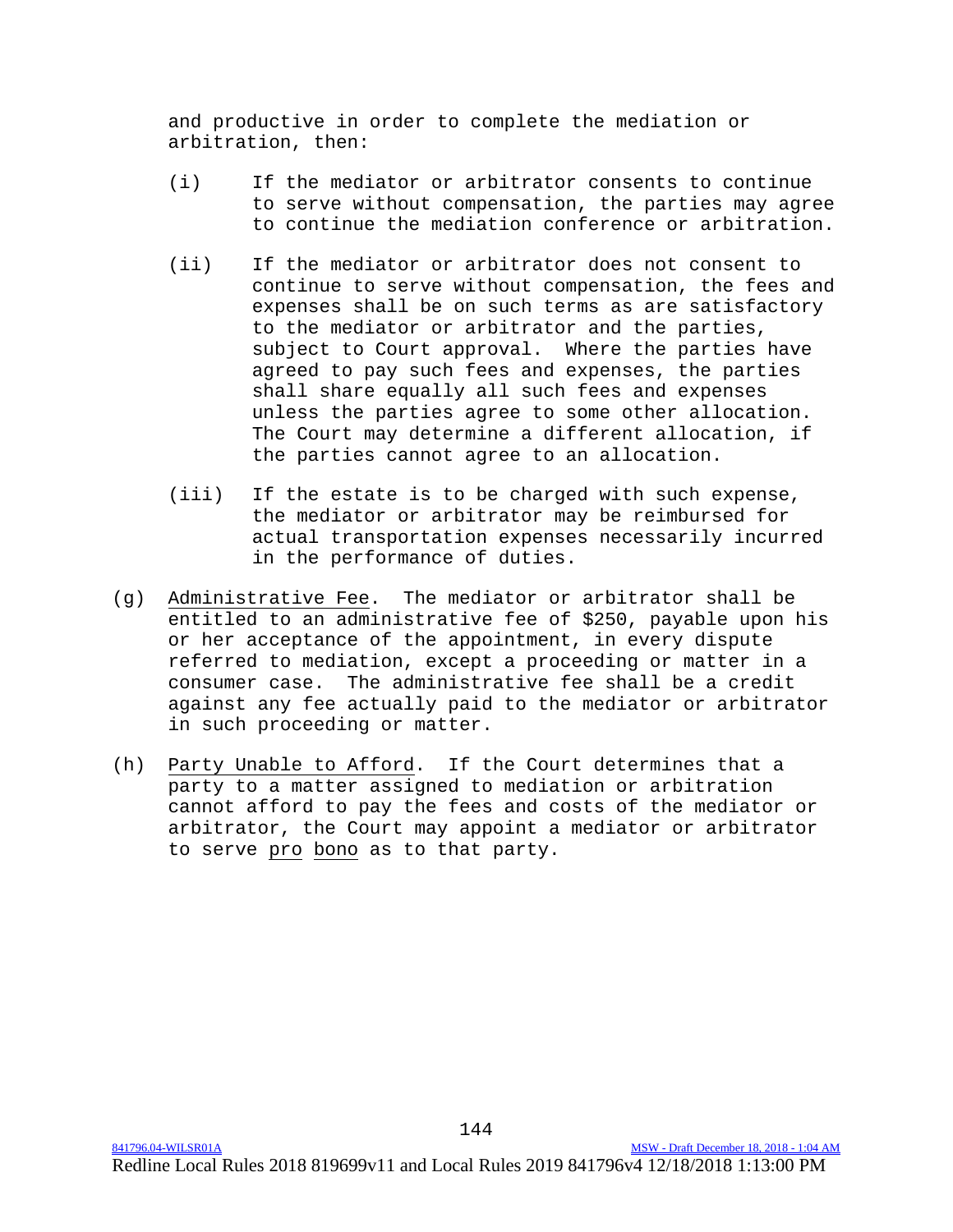and productive in order to complete the mediation or arbitration, then:

(i) If the mediator or arbitrator consents to continue to serve without compensation, the parties may agree to continue the mediation conference or arbitration.

(ii) If the mediator or arbitrator does not consent to continue to serve without compensation, the fees and expenses shall be on such terms as are satisfactory to the mediator or arbitrator and the parties, subject to Court approval. Where the parties have agreed to pay such fees and expenses, the parties shall share equally all such fees and expenses unless the parties agree to some other allocation. The Court may determine a different allocation, if the parties cannot agree to an allocation.

(iii) If the estate is to be charged with such expense, the mediator or arbitrator may be reimbursed for actual transportation expenses necessarily incurred in the performance of duties.

(g) Administrative Fee. The mediator or arbitrator shall be entitled to an administrative fee of $250, payable upon his or her acceptance of the appointment, in every dispute referred to mediation, except a proceeding or matter in a consumer case. The administrative fee shall be a credit against any fee actually paid to the mediator or arbitrator in such proceeding or matter.

(h) Party Unable to Afford. If the Court determines that a party to a matter assigned to mediation or arbitration cannot afford to pay the fees and costs of the mediator or arbitrator, the Court may appoint a mediator or arbitrator to serve *pro bono* as to that party.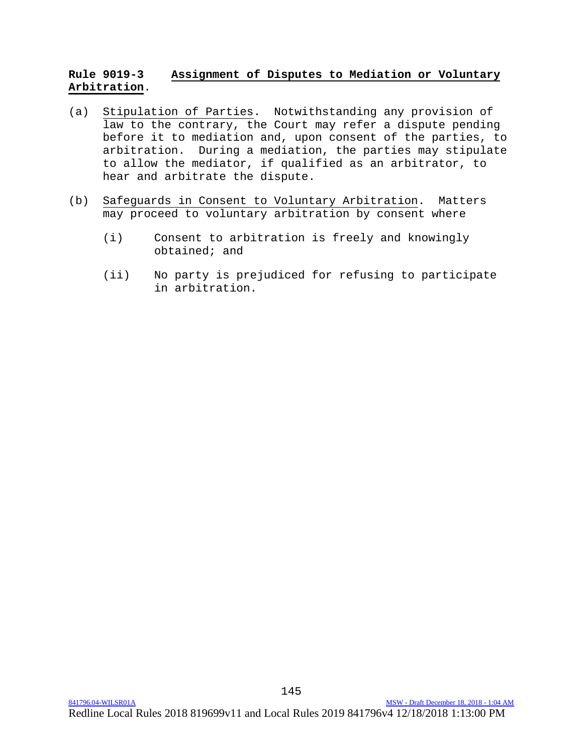**Rule 9019-3 Assignment of Disputes to Mediation or Voluntary Arbitration.**

(a) Stipulation of Parties. Notwithstanding any provision of law to the contrary, the Court may refer a dispute pending before it to mediation and, upon consent of the parties, to arbitration. During a mediation, the parties may stipulate to allow the mediator, if qualified as an arbitrator, to hear and arbitrate the dispute.

(b) Safeguards in Consent to Voluntary Arbitration. Matters may proceed to voluntary arbitration by consent where

  (i) Consent to arbitration is freely and knowingly obtained; and

  (ii) No party is prejudiced for refusing to participate in arbitration.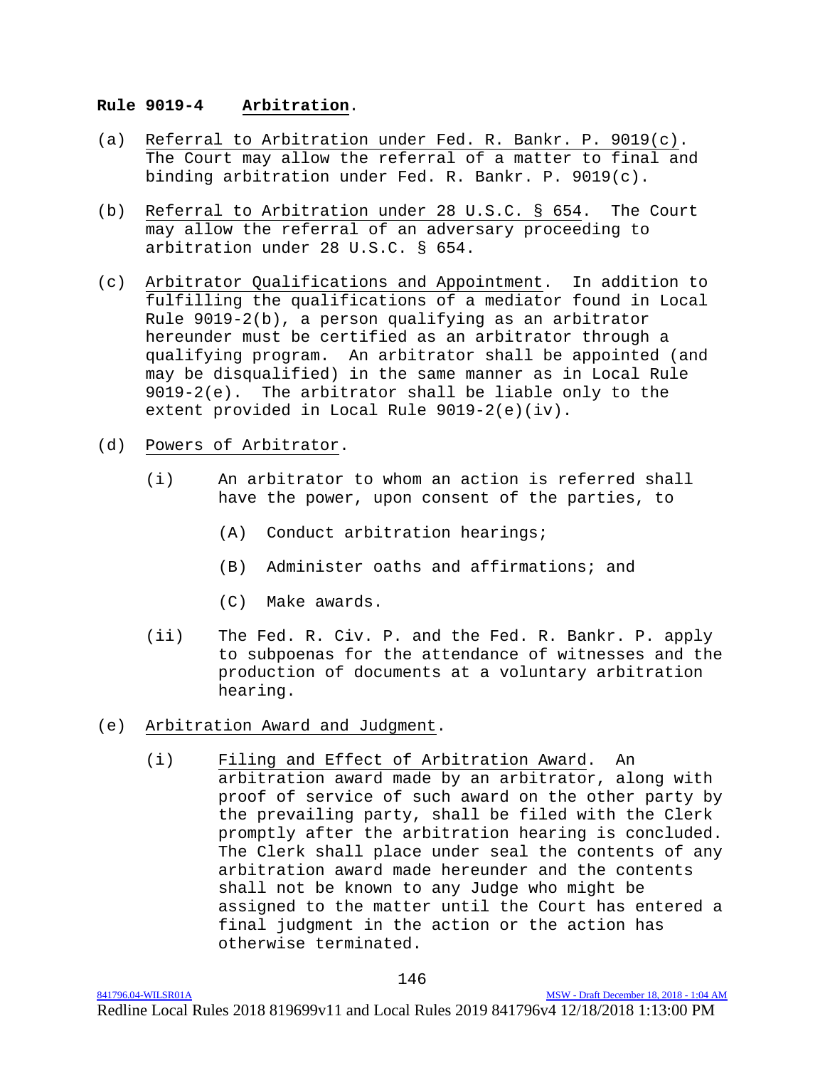**Rule 9019-4 Arbitration.**

(a) Referral to Arbitration under Fed. R. Bankr. P. 9019(c). The Court may allow the referral of a matter to final and binding arbitration under Fed. R. Bankr. P. 9019(c).

(b) Referral to Arbitration under 28 U.S.C. § 654. The Court may allow the referral of an adversary proceeding to arbitration under 28 U.S.C. § 654.

(c) Arbitrator Qualifications and Appointment. In addition to fulfilling the qualifications of a mediator found in Local Rule 9019-2(b), a person qualifying as an arbitrator hereunder must be certified as an arbitrator through a qualifying program. An arbitrator shall be appointed (and may be disqualified) in the same manner as in Local Rule 9019-2(e). The arbitrator shall be liable only to the extent provided in Local Rule 9019-2(e)(iv).

(d) Powers of Arbitrator.

 (i) An arbitrator to whom an action is referred shall have the power, upon consent of the parties, to

  (A) Conduct arbitration hearings;

  (B) Administer oaths and affirmations; and

  (C) Make awards.

 (ii) The Fed. R. Civ. P. and the Fed. R. Bankr. P. apply to subpoenas for the attendance of witnesses and the production of documents at a voluntary arbitration hearing.

(e) Arbitration Award and Judgment.

 (i) Filing and Effect of Arbitration Award. An arbitration award made by an arbitrator, along with proof of service of such award on the other party by the prevailing party, shall be filed with the Clerk promptly after the arbitration hearing is concluded. The Clerk shall place under seal the contents of any arbitration award made hereunder and the contents shall not be known to any Judge who might be assigned to the matter until the Court has entered a final judgment in the action or the action has otherwise terminated.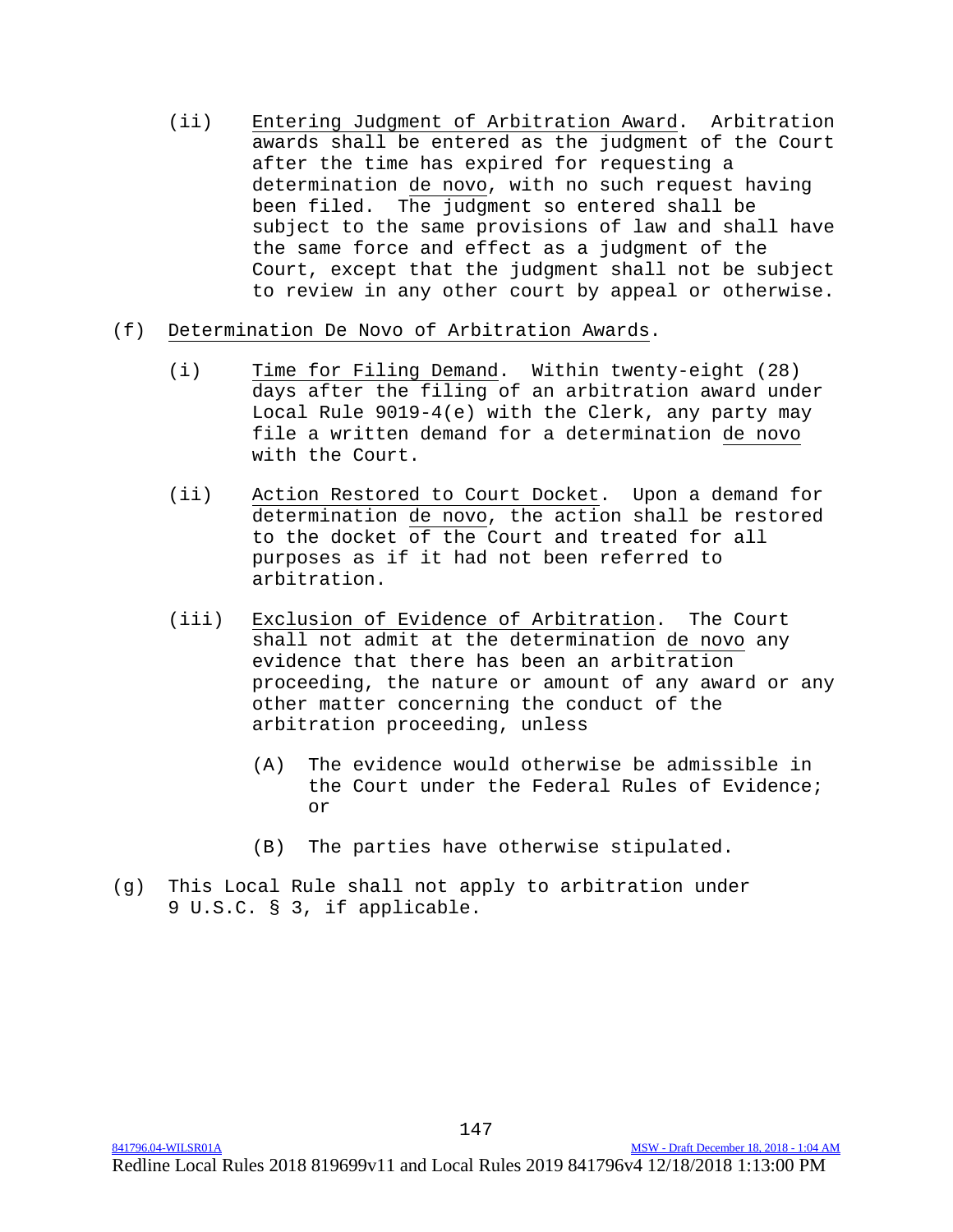(ii) Entering Judgment of Arbitration Award. Arbitration awards shall be entered as the judgment of the Court after the time has expired for requesting a determination de novo, with no such request having been filed. The judgment so entered shall be subject to the same provisions of law and shall have the same force and effect as a judgment of the Court, except that the judgment shall not be subject to review in any other court by appeal or otherwise.

(f) Determination De Novo of Arbitration Awards.

(i) Time for Filing Demand. Within twenty-eight (28) days after the filing of an arbitration award under Local Rule 9019-4(e) with the Clerk, any party may file a written demand for a determination de novo with the Court.

(ii) Action Restored to Court Docket. Upon a demand for determination de novo, the action shall be restored to the docket of the Court and treated for all purposes as if it had not been referred to arbitration.

(iii) Exclusion of Evidence of Arbitration. The Court shall not admit at the determination de novo any evidence that there has been an arbitration proceeding, the nature or amount of any award or any other matter concerning the conduct of the arbitration proceeding, unless

(A) The evidence would otherwise be admissible in the Court under the Federal Rules of Evidence; or

(B) The parties have otherwise stipulated.

(g) This Local Rule shall not apply to arbitration under 9 U.S.C. § 3, if applicable.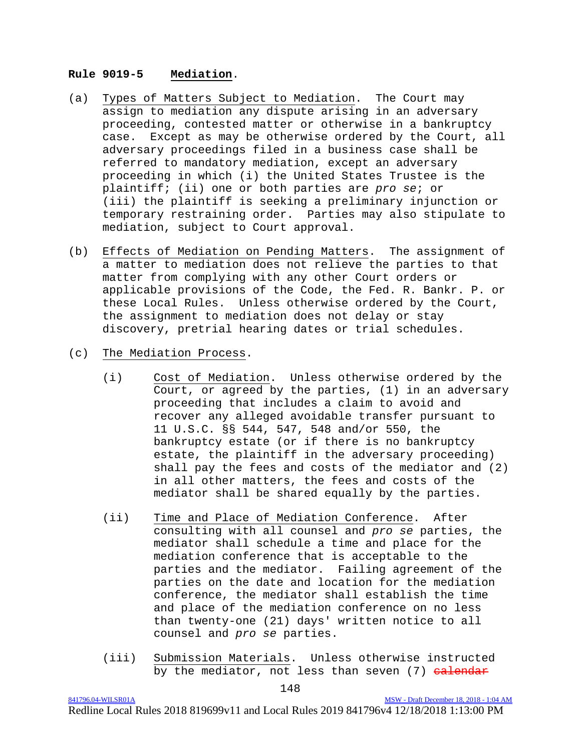**Rule 9019-5 Mediation.**

(a) Types of Matters Subject to Mediation. The Court may assign to mediation any dispute arising in an adversary proceeding, contested matter or otherwise in a bankruptcy case. Except as may be otherwise ordered by the Court, all adversary proceedings filed in a business case shall be referred to mandatory mediation, except an adversary proceeding in which (i) the United States Trustee is the plaintiff; (ii) one or both parties are *pro se*; or (iii) the plaintiff is seeking a preliminary injunction or temporary restraining order. Parties may also stipulate to mediation, subject to Court approval.

(b) Effects of Mediation on Pending Matters. The assignment of a matter to mediation does not relieve the parties to that matter from complying with any other Court orders or applicable provisions of the Code, the Fed. R. Bankr. P. or these Local Rules. Unless otherwise ordered by the Court, the assignment to mediation does not delay or stay discovery, pretrial hearing dates or trial schedules.

(c) The Mediation Process.

(i) Cost of Mediation. Unless otherwise ordered by the Court, or agreed by the parties, (1) in an adversary proceeding that includes a claim to avoid and recover any alleged avoidable transfer pursuant to 11 U.S.C. §§ 544, 547, 548 and/or 550, the bankruptcy estate (or if there is no bankruptcy estate, the plaintiff in the adversary proceeding) shall pay the fees and costs of the mediator and (2) in all other matters, the fees and costs of the mediator shall be shared equally by the parties.

(ii) Time and Place of Mediation Conference. After consulting with all counsel and *pro se* parties, the mediator shall schedule a time and place for the mediation conference that is acceptable to the parties and the mediator. Failing agreement of the parties on the date and location for the mediation conference, the mediator shall establish the time and place of the mediation conference on no less than twenty-one (21) days' written notice to all counsel and *pro se* parties.

(iii) Submission Materials. Unless otherwise instructed by the mediator, not less than seven (7) ~~calendar~~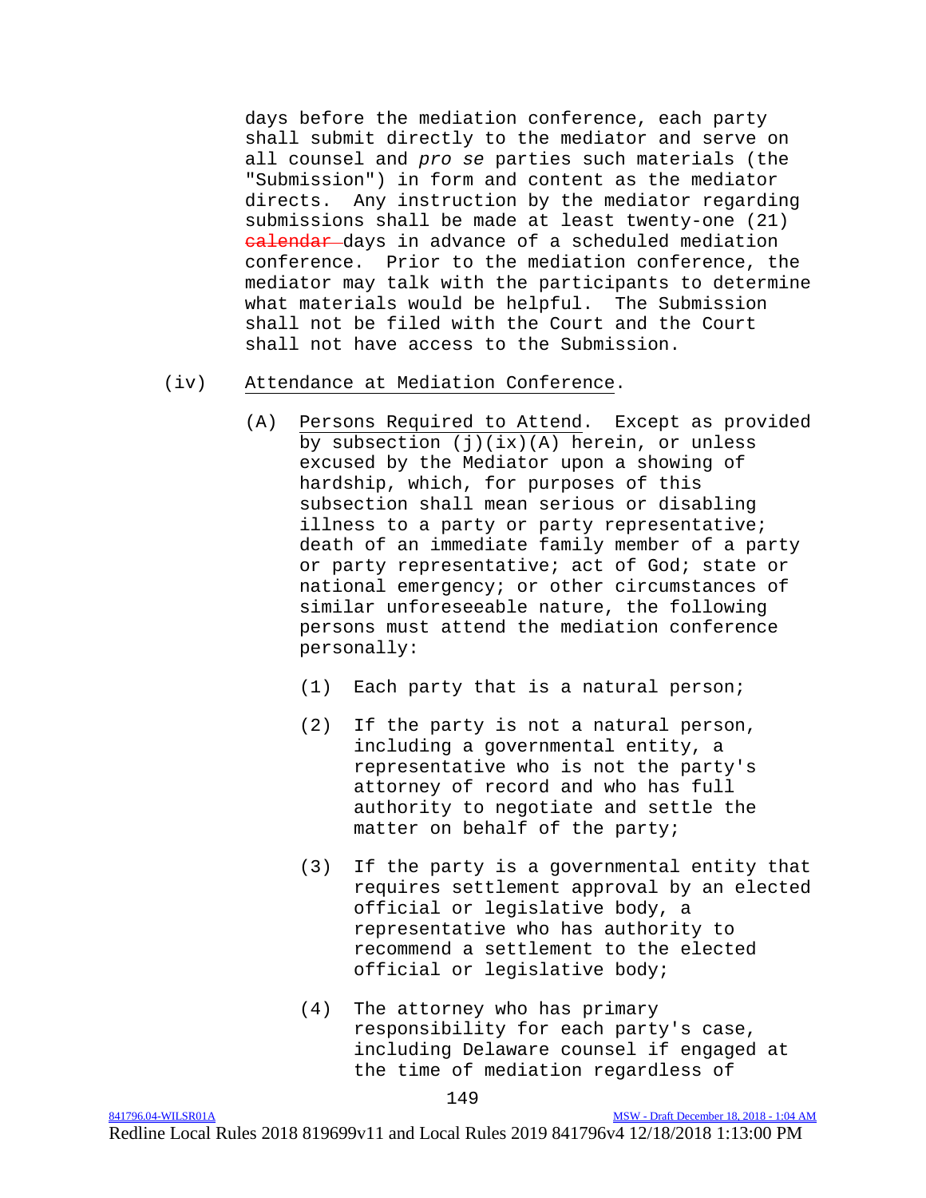days before the mediation conference, each party shall submit directly to the mediator and serve on all counsel and *pro se* parties such materials (the "Submission") in form and content as the mediator directs. Any instruction by the mediator regarding submissions shall be made at least twenty-one (21) ~~calendar~~ days in advance of a scheduled mediation conference. Prior to the mediation conference, the mediator may talk with the participants to determine what materials would be helpful. The Submission shall not be filed with the Court and the Court shall not have access to the Submission.

(iv) Attendance at Mediation Conference.

(A) Persons Required to Attend. Except as provided by subsection (j)(ix)(A) herein, or unless excused by the Mediator upon a showing of hardship, which, for purposes of this subsection shall mean serious or disabling illness to a party or party representative; death of an immediate family member of a party or party representative; act of God; state or national emergency; or other circumstances of similar unforeseeable nature, the following persons must attend the mediation conference personally:

(1) Each party that is a natural person;

(2) If the party is not a natural person, including a governmental entity, a representative who is not the party's attorney of record and who has full authority to negotiate and settle the matter on behalf of the party;

(3) If the party is a governmental entity that requires settlement approval by an elected official or legislative body, a representative who has authority to recommend a settlement to the elected official or legislative body;

(4) The attorney who has primary responsibility for each party's case, including Delaware counsel if engaged at the time of mediation regardless of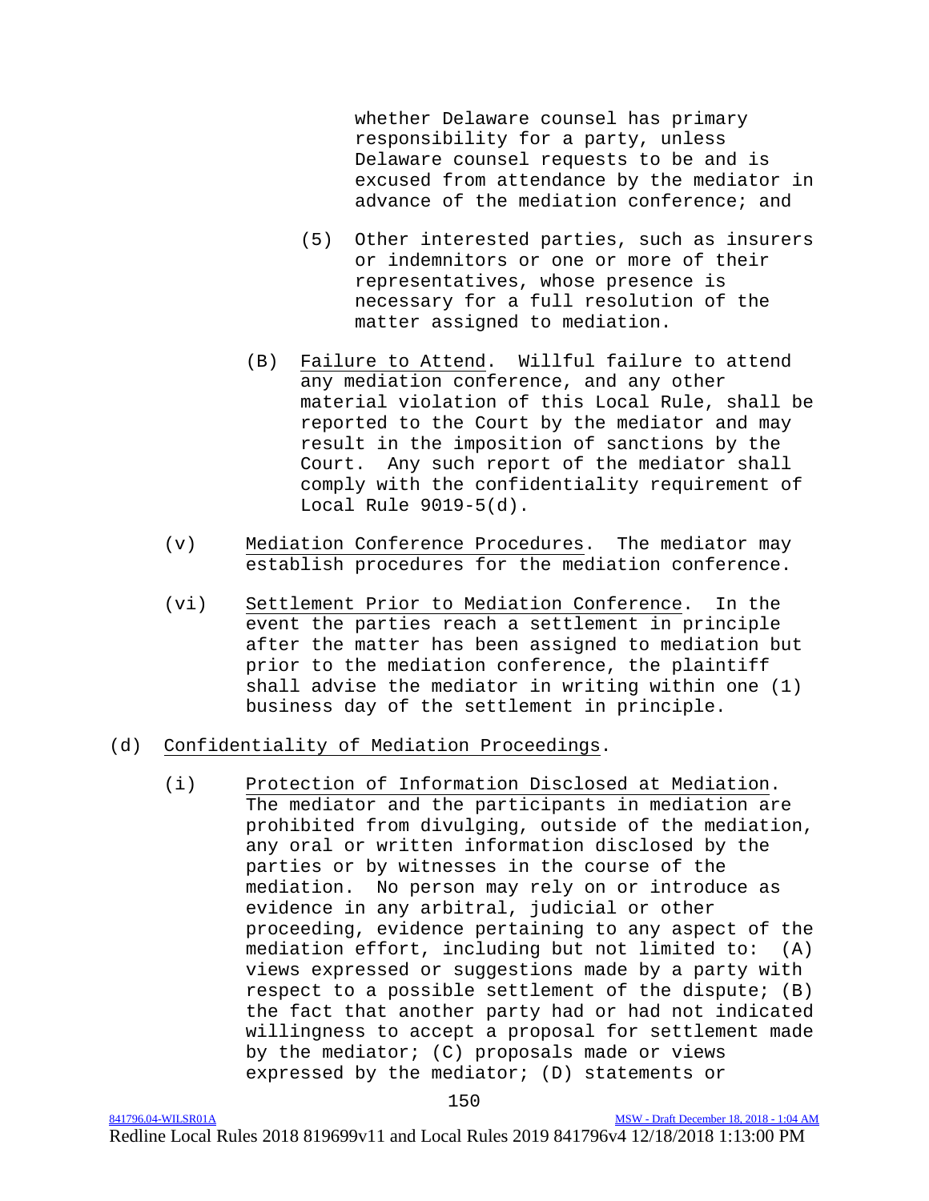whether Delaware counsel has primary responsibility for a party, unless Delaware counsel requests to be and is excused from attendance by the mediator in advance of the mediation conference; and

(5) Other interested parties, such as insurers or indemnitors or one or more of their representatives, whose presence is necessary for a full resolution of the matter assigned to mediation.

(B) Failure to Attend. Willful failure to attend any mediation conference, and any other material violation of this Local Rule, shall be reported to the Court by the mediator and may result in the imposition of sanctions by the Court. Any such report of the mediator shall comply with the confidentiality requirement of Local Rule 9019-5(d).

(v) Mediation Conference Procedures. The mediator may establish procedures for the mediation conference.

(vi) Settlement Prior to Mediation Conference. In the event the parties reach a settlement in principle after the matter has been assigned to mediation but prior to the mediation conference, the plaintiff shall advise the mediator in writing within one (1) business day of the settlement in principle.

(d) Confidentiality of Mediation Proceedings.

(i) Protection of Information Disclosed at Mediation. The mediator and the participants in mediation are prohibited from divulging, outside of the mediation, any oral or written information disclosed by the parties or by witnesses in the course of the mediation. No person may rely on or introduce as evidence in any arbitral, judicial or other proceeding, evidence pertaining to any aspect of the mediation effort, including but not limited to: (A) views expressed or suggestions made by a party with respect to a possible settlement of the dispute; (B) the fact that another party had or had not indicated willingness to accept a proposal for settlement made by the mediator; (C) proposals made or views expressed by the mediator; (D) statements or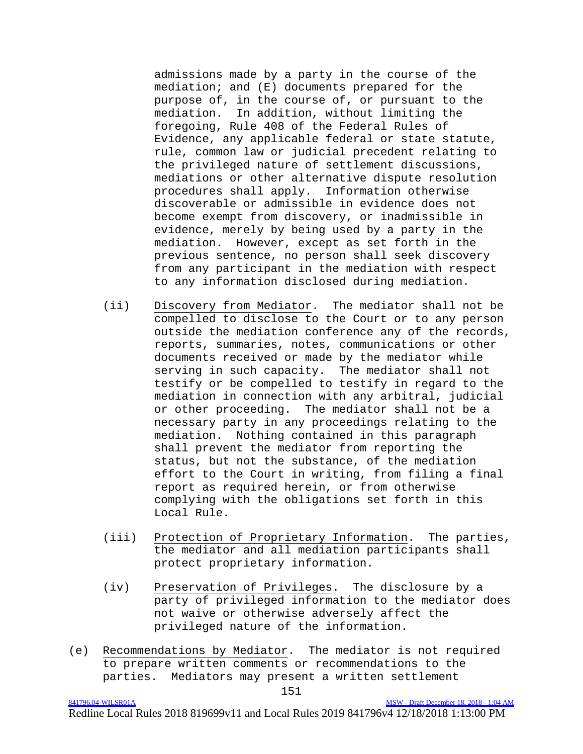admissions made by a party in the course of the mediation; and (E) documents prepared for the purpose of, in the course of, or pursuant to the mediation. In addition, without limiting the foregoing, Rule 408 of the Federal Rules of Evidence, any applicable federal or state statute, rule, common law or judicial precedent relating to the privileged nature of settlement discussions, mediations or other alternative dispute resolution procedures shall apply. Information otherwise discoverable or admissible in evidence does not become exempt from discovery, or inadmissible in evidence, merely by being used by a party in the mediation. However, except as set forth in the previous sentence, no person shall seek discovery from any participant in the mediation with respect to any information disclosed during mediation.

(ii) Discovery from Mediator. The mediator shall not be compelled to disclose to the Court or to any person outside the mediation conference any of the records, reports, summaries, notes, communications or other documents received or made by the mediator while serving in such capacity. The mediator shall not testify or be compelled to testify in regard to the mediation in connection with any arbitral, judicial or other proceeding. The mediator shall not be a necessary party in any proceedings relating to the mediation. Nothing contained in this paragraph shall prevent the mediator from reporting the status, but not the substance, of the mediation effort to the Court in writing, from filing a final report as required herein, or from otherwise complying with the obligations set forth in this Local Rule.

(iii) Protection of Proprietary Information. The parties, the mediator and all mediation participants shall protect proprietary information.

(iv) Preservation of Privileges. The disclosure by a party of privileged information to the mediator does not waive or otherwise adversely affect the privileged nature of the information.

(e) Recommendations by Mediator. The mediator is not required to prepare written comments or recommendations to the parties. Mediators may present a written settlement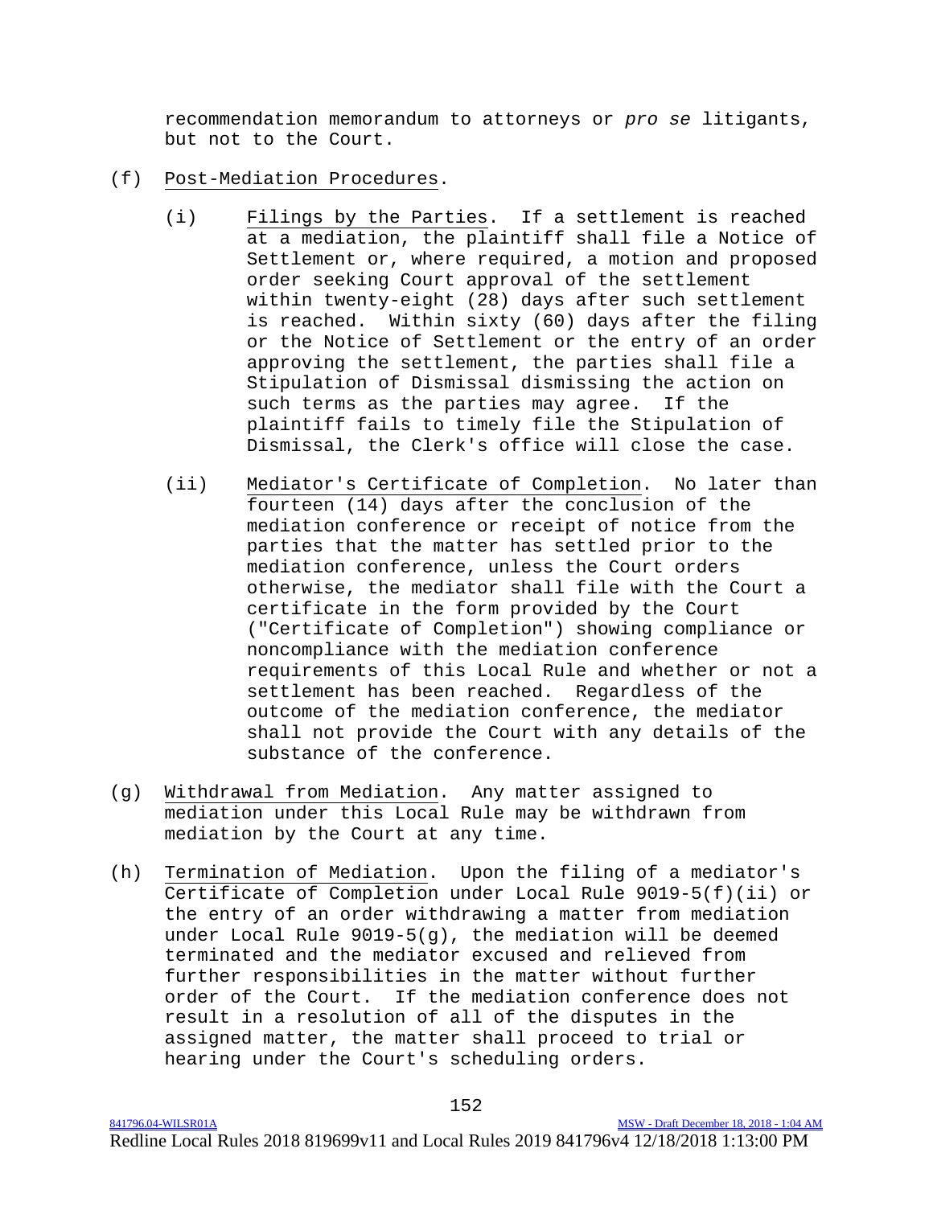recommendation memorandum to attorneys or *pro se* litigants, but not to the Court.

(f) Post-Mediation Procedures.

(i) Filings by the Parties. If a settlement is reached at a mediation, the plaintiff shall file a Notice of Settlement or, where required, a motion and proposed order seeking Court approval of the settlement within twenty-eight (28) days after such settlement is reached. Within sixty (60) days after the filing or the Notice of Settlement or the entry of an order approving the settlement, the parties shall file a Stipulation of Dismissal dismissing the action on such terms as the parties may agree. If the plaintiff fails to timely file the Stipulation of Dismissal, the Clerk's office will close the case.

(ii) Mediator's Certificate of Completion. No later than fourteen (14) days after the conclusion of the mediation conference or receipt of notice from the parties that the matter has settled prior to the mediation conference, unless the Court orders otherwise, the mediator shall file with the Court a certificate in the form provided by the Court ("Certificate of Completion") showing compliance or noncompliance with the mediation conference requirements of this Local Rule and whether or not a settlement has been reached. Regardless of the outcome of the mediation conference, the mediator shall not provide the Court with any details of the substance of the conference.

(g) Withdrawal from Mediation. Any matter assigned to mediation under this Local Rule may be withdrawn from mediation by the Court at any time.

(h) Termination of Mediation. Upon the filing of a mediator's Certificate of Completion under Local Rule 9019-5(f)(ii) or the entry of an order withdrawing a matter from mediation under Local Rule 9019-5(g), the mediation will be deemed terminated and the mediator excused and relieved from further responsibilities in the matter without further order of the Court. If the mediation conference does not result in a resolution of all of the disputes in the assigned matter, the matter shall proceed to trial or hearing under the Court's scheduling orders.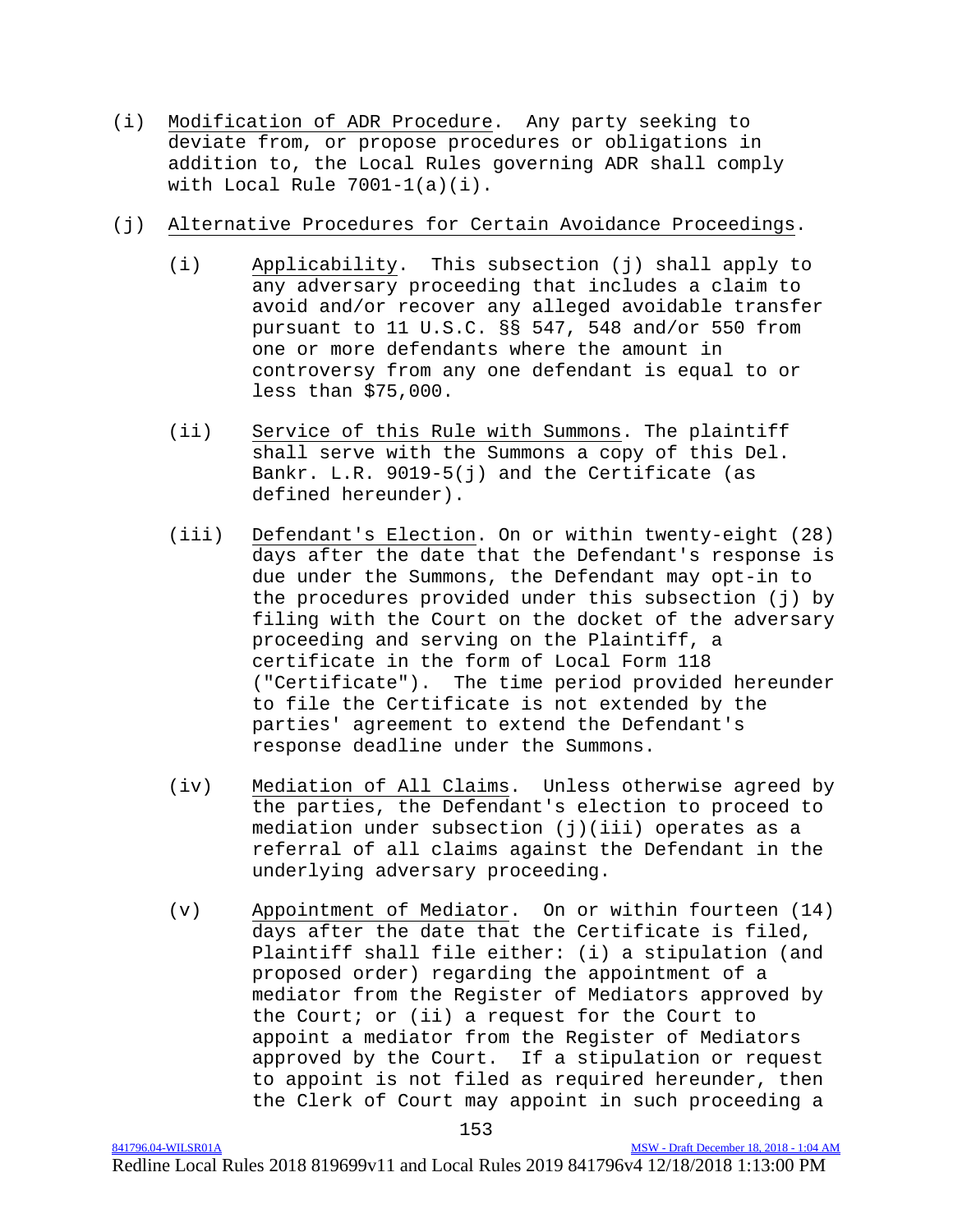(i) Modification of ADR Procedure. Any party seeking to deviate from, or propose procedures or obligations in addition to, the Local Rules governing ADR shall comply with Local Rule 7001-1(a)(i).

(j) Alternative Procedures for Certain Avoidance Proceedings.

(i) Applicability. This subsection (j) shall apply to any adversary proceeding that includes a claim to avoid and/or recover any alleged avoidable transfer pursuant to 11 U.S.C. §§ 547, 548 and/or 550 from one or more defendants where the amount in controversy from any one defendant is equal to or less than $75,000.

(ii) Service of this Rule with Summons. The plaintiff shall serve with the Summons a copy of this Del. Bankr. L.R. 9019-5(j) and the Certificate (as defined hereunder).

(iii) Defendant's Election. On or within twenty-eight (28) days after the date that the Defendant's response is due under the Summons, the Defendant may opt-in to the procedures provided under this subsection (j) by filing with the Court on the docket of the adversary proceeding and serving on the Plaintiff, a certificate in the form of Local Form 118 ("Certificate"). The time period provided hereunder to file the Certificate is not extended by the parties' agreement to extend the Defendant's response deadline under the Summons.

(iv) Mediation of All Claims. Unless otherwise agreed by the parties, the Defendant's election to proceed to mediation under subsection (j)(iii) operates as a referral of all claims against the Defendant in the underlying adversary proceeding.

(v) Appointment of Mediator. On or within fourteen (14) days after the date that the Certificate is filed, Plaintiff shall file either: (i) a stipulation (and proposed order) regarding the appointment of a mediator from the Register of Mediators approved by the Court; or (ii) a request for the Court to appoint a mediator from the Register of Mediators approved by the Court. If a stipulation or request to appoint is not filed as required hereunder, then the Clerk of Court may appoint in such proceeding a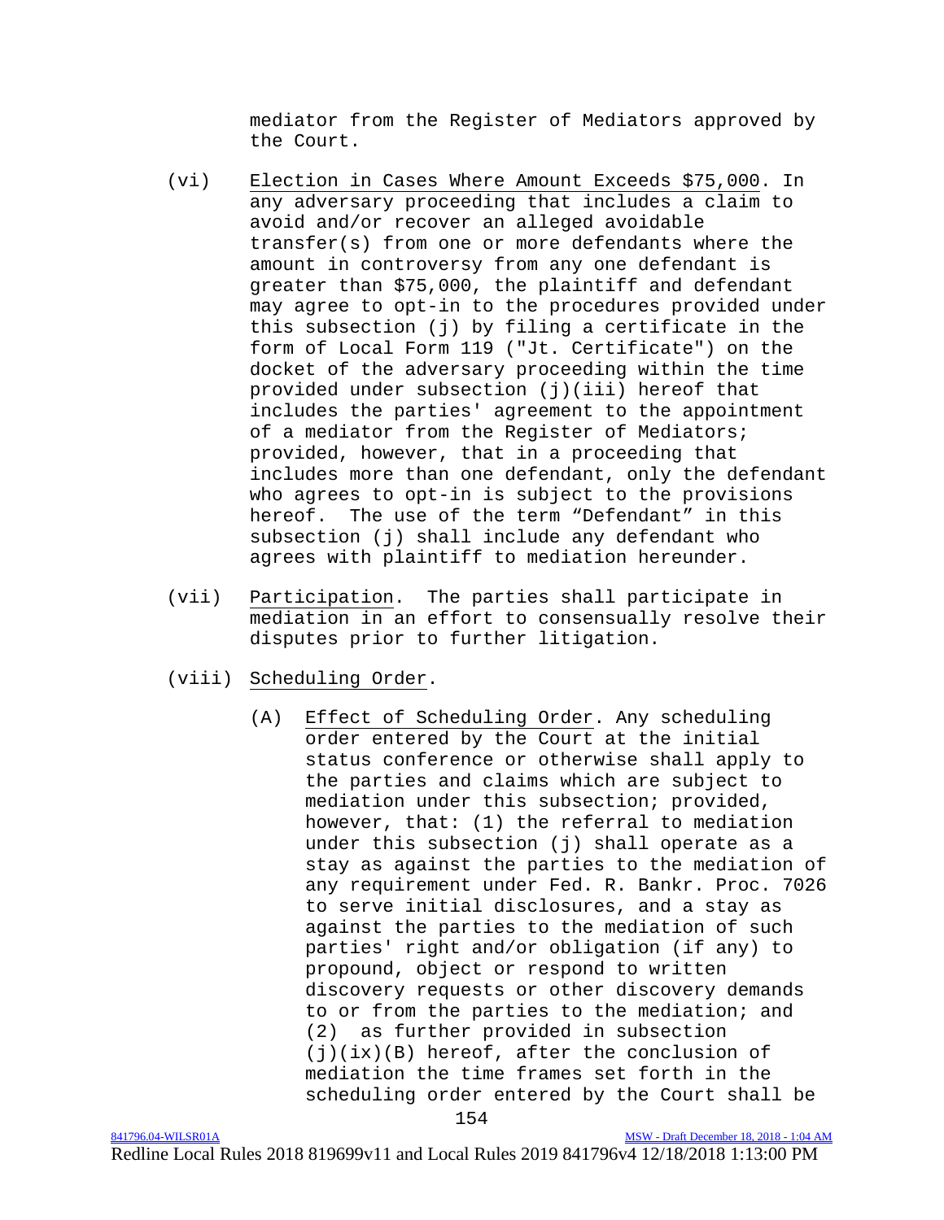mediator from the Register of Mediators approved by the Court.

(vi) Election in Cases Where Amount Exceeds $75,000. In any adversary proceeding that includes a claim to avoid and/or recover an alleged avoidable transfer(s) from one or more defendants where the amount in controversy from any one defendant is greater than $75,000, the plaintiff and defendant may agree to opt-in to the procedures provided under this subsection (j) by filing a certificate in the form of Local Form 119 ("Jt. Certificate") on the docket of the adversary proceeding within the time provided under subsection (j)(iii) hereof that includes the parties' agreement to the appointment of a mediator from the Register of Mediators; provided, however, that in a proceeding that includes more than one defendant, only the defendant who agrees to opt-in is subject to the provisions hereof. The use of the term "Defendant" in this subsection (j) shall include any defendant who agrees with plaintiff to mediation hereunder.

(vii) Participation. The parties shall participate in mediation in an effort to consensually resolve their disputes prior to further litigation.

(viii) Scheduling Order.

(A) Effect of Scheduling Order. Any scheduling order entered by the Court at the initial status conference or otherwise shall apply to the parties and claims which are subject to mediation under this subsection; provided, however, that: (1) the referral to mediation under this subsection (j) shall operate as a stay as against the parties to the mediation of any requirement under Fed. R. Bankr. Proc. 7026 to serve initial disclosures, and a stay as against the parties to the mediation of such parties' right and/or obligation (if any) to propound, object or respond to written discovery requests or other discovery demands to or from the parties to the mediation; and (2) as further provided in subsection (j)(ix)(B) hereof, after the conclusion of mediation the time frames set forth in the scheduling order entered by the Court shall be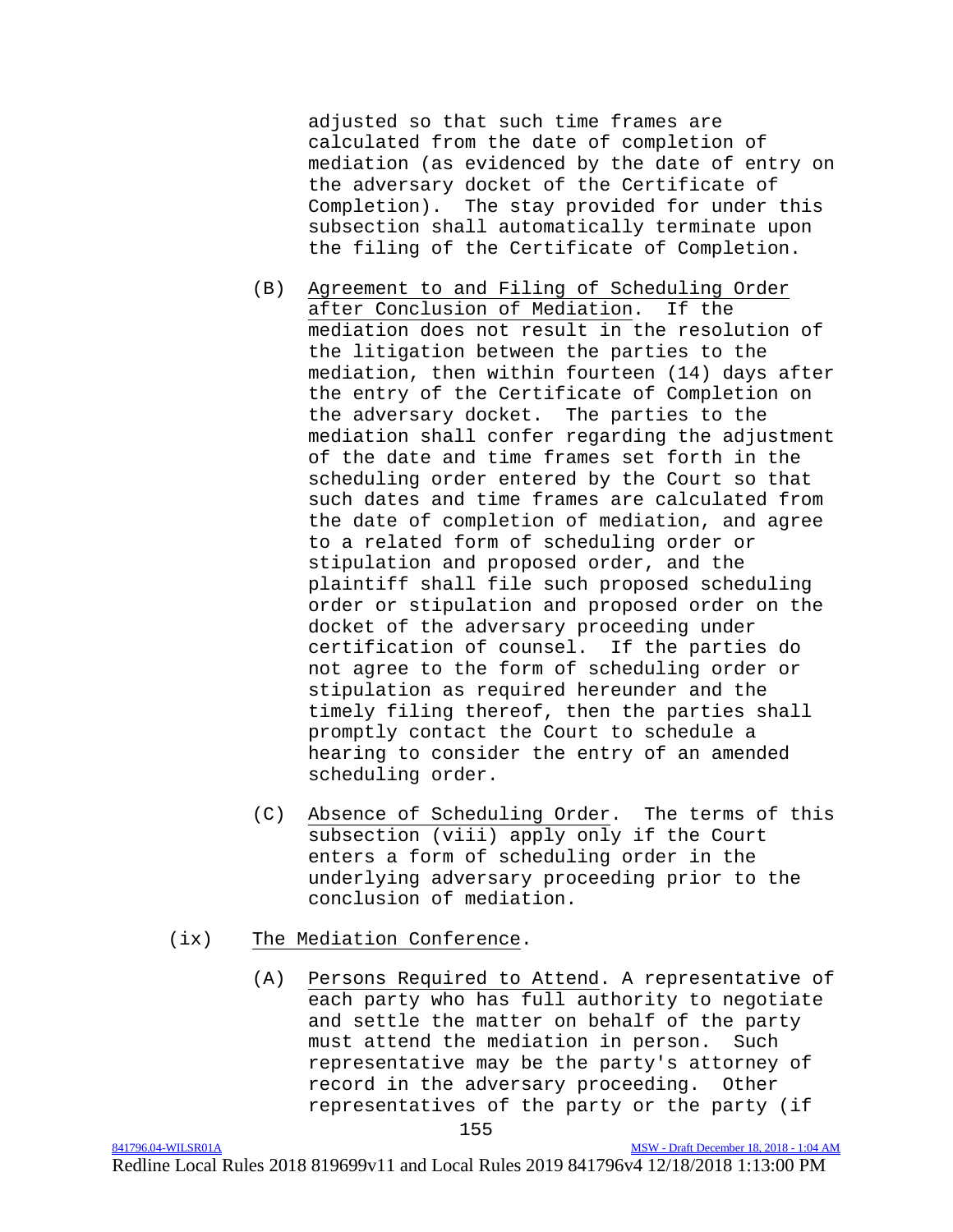adjusted so that such time frames are calculated from the date of completion of mediation (as evidenced by the date of entry on the adversary docket of the Certificate of Completion). The stay provided for under this subsection shall automatically terminate upon the filing of the Certificate of Completion.

(B) Agreement to and Filing of Scheduling Order after Conclusion of Mediation. If the mediation does not result in the resolution of the litigation between the parties to the mediation, then within fourteen (14) days after the entry of the Certificate of Completion on the adversary docket. The parties to the mediation shall confer regarding the adjustment of the date and time frames set forth in the scheduling order entered by the Court so that such dates and time frames are calculated from the date of completion of mediation, and agree to a related form of scheduling order or stipulation and proposed order, and the plaintiff shall file such proposed scheduling order or stipulation and proposed order on the docket of the adversary proceeding under certification of counsel. If the parties do not agree to the form of scheduling order or stipulation as required hereunder and the timely filing thereof, then the parties shall promptly contact the Court to schedule a hearing to consider the entry of an amended scheduling order.

(C) Absence of Scheduling Order. The terms of this subsection (viii) apply only if the Court enters a form of scheduling order in the underlying adversary proceeding prior to the conclusion of mediation.

(ix) The Mediation Conference.

(A) Persons Required to Attend. A representative of each party who has full authority to negotiate and settle the matter on behalf of the party must attend the mediation in person. Such representative may be the party's attorney of record in the adversary proceeding. Other representatives of the party or the party (if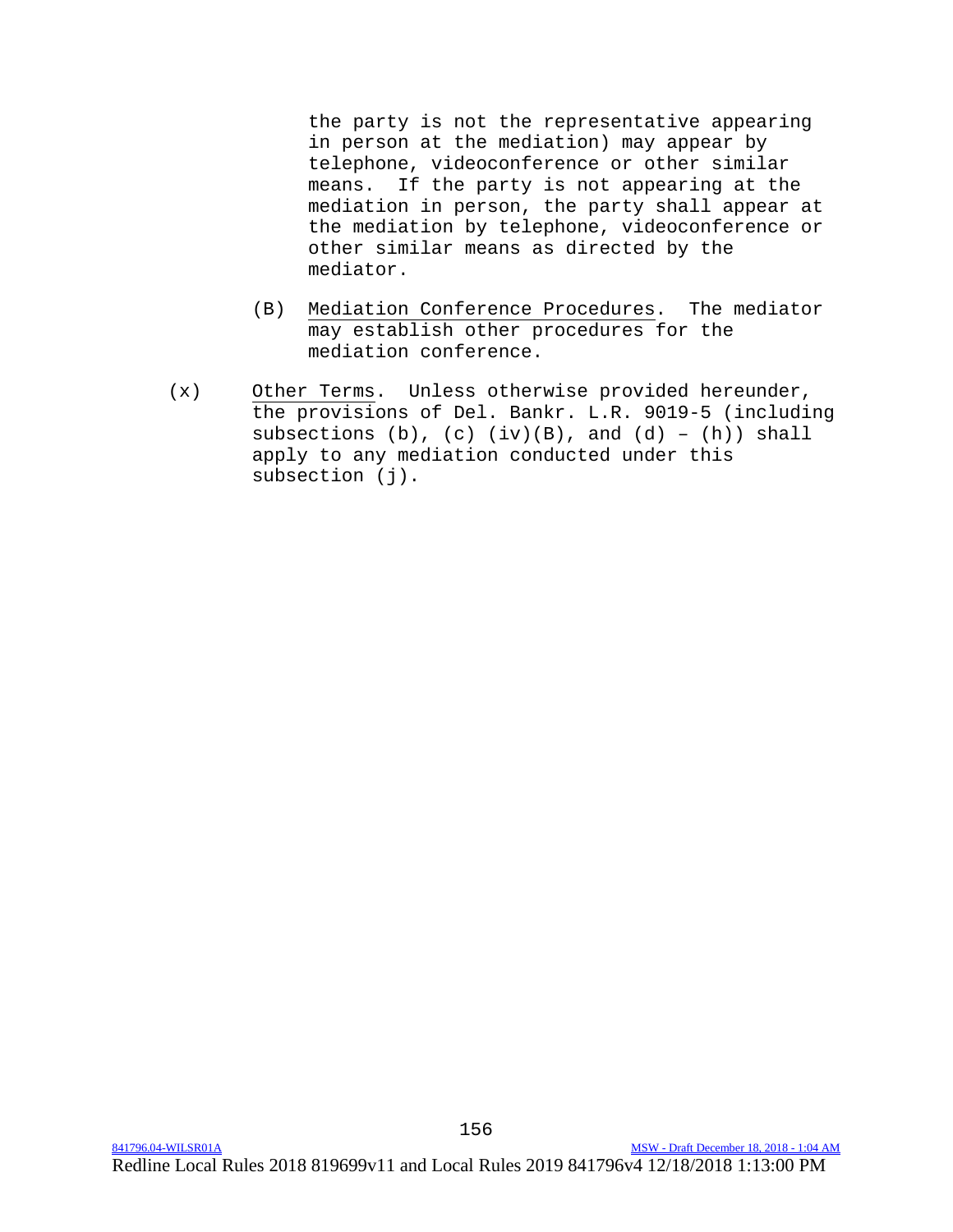the party is not the representative appearing in person at the mediation) may appear by telephone, videoconference or other similar means. If the party is not appearing at the mediation in person, the party shall appear at the mediation by telephone, videoconference or other similar means as directed by the mediator.

(B) Mediation Conference Procedures. The mediator may establish other procedures for the mediation conference.

(x) Other Terms. Unless otherwise provided hereunder, the provisions of Del. Bankr. L.R. 9019-5 (including subsections (b), (c) (iv)(B), and (d) – (h)) shall apply to any mediation conducted under this subsection (j).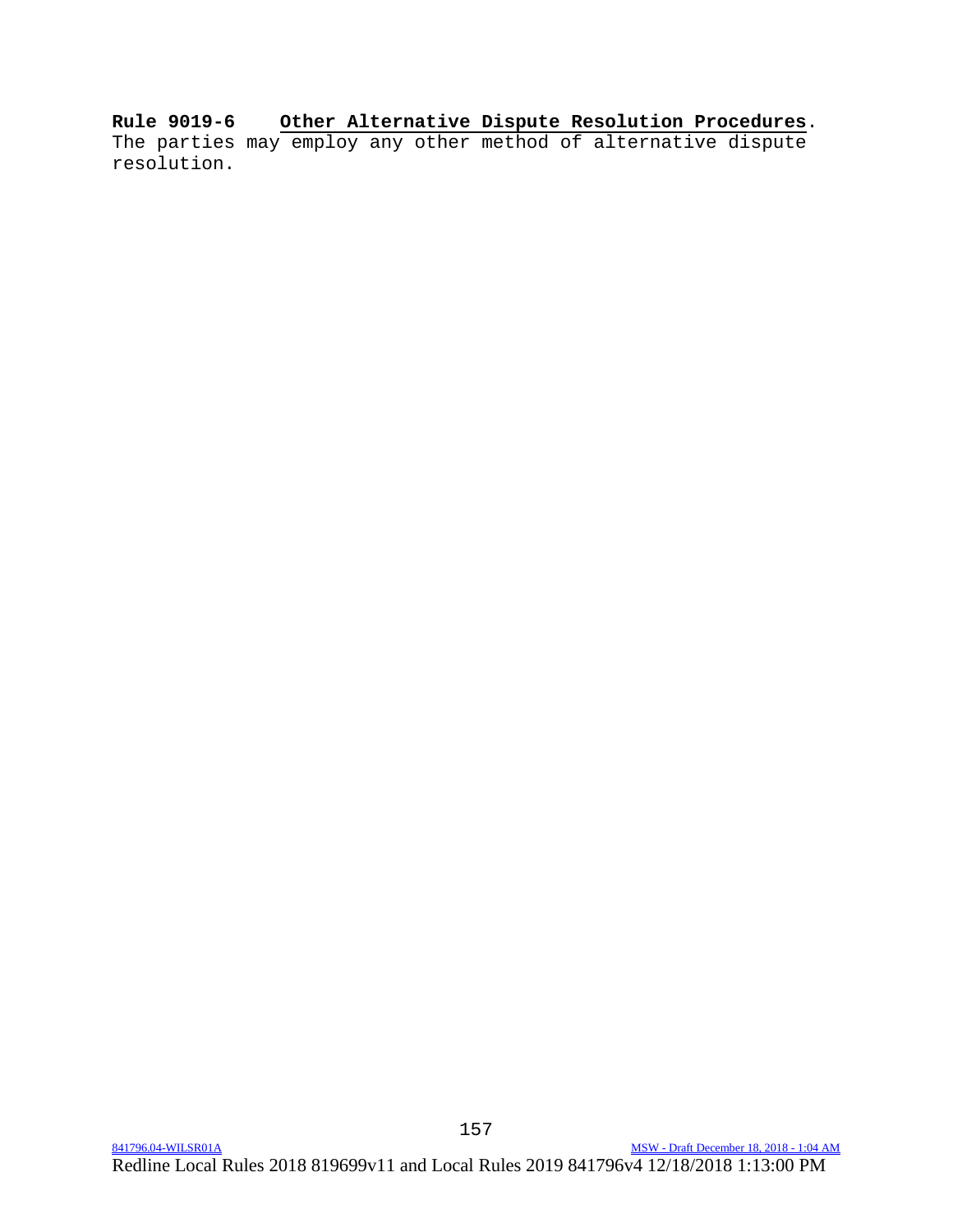**Rule 9019-6 Other Alternative Dispute Resolution Procedures**. The parties may employ any other method of alternative dispute resolution.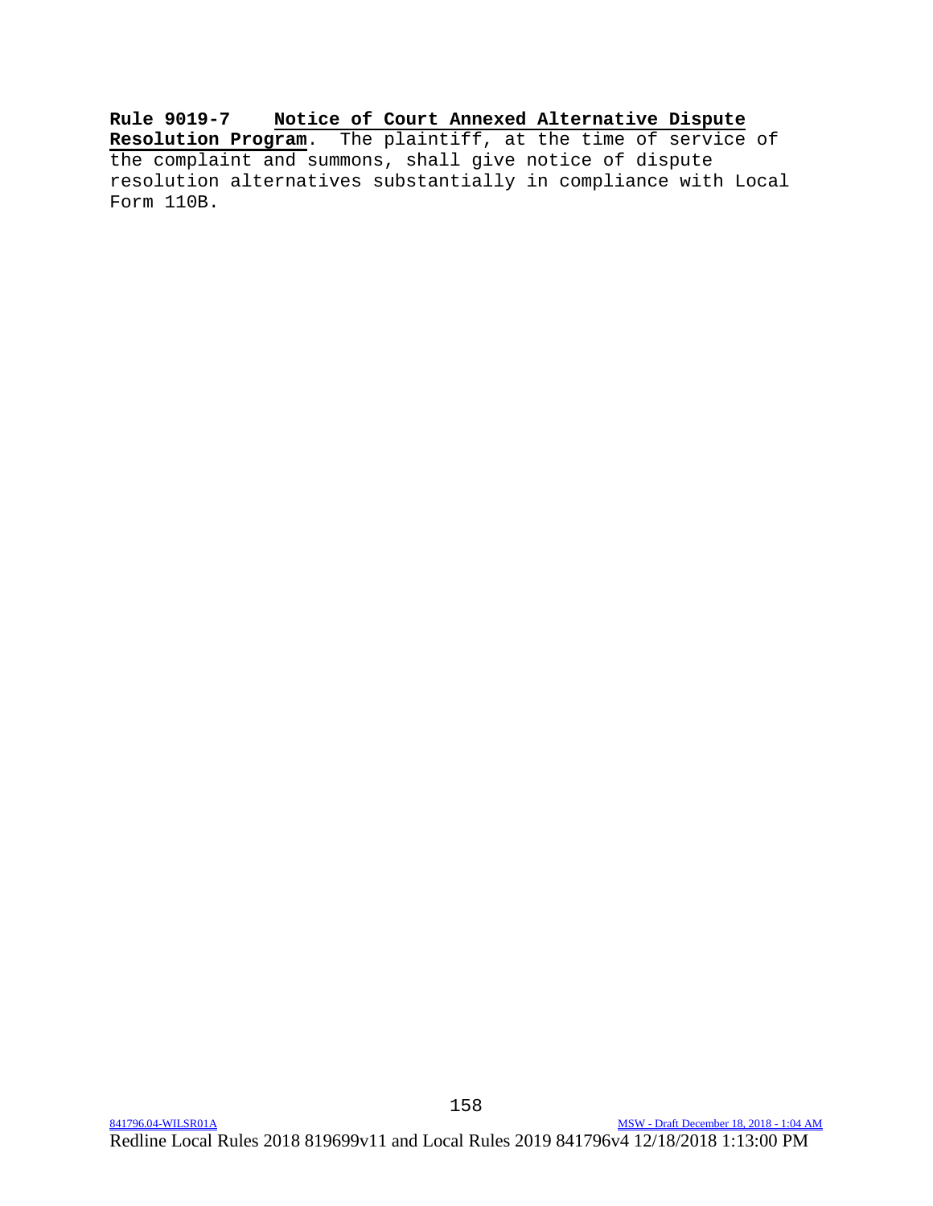**Rule 9019-7** **Notice of Court Annexed Alternative Dispute Resolution Program**. The plaintiff, at the time of service of the complaint and summons, shall give notice of dispute resolution alternatives substantially in compliance with Local Form 110B.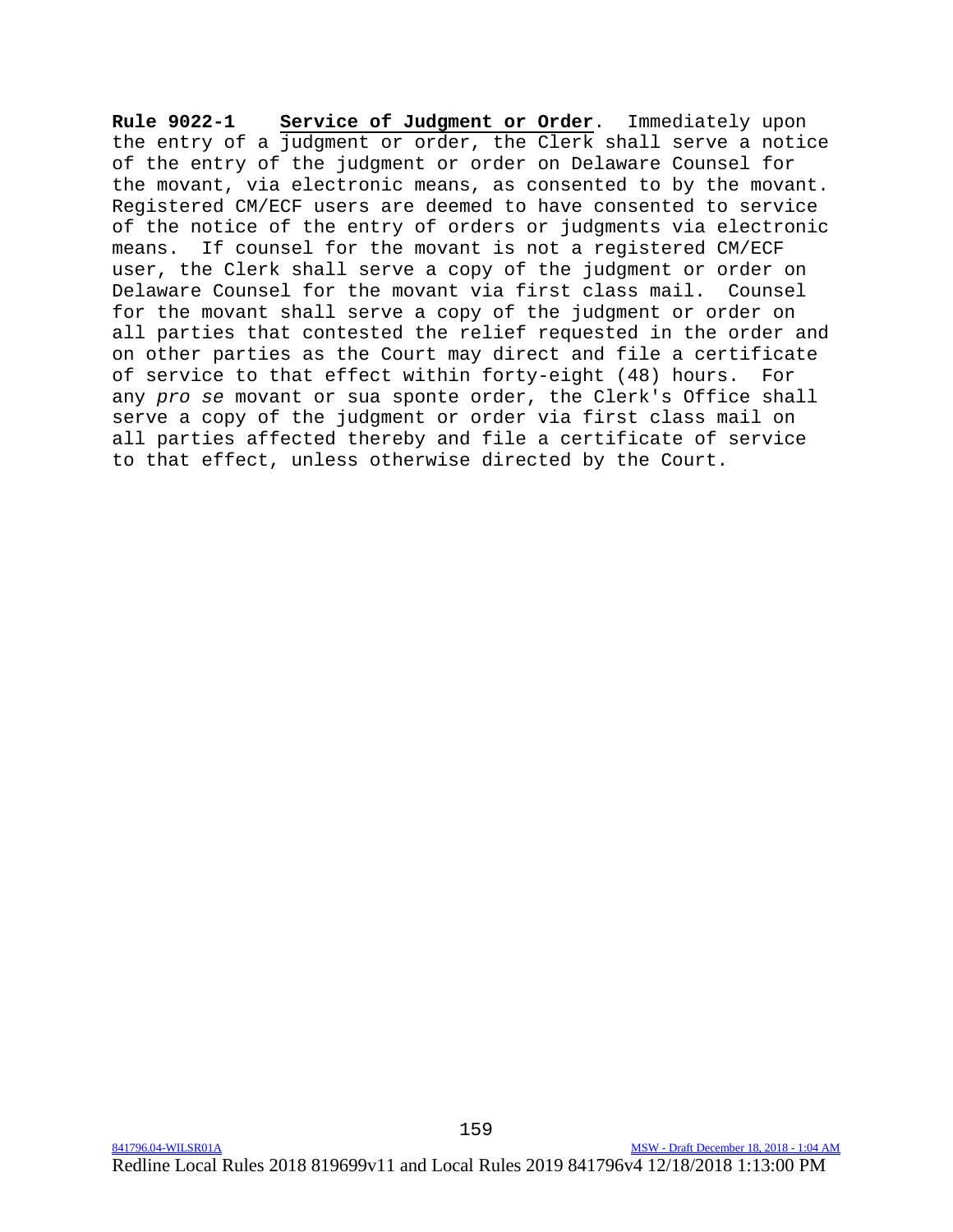**Rule 9022-1** **<u>Service of Judgment or Order</u>**. Immediately upon the entry of a judgment or order, the Clerk shall serve a notice of the entry of the judgment or order on Delaware Counsel for the movant, via electronic means, as consented to by the movant. Registered CM/ECF users are deemed to have consented to service of the notice of the entry of orders or judgments via electronic means. If counsel for the movant is not a registered CM/ECF user, the Clerk shall serve a copy of the judgment or order on Delaware Counsel for the movant via first class mail. Counsel for the movant shall serve a copy of the judgment or order on all parties that contested the relief requested in the order and on other parties as the Court may direct and file a certificate of service to that effect within forty-eight (48) hours. For any *pro se* movant or sua sponte order, the Clerk's Office shall serve a copy of the judgment or order via first class mail on all parties affected thereby and file a certificate of service to that effect, unless otherwise directed by the Court.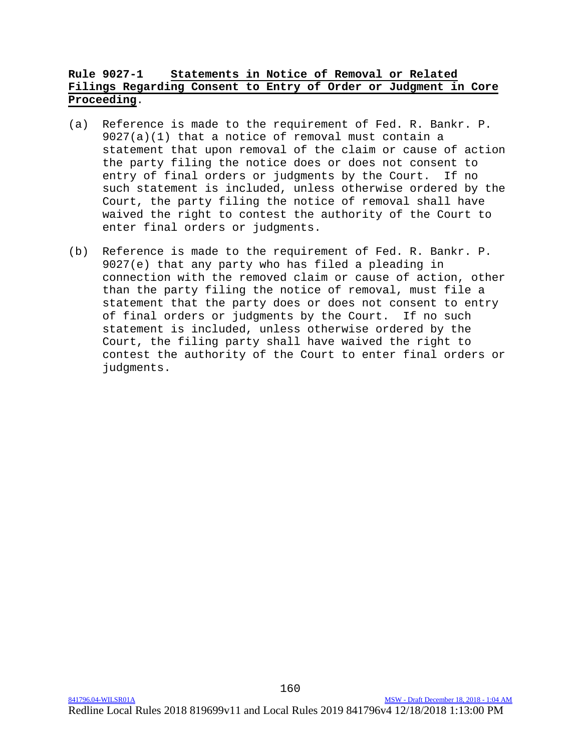**Rule 9027-1 Statements in Notice of Removal or Related Filings Regarding Consent to Entry of Order or Judgment in Core Proceeding.**

(a) Reference is made to the requirement of Fed. R. Bankr. P. 9027(a)(1) that a notice of removal must contain a statement that upon removal of the claim or cause of action the party filing the notice does or does not consent to entry of final orders or judgments by the Court. If no such statement is included, unless otherwise ordered by the Court, the party filing the notice of removal shall have waived the right to contest the authority of the Court to enter final orders or judgments.

(b) Reference is made to the requirement of Fed. R. Bankr. P. 9027(e) that any party who has filed a pleading in connection with the removed claim or cause of action, other than the party filing the notice of removal, must file a statement that the party does or does not consent to entry of final orders or judgments by the Court. If no such statement is included, unless otherwise ordered by the Court, the filing party shall have waived the right to contest the authority of the Court to enter final orders or judgments.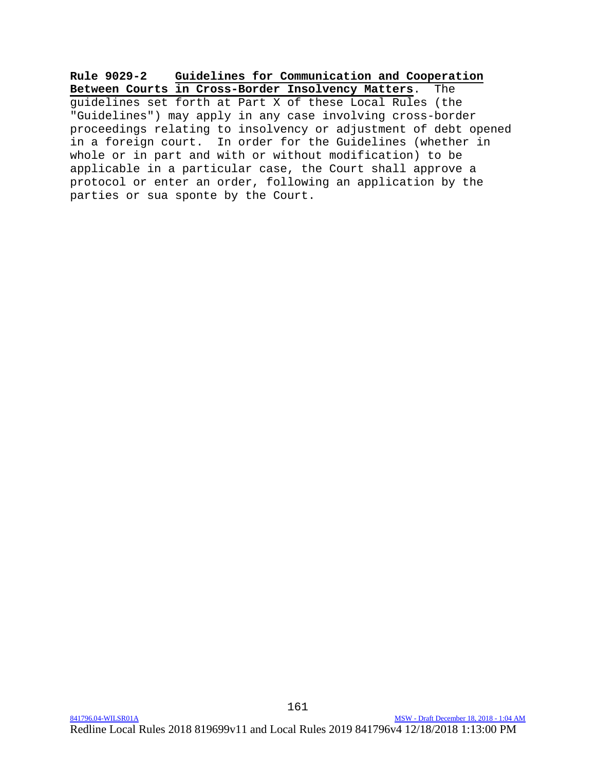**Rule 9029-2 Guidelines for Communication and Cooperation Between Courts in Cross-Border Insolvency Matters**. The guidelines set forth at Part X of these Local Rules (the "Guidelines") may apply in any case involving cross-border proceedings relating to insolvency or adjustment of debt opened in a foreign court. In order for the Guidelines (whether in whole or in part and with or without modification) to be applicable in a particular case, the Court shall approve a protocol or enter an order, following an application by the parties or sua sponte by the Court.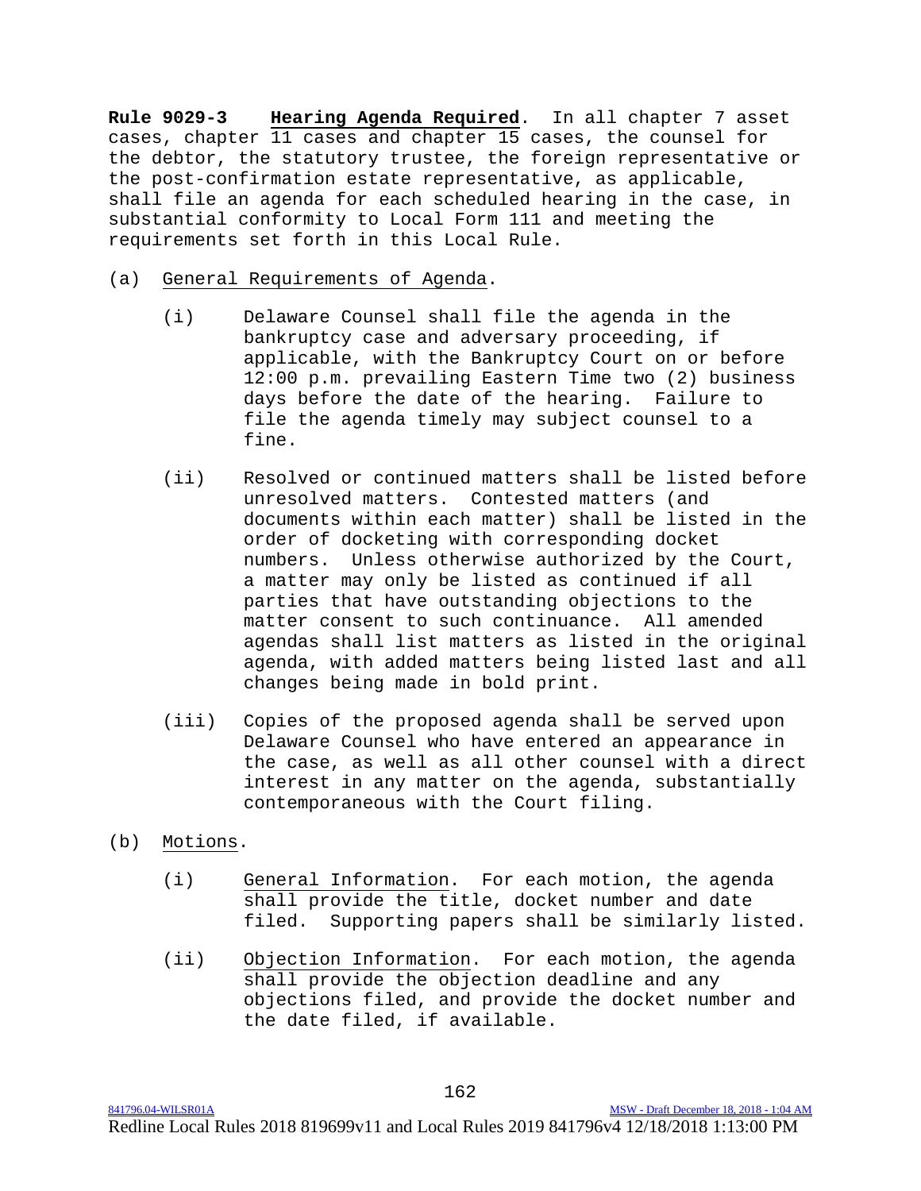**Rule 9029-3** **<u>Hearing Agenda Required</u>**. In all chapter 7 asset cases, chapter 11 cases and chapter 15 cases, the counsel for the debtor, the statutory trustee, the foreign representative or the post-confirmation estate representative, as applicable, shall file an agenda for each scheduled hearing in the case, in substantial conformity to Local Form 111 and meeting the requirements set forth in this Local Rule.

(a) <u>General Requirements of Agenda</u>.

- (i) Delaware Counsel shall file the agenda in the bankruptcy case and adversary proceeding, if applicable, with the Bankruptcy Court on or before 12:00 p.m. prevailing Eastern Time two (2) business days before the date of the hearing. Failure to file the agenda timely may subject counsel to a fine.

- (ii) Resolved or continued matters shall be listed before unresolved matters. Contested matters (and documents within each matter) shall be listed in the order of docketing with corresponding docket numbers. Unless otherwise authorized by the Court, a matter may only be listed as continued if all parties that have outstanding objections to the matter consent to such continuance. All amended agendas shall list matters as listed in the original agenda, with added matters being listed last and all changes being made in bold print.

- (iii) Copies of the proposed agenda shall be served upon Delaware Counsel who have entered an appearance in the case, as well as all other counsel with a direct interest in any matter on the agenda, substantially contemporaneous with the Court filing.

(b) <u>Motions</u>.

- (i) <u>General Information</u>. For each motion, the agenda shall provide the title, docket number and date filed. Supporting papers shall be similarly listed.

- (ii) <u>Objection Information</u>. For each motion, the agenda shall provide the objection deadline and any objections filed, and provide the docket number and the date filed, if available.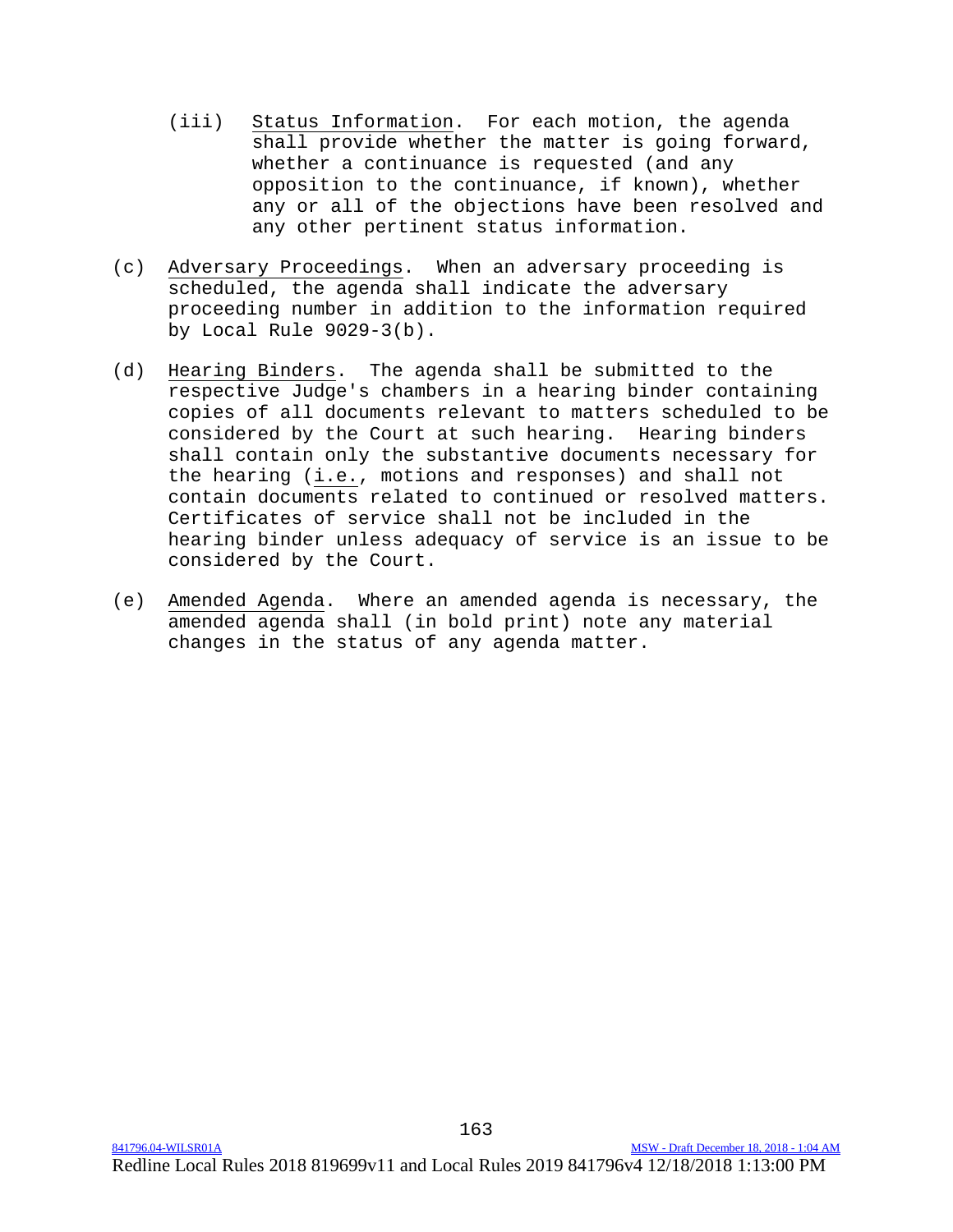(iii) Status Information. For each motion, the agenda shall provide whether the matter is going forward, whether a continuance is requested (and any opposition to the continuance, if known), whether any or all of the objections have been resolved and any other pertinent status information.

(c) Adversary Proceedings. When an adversary proceeding is scheduled, the agenda shall indicate the adversary proceeding number in addition to the information required by Local Rule 9029-3(b).

(d) Hearing Binders. The agenda shall be submitted to the respective Judge's chambers in a hearing binder containing copies of all documents relevant to matters scheduled to be considered by the Court at such hearing. Hearing binders shall contain only the substantive documents necessary for the hearing (i.e., motions and responses) and shall not contain documents related to continued or resolved matters. Certificates of service shall not be included in the hearing binder unless adequacy of service is an issue to be considered by the Court.

(e) Amended Agenda. Where an amended agenda is necessary, the amended agenda shall (in bold print) note any material changes in the status of any agenda matter.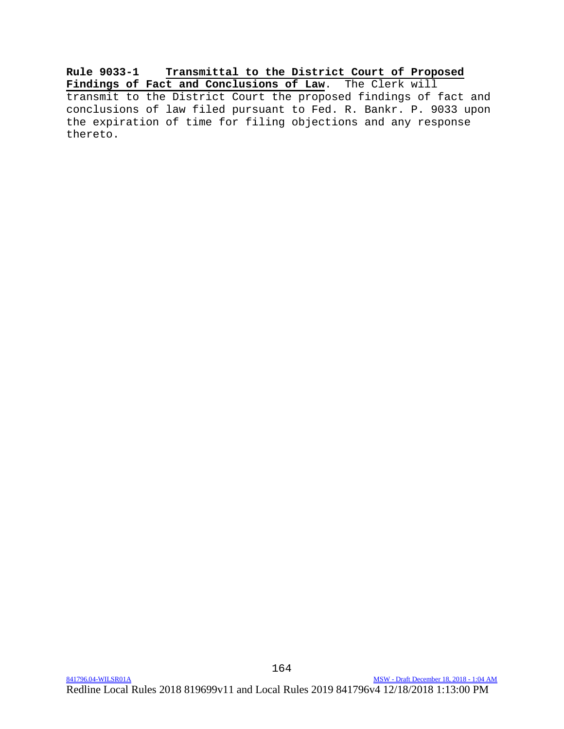**Rule 9033-1** **Transmittal to the District Court of Proposed Findings of Fact and Conclusions of Law**. The Clerk will transmit to the District Court the proposed findings of fact and conclusions of law filed pursuant to Fed. R. Bankr. P. 9033 upon the expiration of time for filing objections and any response thereto.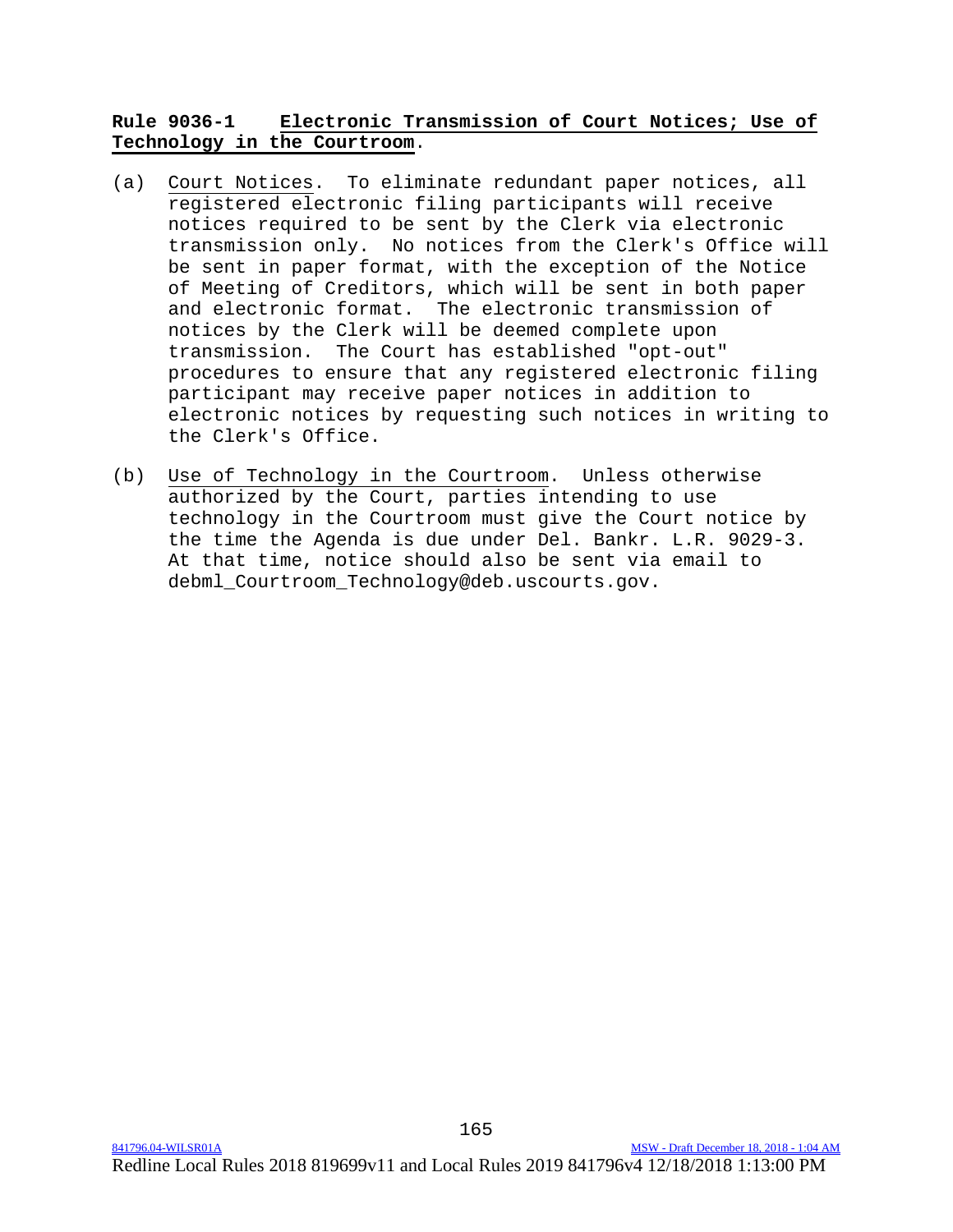**Rule 9036-1 Electronic Transmission of Court Notices; Use of Technology in the Courtroom.**

(a) Court Notices. To eliminate redundant paper notices, all registered electronic filing participants will receive notices required to be sent by the Clerk via electronic transmission only. No notices from the Clerk's Office will be sent in paper format, with the exception of the Notice of Meeting of Creditors, which will be sent in both paper and electronic format. The electronic transmission of notices by the Clerk will be deemed complete upon transmission. The Court has established "opt-out" procedures to ensure that any registered electronic filing participant may receive paper notices in addition to electronic notices by requesting such notices in writing to the Clerk's Office.

(b) Use of Technology in the Courtroom. Unless otherwise authorized by the Court, parties intending to use technology in the Courtroom must give the Court notice by the time the Agenda is due under Del. Bankr. L.R. 9029-3. At that time, notice should also be sent via email to debml_Courtroom_Technology@deb.uscourts.gov.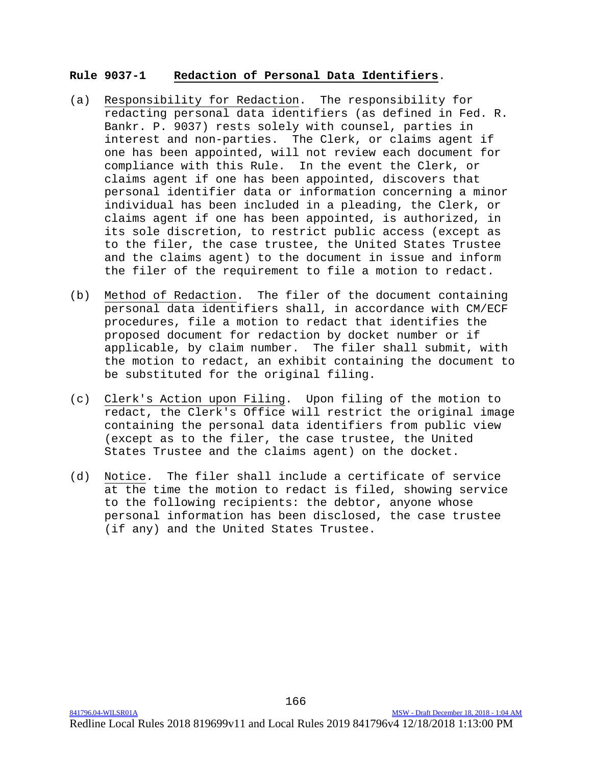## Rule 9037-1 Redaction of Personal Data Identifiers.

(a) Responsibility for Redaction. The responsibility for redacting personal data identifiers (as defined in Fed. R. Bankr. P. 9037) rests solely with counsel, parties in interest and non-parties. The Clerk, or claims agent if one has been appointed, will not review each document for compliance with this Rule. In the event the Clerk, or claims agent if one has been appointed, discovers that personal identifier data or information concerning a minor individual has been included in a pleading, the Clerk, or claims agent if one has been appointed, is authorized, in its sole discretion, to restrict public access (except as to the filer, the case trustee, the United States Trustee and the claims agent) to the document in issue and inform the filer of the requirement to file a motion to redact.

(b) Method of Redaction. The filer of the document containing personal data identifiers shall, in accordance with CM/ECF procedures, file a motion to redact that identifies the proposed document for redaction by docket number or if applicable, by claim number. The filer shall submit, with the motion to redact, an exhibit containing the document to be substituted for the original filing.

(c) Clerk's Action upon Filing. Upon filing of the motion to redact, the Clerk's Office will restrict the original image containing the personal data identifiers from public view (except as to the filer, the case trustee, the United States Trustee and the claims agent) on the docket.

(d) Notice. The filer shall include a certificate of service at the time the motion to redact is filed, showing service to the following recipients: the debtor, anyone whose personal information has been disclosed, the case trustee (if any) and the United States Trustee.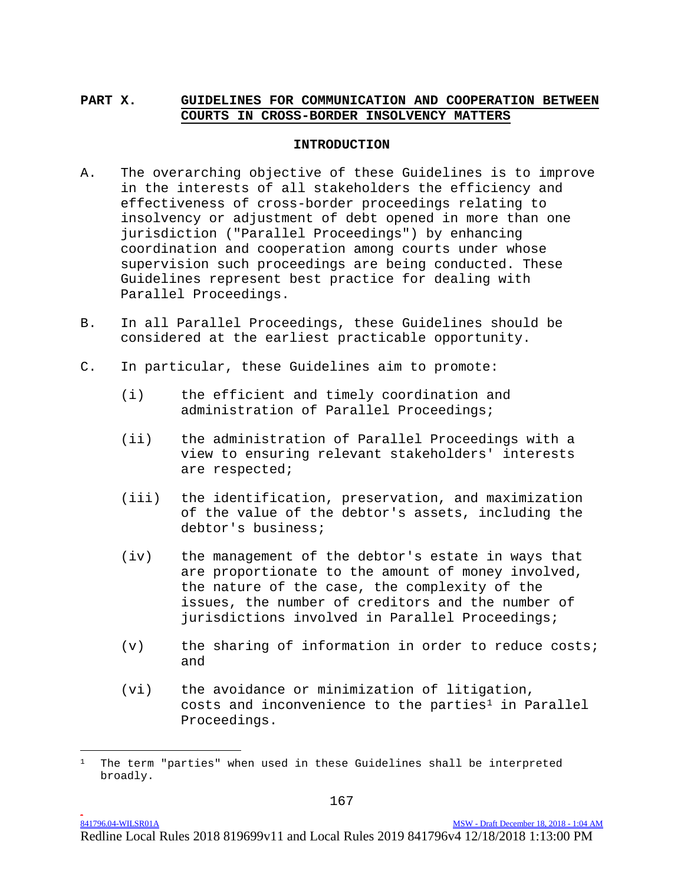## PART X. GUIDELINES FOR COMMUNICATION AND COOPERATION BETWEEN COURTS IN CROSS-BORDER INSOLVENCY MATTERS

### INTRODUCTION

A. The overarching objective of these Guidelines is to improve in the interests of all stakeholders the efficiency and effectiveness of cross-border proceedings relating to insolvency or adjustment of debt opened in more than one jurisdiction ("Parallel Proceedings") by enhancing coordination and cooperation among courts under whose supervision such proceedings are being conducted. These Guidelines represent best practice for dealing with Parallel Proceedings.

B. In all Parallel Proceedings, these Guidelines should be considered at the earliest practicable opportunity.

C. In particular, these Guidelines aim to promote:

(i) the efficient and timely coordination and administration of Parallel Proceedings;

(ii) the administration of Parallel Proceedings with a view to ensuring relevant stakeholders' interests are respected;

(iii) the identification, preservation, and maximization of the value of the debtor's assets, including the debtor's business;

(iv) the management of the debtor's estate in ways that are proportionate to the amount of money involved, the nature of the case, the complexity of the issues, the number of creditors and the number of jurisdictions involved in Parallel Proceedings;

(v) the sharing of information in order to reduce costs; and

(vi) the avoidance or minimization of litigation, costs and inconvenience to the parties[1] in Parallel Proceedings.

[1] The term "parties" when used in these Guidelines shall be interpreted broadly.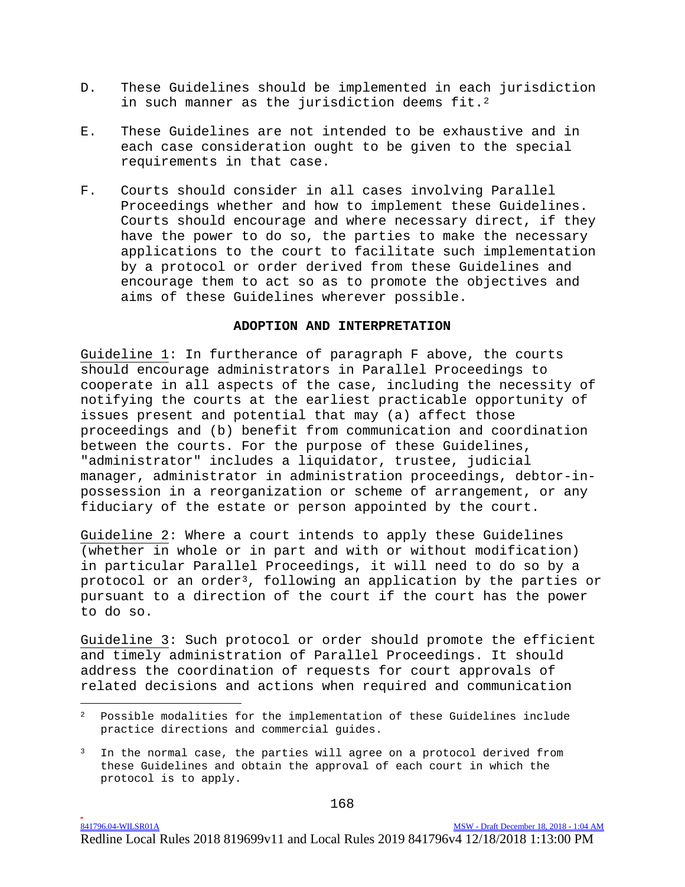D. These Guidelines should be implemented in each jurisdiction in such manner as the jurisdiction deems fit.[2]

E. These Guidelines are not intended to be exhaustive and in each case consideration ought to be given to the special requirements in that case.

F. Courts should consider in all cases involving Parallel Proceedings whether and how to implement these Guidelines. Courts should encourage and where necessary direct, if they have the power to do so, the parties to make the necessary applications to the court to facilitate such implementation by a protocol or order derived from these Guidelines and encourage them to act so as to promote the objectives and aims of these Guidelines wherever possible.

**ADOPTION AND INTERPRETATION**

Guideline 1: In furtherance of paragraph F above, the courts should encourage administrators in Parallel Proceedings to cooperate in all aspects of the case, including the necessity of notifying the courts at the earliest practicable opportunity of issues present and potential that may (a) affect those proceedings and (b) benefit from communication and coordination between the courts. For the purpose of these Guidelines, "administrator" includes a liquidator, trustee, judicial manager, administrator in administration proceedings, debtor-in-possession in a reorganization or scheme of arrangement, or any fiduciary of the estate or person appointed by the court.

Guideline 2: Where a court intends to apply these Guidelines (whether in whole or in part and with or without modification) in particular Parallel Proceedings, it will need to do so by a protocol or an order[3], following an application by the parties or pursuant to a direction of the court if the court has the power to do so.

Guideline 3: Such protocol or order should promote the efficient and timely administration of Parallel Proceedings. It should address the coordination of requests for court approvals of related decisions and actions when required and communication

---

[2] Possible modalities for the implementation of these Guidelines include practice directions and commercial guides.

[3] In the normal case, the parties will agree on a protocol derived from these Guidelines and obtain the approval of each court in which the protocol is to apply.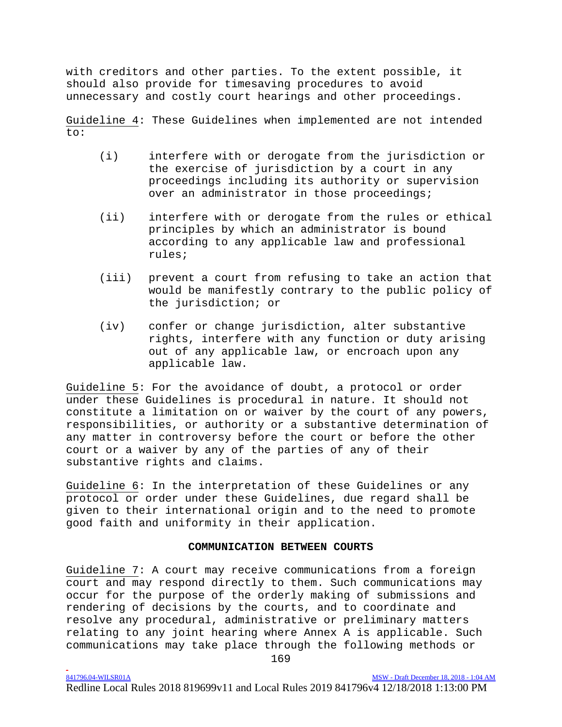with creditors and other parties. To the extent possible, it should also provide for timesaving procedures to avoid unnecessary and costly court hearings and other proceedings.

Guideline 4: These Guidelines when implemented are not intended to:

(i) interfere with or derogate from the jurisdiction or the exercise of jurisdiction by a court in any proceedings including its authority or supervision over an administrator in those proceedings;

(ii) interfere with or derogate from the rules or ethical principles by which an administrator is bound according to any applicable law and professional rules;

(iii) prevent a court from refusing to take an action that would be manifestly contrary to the public policy of the jurisdiction; or

(iv) confer or change jurisdiction, alter substantive rights, interfere with any function or duty arising out of any applicable law, or encroach upon any applicable law.

Guideline 5: For the avoidance of doubt, a protocol or order under these Guidelines is procedural in nature. It should not constitute a limitation on or waiver by the court of any powers, responsibilities, or authority or a substantive determination of any matter in controversy before the court or before the other court or a waiver by any of the parties of any of their substantive rights and claims.

Guideline 6: In the interpretation of these Guidelines or any protocol or order under these Guidelines, due regard shall be given to their international origin and to the need to promote good faith and uniformity in their application.

**COMMUNICATION BETWEEN COURTS**

Guideline 7: A court may receive communications from a foreign court and may respond directly to them. Such communications may occur for the purpose of the orderly making of submissions and rendering of decisions by the courts, and to coordinate and resolve any procedural, administrative or preliminary matters relating to any joint hearing where Annex A is applicable. Such communications may take place through the following methods or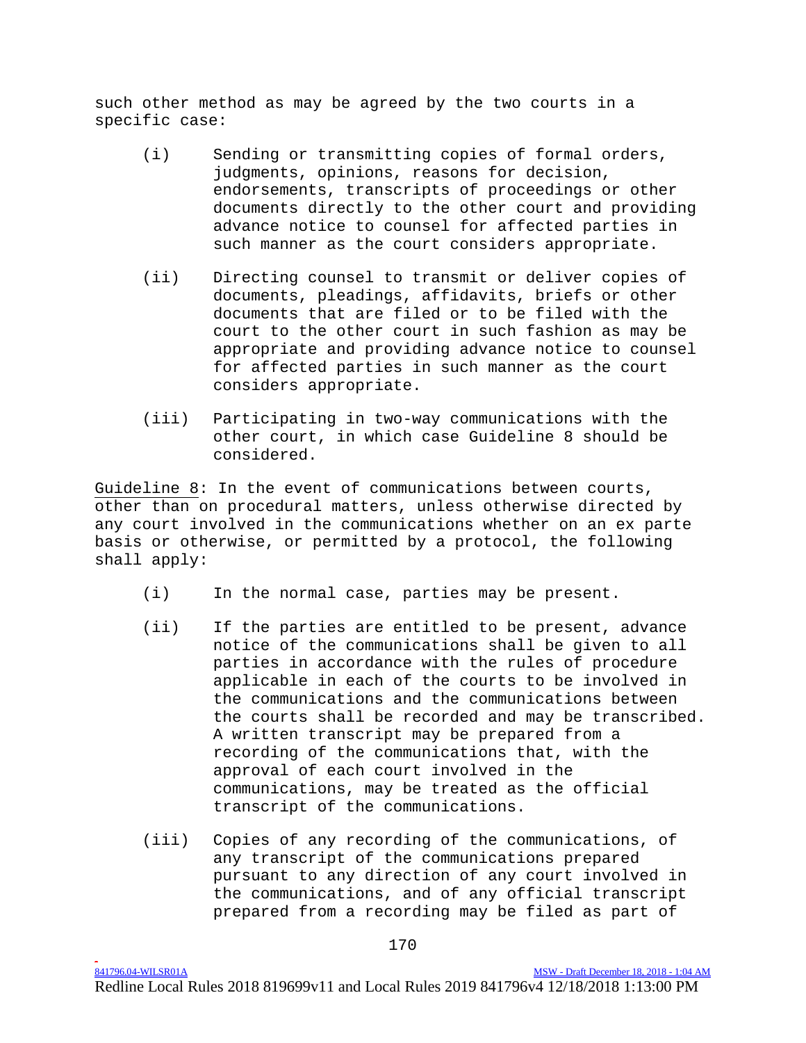such other method as may be agreed by the two courts in a specific case:

(i) Sending or transmitting copies of formal orders, judgments, opinions, reasons for decision, endorsements, transcripts of proceedings or other documents directly to the other court and providing advance notice to counsel for affected parties in such manner as the court considers appropriate.

(ii) Directing counsel to transmit or deliver copies of documents, pleadings, affidavits, briefs or other documents that are filed or to be filed with the court to the other court in such fashion as may be appropriate and providing advance notice to counsel for affected parties in such manner as the court considers appropriate.

(iii) Participating in two-way communications with the other court, in which case Guideline 8 should be considered.

Guideline 8: In the event of communications between courts, other than on procedural matters, unless otherwise directed by any court involved in the communications whether on an ex parte basis or otherwise, or permitted by a protocol, the following shall apply:

(i) In the normal case, parties may be present.

(ii) If the parties are entitled to be present, advance notice of the communications shall be given to all parties in accordance with the rules of procedure applicable in each of the courts to be involved in the communications and the communications between the courts shall be recorded and may be transcribed. A written transcript may be prepared from a recording of the communications that, with the approval of each court involved in the communications, may be treated as the official transcript of the communications.

(iii) Copies of any recording of the communications, of any transcript of the communications prepared pursuant to any direction of any court involved in the communications, and of any official transcript prepared from a recording may be filed as part of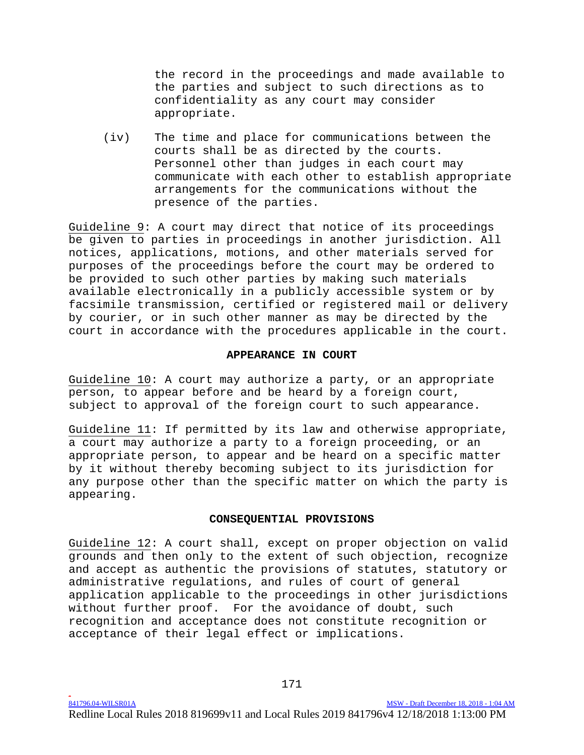the record in the proceedings and made available to the parties and subject to such directions as to confidentiality as any court may consider appropriate.

(iv) The time and place for communications between the courts shall be as directed by the courts. Personnel other than judges in each court may communicate with each other to establish appropriate arrangements for the communications without the presence of the parties.

Guideline 9: A court may direct that notice of its proceedings be given to parties in proceedings in another jurisdiction. All notices, applications, motions, and other materials served for purposes of the proceedings before the court may be ordered to be provided to such other parties by making such materials available electronically in a publicly accessible system or by facsimile transmission, certified or registered mail or delivery by courier, or in such other manner as may be directed by the court in accordance with the procedures applicable in the court.

**APPEARANCE IN COURT**

Guideline 10: A court may authorize a party, or an appropriate person, to appear before and be heard by a foreign court, subject to approval of the foreign court to such appearance.

Guideline 11: If permitted by its law and otherwise appropriate, a court may authorize a party to a foreign proceeding, or an appropriate person, to appear and be heard on a specific matter by it without thereby becoming subject to its jurisdiction for any purpose other than the specific matter on which the party is appearing.

**CONSEQUENTIAL PROVISIONS**

Guideline 12: A court shall, except on proper objection on valid grounds and then only to the extent of such objection, recognize and accept as authentic the provisions of statutes, statutory or administrative regulations, and rules of court of general application applicable to the proceedings in other jurisdictions without further proof. For the avoidance of doubt, such recognition and acceptance does not constitute recognition or acceptance of their legal effect or implications.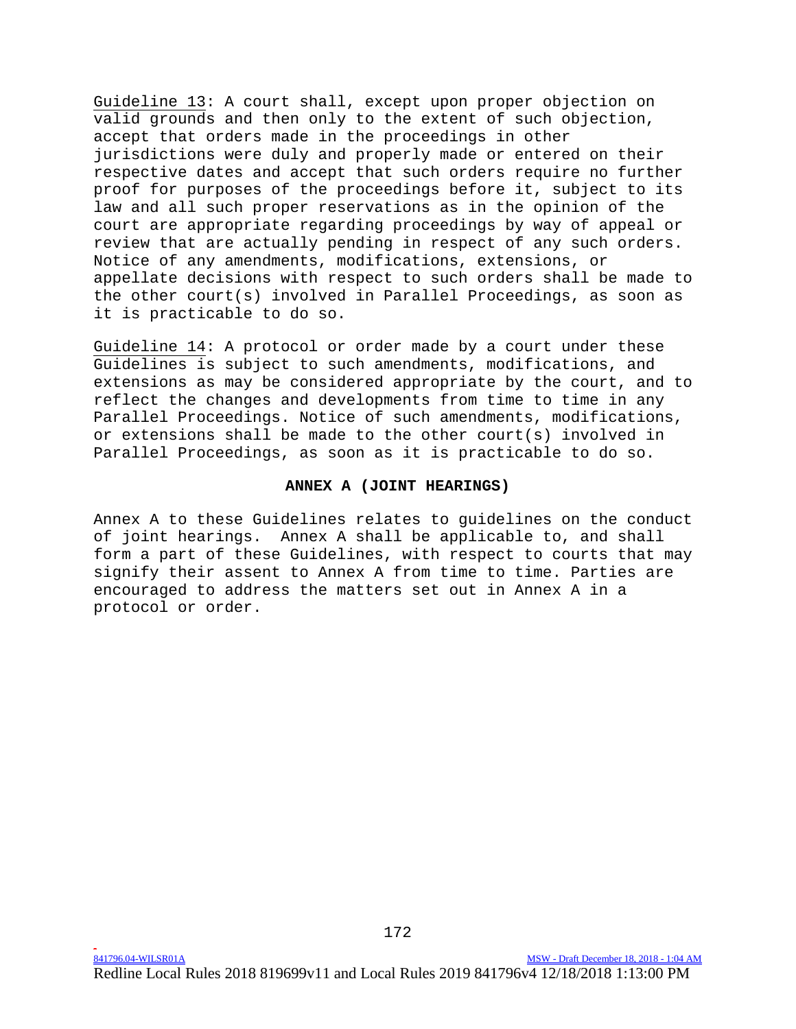Guideline 13: A court shall, except upon proper objection on valid grounds and then only to the extent of such objection, accept that orders made in the proceedings in other jurisdictions were duly and properly made or entered on their respective dates and accept that such orders require no further proof for purposes of the proceedings before it, subject to its law and all such proper reservations as in the opinion of the court are appropriate regarding proceedings by way of appeal or review that are actually pending in respect of any such orders. Notice of any amendments, modifications, extensions, or appellate decisions with respect to such orders shall be made to the other court(s) involved in Parallel Proceedings, as soon as it is practicable to do so.

Guideline 14: A protocol or order made by a court under these Guidelines is subject to such amendments, modifications, and extensions as may be considered appropriate by the court, and to reflect the changes and developments from time to time in any Parallel Proceedings. Notice of such amendments, modifications, or extensions shall be made to the other court(s) involved in Parallel Proceedings, as soon as it is practicable to do so.

**ANNEX A (JOINT HEARINGS)**

Annex A to these Guidelines relates to guidelines on the conduct of joint hearings. Annex A shall be applicable to, and shall form a part of these Guidelines, with respect to courts that may signify their assent to Annex A from time to time. Parties are encouraged to address the matters set out in Annex A in a protocol or order.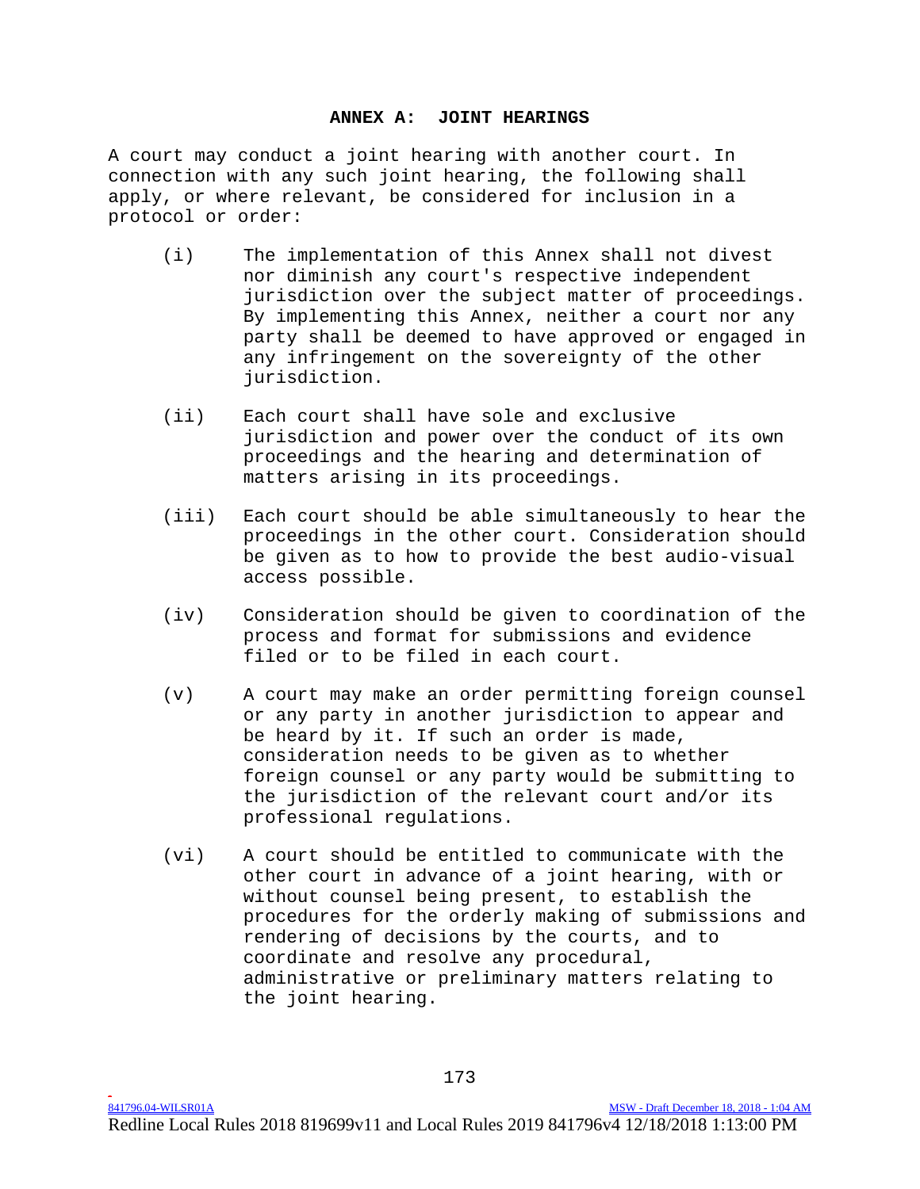## ANNEX A: JOINT HEARINGS

A court may conduct a joint hearing with another court. In connection with any such joint hearing, the following shall apply, or where relevant, be considered for inclusion in a protocol or order:

(i) The implementation of this Annex shall not divest nor diminish any court's respective independent jurisdiction over the subject matter of proceedings. By implementing this Annex, neither a court nor any party shall be deemed to have approved or engaged in any infringement on the sovereignty of the other jurisdiction.

(ii) Each court shall have sole and exclusive jurisdiction and power over the conduct of its own proceedings and the hearing and determination of matters arising in its proceedings.

(iii) Each court should be able simultaneously to hear the proceedings in the other court. Consideration should be given as to how to provide the best audio-visual access possible.

(iv) Consideration should be given to coordination of the process and format for submissions and evidence filed or to be filed in each court.

(v) A court may make an order permitting foreign counsel or any party in another jurisdiction to appear and be heard by it. If such an order is made, consideration needs to be given as to whether foreign counsel or any party would be submitting to the jurisdiction of the relevant court and/or its professional regulations.

(vi) A court should be entitled to communicate with the other court in advance of a joint hearing, with or without counsel being present, to establish the procedures for the orderly making of submissions and rendering of decisions by the courts, and to coordinate and resolve any procedural, administrative or preliminary matters relating to the joint hearing.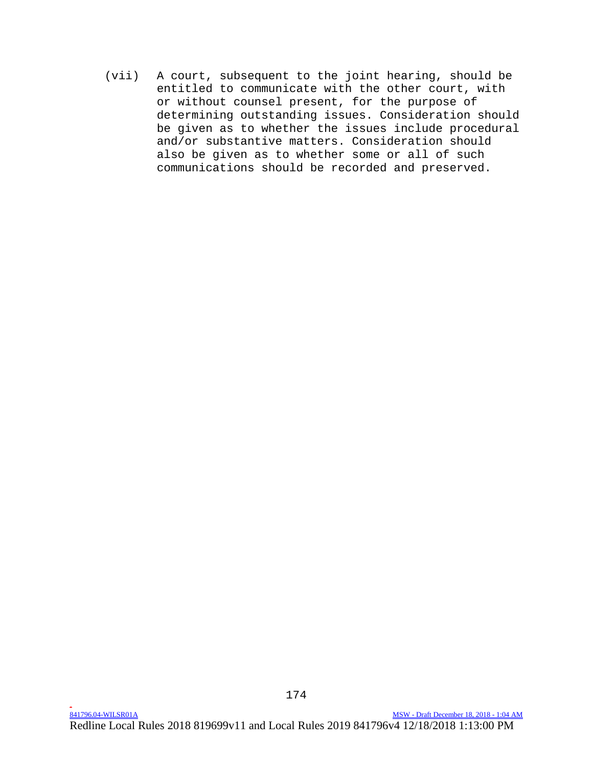(vii) A court, subsequent to the joint hearing, should be entitled to communicate with the other court, with or without counsel present, for the purpose of determining outstanding issues. Consideration should be given as to whether the issues include procedural and/or substantive matters. Consideration should also be given as to whether some or all of such communications should be recorded and preserved.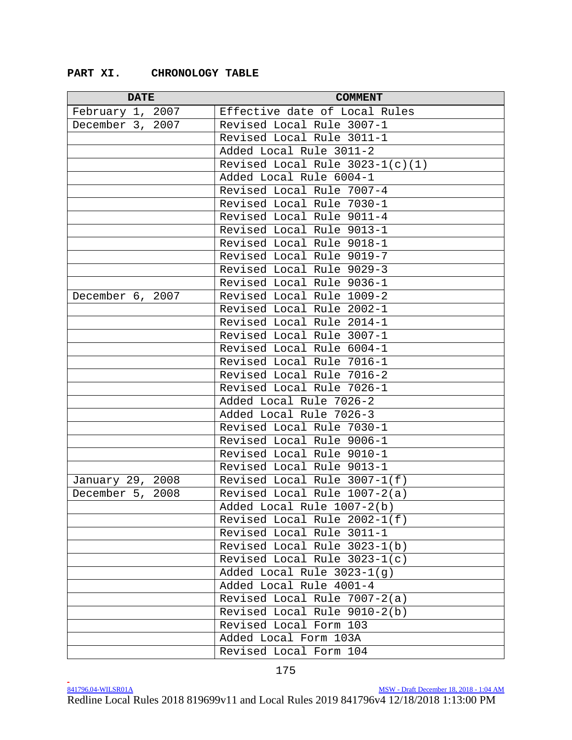## PART XI. CHRONOLOGY TABLE

| DATE | COMMENT |
|---|---|
| February 1, 2007 | Effective date of Local Rules |
| December 3, 2007 | Revised Local Rule 3007-1 |
| | Revised Local Rule 3011-1 |
| | Added Local Rule 3011-2 |
| | Revised Local Rule 3023-1(c)(1) |
| | Added Local Rule 6004-1 |
| | Revised Local Rule 7007-4 |
| | Revised Local Rule 7030-1 |
| | Revised Local Rule 9011-4 |
| | Revised Local Rule 9013-1 |
| | Revised Local Rule 9018-1 |
| | Revised Local Rule 9019-7 |
| | Revised Local Rule 9029-3 |
| | Revised Local Rule 9036-1 |
| December 6, 2007 | Revised Local Rule 1009-2 |
| | Revised Local Rule 2002-1 |
| | Revised Local Rule 2014-1 |
| | Revised Local Rule 3007-1 |
| | Revised Local Rule 6004-1 |
| | Revised Local Rule 7016-1 |
| | Revised Local Rule 7016-2 |
| | Revised Local Rule 7026-1 |
| | Added Local Rule 7026-2 |
| | Added Local Rule 7026-3 |
| | Revised Local Rule 7030-1 |
| | Revised Local Rule 9006-1 |
| | Revised Local Rule 9010-1 |
| | Revised Local Rule 9013-1 |
| January 29, 2008 | Revised Local Rule 3007-1(f) |
| December 5, 2008 | Revised Local Rule 1007-2(a) |
| | Added Local Rule 1007-2(b) |
| | Revised Local Rule 2002-1(f) |
| | Revised Local Rule 3011-1 |
| | Revised Local Rule 3023-1(b) |
| | Revised Local Rule 3023-1(c) |
| | Added Local Rule 3023-1(g) |
| | Added Local Rule 4001-4 |
| | Revised Local Rule 7007-2(a) |
| | Revised Local Rule 9010-2(b) |
| | Revised Local Form 103 |
| | Added Local Form 103A |
| | Revised Local Form 104 |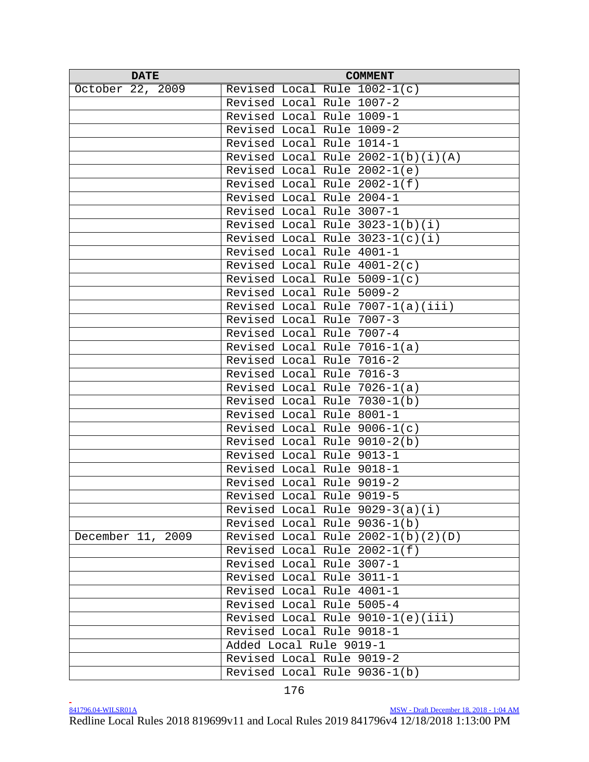| DATE | COMMENT |
|---|---|
| October 22, 2009 | Revised Local Rule 1002-1(c) |
| | Revised Local Rule 1007-2 |
| | Revised Local Rule 1009-1 |
| | Revised Local Rule 1009-2 |
| | Revised Local Rule 1014-1 |
| | Revised Local Rule 2002-1(b)(i)(A) |
| | Revised Local Rule 2002-1(e) |
| | Revised Local Rule 2002-1(f) |
| | Revised Local Rule 2004-1 |
| | Revised Local Rule 3007-1 |
| | Revised Local Rule 3023-1(b)(i) |
| | Revised Local Rule 3023-1(c)(i) |
| | Revised Local Rule 4001-1 |
| | Revised Local Rule 4001-2(c) |
| | Revised Local Rule 5009-1(c) |
| | Revised Local Rule 5009-2 |
| | Revised Local Rule 7007-1(a)(iii) |
| | Revised Local Rule 7007-3 |
| | Revised Local Rule 7007-4 |
| | Revised Local Rule 7016-1(a) |
| | Revised Local Rule 7016-2 |
| | Revised Local Rule 7016-3 |
| | Revised Local Rule 7026-1(a) |
| | Revised Local Rule 7030-1(b) |
| | Revised Local Rule 8001-1 |
| | Revised Local Rule 9006-1(c) |
| | Revised Local Rule 9010-2(b) |
| | Revised Local Rule 9013-1 |
| | Revised Local Rule 9018-1 |
| | Revised Local Rule 9019-2 |
| | Revised Local Rule 9019-5 |
| | Revised Local Rule 9029-3(a)(i) |
| | Revised Local Rule 9036-1(b) |
| December 11, 2009 | Revised Local Rule 2002-1(b)(2)(D) |
| | Revised Local Rule 2002-1(f) |
| | Revised Local Rule 3007-1 |
| | Revised Local Rule 3011-1 |
| | Revised Local Rule 4001-1 |
| | Revised Local Rule 5005-4 |
| | Revised Local Rule 9010-1(e)(iii) |
| | Revised Local Rule 9018-1 |
| | Added Local Rule 9019-1 |
| | Revised Local Rule 9019-2 |
| | Revised Local Rule 9036-1(b) |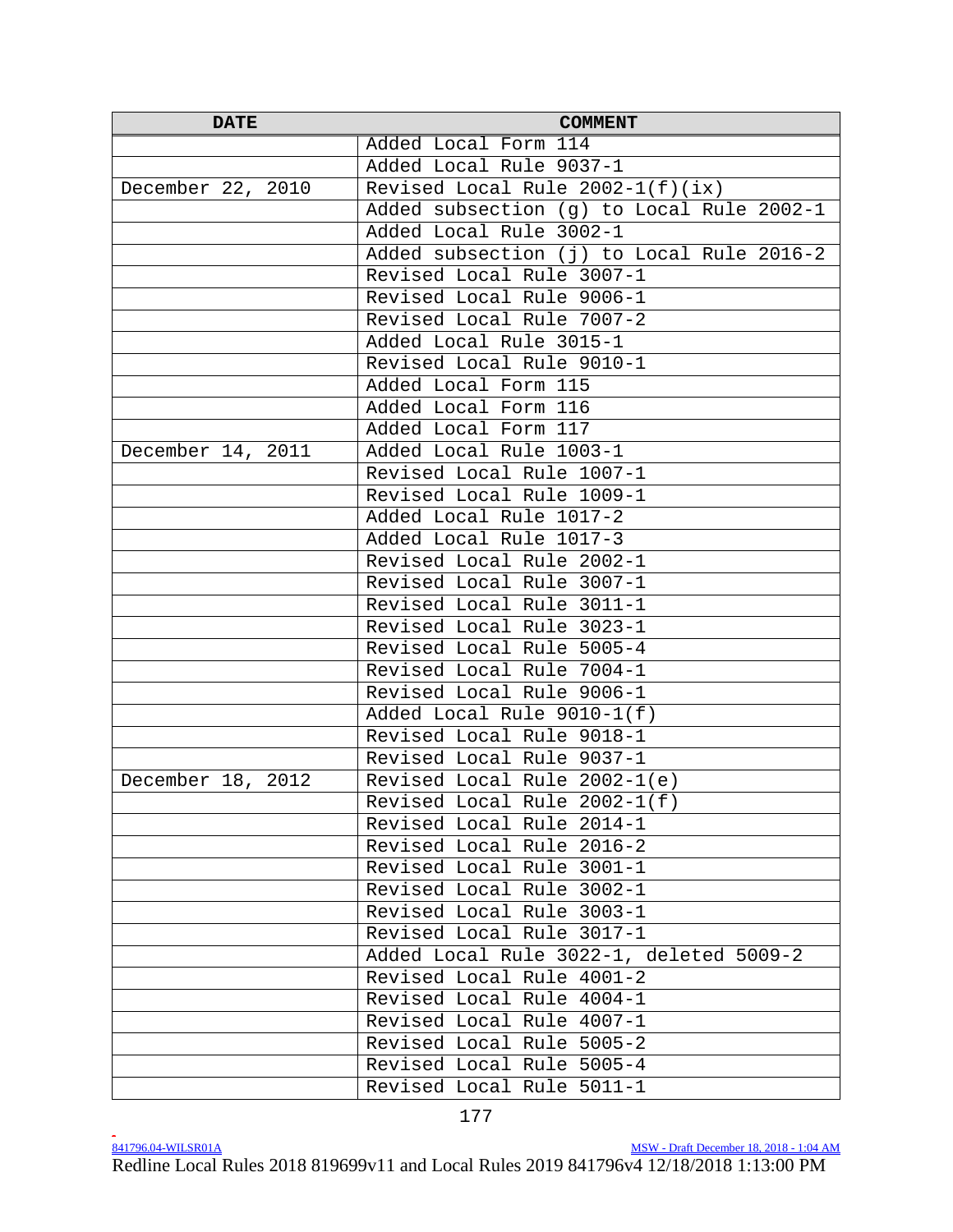| DATE | COMMENT |
|---|---|
| | Added Local Form 114 |
| | Added Local Rule 9037-1 |
| December 22, 2010 | Revised Local Rule 2002-1(f)(ix) |
| | Added subsection (g) to Local Rule 2002-1 |
| | Added Local Rule 3002-1 |
| | Added subsection (j) to Local Rule 2016-2 |
| | Revised Local Rule 3007-1 |
| | Revised Local Rule 9006-1 |
| | Revised Local Rule 7007-2 |
| | Added Local Rule 3015-1 |
| | Revised Local Rule 9010-1 |
| | Added Local Form 115 |
| | Added Local Form 116 |
| | Added Local Form 117 |
| December 14, 2011 | Added Local Rule 1003-1 |
| | Revised Local Rule 1007-1 |
| | Revised Local Rule 1009-1 |
| | Added Local Rule 1017-2 |
| | Added Local Rule 1017-3 |
| | Revised Local Rule 2002-1 |
| | Revised Local Rule 3007-1 |
| | Revised Local Rule 3011-1 |
| | Revised Local Rule 3023-1 |
| | Revised Local Rule 5005-4 |
| | Revised Local Rule 7004-1 |
| | Revised Local Rule 9006-1 |
| | Added Local Rule 9010-1(f) |
| | Revised Local Rule 9018-1 |
| | Revised Local Rule 9037-1 |
| December 18, 2012 | Revised Local Rule 2002-1(e) |
| | Revised Local Rule 2002-1(f) |
| | Revised Local Rule 2014-1 |
| | Revised Local Rule 2016-2 |
| | Revised Local Rule 3001-1 |
| | Revised Local Rule 3002-1 |
| | Revised Local Rule 3003-1 |
| | Revised Local Rule 3017-1 |
| | Added Local Rule 3022-1, deleted 5009-2 |
| | Revised Local Rule 4001-2 |
| | Revised Local Rule 4004-1 |
| | Revised Local Rule 4007-1 |
| | Revised Local Rule 5005-2 |
| | Revised Local Rule 5005-4 |
| | Revised Local Rule 5011-1 |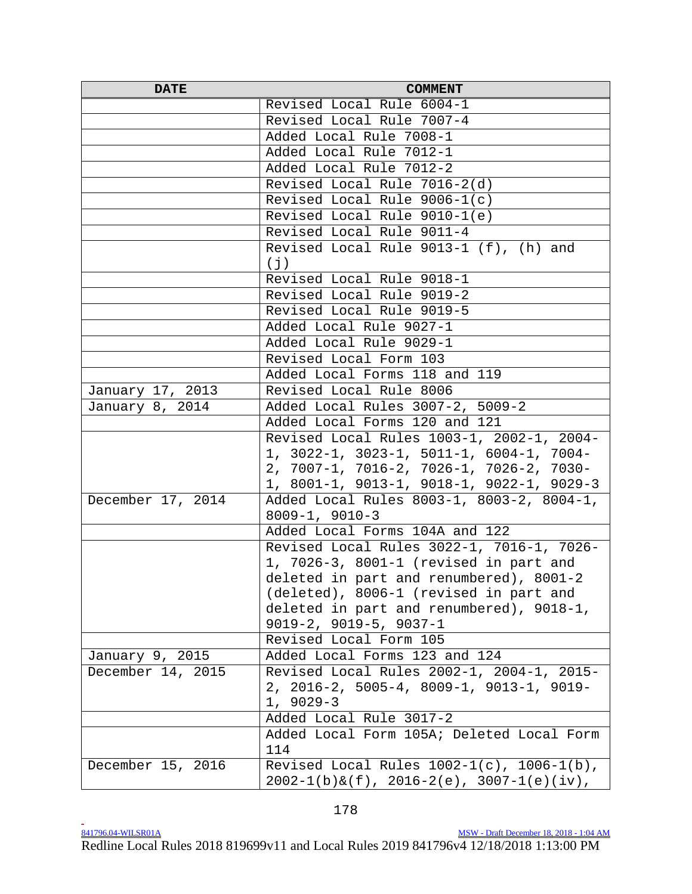| DATE | COMMENT |
|---|---|
| | Revised Local Rule 6004-1 |
| | Revised Local Rule 7007-4 |
| | Added Local Rule 7008-1 |
| | Added Local Rule 7012-1 |
| | Added Local Rule 7012-2 |
| | Revised Local Rule 7016-2(d) |
| | Revised Local Rule 9006-1(c) |
| | Revised Local Rule 9010-1(e) |
| | Revised Local Rule 9011-4 |
| | Revised Local Rule 9013-1 (f), (h) and (j) |
| | Revised Local Rule 9018-1 |
| | Revised Local Rule 9019-2 |
| | Revised Local Rule 9019-5 |
| | Added Local Rule 9027-1 |
| | Added Local Rule 9029-1 |
| | Revised Local Form 103 |
| | Added Local Forms 118 and 119 |
| January 17, 2013 | Revised Local Rule 8006 |
| January 8, 2014 | Added Local Rules 3007-2, 5009-2 |
| | Added Local Forms 120 and 121 |
| | Revised Local Rules 1003-1, 2002-1, 2004-1, 3022-1, 3023-1, 5011-1, 6004-1, 7004-2, 7007-1, 7016-2, 7026-1, 7026-2, 7030-1, 8001-1, 9013-1, 9018-1, 9022-1, 9029-3 |
| December 17, 2014 | Added Local Rules 8003-1, 8003-2, 8004-1, 8009-1, 9010-3 |
| | Added Local Forms 104A and 122 |
| | Revised Local Rules 3022-1, 7016-1, 7026-1, 7026-3, 8001-1 (revised in part and deleted in part and renumbered), 8001-2 (deleted), 8006-1 (revised in part and deleted in part and renumbered), 9018-1, 9019-2, 9019-5, 9037-1 |
| | Revised Local Form 105 |
| January 9, 2015 | Added Local Forms 123 and 124 |
| December 14, 2015 | Revised Local Rules 2002-1, 2004-1, 2015-2, 2016-2, 5005-4, 8009-1, 9013-1, 9019-1, 9029-3 |
| | Added Local Rule 3017-2 |
| | Added Local Form 105A; Deleted Local Form 114 |
| December 15, 2016 | Revised Local Rules 1002-1(c), 1006-1(b), 2002-1(b)&(f), 2016-2(e), 3007-1(e)(iv), |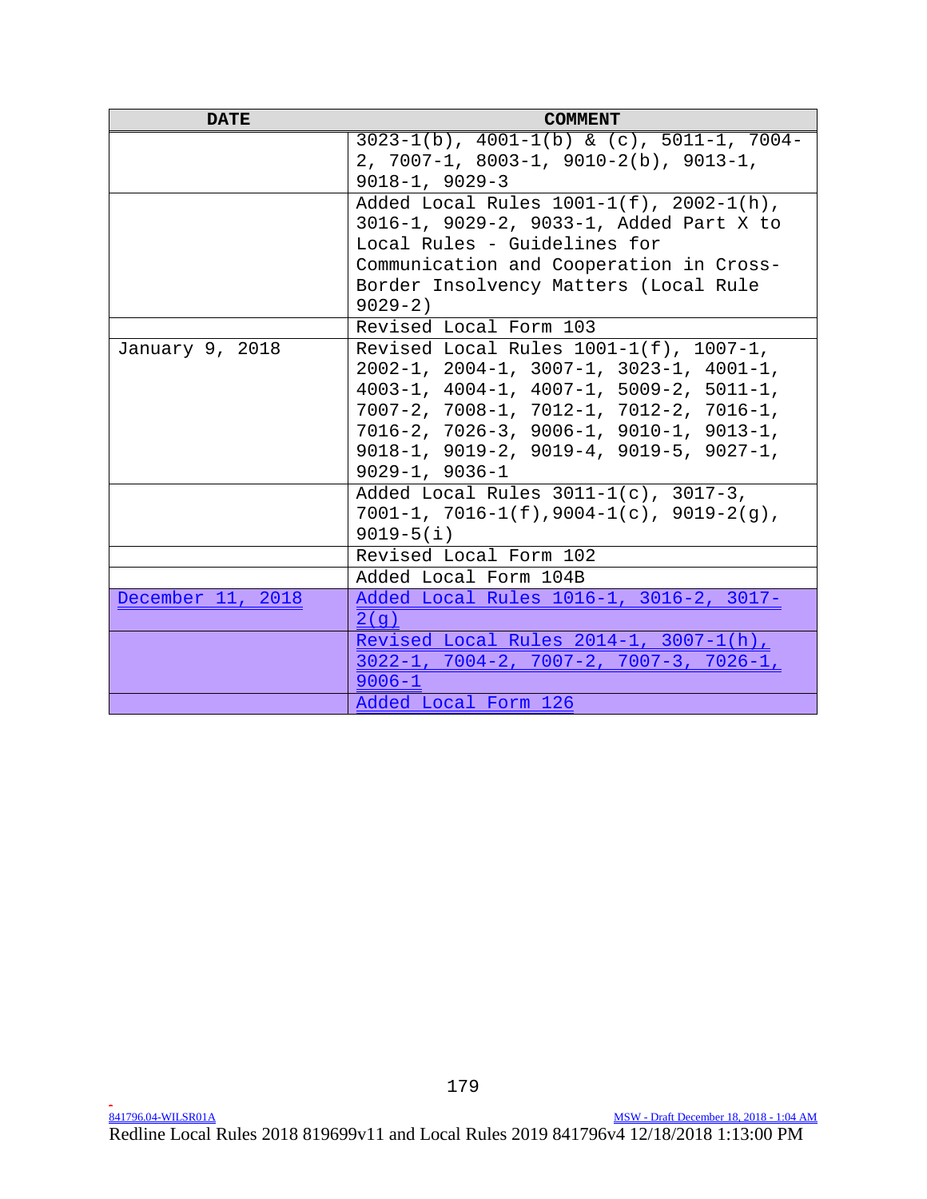| DATE | COMMENT |
|---|---|
| | 3023-1(b), 4001-1(b) & (c), 5011-1, 7004-2, 7007-1, 8003-1, 9010-2(b), 9013-1, 9018-1, 9029-3 |
| | Added Local Rules 1001-1(f), 2002-1(h), 3016-1, 9029-2, 9033-1, Added Part X to Local Rules - Guidelines for Communication and Cooperation in Cross-Border Insolvency Matters (Local Rule 9029-2) |
| | Revised Local Form 103 |
| January 9, 2018 | Revised Local Rules 1001-1(f), 1007-1, 2002-1, 2004-1, 3007-1, 3023-1, 4001-1, 4003-1, 4004-1, 4007-1, 5009-2, 5011-1, 7007-2, 7008-1, 7012-1, 7012-2, 7016-1, 7016-2, 7026-3, 9006-1, 9010-1, 9013-1, 9018-1, 9019-2, 9019-4, 9019-5, 9027-1, 9029-1, 9036-1 |
| | Added Local Rules 3011-1(c), 3017-3, 7001-1, 7016-1(f),9004-1(c), 9019-2(g), 9019-5(i) |
| | Revised Local Form 102 |
| | Added Local Form 104B |
| December 11, 2018 | Added Local Rules 1016-1, 3016-2, 3017-2(g) |
| | Revised Local Rules 2014-1, 3007-1(h), 3022-1, 7004-2, 7007-2, 7007-3, 7026-1, 9006-1 |
| | Added Local Form 126 |

841796.04-WILSR01A MSW - Draft December 18, 2018 - 1:04 AM

Redline Local Rules 2018 819699v11 and Local Rules 2019 841796v4 12/18/2018 1:13:00 PM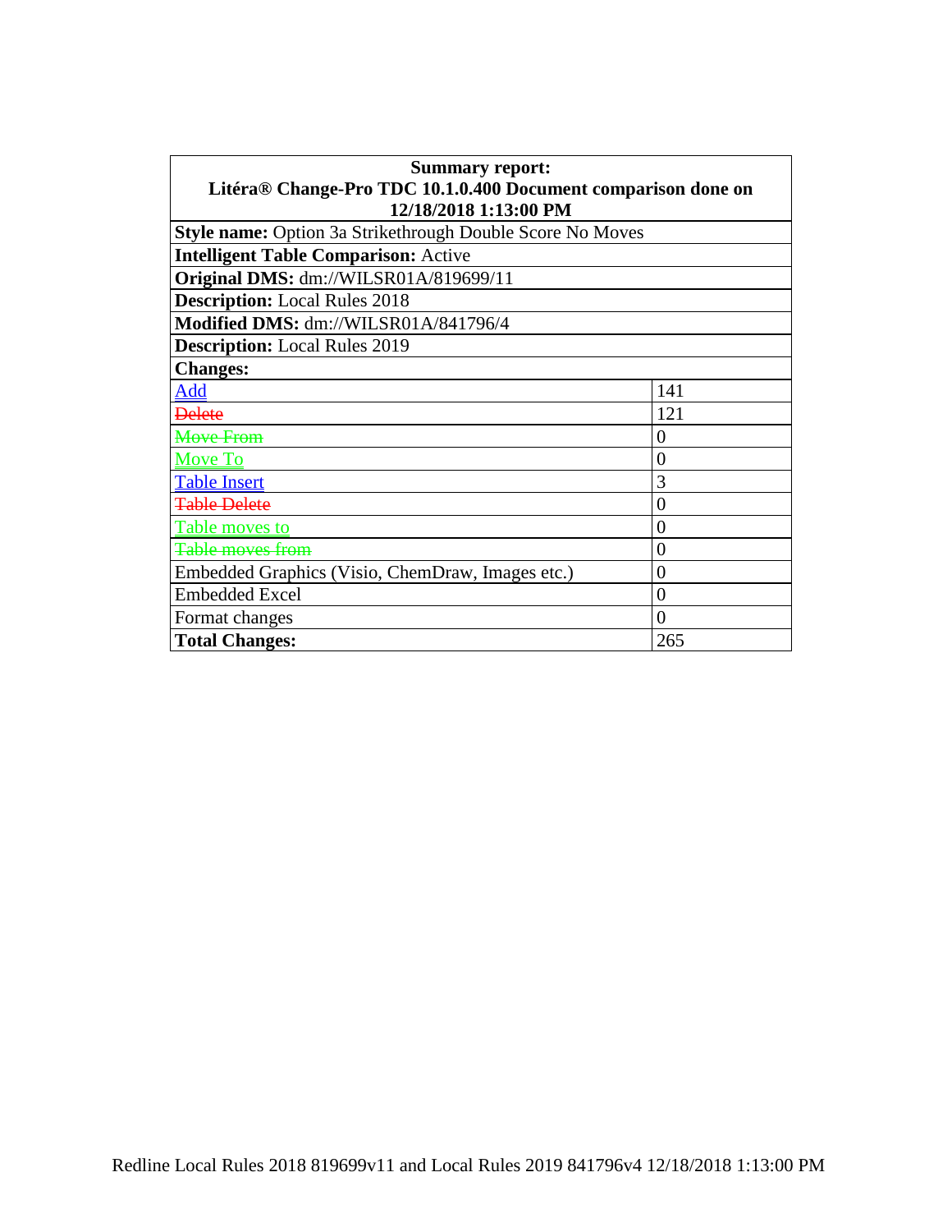| **Summary report:** **Litéra® Change-Pro TDC 10.1.0.400 Document comparison done on 12/18/2018 1:13:00 PM** | |
|---|---|
| **Style name:** Option 3a Strikethrough Double Score No Moves | |
| **Intelligent Table Comparison:** Active | |
| **Original DMS:** dm://WILSR01A/819699/11 | |
| **Description:** Local Rules 2018 | |
| **Modified DMS:** dm://WILSR01A/841796/4 | |
| **Description:** Local Rules 2019 | |
| **Changes:** | |
| Add | 141 |
| ~~Delete~~ | 121 |
| ~~Move From~~ | 0 |
| Move To | 0 |
| Table Insert | 3 |
| ~~Table Delete~~ | 0 |
| Table moves to | 0 |
| ~~Table moves from~~ | 0 |
| Embedded Graphics (Visio, ChemDraw, Images etc.) | 0 |
| Embedded Excel | 0 |
| Format changes | 0 |
| **Total Changes:** | 265 |

Redline Local Rules 2018 819699v11 and Local Rules 2019 841796v4 12/18/2018 1:13:00 PM